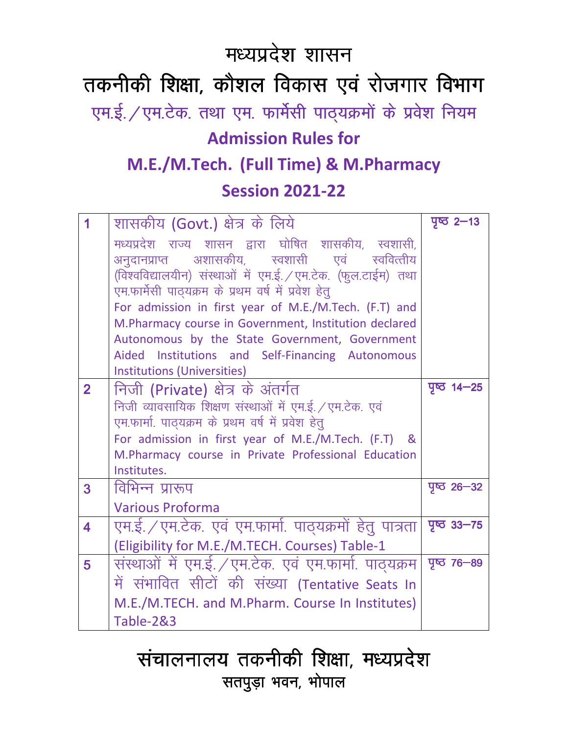# मध्यप्रदेश शासन

# तकनीकी शिक्षा, कौशल विकास एवं रोजगार विभाग

## एम.ई. / एम.टेक. तथा एम. फार्मेसी पाठ्यक्रमों के प्रवेश नियम

## Admission Rules for

## M.E./M.Tech. (Full Time) & M.Pharmacy

## Session 2021-22

| | | |
|---|---|---|
| 1 | शासकीय (Govt.) क्षेत्र के लिये<br>मध्यप्रदेश राज्य शासन द्वारा घोषित शासकीय, स्वशासी, अनुदानप्राप्त अशासकीय, स्वशासी एवं स्ववित्तीय (विश्वविद्यालयीन) संस्थाओं में एम.ई. / एम.टेक. (फुल.टाईम) तथा एम.फार्मेसी पाठ्यक्रम के प्रथम वर्ष में प्रवेश हेतु<br>For admission in first year of M.E./M.Tech. (F.T) and M.Pharmacy course in Government, Institution declared Autonomous by the State Government, Government Aided Institutions and Self-Financing Autonomous Institutions (Universities) | पृष्ठ 2–13 |
| 2 | निजी (Private) क्षेत्र के अंतर्गत<br>निजी व्यावसायिक शिक्षण संस्थाओं में एम.ई. / एम.टेक. एवं एम.फार्मा. पाठ्यक्रम के प्रथम वर्ष में प्रवेश हेतु<br>For admission in first year of M.E./M.Tech. (F.T) & M.Pharmacy course in Private Professional Education Institutes. | पृष्ठ 14–25 |
| 3 | विभिन्न प्रारूप<br>Various Proforma | पृष्ठ 26–32 |
| 4 | एम.ई. / एम.टेक. एवं एम.फार्मा. पाठ्यक्रमों हेतु पात्रता (Eligibility for M.E./M.TECH. Courses) Table-1 | पृष्ठ 33–75 |
| 5 | संस्थाओं में एम.ई. / एम.टेक. एवं एम.फार्मा. पाठ्यक्रम में संभावित सीटों की संख्या (Tentative Seats In M.E./M.TECH. and M.Pharm. Course In Institutes) Table-2&3 | पृष्ठ 76–89 |

## संचालनालय तकनीकी शिक्षा, मध्यप्रदेश

सतपुड़ा भवन, भोपाल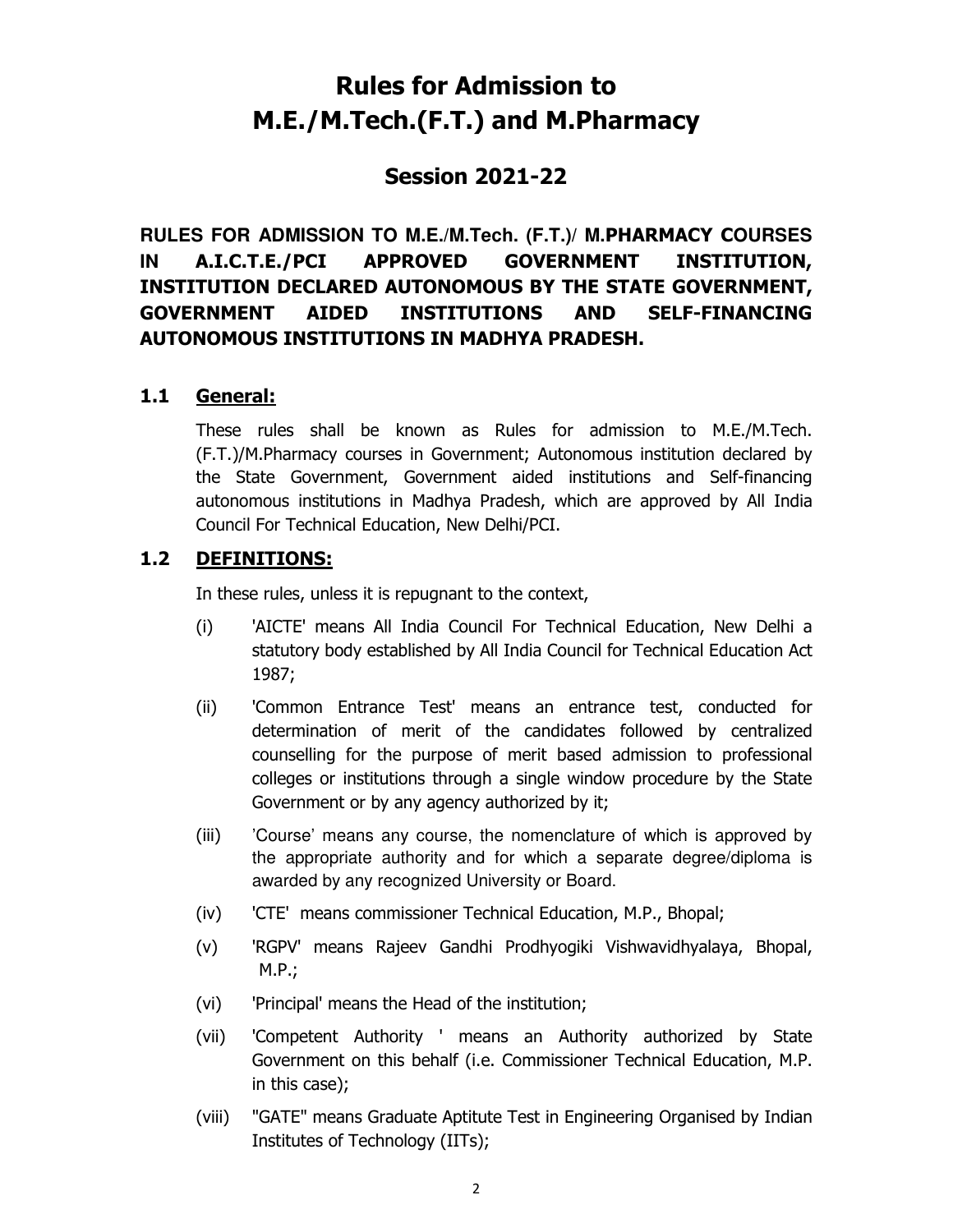# Rules for Admission to M.E./M.Tech.(F.T.) and M.Pharmacy

## Session 2021-22

**RULES FOR ADMISSION TO M.E./M.Tech. (F.T.)/ M.PHARMACY COURSES IN A.I.C.T.E./PCI APPROVED GOVERNMENT INSTITUTION, INSTITUTION DECLARED AUTONOMOUS BY THE STATE GOVERNMENT, GOVERNMENT AIDED INSTITUTIONS AND SELF-FINANCING AUTONOMOUS INSTITUTIONS IN MADHYA PRADESH.**

### 1.1 General:

These rules shall be known as Rules for admission to M.E./M.Tech. (F.T.)/M.Pharmacy courses in Government; Autonomous institution declared by the State Government, Government aided institutions and Self-financing autonomous institutions in Madhya Pradesh, which are approved by All India Council For Technical Education, New Delhi/PCI.

### 1.2 DEFINITIONS:

In these rules, unless it is repugnant to the context,

(i) 'AICTE' means All India Council For Technical Education, New Delhi a statutory body established by All India Council for Technical Education Act 1987;

(ii) 'Common Entrance Test' means an entrance test, conducted for determination of merit of the candidates followed by centralized counselling for the purpose of merit based admission to professional colleges or institutions through a single window procedure by the State Government or by any agency authorized by it;

(iii) 'Course' means any course, the nomenclature of which is approved by the appropriate authority and for which a separate degree/diploma is awarded by any recognized University or Board.

(iv) 'CTE' means commissioner Technical Education, M.P., Bhopal;

(v) 'RGPV' means Rajeev Gandhi Prodhyogiki Vishwavidhyalaya, Bhopal, M.P.;

(vi) 'Principal' means the Head of the institution;

(vii) 'Competent Authority ' means an Authority authorized by State Government on this behalf (i.e. Commissioner Technical Education, M.P. in this case);

(viii) "GATE" means Graduate Aptitute Test in Engineering Organised by Indian Institutes of Technology (IITs);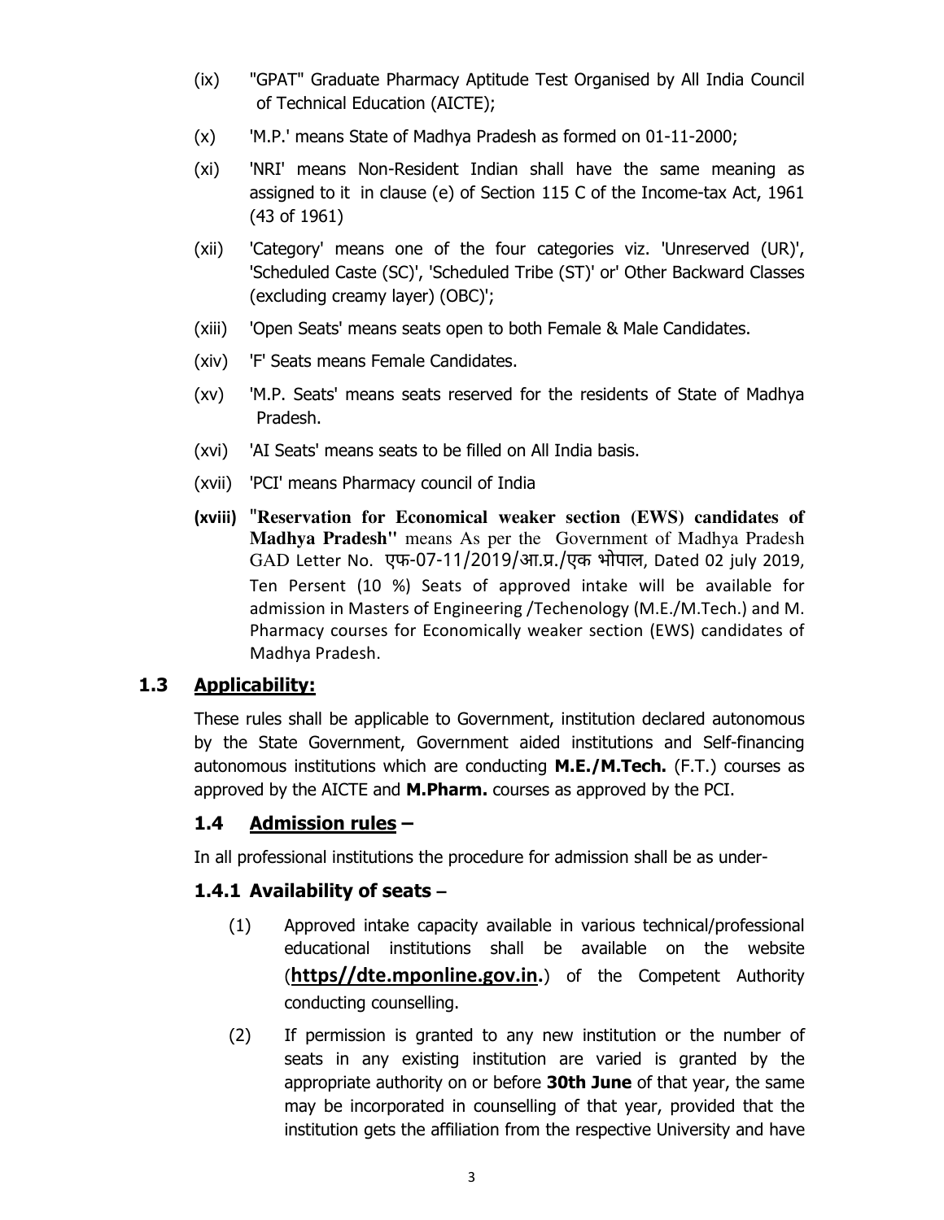(ix) "GPAT" Graduate Pharmacy Aptitude Test Organised by All India Council of Technical Education (AICTE);

(x) 'M.P.' means State of Madhya Pradesh as formed on 01-11-2000;

(xi) 'NRI' means Non-Resident Indian shall have the same meaning as assigned to it in clause (e) of Section 115 C of the Income-tax Act, 1961 (43 of 1961)

(xii) 'Category' means one of the four categories viz. 'Unreserved (UR)', 'Scheduled Caste (SC)', 'Scheduled Tribe (ST)' or' Other Backward Classes (excluding creamy layer) (OBC)';

(xiii) 'Open Seats' means seats open to both Female & Male Candidates.

(xiv) 'F' Seats means Female Candidates.

(xv) 'M.P. Seats' means seats reserved for the residents of State of Madhya Pradesh.

(xvi) 'AI Seats' means seats to be filled on All India basis.

(xvii) 'PCI' means Pharmacy council of India

**(xviii)** **"Reservation for Economical weaker section (EWS) candidates of Madhya Pradesh"** means As per the Government of Madhya Pradesh GAD Letter No. एफ-07-11/2019/आ.प्र./एक भोपाल, Dated 02 july 2019, Ten Persent (10 %) Seats of approved intake will be available for admission in Masters of Engineering /Techenology (M.E./M.Tech.) and M. Pharmacy courses for Economically weaker section (EWS) candidates of Madhya Pradesh.

## 1.3 Applicability:

These rules shall be applicable to Government, institution declared autonomous by the State Government, Government aided institutions and Self-financing autonomous institutions which are conducting **M.E./M.Tech.** (F.T.) courses as approved by the AICTE and **M.Pharm.** courses as approved by the PCI.

### 1.4 Admission rules –

In all professional institutions the procedure for admission shall be as under-

### 1.4.1 Availability of seats –

(1) Approved intake capacity available in various technical/professional educational institutions shall be available on the website (**https//dte.mponline.gov.in.**) of the Competent Authority conducting counselling.

(2) If permission is granted to any new institution or the number of seats in any existing institution are varied is granted by the appropriate authority on or before **30th June** of that year, the same may be incorporated in counselling of that year, provided that the institution gets the affiliation from the respective University and have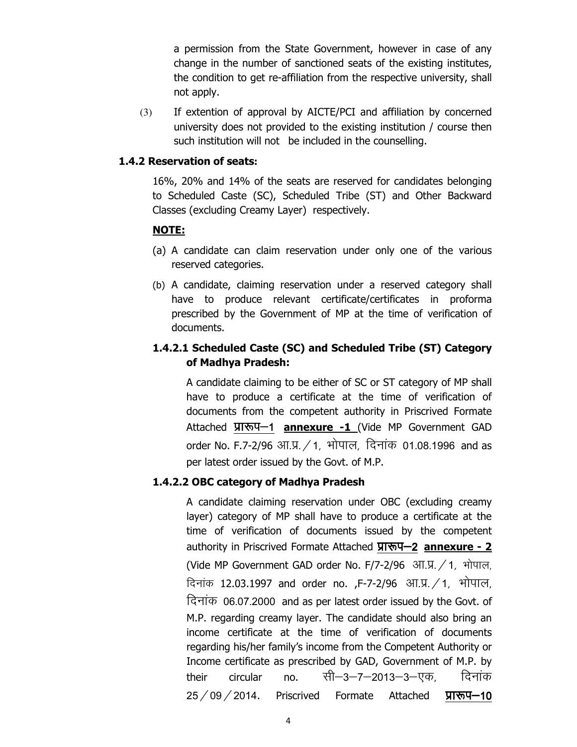a permission from the State Government, however in case of any change in the number of sanctioned seats of the existing institutes, the condition to get re-affiliation from the respective university, shall not apply.

(3) If extention of approval by AICTE/PCI and affiliation by concerned university does not provided to the existing institution / course then such institution will not be included in the counselling.

### 1.4.2 Reservation of seats:

16%, 20% and 14% of the seats are reserved for candidates belonging to Scheduled Caste (SC), Scheduled Tribe (ST) and Other Backward Classes (excluding Creamy Layer) respectively.

**NOTE:**

(a) A candidate can claim reservation under only one of the various reserved categories.

(b) A candidate, claiming reservation under a reserved category shall have to produce relevant certificate/certificates in proforma prescribed by the Government of MP at the time of verification of documents.

#### 1.4.2.1 Scheduled Caste (SC) and Scheduled Tribe (ST) Category of Madhya Pradesh:

A candidate claiming to be either of SC or ST category of MP shall have to produce a certificate at the time of verification of documents from the competent authority in Priscrived Formate Attached **प्रारूप–1** **annexure -1** (Vide MP Government GAD order No. F.7-2/96 आ.प्र. / 1, भोपाल, दिनांक 01.08.1996 and as per latest order issued by the Govt. of M.P.

#### 1.4.2.2 OBC category of Madhya Pradesh

A candidate claiming reservation under OBC (excluding creamy layer) category of MP shall have to produce a certificate at the time of verification of documents issued by the competent authority in Priscrived Formate Attached **प्रारूप–2** **annexure - 2** (Vide MP Government GAD order No. F/7-2/96 आ.प्र. / 1, भोपाल, दिनांक 12.03.1997 and order no. ,F-7-2/96 आ.प्र. / 1, भोपाल, दिनांक 06.07.2000 and as per latest order issued by the Govt. of M.P. regarding creamy layer. The candidate should also bring an income certificate at the time of verification of documents regarding his/her family's income from the Competent Authority or Income certificate as prescribed by GAD, Government of M.P. by their circular no. सी–3–7–2013–3–एक, दिनांक 25 / 09 / 2014. Priscrived Formate Attached **प्रारूप–10**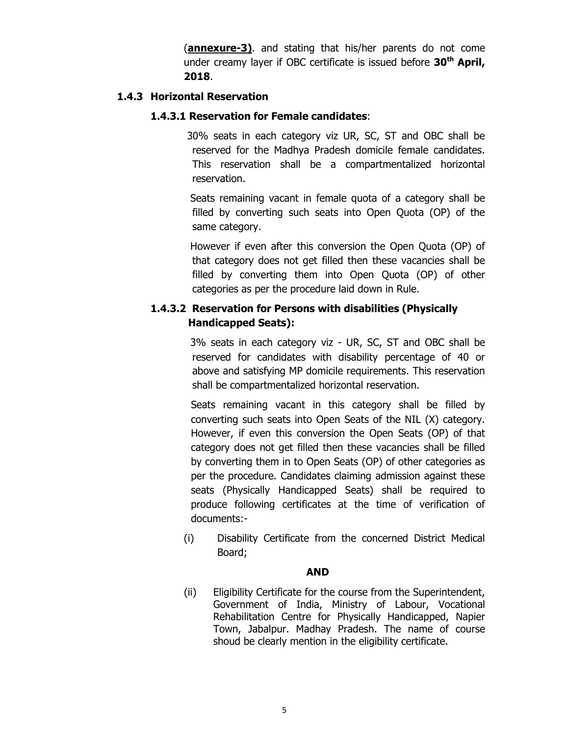(**annexure-3)**. and stating that his/her parents do not come under creamy layer if OBC certificate is issued before **30th April, 2018**.

### 1.4.3 Horizontal Reservation

#### 1.4.3.1 Reservation for Female candidates:

30% seats in each category viz UR, SC, ST and OBC shall be reserved for the Madhya Pradesh domicile female candidates. This reservation shall be a compartmentalized horizontal reservation.

Seats remaining vacant in female quota of a category shall be filled by converting such seats into Open Quota (OP) of the same category.

However if even after this conversion the Open Quota (OP) of that category does not get filled then these vacancies shall be filled by converting them into Open Quota (OP) of other categories as per the procedure laid down in Rule.

#### 1.4.3.2 Reservation for Persons with disabilities (Physically Handicapped Seats):

3% seats in each category viz - UR, SC, ST and OBC shall be reserved for candidates with disability percentage of 40 or above and satisfying MP domicile requirements. This reservation shall be compartmentalized horizontal reservation.

Seats remaining vacant in this category shall be filled by converting such seats into Open Seats of the NIL (X) category. However, if even this conversion the Open Seats (OP) of that category does not get filled then these vacancies shall be filled by converting them in to Open Seats (OP) of other categories as per the procedure. Candidates claiming admission against these seats (Physically Handicapped Seats) shall be required to produce following certificates at the time of verification of documents:-

(i) Disability Certificate from the concerned District Medical Board;

**AND**

(ii) Eligibility Certificate for the course from the Superintendent, Government of India, Ministry of Labour, Vocational Rehabilitation Centre for Physically Handicapped, Napier Town, Jabalpur. Madhay Pradesh. The name of course shoud be clearly mention in the eligibility certificate.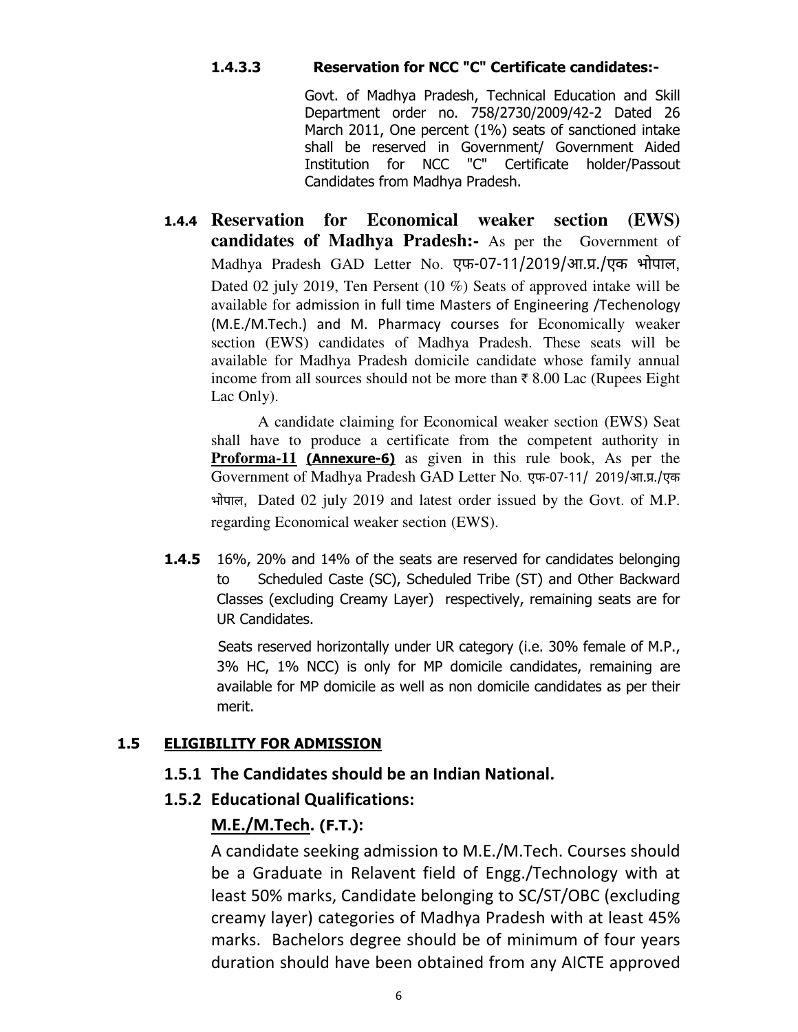#### 1.4.3.3 Reservation for NCC "C" Certificate candidates:-

Govt. of Madhya Pradesh, Technical Education and Skill Department order no. 758/2730/2009/42-2 Dated 26 March 2011, One percent (1%) seats of sanctioned intake shall be reserved in Government/ Government Aided Institution for NCC "C" Certificate holder/Passout Candidates from Madhya Pradesh.

**1.4.4 Reservation for Economical weaker section (EWS) candidates of Madhya Pradesh:-** As per the Government of Madhya Pradesh GAD Letter No. एफ-07-11/2019/आ.प्र./एक भोपाल, Dated 02 july 2019, Ten Persent (10 %) Seats of approved intake will be available for admission in full time Masters of Engineering /Techenology (M.E./M.Tech.) and M. Pharmacy courses for Economically weaker section (EWS) candidates of Madhya Pradesh. These seats will be available for Madhya Pradesh domicile candidate whose family annual income from all sources should not be more than ₹ 8.00 Lac (Rupees Eight Lac Only).

A candidate claiming for Economical weaker section (EWS) Seat shall have to produce a certificate from the competent authority in **Proforma-11** **(Annexure-6)** as given in this rule book, As per the Government of Madhya Pradesh GAD Letter No. एफ-07-11/ 2019/आ.प्र./एक भोपाल, Dated 02 july 2019 and latest order issued by the Govt. of M.P. regarding Economical weaker section (EWS).

**1.4.5** 16%, 20% and 14% of the seats are reserved for candidates belonging to Scheduled Caste (SC), Scheduled Tribe (ST) and Other Backward Classes (excluding Creamy Layer) respectively, remaining seats are for UR Candidates.

Seats reserved horizontally under UR category (i.e. 30% female of M.P., 3% HC, 1% NCC) is only for MP domicile candidates, remaining are available for MP domicile as well as non domicile candidates as per their merit.

## 1.5 ELIGIBILITY FOR ADMISSION

### 1.5.1 The Candidates should be an Indian National.

### 1.5.2 Educational Qualifications:

**M.E./M.Tech. (F.T.):**

A candidate seeking admission to M.E./M.Tech. Courses should be a Graduate in Relavent field of Engg./Technology with at least 50% marks, Candidate belonging to SC/ST/OBC (excluding creamy layer) categories of Madhya Pradesh with at least 45% marks. Bachelors degree should be of minimum of four years duration should have been obtained from any AICTE approved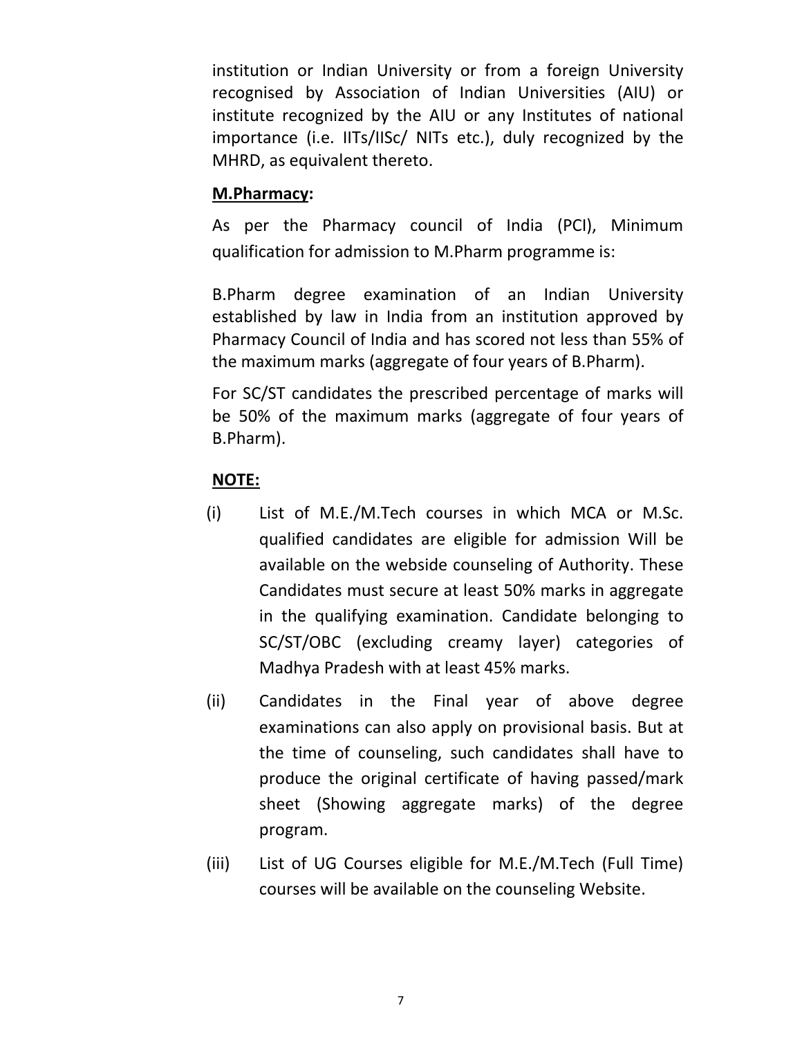institution or Indian University or from a foreign University recognised by Association of Indian Universities (AIU) or institute recognized by the AIU or any Institutes of national importance (i.e. IITs/IISc/ NITs etc.), duly recognized by the MHRD, as equivalent thereto.

**M.Pharmacy:**

As per the Pharmacy council of India (PCI), Minimum qualification for admission to M.Pharm programme is:

B.Pharm degree examination of an Indian University established by law in India from an institution approved by Pharmacy Council of India and has scored not less than 55% of the maximum marks (aggregate of four years of B.Pharm).

For SC/ST candidates the prescribed percentage of marks will be 50% of the maximum marks (aggregate of four years of B.Pharm).

**NOTE:**

(i) List of M.E./M.Tech courses in which MCA or M.Sc. qualified candidates are eligible for admission Will be available on the webside counseling of Authority. These Candidates must secure at least 50% marks in aggregate in the qualifying examination. Candidate belonging to SC/ST/OBC (excluding creamy layer) categories of Madhya Pradesh with at least 45% marks.

(ii) Candidates in the Final year of above degree examinations can also apply on provisional basis. But at the time of counseling, such candidates shall have to produce the original certificate of having passed/mark sheet (Showing aggregate marks) of the degree program.

(iii) List of UG Courses eligible for M.E./M.Tech (Full Time) courses will be available on the counseling Website.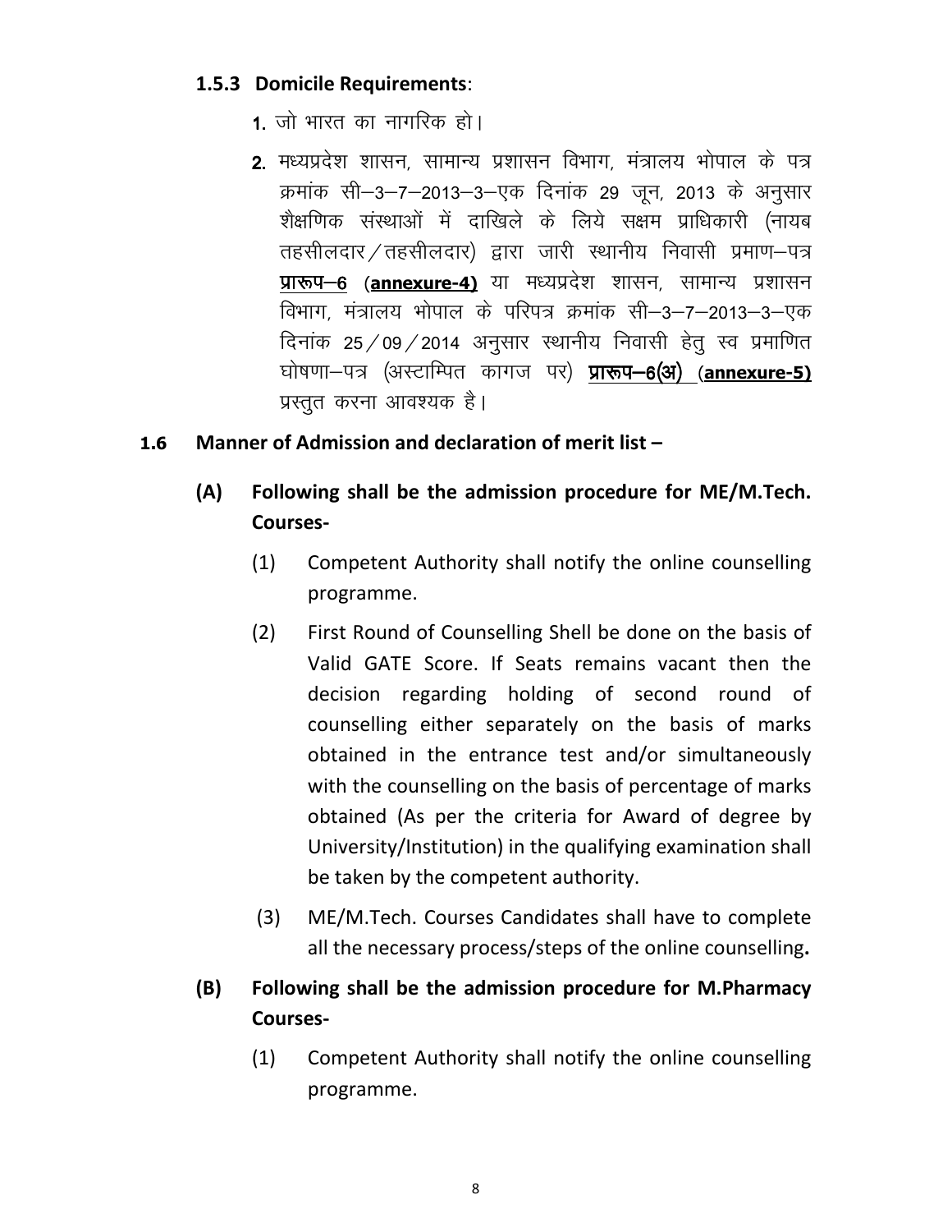### 1.5.3 Domicile Requirements:

1. जो भारत का नागरिक हो।
2. मध्यप्रदेश शासन, सामान्य प्रशासन विभाग, मंत्रालय भोपाल के पत्र क्रमांक सी–3–7–2013–3–एक दिनांक 29 जून, 2013 के अनुसार शैक्षणिक संस्थाओं में दाखिले के लिये सक्षम प्राधिकारी (नायब तहसीलदार / तहसीलदार) द्वारा जारी स्थानीय निवासी प्रमाण–पत्र **प्रारूप–6** (**annexure-4)** या मध्यप्रदेश शासन, सामान्य प्रशासन विभाग, मंत्रालय भोपाल के परिपत्र क्रमांक सी–3–7–2013–3–एक दिनांक 25 / 09 / 2014 अनुसार स्थानीय निवासी हेतु स्व प्रमाणित घोषणा–पत्र (अस्टाम्पित कागज पर) **प्रारूप–6(अ)** (**annexure-5)** प्रस्तुत करना आवश्यक है।

## 1.6 Manner of Admission and declaration of merit list –

### (A) Following shall be the admission procedure for ME/M.Tech. Courses-

(1) Competent Authority shall notify the online counselling programme.

(2) First Round of Counselling Shell be done on the basis of Valid GATE Score. If Seats remains vacant then the decision regarding holding of second round of counselling either separately on the basis of marks obtained in the entrance test and/or simultaneously with the counselling on the basis of percentage of marks obtained (As per the criteria for Award of degree by University/Institution) in the qualifying examination shall be taken by the competent authority.

(3) ME/M.Tech. Courses Candidates shall have to complete all the necessary process/steps of the online counselling**.**

### (B) Following shall be the admission procedure for M.Pharmacy Courses-

(1) Competent Authority shall notify the online counselling programme.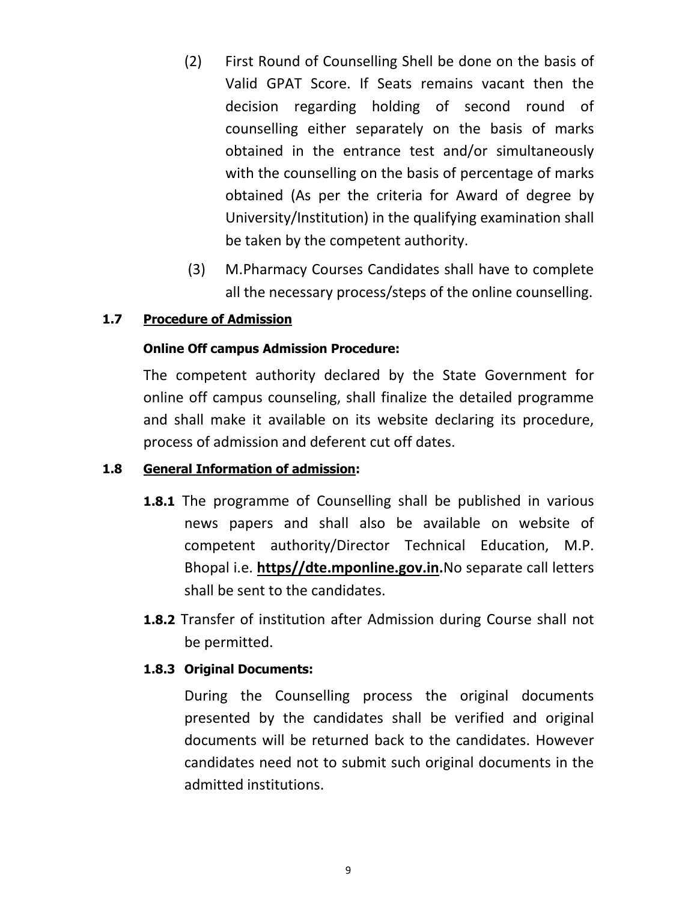(2) First Round of Counselling Shell be done on the basis of Valid GPAT Score. If Seats remains vacant then the decision regarding holding of second round of counselling either separately on the basis of marks obtained in the entrance test and/or simultaneously with the counselling on the basis of percentage of marks obtained (As per the criteria for Award of degree by University/Institution) in the qualifying examination shall be taken by the competent authority.

(3) M.Pharmacy Courses Candidates shall have to complete all the necessary process/steps of the online counselling.

**1.7 <u>Procedure of Admission</u>**

**Online Off campus Admission Procedure:**

The competent authority declared by the State Government for online off campus counseling, shall finalize the detailed programme and shall make it available on its website declaring its procedure, process of admission and deferent cut off dates.

**1.8 <u>General Information of admission</u>:**

**1.8.1** The programme of Counselling shall be published in various news papers and shall also be available on website of competent authority/Director Technical Education, M.P. Bhopal i.e. **<u>https//dte.mponline.gov.in</u>.**No separate call letters shall be sent to the candidates.

**1.8.2** Transfer of institution after Admission during Course shall not be permitted.

**1.8.3 Original Documents:**

During the Counselling process the original documents presented by the candidates shall be verified and original documents will be returned back to the candidates. However candidates need not to submit such original documents in the admitted institutions.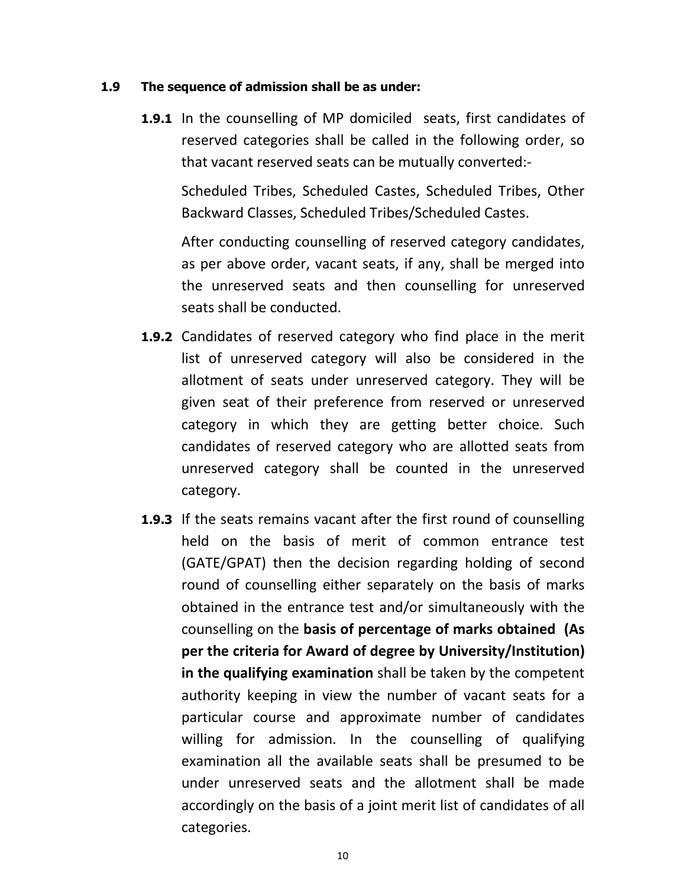**1.9 The sequence of admission shall be as under:**

**1.9.1** In the counselling of MP domiciled seats, first candidates of reserved categories shall be called in the following order, so that vacant reserved seats can be mutually converted:-

Scheduled Tribes, Scheduled Castes, Scheduled Tribes, Other Backward Classes, Scheduled Tribes/Scheduled Castes.

After conducting counselling of reserved category candidates, as per above order, vacant seats, if any, shall be merged into the unreserved seats and then counselling for unreserved seats shall be conducted.

**1.9.2** Candidates of reserved category who find place in the merit list of unreserved category will also be considered in the allotment of seats under unreserved category. They will be given seat of their preference from reserved or unreserved category in which they are getting better choice. Such candidates of reserved category who are allotted seats from unreserved category shall be counted in the unreserved category.

**1.9.3** If the seats remains vacant after the first round of counselling held on the basis of merit of common entrance test (GATE/GPAT) then the decision regarding holding of second round of counselling either separately on the basis of marks obtained in the entrance test and/or simultaneously with the counselling on the **basis of percentage of marks obtained (As per the criteria for Award of degree by University/Institution) in the qualifying examination** shall be taken by the competent authority keeping in view the number of vacant seats for a particular course and approximate number of candidates willing for admission. In the counselling of qualifying examination all the available seats shall be presumed to be under unreserved seats and the allotment shall be made accordingly on the basis of a joint merit list of candidates of all categories.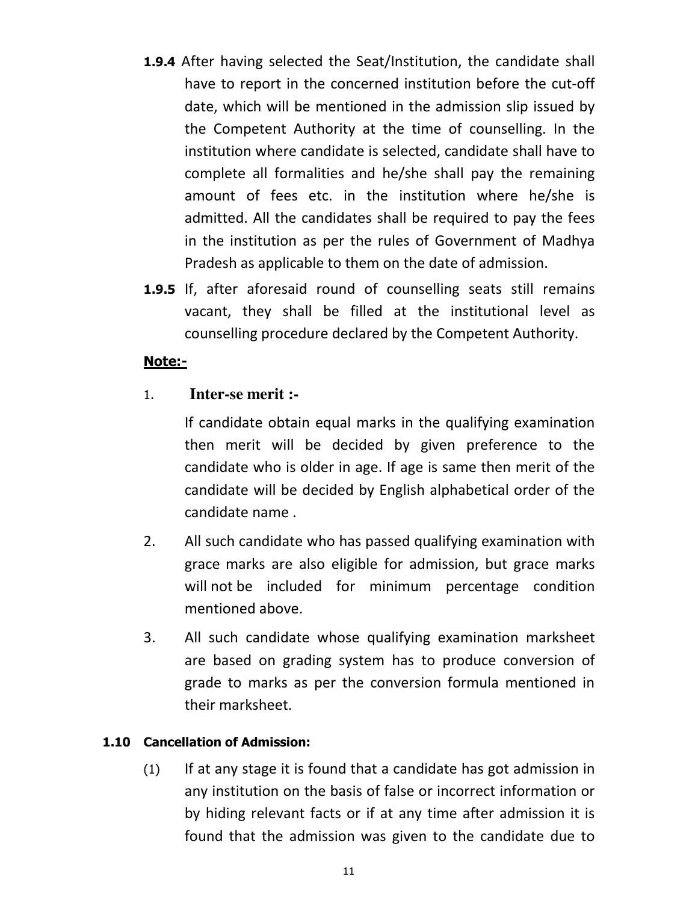**1.9.4** After having selected the Seat/Institution, the candidate shall have to report in the concerned institution before the cut-off date, which will be mentioned in the admission slip issued by the Competent Authority at the time of counselling. In the institution where candidate is selected, candidate shall have to complete all formalities and he/she shall pay the remaining amount of fees etc. in the institution where he/she is admitted. All the candidates shall be required to pay the fees in the institution as per the rules of Government of Madhya Pradesh as applicable to them on the date of admission.

**1.9.5** If, after aforesaid round of counselling seats still remains vacant, they shall be filled at the institutional level as counselling procedure declared by the Competent Authority.

**Note:-**

1. **Inter-se merit :-**

   If candidate obtain equal marks in the qualifying examination then merit will be decided by given preference to the candidate who is older in age. If age is same then merit of the candidate will be decided by English alphabetical order of the candidate name .

2. All such candidate who has passed qualifying examination with grace marks are also eligible for admission, but grace marks will not be included for minimum percentage condition mentioned above.

3. All such candidate whose qualifying examination marksheet are based on grading system has to produce conversion of grade to marks as per the conversion formula mentioned in their marksheet.

**1.10 Cancellation of Admission:**

(1) If at any stage it is found that a candidate has got admission in any institution on the basis of false or incorrect information or by hiding relevant facts or if at any time after admission it is found that the admission was given to the candidate due to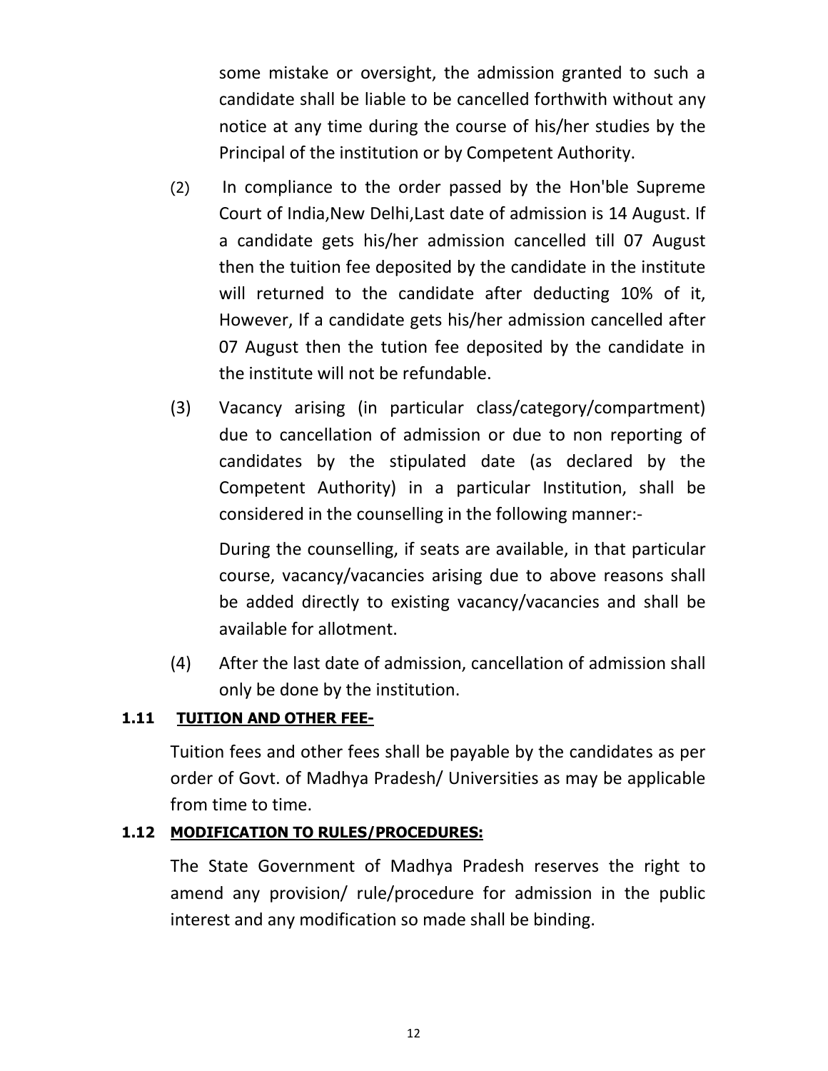some mistake or oversight, the admission granted to such a candidate shall be liable to be cancelled forthwith without any notice at any time during the course of his/her studies by the Principal of the institution or by Competent Authority.

(2) In compliance to the order passed by the Hon'ble Supreme Court of India,New Delhi,Last date of admission is 14 August. If a candidate gets his/her admission cancelled till 07 August then the tuition fee deposited by the candidate in the institute will returned to the candidate after deducting 10% of it, However, If a candidate gets his/her admission cancelled after 07 August then the tution fee deposited by the candidate in the institute will not be refundable.

(3) Vacancy arising (in particular class/category/compartment) due to cancellation of admission or due to non reporting of candidates by the stipulated date (as declared by the Competent Authority) in a particular Institution, shall be considered in the counselling in the following manner:-

During the counselling, if seats are available, in that particular course, vacancy/vacancies arising due to above reasons shall be added directly to existing vacancy/vacancies and shall be available for allotment.

(4) After the last date of admission, cancellation of admission shall only be done by the institution.

### 1.11 TUITION AND OTHER FEE-

Tuition fees and other fees shall be payable by the candidates as per order of Govt. of Madhya Pradesh/ Universities as may be applicable from time to time.

### 1.12 MODIFICATION TO RULES/PROCEDURES:

The State Government of Madhya Pradesh reserves the right to amend any provision/ rule/procedure for admission in the public interest and any modification so made shall be binding.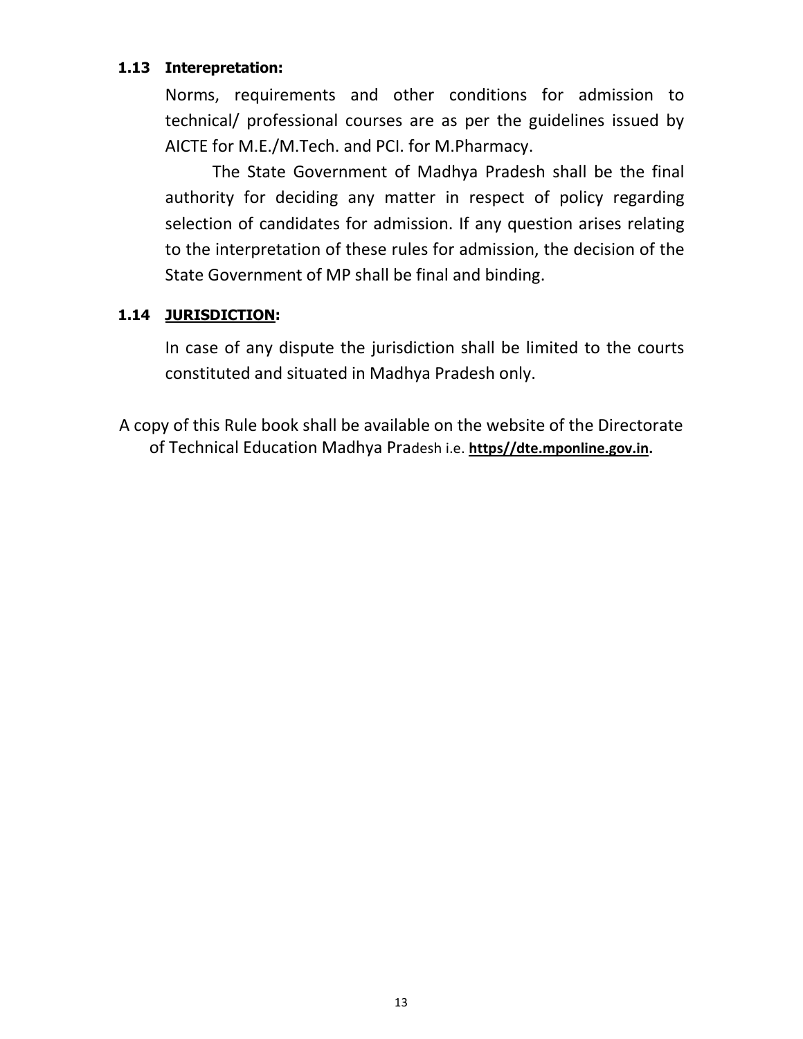**1.13 Interepretation:**

Norms, requirements and other conditions for admission to technical/ professional courses are as per the guidelines issued by AICTE for M.E./M.Tech. and PCI. for M.Pharmacy.

The State Government of Madhya Pradesh shall be the final authority for deciding any matter in respect of policy regarding selection of candidates for admission. If any question arises relating to the interpretation of these rules for admission, the decision of the State Government of MP shall be final and binding.

**1.14 <u>JURISDICTION</u>:**

In case of any dispute the jurisdiction shall be limited to the courts constituted and situated in Madhya Pradesh only.

A copy of this Rule book shall be available on the website of the Directorate of Technical Education Madhya Pradesh i.e. **<u>https//dte.mponline.gov.in</u>.**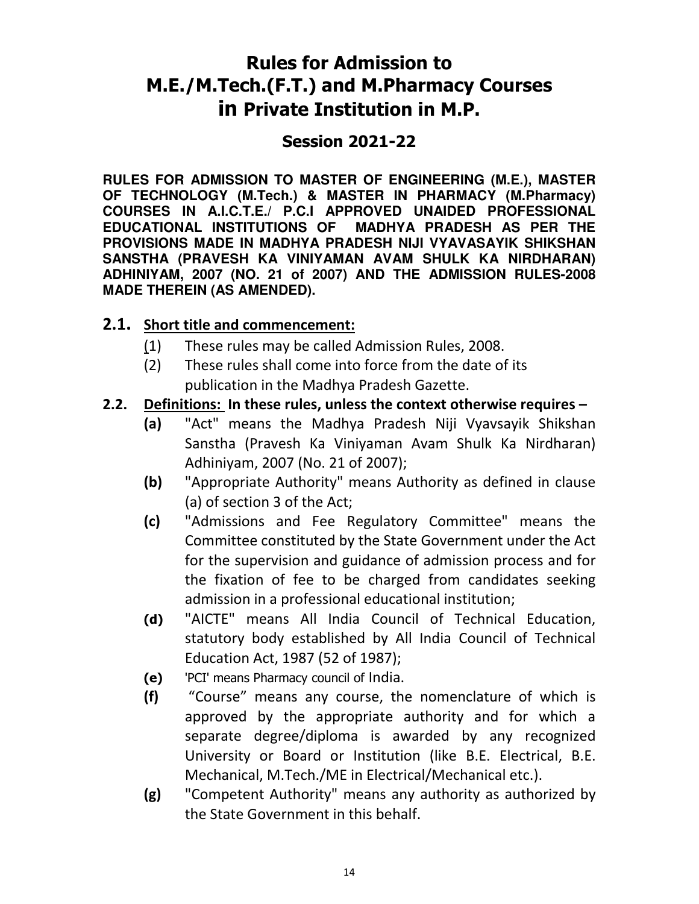# Rules for Admission to M.E./M.Tech.(F.T.) and M.Pharmacy Courses in Private Institution in M.P.

## Session 2021-22

**RULES FOR ADMISSION TO MASTER OF ENGINEERING (M.E.), MASTER OF TECHNOLOGY (M.Tech.) & MASTER IN PHARMACY (M.Pharmacy) COURSES IN A.I.C.T.E./ P.C.I APPROVED UNAIDED PROFESSIONAL EDUCATIONAL INSTITUTIONS OF MADHYA PRADESH AS PER THE PROVISIONS MADE IN MADHYA PRADESH NIJI VYAVASAYIK SHIKSHAN SANSTHA (PRAVESH KA VINIYAMAN AVAM SHULK KA NIRDHARAN) ADHINIYAM, 2007 (NO. 21 of 2007) AND THE ADMISSION RULES-2008 MADE THEREIN (AS AMENDED).**

### 2.1. Short title and commencement:

(1) These rules may be called Admission Rules, 2008.

(2) These rules shall come into force from the date of its publication in the Madhya Pradesh Gazette.

### 2.2. Definitions: In these rules, unless the context otherwise requires –

**(a)** "Act" means the Madhya Pradesh Niji Vyavsayik Shikshan Sanstha (Pravesh Ka Viniyaman Avam Shulk Ka Nirdharan) Adhiniyam, 2007 (No. 21 of 2007);

**(b)** "Appropriate Authority" means Authority as defined in clause (a) of section 3 of the Act;

**(c)** "Admissions and Fee Regulatory Committee" means the Committee constituted by the State Government under the Act for the supervision and guidance of admission process and for the fixation of fee to be charged from candidates seeking admission in a professional educational institution;

**(d)** "AICTE" means All India Council of Technical Education, statutory body established by All India Council of Technical Education Act, 1987 (52 of 1987);

**(e)** 'PCI' means Pharmacy council of India.

**(f)** "Course" means any course, the nomenclature of which is approved by the appropriate authority and for which a separate degree/diploma is awarded by any recognized University or Board or Institution (like B.E. Electrical, B.E. Mechanical, M.Tech./ME in Electrical/Mechanical etc.).

**(g)** "Competent Authority" means any authority as authorized by the State Government in this behalf.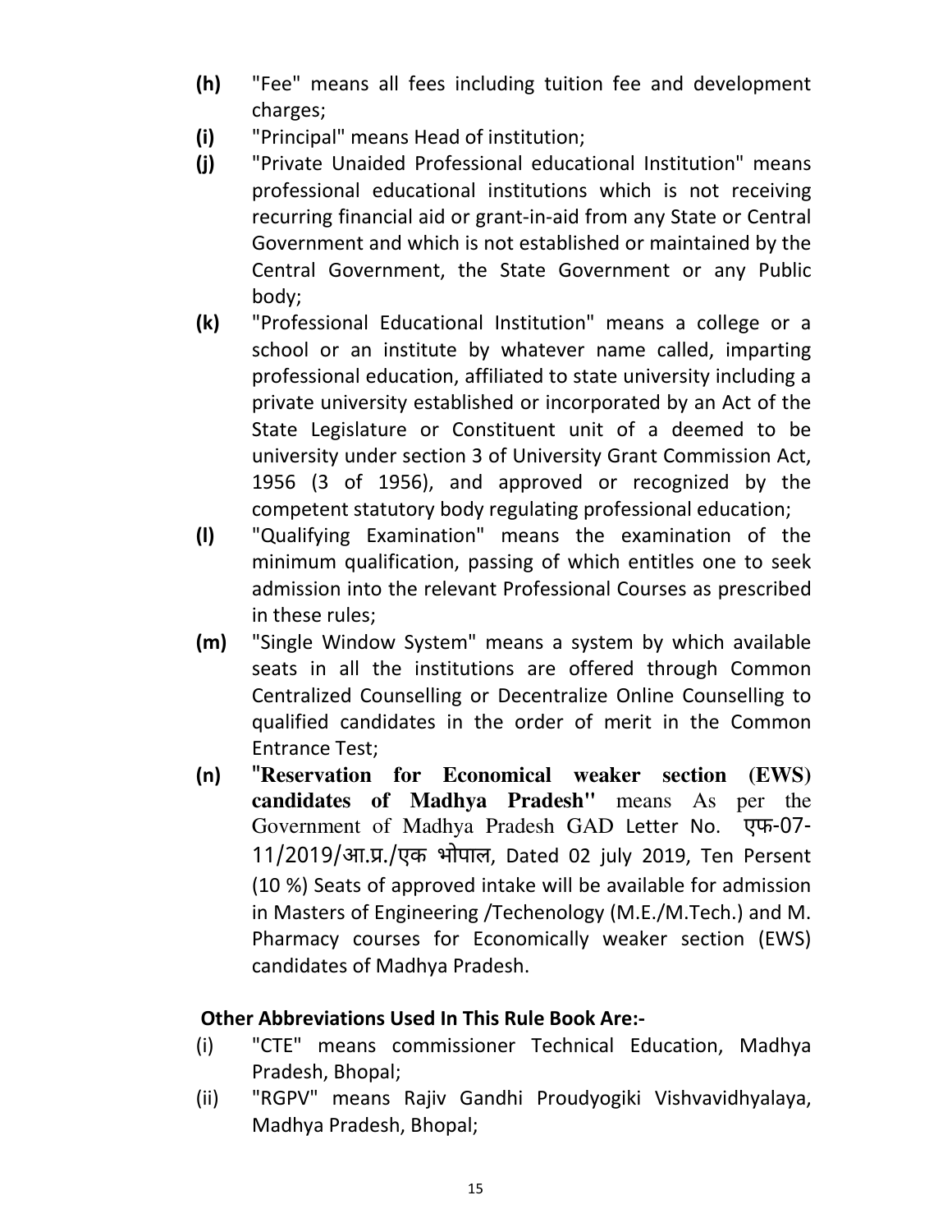**(h)** "Fee" means all fees including tuition fee and development charges;

**(i)** "Principal" means Head of institution;

**(j)** "Private Unaided Professional educational Institution" means professional educational institutions which is not receiving recurring financial aid or grant-in-aid from any State or Central Government and which is not established or maintained by the Central Government, the State Government or any Public body;

**(k)** "Professional Educational Institution" means a college or a school or an institute by whatever name called, imparting professional education, affiliated to state university including a private university established or incorporated by an Act of the State Legislature or Constituent unit of a deemed to be university under section 3 of University Grant Commission Act, 1956 (3 of 1956), and approved or recognized by the competent statutory body regulating professional education;

**(l)** "Qualifying Examination" means the examination of the minimum qualification, passing of which entitles one to seek admission into the relevant Professional Courses as prescribed in these rules;

**(m)** "Single Window System" means a system by which available seats in all the institutions are offered through Common Centralized Counselling or Decentralize Online Counselling to qualified candidates in the order of merit in the Common Entrance Test;

**(n)** **"Reservation for Economical weaker section (EWS) candidates of Madhya Pradesh"** means As per the Government of Madhya Pradesh GAD Letter No. एफ-07-11/2019/आ.प्र./एक भोपाल, Dated 02 july 2019, Ten Persent (10 %) Seats of approved intake will be available for admission in Masters of Engineering /Techenology (M.E./M.Tech.) and M. Pharmacy courses for Economically weaker section (EWS) candidates of Madhya Pradesh.

**Other Abbreviations Used In This Rule Book Are:-**

(i) "CTE" means commissioner Technical Education, Madhya Pradesh, Bhopal;

(ii) "RGPV" means Rajiv Gandhi Proudyogiki Vishvavidhyalaya, Madhya Pradesh, Bhopal;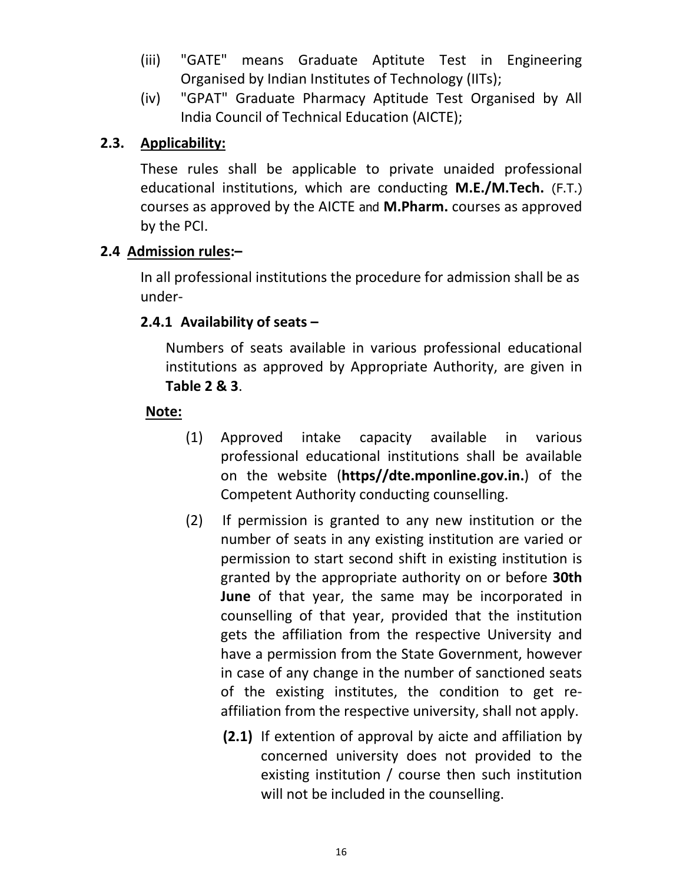(iii) "GATE" means Graduate Aptitute Test in Engineering Organised by Indian Institutes of Technology (IITs);

(iv) "GPAT" Graduate Pharmacy Aptitude Test Organised by All India Council of Technical Education (AICTE);

## 2.3. Applicability:

These rules shall be applicable to private unaided professional educational institutions, which are conducting **M.E./M.Tech.** (F.T.) courses as approved by the AICTE and **M.Pharm.** courses as approved by the PCI.

## 2.4 Admission rules:–

In all professional institutions the procedure for admission shall be as under-

### 2.4.1 Availability of seats –

Numbers of seats available in various professional educational institutions as approved by Appropriate Authority, are given in **Table 2 & 3**.

**Note:**

(1) Approved intake capacity available in various professional educational institutions shall be available on the website (**https//dte.mponline.gov.in.**) of the Competent Authority conducting counselling.

(2) If permission is granted to any new institution or the number of seats in any existing institution are varied or permission to start second shift in existing institution is granted by the appropriate authority on or before **30th June** of that year, the same may be incorporated in counselling of that year, provided that the institution gets the affiliation from the respective University and have a permission from the State Government, however in case of any change in the number of sanctioned seats of the existing institutes, the condition to get re-affiliation from the respective university, shall not apply.

**(2.1)** If extention of approval by aicte and affiliation by concerned university does not provided to the existing institution / course then such institution will not be included in the counselling.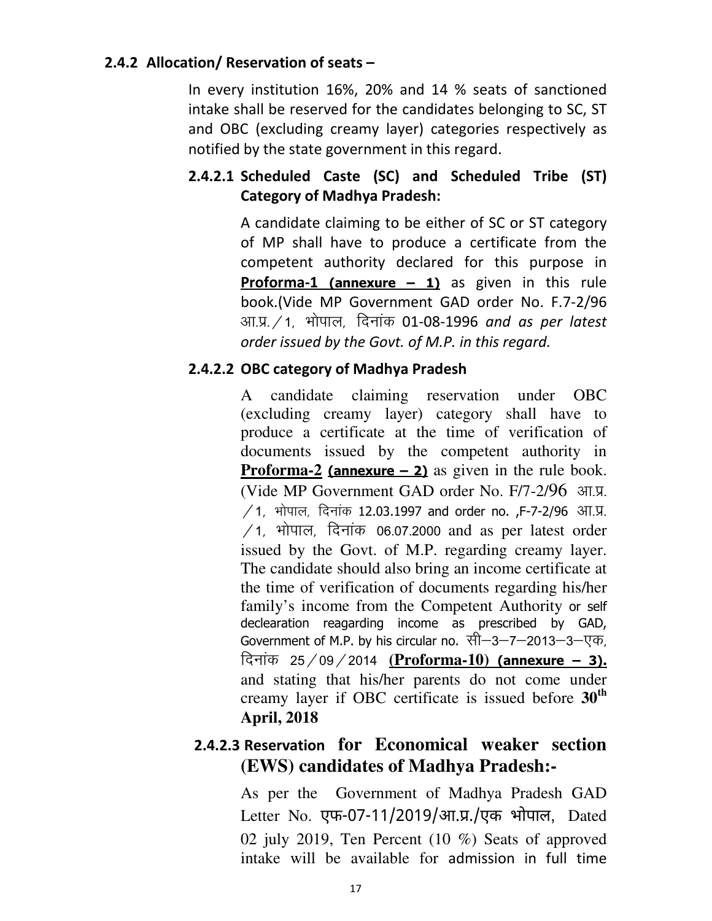### 2.4.2 Allocation/ Reservation of seats –

In every institution 16%, 20% and 14 % seats of sanctioned intake shall be reserved for the candidates belonging to SC, ST and OBC (excluding creamy layer) categories respectively as notified by the state government in this regard.

#### 2.4.2.1 Scheduled Caste (SC) and Scheduled Tribe (ST) Category of Madhya Pradesh:

A candidate claiming to be either of SC or ST category of MP shall have to produce a certificate from the competent authority declared for this purpose in **Proforma-1 (annexure – 1)** as given in this rule book.(Vide MP Government GAD order No. F.7-2/96 आ.प्र. / 1, भोपाल, दिनांक 01-08-1996 *and as per latest order issued by the Govt. of M.P. in this regard.*

#### 2.4.2.2 OBC category of Madhya Pradesh

A candidate claiming reservation under OBC (excluding creamy layer) category shall have to produce a certificate at the time of verification of documents issued by the competent authority in **Proforma-2 (annexure – 2)** as given in the rule book. (Vide MP Government GAD order No. F/7-2/96 आ.प्र. / 1, भोपाल, दिनांक 12.03.1997 and order no. ,F-7-2/96 आ.प्र. / 1, भोपाल, दिनांक 06.07.2000 and as per latest order issued by the Govt. of M.P. regarding creamy layer. The candidate should also bring an income certificate at the time of verification of documents regarding his/her family's income from the Competent Authority or self declearation reagarding income as prescribed by GAD, Government of M.P. by his circular no. सी–3–7–2013–3–एक, दिनांक 25 / 09 / 2014 **(Proforma-10) (annexure – 3).** and stating that his/her parents do not come under creamy layer if OBC certificate is issued before **30th April, 2018**

#### 2.4.2.3 Reservation for Economical weaker section (EWS) candidates of Madhya Pradesh:-

As per the Government of Madhya Pradesh GAD Letter No. एफ-07-11/2019/आ.प्र./एक भोपाल, Dated 02 july 2019, Ten Percent (10 %) Seats of approved intake will be available for admission in full time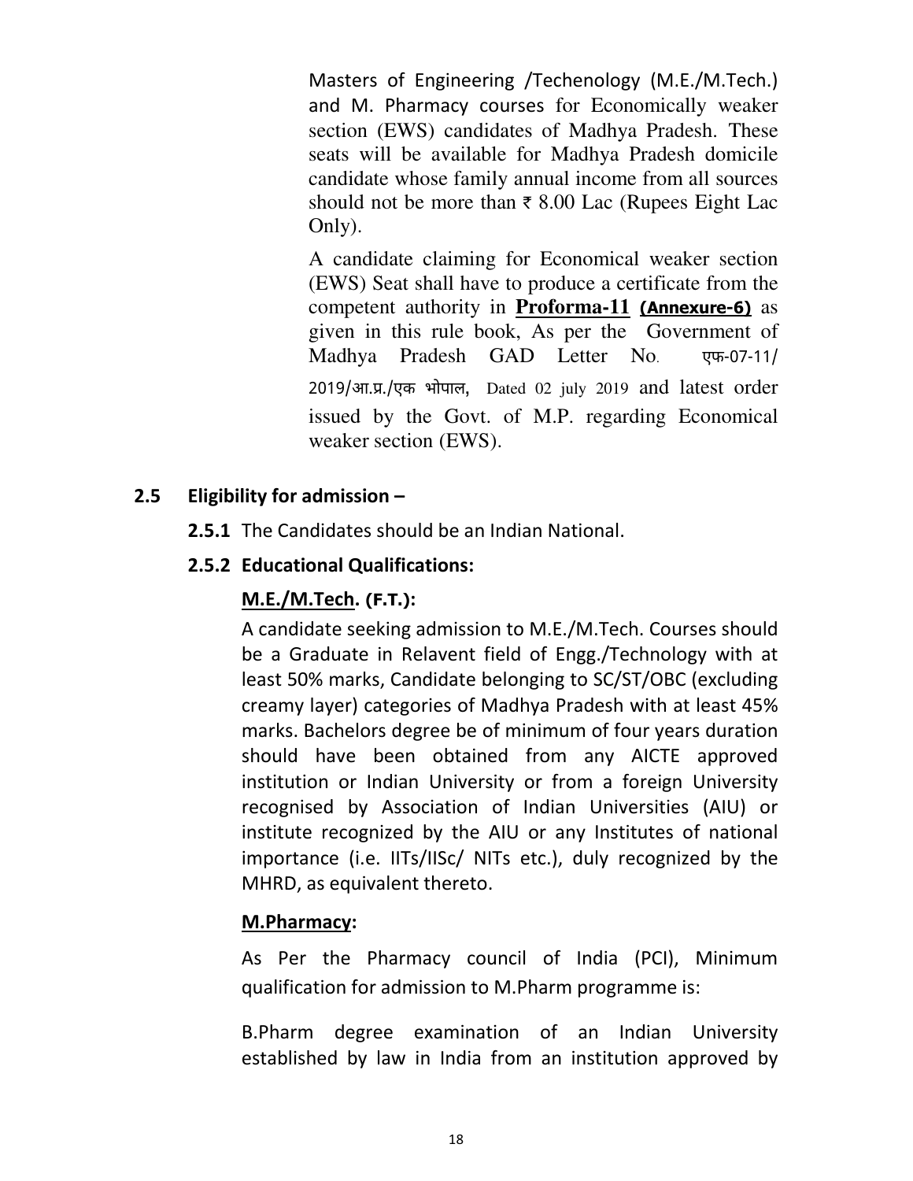Masters of Engineering /Techenology (M.E./M.Tech.) and M. Pharmacy courses for Economically weaker section (EWS) candidates of Madhya Pradesh. These seats will be available for Madhya Pradesh domicile candidate whose family annual income from all sources should not be more than ₹ 8.00 Lac (Rupees Eight Lac Only).

A candidate claiming for Economical weaker section (EWS) Seat shall have to produce a certificate from the competent authority in **Proforma-11** **(Annexure-6)** as given in this rule book, As per the Government of Madhya Pradesh GAD Letter No. एफ-07-11/ 2019/आ.प्र./एक भोपाल, Dated 02 july 2019 and latest order issued by the Govt. of M.P. regarding Economical weaker section (EWS).

## 2.5 Eligibility for admission –

**2.5.1** The Candidates should be an Indian National.

**2.5.2 Educational Qualifications:**

**M.E./M.Tech. (F.T.):**

A candidate seeking admission to M.E./M.Tech. Courses should be a Graduate in Relavent field of Engg./Technology with at least 50% marks, Candidate belonging to SC/ST/OBC (excluding creamy layer) categories of Madhya Pradesh with at least 45% marks. Bachelors degree be of minimum of four years duration should have been obtained from any AICTE approved institution or Indian University or from a foreign University recognised by Association of Indian Universities (AIU) or institute recognized by the AIU or any Institutes of national importance (i.e. IITs/IISc/ NITs etc.), duly recognized by the MHRD, as equivalent thereto.

**M.Pharmacy:**

As Per the Pharmacy council of India (PCI), Minimum qualification for admission to M.Pharm programme is:

B.Pharm degree examination of an Indian University established by law in India from an institution approved by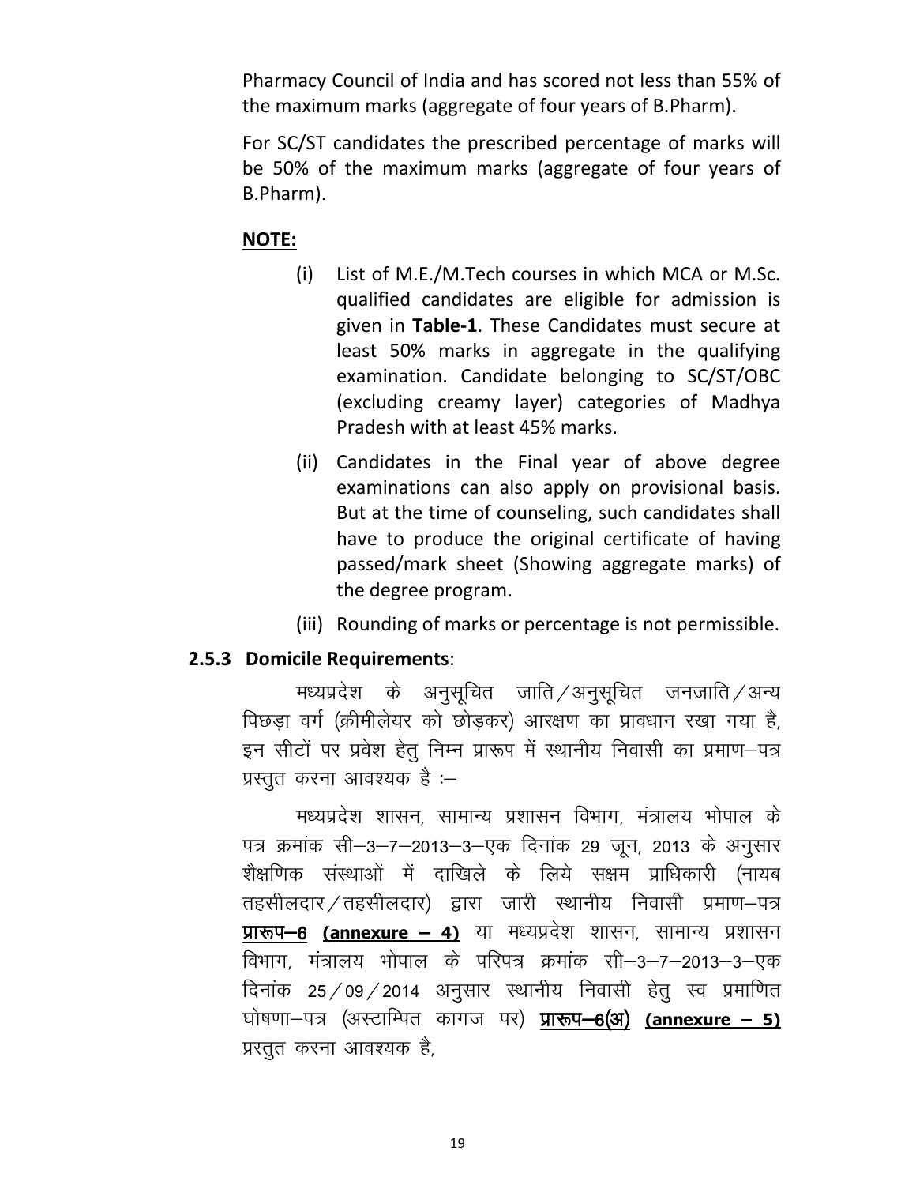Pharmacy Council of India and has scored not less than 55% of the maximum marks (aggregate of four years of B.Pharm).

For SC/ST candidates the prescribed percentage of marks will be 50% of the maximum marks (aggregate of four years of B.Pharm).

**NOTE:**

(i) List of M.E./M.Tech courses in which MCA or M.Sc. qualified candidates are eligible for admission is given in **Table-1**. These Candidates must secure at least 50% marks in aggregate in the qualifying examination. Candidate belonging to SC/ST/OBC (excluding creamy layer) categories of Madhya Pradesh with at least 45% marks.

(ii) Candidates in the Final year of above degree examinations can also apply on provisional basis. But at the time of counseling, such candidates shall have to produce the original certificate of having passed/mark sheet (Showing aggregate marks) of the degree program.

(iii) Rounding of marks or percentage is not permissible.

### 2.5.3 Domicile Requirements:

मध्यप्रदेश के अनुसूचित जाति/अनुसूचित जनजाति/अन्य पिछड़ा वर्ग (क्रीमीलेयर को छोड़कर) आरक्षण का प्रावधान रखा गया है, इन सीटों पर प्रवेश हेतु निम्न प्रारूप में स्थानीय निवासी का प्रमाण–पत्र प्रस्तुत करना आवश्यक है :–

मध्यप्रदेश शासन, सामान्य प्रशासन विभाग, मंत्रालय भोपाल के पत्र क्रमांक सी–3–7–2013–3–एक दिनांक 29 जून, 2013 के अनुसार शैक्षणिक संस्थाओं में दाखिले के लिये सक्षम प्राधिकारी (नायब तहसीलदार/तहसीलदार) द्वारा जारी स्थानीय निवासी प्रमाण–पत्र **प्रारूप–6 (annexure – 4)** या मध्यप्रदेश शासन, सामान्य प्रशासन विभाग, मंत्रालय भोपाल के परिपत्र क्रमांक सी–3–7–2013–3–एक दिनांक 25/09/2014 अनुसार स्थानीय निवासी हेतु स्व प्रमाणित घोषणा–पत्र (अस्टाम्पित कागज पर) **प्रारूप–6(अ) (annexure – 5)** प्रस्तुत करना आवश्यक है,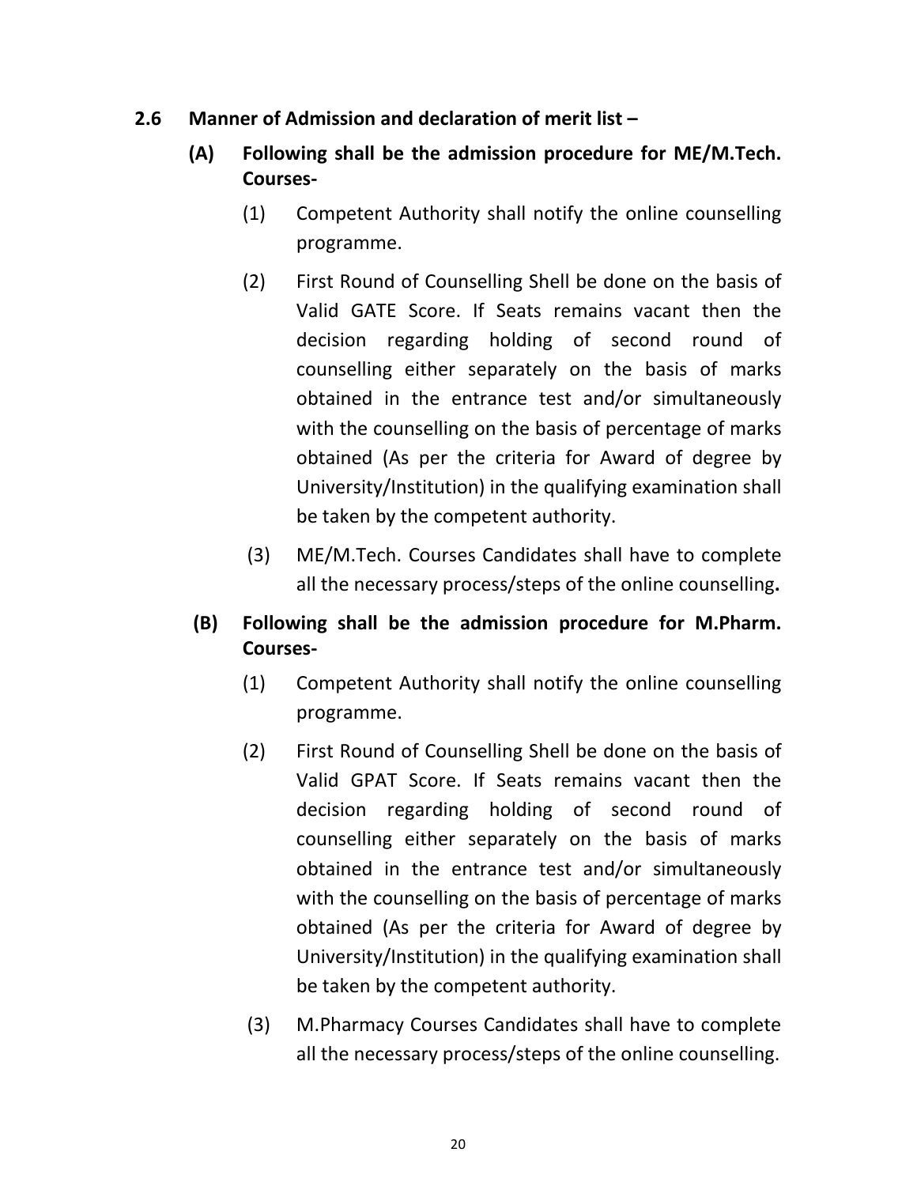**2.6 Manner of Admission and declaration of merit list –**

**(A) Following shall be the admission procedure for ME/M.Tech. Courses-**

(1) Competent Authority shall notify the online counselling programme.

(2) First Round of Counselling Shell be done on the basis of Valid GATE Score. If Seats remains vacant then the decision regarding holding of second round of counselling either separately on the basis of marks obtained in the entrance test and/or simultaneously with the counselling on the basis of percentage of marks obtained (As per the criteria for Award of degree by University/Institution) in the qualifying examination shall be taken by the competent authority.

(3) ME/M.Tech. Courses Candidates shall have to complete all the necessary process/steps of the online counselling**.**

**(B) Following shall be the admission procedure for M.Pharm. Courses-**

(1) Competent Authority shall notify the online counselling programme.

(2) First Round of Counselling Shell be done on the basis of Valid GPAT Score. If Seats remains vacant then the decision regarding holding of second round of counselling either separately on the basis of marks obtained in the entrance test and/or simultaneously with the counselling on the basis of percentage of marks obtained (As per the criteria for Award of degree by University/Institution) in the qualifying examination shall be taken by the competent authority.

(3) M.Pharmacy Courses Candidates shall have to complete all the necessary process/steps of the online counselling.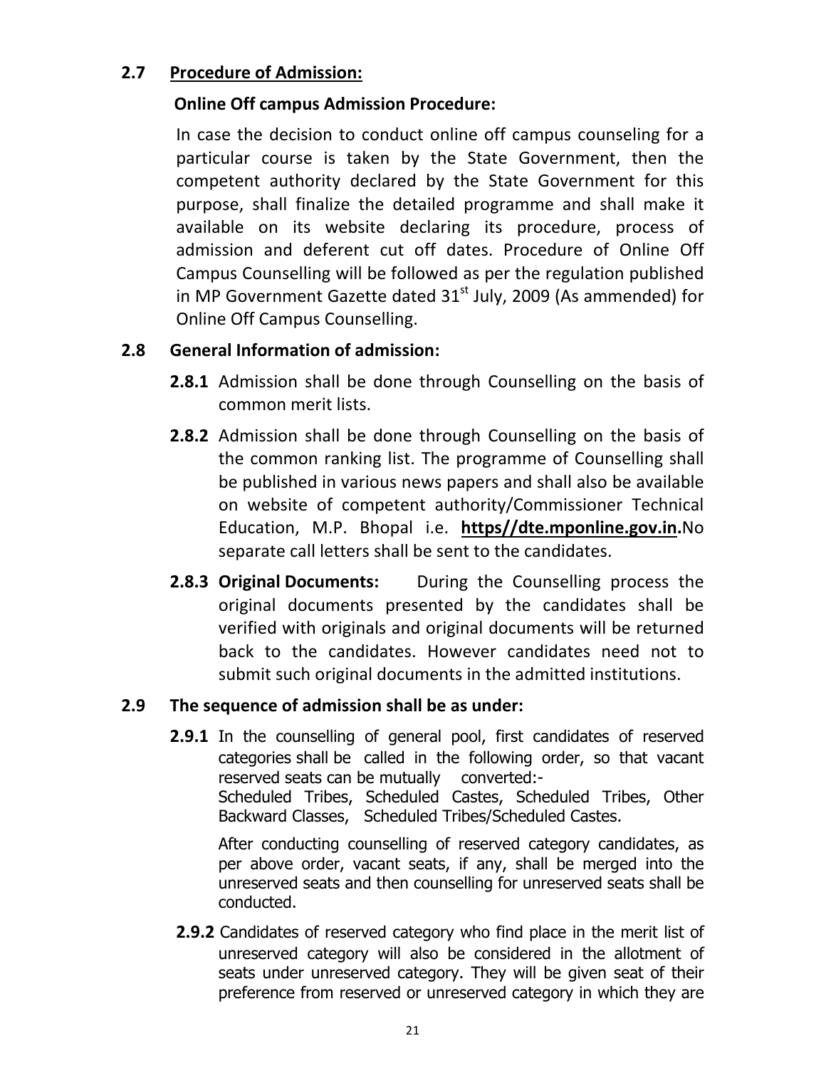## 2.7 Procedure of Admission:

**Online Off campus Admission Procedure:**

In case the decision to conduct online off campus counseling for a particular course is taken by the State Government, then the competent authority declared by the State Government for this purpose, shall finalize the detailed programme and shall make it available on its website declaring its procedure, process of admission and deferent cut off dates. Procedure of Online Off Campus Counselling will be followed as per the regulation published in MP Government Gazette dated 31st July, 2009 (As ammended) for Online Off Campus Counselling.

## 2.8 General Information of admission:

**2.8.1** Admission shall be done through Counselling on the basis of common merit lists.

**2.8.2** Admission shall be done through Counselling on the basis of the common ranking list. The programme of Counselling shall be published in various news papers and shall also be available on website of competent authority/Commissioner Technical Education, M.P. Bhopal i.e. **https//dte.mponline.gov.in.**No separate call letters shall be sent to the candidates.

**2.8.3 Original Documents:** During the Counselling process the original documents presented by the candidates shall be verified with originals and original documents will be returned back to the candidates. However candidates need not to submit such original documents in the admitted institutions.

## 2.9 The sequence of admission shall be as under:

**2.9.1** In the counselling of general pool, first candidates of reserved categories shall be called in the following order, so that vacant reserved seats can be mutually converted:-
Scheduled Tribes, Scheduled Castes, Scheduled Tribes, Other Backward Classes, Scheduled Tribes/Scheduled Castes.

After conducting counselling of reserved category candidates, as per above order, vacant seats, if any, shall be merged into the unreserved seats and then counselling for unreserved seats shall be conducted.

**2.9.2** Candidates of reserved category who find place in the merit list of unreserved category will also be considered in the allotment of seats under unreserved category. They will be given seat of their preference from reserved or unreserved category in which they are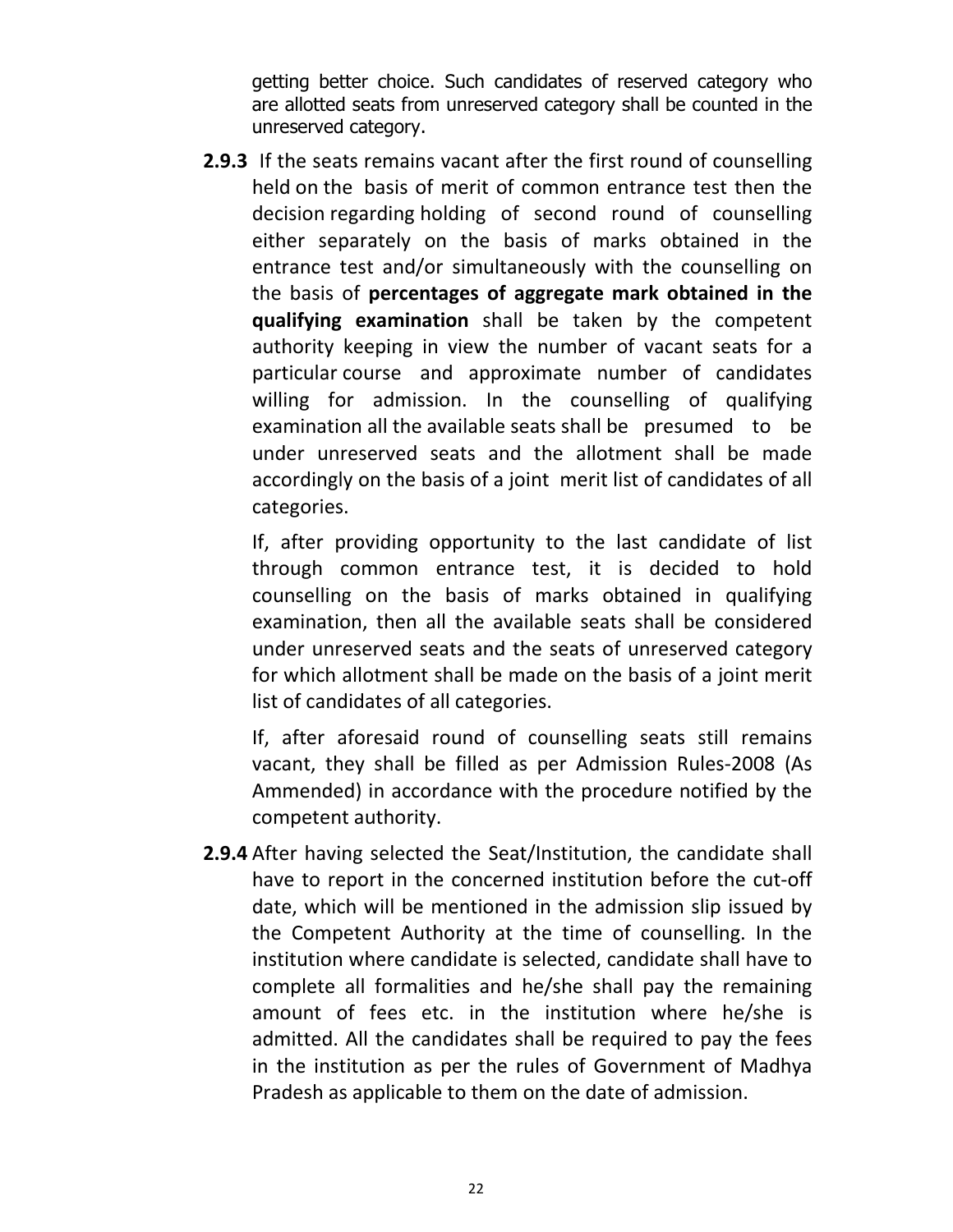getting better choice. Such candidates of reserved category who are allotted seats from unreserved category shall be counted in the unreserved category.

**2.9.3** If the seats remains vacant after the first round of counselling held on the basis of merit of common entrance test then the decision regarding holding of second round of counselling either separately on the basis of marks obtained in the entrance test and/or simultaneously with the counselling on the basis of **percentages of aggregate mark obtained in the qualifying examination** shall be taken by the competent authority keeping in view the number of vacant seats for a particular course and approximate number of candidates willing for admission. In the counselling of qualifying examination all the available seats shall be presumed to be under unreserved seats and the allotment shall be made accordingly on the basis of a joint merit list of candidates of all categories.

If, after providing opportunity to the last candidate of list through common entrance test, it is decided to hold counselling on the basis of marks obtained in qualifying examination, then all the available seats shall be considered under unreserved seats and the seats of unreserved category for which allotment shall be made on the basis of a joint merit list of candidates of all categories.

If, after aforesaid round of counselling seats still remains vacant, they shall be filled as per Admission Rules-2008 (As Ammended) in accordance with the procedure notified by the competent authority.

**2.9.4** After having selected the Seat/Institution, the candidate shall have to report in the concerned institution before the cut-off date, which will be mentioned in the admission slip issued by the Competent Authority at the time of counselling. In the institution where candidate is selected, candidate shall have to complete all formalities and he/she shall pay the remaining amount of fees etc. in the institution where he/she is admitted. All the candidates shall be required to pay the fees in the institution as per the rules of Government of Madhya Pradesh as applicable to them on the date of admission.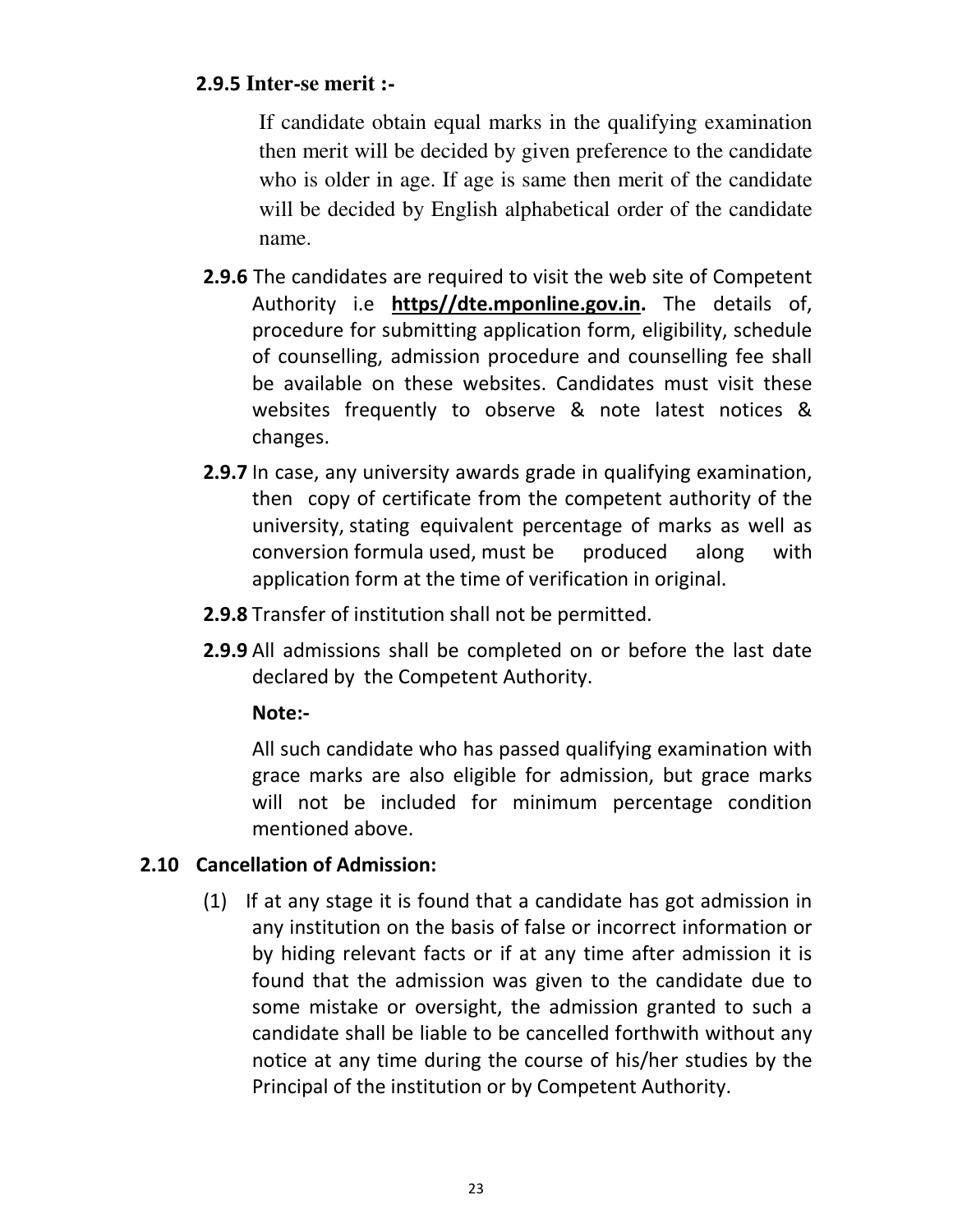**2.9.5 Inter-se merit :-**

If candidate obtain equal marks in the qualifying examination then merit will be decided by given preference to the candidate who is older in age. If age is same then merit of the candidate will be decided by English alphabetical order of the candidate name.

**2.9.6** The candidates are required to visit the web site of Competent Authority i.e **https//dte.mponline.gov.in.** The details of, procedure for submitting application form, eligibility, schedule of counselling, admission procedure and counselling fee shall be available on these websites. Candidates must visit these websites frequently to observe & note latest notices & changes.

**2.9.7** In case, any university awards grade in qualifying examination, then copy of certificate from the competent authority of the university, stating equivalent percentage of marks as well as conversion formula used, must be produced along with application form at the time of verification in original.

**2.9.8** Transfer of institution shall not be permitted.

**2.9.9** All admissions shall be completed on or before the last date declared by the Competent Authority.

**Note:-**

All such candidate who has passed qualifying examination with grace marks are also eligible for admission, but grace marks will not be included for minimum percentage condition mentioned above.

**2.10 Cancellation of Admission:**

(1) If at any stage it is found that a candidate has got admission in any institution on the basis of false or incorrect information or by hiding relevant facts or if at any time after admission it is found that the admission was given to the candidate due to some mistake or oversight, the admission granted to such a candidate shall be liable to be cancelled forthwith without any notice at any time during the course of his/her studies by the Principal of the institution or by Competent Authority.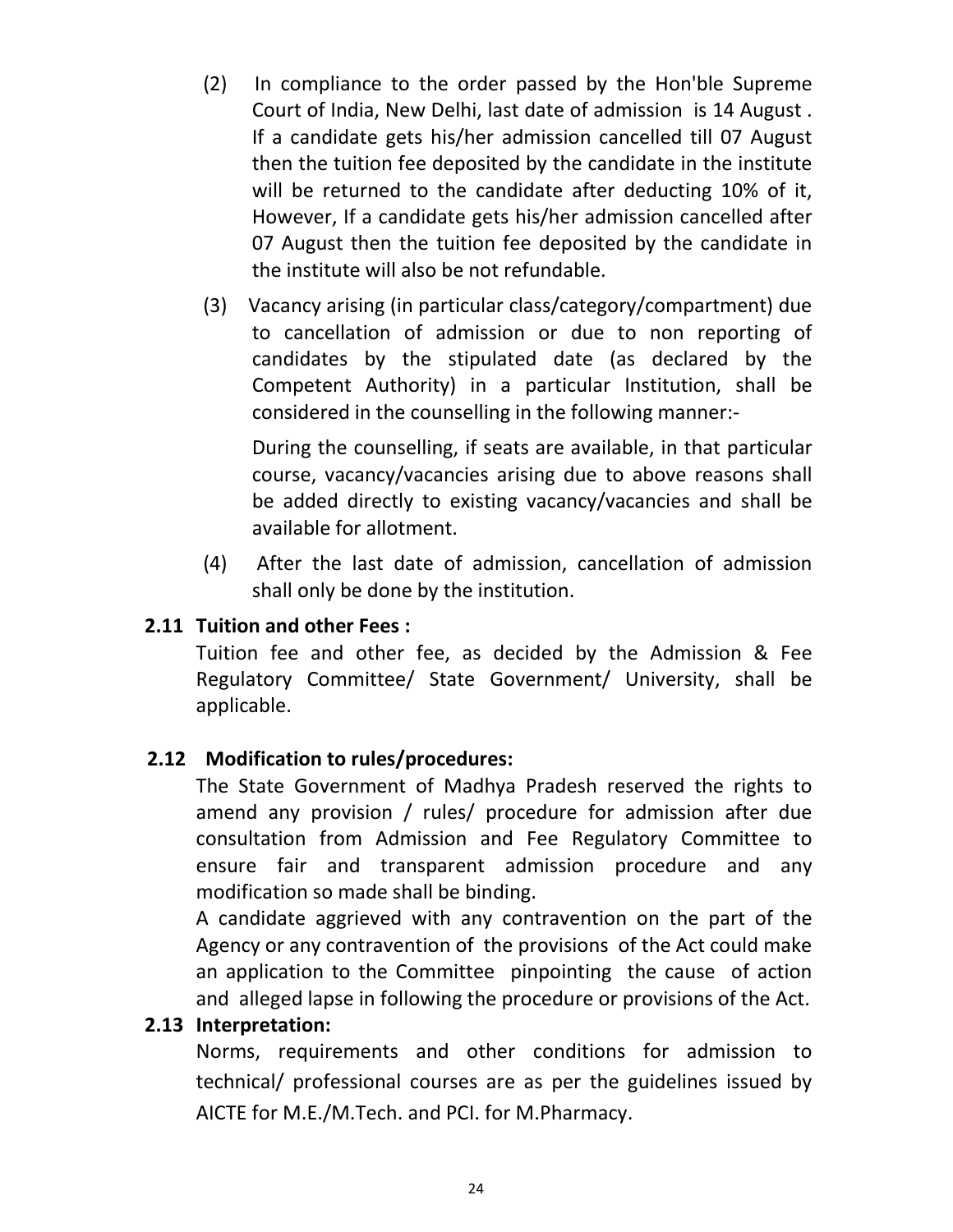(2) In compliance to the order passed by the Hon'ble Supreme Court of India, New Delhi, last date of admission is 14 August . If a candidate gets his/her admission cancelled till 07 August then the tuition fee deposited by the candidate in the institute will be returned to the candidate after deducting 10% of it, However, If a candidate gets his/her admission cancelled after 07 August then the tuition fee deposited by the candidate in the institute will also be not refundable.

(3) Vacancy arising (in particular class/category/compartment) due to cancellation of admission or due to non reporting of candidates by the stipulated date (as declared by the Competent Authority) in a particular Institution, shall be considered in the counselling in the following manner:-

During the counselling, if seats are available, in that particular course, vacancy/vacancies arising due to above reasons shall be added directly to existing vacancy/vacancies and shall be available for allotment.

(4) After the last date of admission, cancellation of admission shall only be done by the institution.

**2.11 Tuition and other Fees :**

Tuition fee and other fee, as decided by the Admission & Fee Regulatory Committee/ State Government/ University, shall be applicable.

**2.12 Modification to rules/procedures:**

The State Government of Madhya Pradesh reserved the rights to amend any provision / rules/ procedure for admission after due consultation from Admission and Fee Regulatory Committee to ensure fair and transparent admission procedure and any modification so made shall be binding.

A candidate aggrieved with any contravention on the part of the Agency or any contravention of the provisions of the Act could make an application to the Committee pinpointing the cause of action and alleged lapse in following the procedure or provisions of the Act.

**2.13 Interpretation:**

Norms, requirements and other conditions for admission to technical/ professional courses are as per the guidelines issued by AICTE for M.E./M.Tech. and PCI. for M.Pharmacy.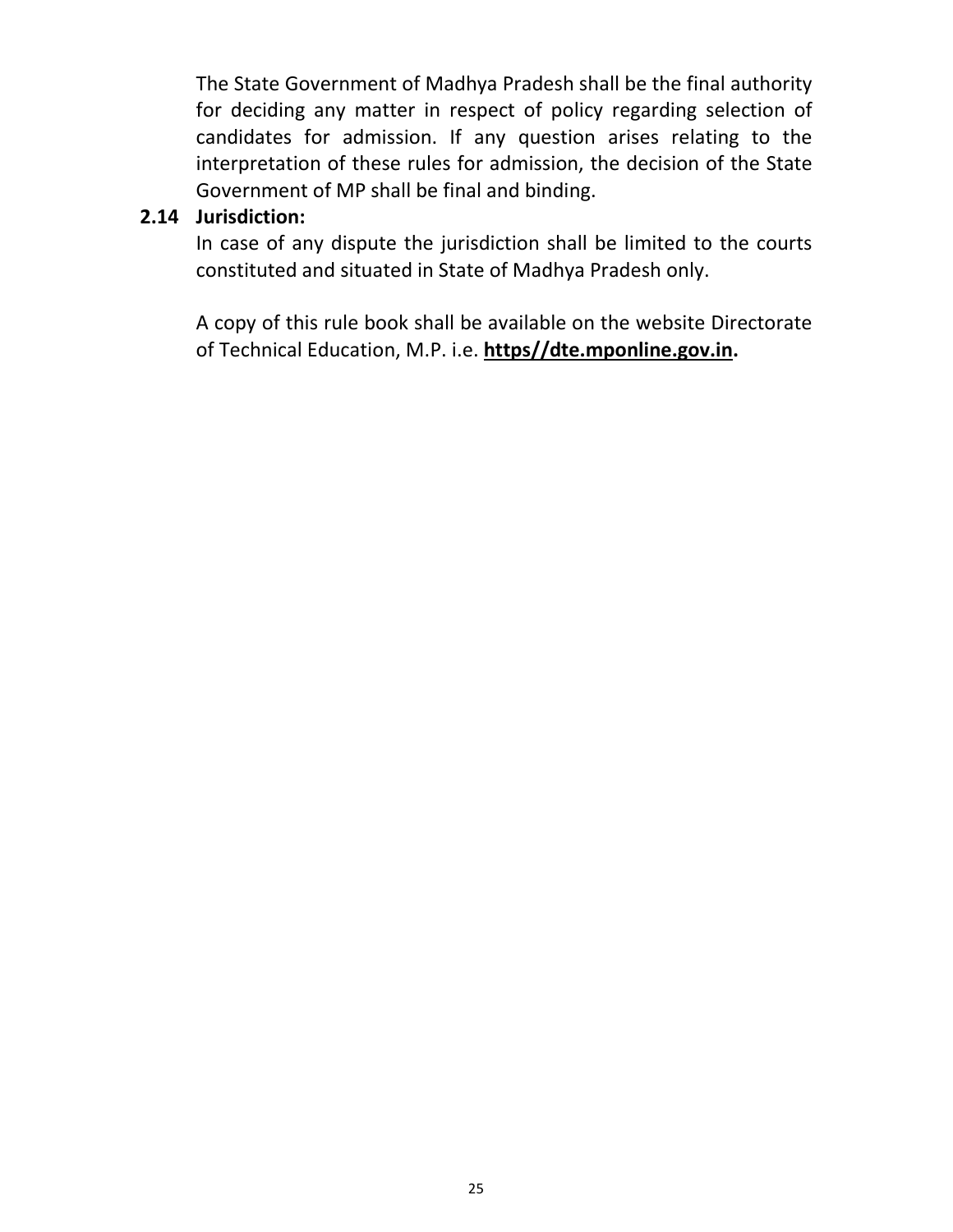The State Government of Madhya Pradesh shall be the final authority for deciding any matter in respect of policy regarding selection of candidates for admission. If any question arises relating to the interpretation of these rules for admission, the decision of the State Government of MP shall be final and binding.

**2.14 Jurisdiction:**

In case of any dispute the jurisdiction shall be limited to the courts constituted and situated in State of Madhya Pradesh only.

A copy of this rule book shall be available on the website Directorate of Technical Education, M.P. i.e. **https//dte.mponline.gov.in.**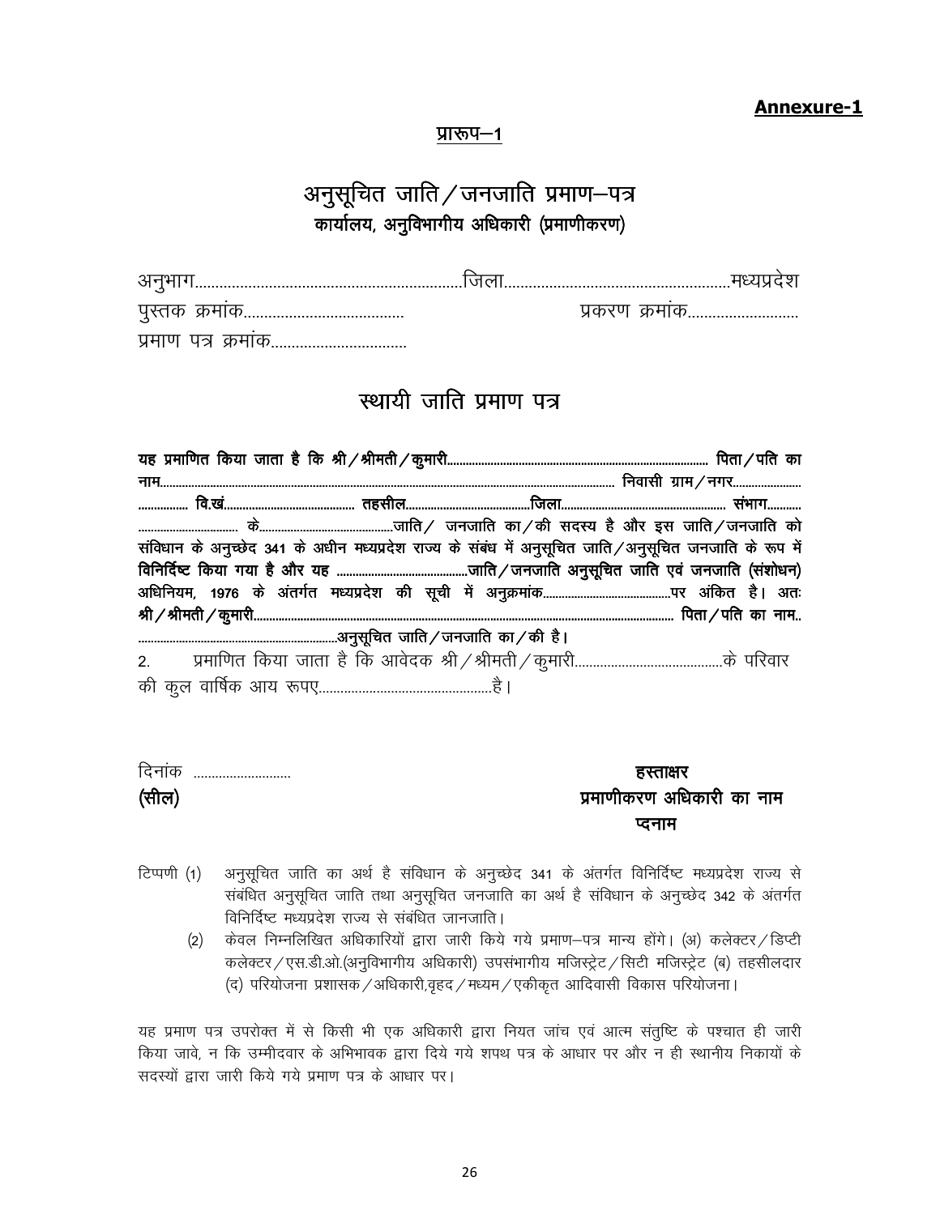**Annexure-1**

<u>प्रारूप–1</u>

# अनुसूचित जाति/जनजाति प्रमाण–पत्र

**कार्यालय, अनुविभागीय अधिकारी (प्रमाणीकरण)**

अनुभाग................................................................जिला......................................................मध्यप्रदेश

पुस्तक क्रमांक.......................................                    प्रकरण क्रमांक..........................

प्रमाण पत्र क्रमांक.................................

## स्थायी जाति प्रमाण पत्र

**यह प्रमाणित किया जाता है कि श्री/श्रीमती/कुमारी.................................................................................. पिता/पति का नाम.................................................................................................................................. निवासी ग्राम/नगर...................... ................ वि.खं......................................... तहसील.........................................जिला..................................................... संभाग........... ................................ के...........................................जाति/ जनजाति का/की सदस्य है और इस जाति/जनजाति को संविधान के अनुच्छेद 341 के अधीन मध्यप्रदेश राज्य के संबंध में अनुसूचित जाति/अनुसूचित जनजाति के रूप में विनिर्दिष्ट किया गया है और यह ..........................................जाति/जनजाति अनुसूचित जाति एवं जनजाति (संशोधन) अधिनियम, 1976 के अंतर्गत मध्यप्रदेश की सूची में अनुक्रमांक........................................पर अंकित है। अतः श्री/श्रीमती/कुमारी........................................................................................................................ पिता/पति का नाम.. ..............................................................अनुसूचित जाति/जनजाति का/की है।**

2. प्रमाणित किया जाता है कि आवेदक श्री/श्रीमती/कुमारी........................................के परिवार की कुल वार्षिक आय रूपए................................................है।

दिनांक ...........................

**(सील)**

**हस्ताक्षर**

**प्रमाणीकरण अधिकारी का नाम**

**प्दनाम**

टिप्पणी (1) अनुसूचित जाति का अर्थ है संविधान के अनुच्छेद 341 के अंतर्गत विनिर्दिष्ट मध्यप्रदेश राज्य से संबंधित अनुसूचित जाति तथा अनुसूचित जनजाति का अर्थ है संविधान के अनुच्छेद 342 के अंतर्गत विनिर्दिष्ट मध्यप्रदेश राज्य से संबंधित जानजाति।

(2) केवल निम्नलिखित अधिकारियों द्वारा जारी किये गये प्रमाण–पत्र मान्य होंगे। (अ) कलेक्टर/डिप्टी कलेक्टर/एस.डी.ओ.(अनुविभागीय अधिकारी) उपसंभागीय मजिस्ट्रेट/सिटी मजिस्ट्रेट (ब) तहसीलदार (द) परियोजना प्रशासक/अधिकारी,वृहद/मध्यम/एकीकृत आदिवासी विकास परियोजना।

यह प्रमाण पत्र उपरोक्त में से किसी भी एक अधिकारी द्वारा नियत जांच एवं आत्म संतुष्टि के पश्चात ही जारी किया जावे, न कि उम्मीदवार के अभिभावक द्वारा दिये गये शपथ पत्र के आधार पर और न ही स्थानीय निकायों के सदस्यों द्वारा जारी किये गये प्रमाण पत्र के आधार पर।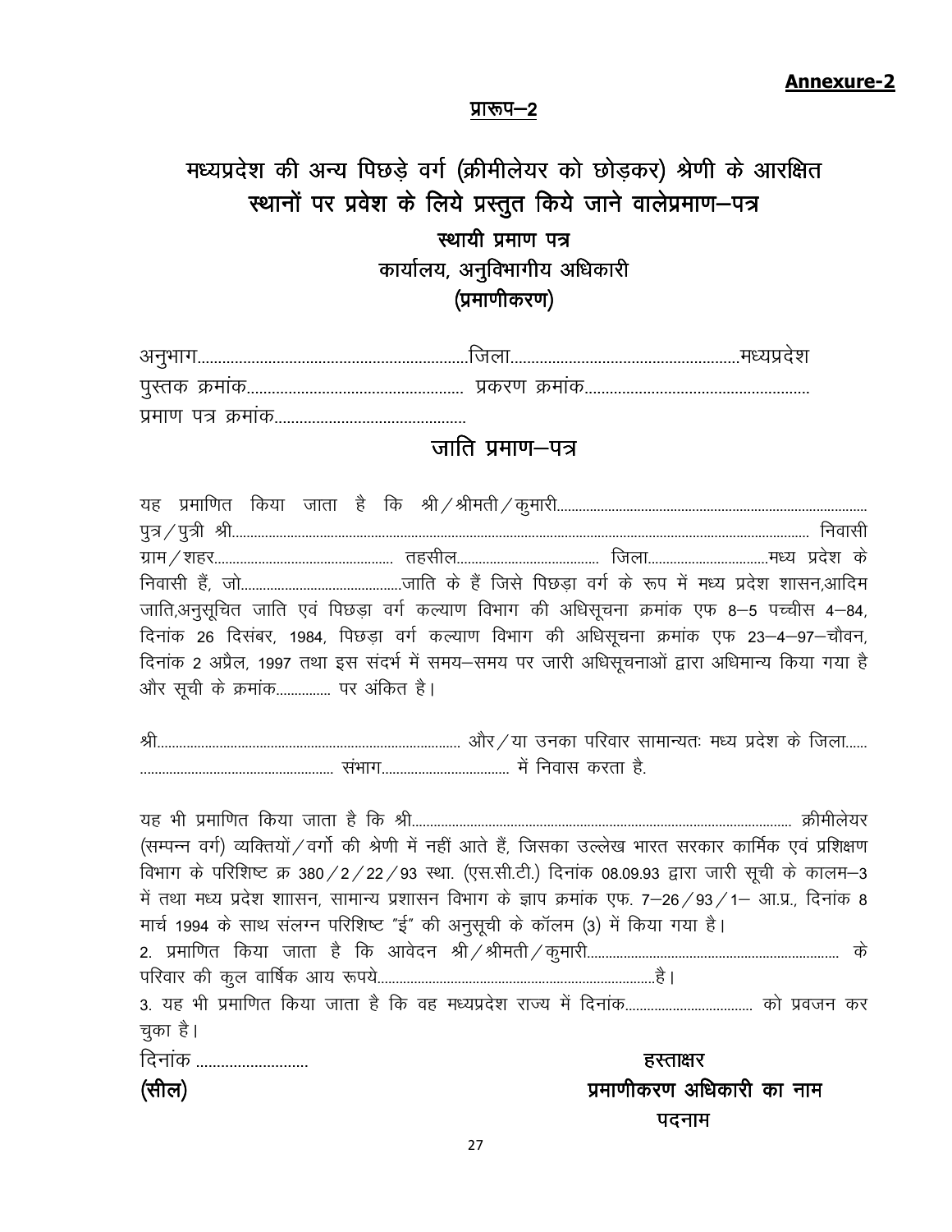**Annexure-2**

**प्रारूप–2**

## मध्यप्रदेश की अन्य पिछड़े वर्ग (क्रीमीलेयर को छोड़कर) श्रेणी के आरक्षित स्थानों पर प्रवेश के लिये प्रस्तुत किये जाने वालेप्रमाण–पत्र

### स्थायी प्रमाण पत्र

### कार्यालय, अनुविभागीय अधिकारी

### (प्रमाणीकरण)

अनुभाग.................................................................जिला......................................................मध्यप्रदेश

पुस्तक क्रमांक.................................................... प्रकरण क्रमांक.....................................................

प्रमाण पत्र क्रमांक..............................................

## जाति प्रमाण–पत्र

यह प्रमाणित किया जाता है कि श्री/श्रीमती/कुमारी....................................................................................
पुत्र/पुत्री श्री................................................................................................................................................. निवासी ग्राम/शहर................................................ तहसील...................................... जिला................................मध्य प्रदेश के निवासी हैं, जो............................................जाति के हैं जिसे पिछड़ा वर्ग के रूप में मध्य प्रदेश शासन,आदिम जाति,अनुसूचित जाति एवं पिछड़ा वर्ग कल्याण विभाग की अधिसूचना क्रमांक एफ 8–5 पच्चीस 4–84, दिनांक 26 दिसंबर, 1984, पिछड़ा वर्ग कल्याण विभाग की अधिसूचना क्रमांक एफ 23–4–97–चौवन, दिनांक 2 अप्रैल, 1997 तथा इस संदर्भ में समय–समय पर जारी अधिसूचनाओं द्वारा अधिमान्य किया गया है और सूची के क्रमांक.............. पर अंकित है।

श्री.................................................................................... और/या उनका परिवार सामान्यतः मध्य प्रदेश के जिला...... .................................................... संभाग.................................. में निवास करता है.

यह भी प्रमाणित किया जाता है कि श्री....................................................................................................... क्रीमीलेयर (सम्पन्न वर्ग) व्यक्तियों/वर्गो की श्रेणी में नहीं आते हैं, जिसका उल्लेख भारत सरकार कार्मिक एवं प्रशिक्षण विभाग के परिशिष्ट क्र 380/2/22/93 स्था. (एस.सी.टी.) दिनांक 08.09.93 द्वारा जारी सूची के कालम–3 में तथा मध्य प्रदेश शासन, सामान्य प्रशासन विभाग के ज्ञाप क्रमांक एफ. 7–26/93/1– आ.प्र., दिनांक 8 मार्च 1994 के साथ संलग्न परिशिष्ट "ई" की अनुसूची के कॉलम (3) में किया गया है।

2. प्रमाणित किया जाता है कि आवेदन श्री/श्रीमती/कुमारी.................................................................... के परिवार की कुल वार्षिक आय रूपये...........................................................................है।

3. यह भी प्रमाणित किया जाता है कि वह मध्यप्रदेश राज्य में दिनांक.................................. को प्रवजन कर चुका है।

दिनांक ..........................

**(सील)**

**हस्ताक्षर**

**प्रमाणीकरण अधिकारी का नाम**

**पदनाम**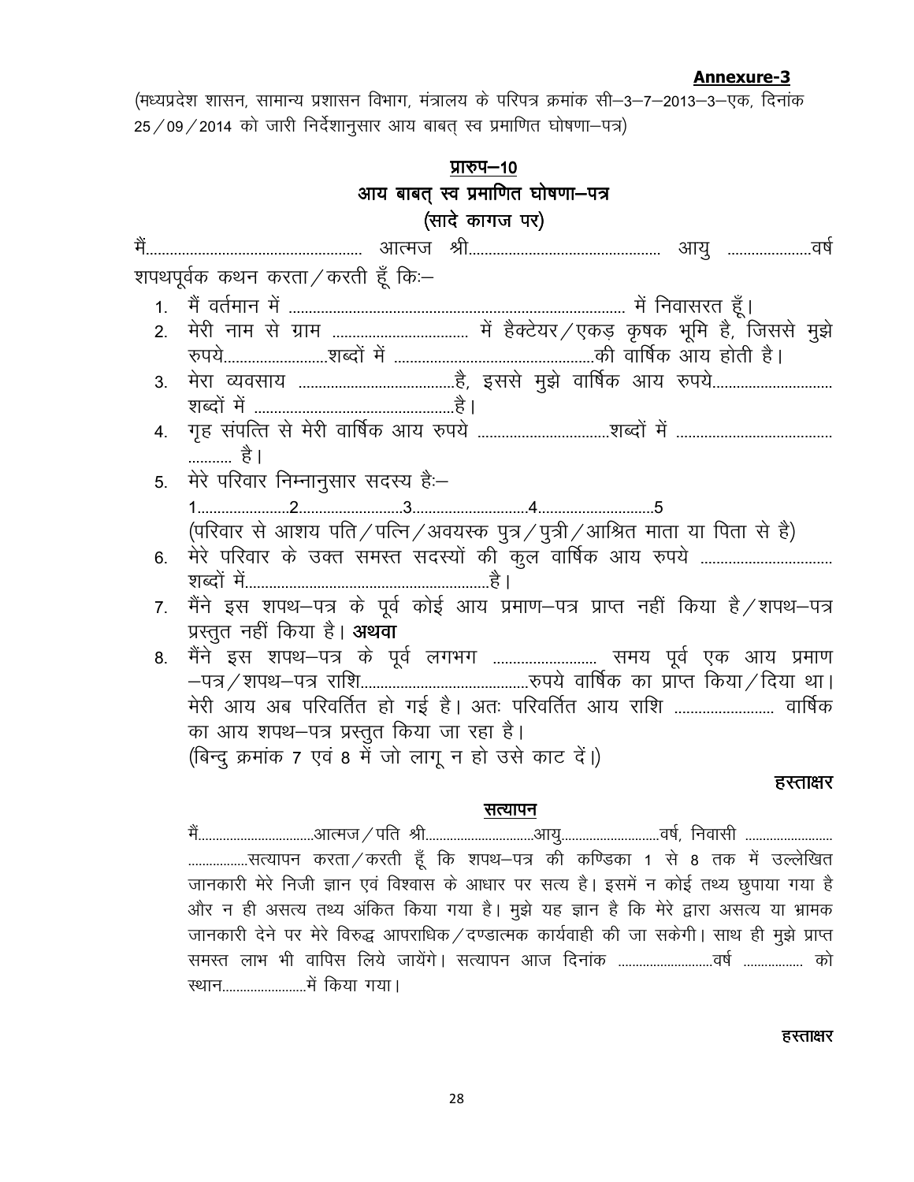**Annexure-3**

(मध्यप्रदेश शासन, सामान्य प्रशासन विभाग, मंत्रालय के परिपत्र क्रमांक सी–3–7–2013–3–एक, दिनांक 25/09/2014 को जारी निर्देशानुसार आय बाबत् स्व प्रमाणित घोषणा–पत्र)

## प्रारुप–10

## आय बाबत् स्व प्रमाणित घोषणा–पत्र

## (सादे कागज पर)

मैं................................................ आत्मज श्री.......................................... आयु ...................वर्ष शपथपूर्वक कथन करता/करती हूँ कि:–

1. मैं वर्तमान में ...................................................................................... में निवासरत हूँ।
2. मेरी नाम से ग्राम ............................... में हैक्टेयर/एकड़ कृषक भूमि है, जिससे मुझे रुपये.........................शब्दों में ...............................................की वार्षिक आय होती है।
3. मेरा व्यवसाय ....................................है, इससे मुझे वार्षिक आय रुपये............................ शब्दों में ..............................................है।
4. गृह संपत्ति से मेरी वार्षिक आय रुपये ..............................शब्दों में ..................................... ........... है।
5. मेरे परिवार निम्नानुसार सदस्य है:–
   1......................2........................3...........................4...........................5
   (परिवार से आशय पति/पत्नि/अवयस्क पुत्र/पुत्री/आश्रित माता या पिता से है)
6. मेरे परिवार के उक्त समस्त सदस्यों की कुल वार्षिक आय रुपये ................................ शब्दों में........................................................है।
7. मैंने इस शपथ–पत्र के पूर्व कोई आय प्रमाण–पत्र प्राप्त नहीं किया है/शपथ–पत्र प्रस्तुत नहीं किया है। **अथवा**
8. मैंने इस शपथ–पत्र के पूर्व लगभग ......................... समय पूर्व एक आय प्रमाण –पत्र/शपथ–पत्र राशि........................................रुपये वार्षिक का प्राप्त किया/दिया था। मेरी आय अब परिवर्तित हो गई है। अतः परिवर्तित आय राशि ........................ वार्षिक का आय शपथ–पत्र प्रस्तुत किया जा रहा है।
   (बिन्दु क्रमांक 7 एवं 8 में जो लागू न हो उसे काट दें।)

**हस्ताक्षर**

### सत्यापन

मैं................................आत्मज/पति श्री.............................आयु...........................वर्ष, निवासी ........................ ................सत्यापन करता/करती हूँ कि शपथ–पत्र की कण्डिका 1 से 8 तक में उल्लेखित जानकारी मेरे निजी ज्ञान एवं विश्वास के आधार पर सत्य है। इसमें न कोई तथ्य छुपाया गया है और न ही असत्य तथ्य अंकित किया गया है। मुझे यह ज्ञान है कि मेरे द्वारा असत्य या भ्रामक जानकारी देने पर मेरे विरुद्ध आपराधिक/दण्डात्मक कार्यवाही की जा सकेगी। साथ ही मुझे प्राप्त समस्त लाभ भी वापिस लिये जायेंगे। सत्यापन आज दिनांक ..........................वर्ष ................ को स्थान.......................में किया गया।

**हस्ताक्षर**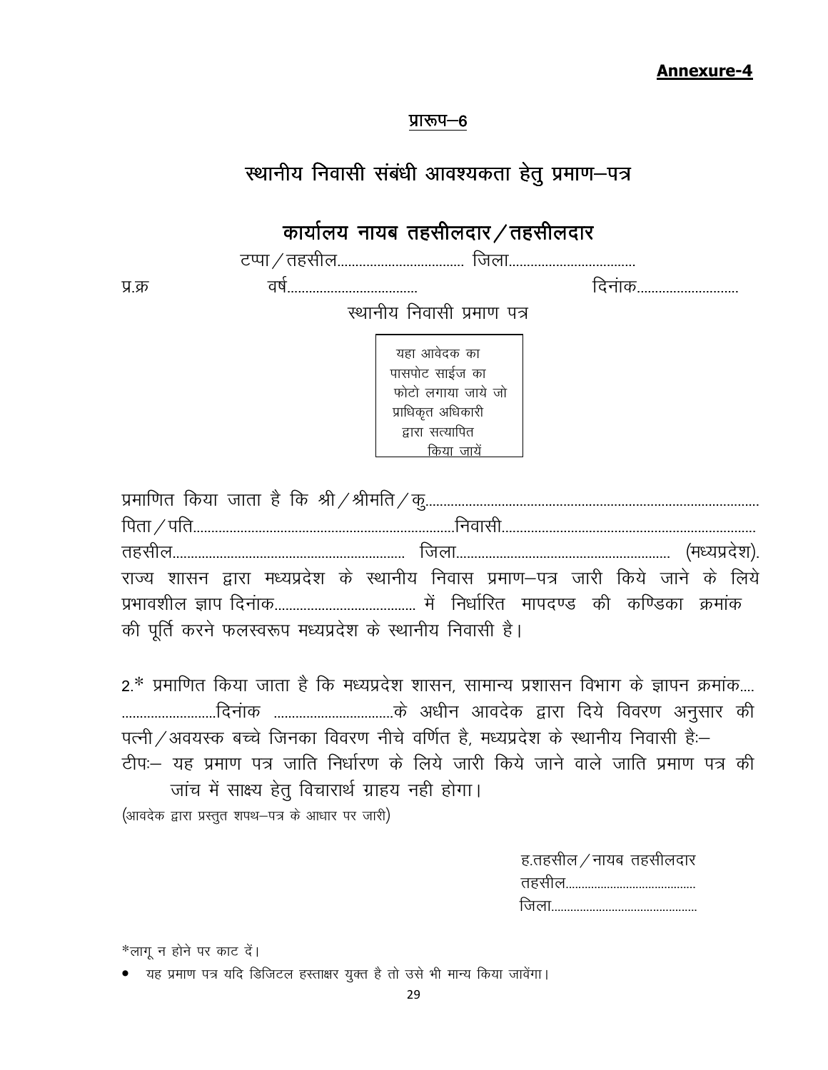**Annexure-4**

प्रारूप–6

## स्थानीय निवासी संबंधी आवश्यकता हेतु प्रमाण–पत्र

## कार्यालय नायब तहसीलदार / तहसीलदार

टप्पा / तहसील.................................. जिला..................................

प्र.क्र वर्ष.................................. दिनांक...........................

स्थानीय निवासी प्रमाण पत्र

यहा आवेदक का पासपोट साईज का फोटो लगाया जाये जो प्राधिकृत अधिकारी द्वारा सत्यापित किया जायें

प्रमाणित किया जाता है कि श्री / श्रीमति / कु.........................................................................................
पिता / पति.......................................................................निवासी....................................................................
तहसील............................................................... जिला.......................................................... (मध्यप्रदेश).
राज्य शासन द्वारा मध्यप्रदेश के स्थानीय निवास प्रमाण–पत्र जारी किये जाने के लिये प्रभावशील ज्ञाप दिनांक...................................... में निर्धारित मापदण्ड की कण्डिका क्रमांक की पूर्ति करने फलस्वरूप मध्यप्रदेश के स्थानीय निवासी है।

2.* प्रमाणित किया जाता है कि मध्यप्रदेश शासन, सामान्य प्रशासन विभाग के ज्ञापन क्रमांक.... ..........................दिनांक .................................के अधीन आवदेक द्वारा दिये विवरण अनुसार की पत्नी / अवयस्क बच्चे जिनका विवरण नीचे वर्णित है, मध्यप्रदेश के स्थानीय निवासी है:–

टीप:– यह प्रमाण पत्र जाति निर्धारण के लिये जारी किये जाने वाले जाति प्रमाण पत्र की जांच में साक्ष्य हेतु विचारार्थ ग्राहय नही होगा।

(आवदेक द्वारा प्रस्तुत शपथ–पत्र के आधार पर जारी)

ह.तहसील / नायब तहसीलदार
तहसील........................................
जिला.............................................

*लागू न होने पर काट दें।

- यह प्रमाण पत्र यदि डिजिटल हस्ताक्षर युक्त है तो उसे भी मान्य किया जावेंगा।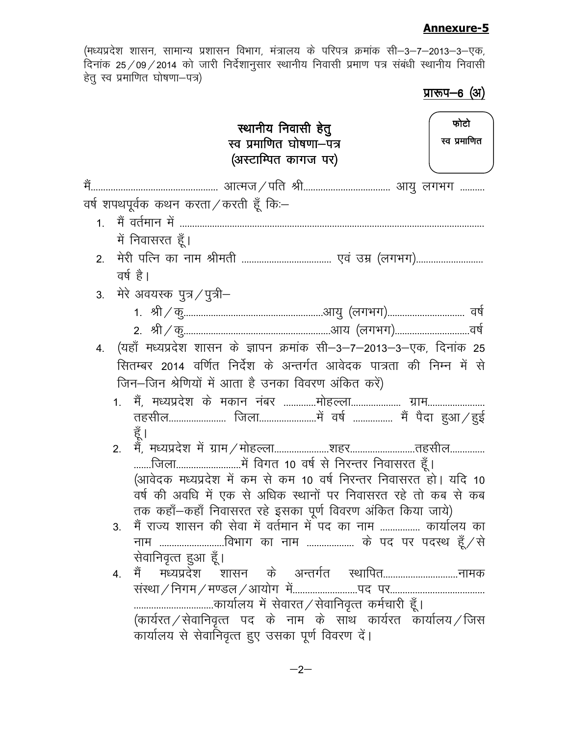**Annexure-5**

(मध्यप्रदेश शासन, सामान्य प्रशासन विभाग, मंत्रालय के परिपत्र क्रमांक सी–3–7–2013–3–एक, दिनांक 25/09/2014 को जारी निर्देशानुसार स्थानीय निवासी प्रमाण पत्र संबंधी स्थानीय निवासी हेतु स्व प्रमाणित घोषणा–पत्र)

**प्रारूप–6 (अ)**

फोटो
स्व प्रमाणित

## स्थानीय निवासी हेतु स्व प्रमाणित घोषणा–पत्र (अस्टाम्पित कागज पर)

मैं.................................................. आत्मज/पति श्री.................................. आयु लगभग ......... वर्ष शपथपूर्वक कथन करता/करती हूँ कि:–

1. मैं वर्तमान में .................................................................................................................. में निवासरत हूँ।
2. मेरी पत्नि का नाम श्रीमती .................................... एवं उम्र (लगभग).......................... वर्ष है।
3. मेरे अवयस्क पुत्र/पुत्री–
   1. श्री/कु.......................................................आयु (लगभग).............................. वर्ष
   2. श्री/कु..........................................................आय (लगभग).............................वर्ष
4. (यहाँ मध्यप्रदेश शासन के ज्ञापन क्रमांक सी–3–7–2013–3–एक, दिनांक 25 सितम्बर 2014 वर्णित निर्देश के अन्तर्गत आवेदक पात्रता की निम्न में से जिन–जिन श्रेणियों में आता है उनका विवरण अंकित करें)
   1. मैं, मध्यप्रदेश के मकान नंबर ............मोहल्ला.................... ग्राम...................... तहसील...................... जिला......................में वर्ष ............... मैं पैदा हुआ/हुई हूँ।
   2. मैं, मध्यप्रदेश में ग्राम/मोहल्ला.....................शहर.........................तहसील............. .......जिला.........................में विगत 10 वर्ष से निरन्तर निवासरत हूँ। (आवेदक मध्यप्रदेश में कम से कम 10 वर्ष निरन्तर निवासरत हो। यदि 10 वर्ष की अवधि में एक से अधिक स्थानों पर निवासरत रहे तो कब से कब तक कहाँ–कहाँ निवासरत रहे इसका पूर्ण विवरण अंकित किया जाये)
   3. मैं राज्य शासन की सेवा में वर्तमान में पद का नाम ............... कार्यालय का नाम .........................विभाग का नाम .................. के पद पर पदस्थ हूँ/से सेवानिवृत्त हुआ हूँ।
   4. मैं मध्यप्रदेश शासन के अन्तर्गत स्थापित.............................नामक संस्था/निगम/मण्डल/आयोग में.........................पद पर..................................... ...............................कार्यालय में सेवारत/सेवानिवृत्त कर्मचारी हूँ। (कार्यरत/सेवानिवृत्त पद के नाम के साथ कार्यरत कार्यालय/जिस कार्यालय से सेवानिवृत्त हुए उसका पूर्ण विवरण दें।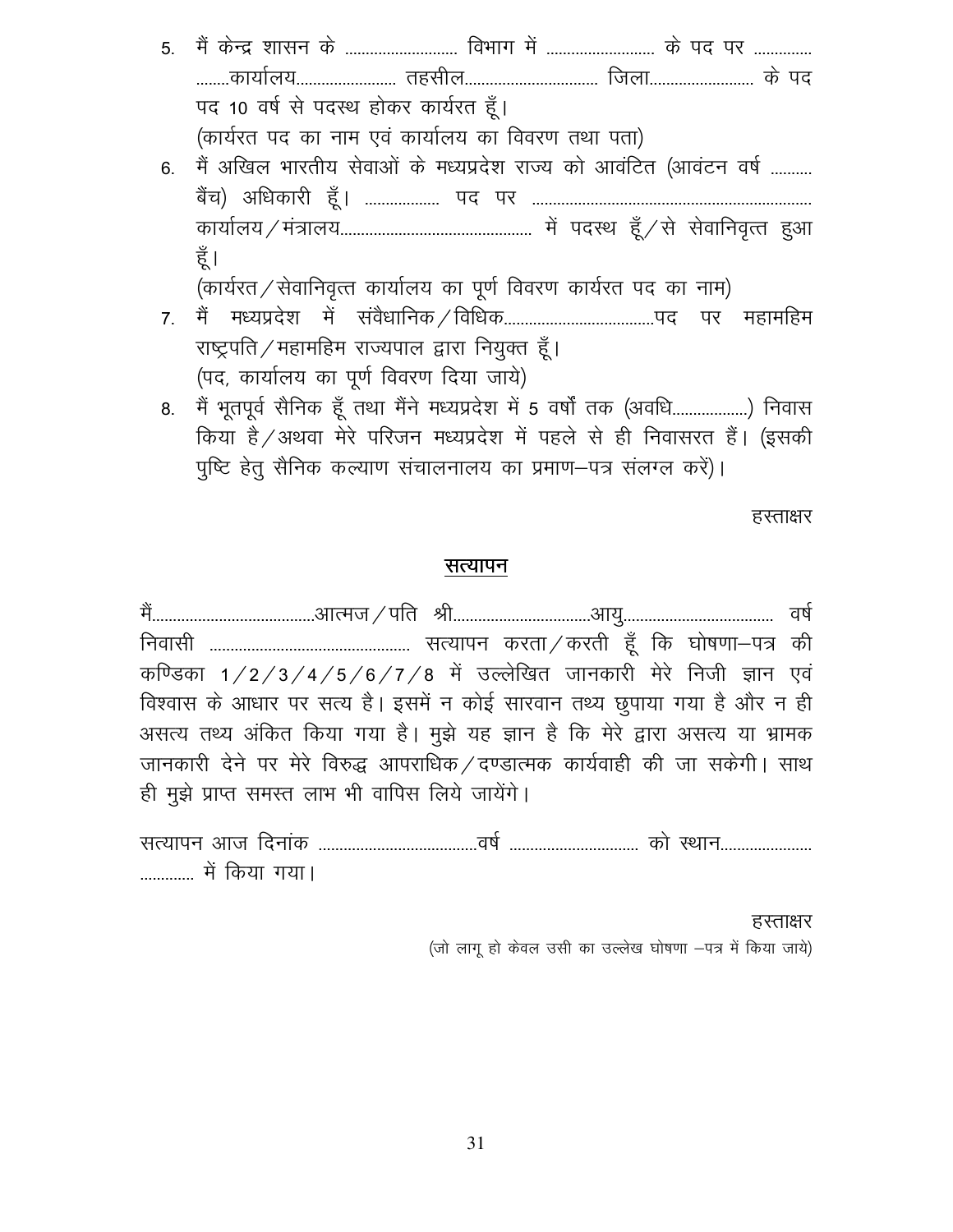5. मैं केन्द्र शासन के .......................... विभाग में ......................... के पद पर ............. ........कार्यालय....................... तहसील............................... जिला........................ के पद पद 10 वर्ष से पदस्थ होकर कार्यरत हूँ।
   (कार्यरत पद का नाम एवं कार्यालय का विवरण तथा पता)
6. मैं अखिल भारतीय सेवाओं के मध्यप्रदेश राज्य को आवंटित (आवंटन वर्ष .......... बैंच) अधिकारी हूँ। ................. पद पर .................................................................. कार्यालय/मंत्रालय............................................. में पदस्थ हूँ/से सेवानिवृत्त हुआ हूँ।
   (कार्यरत/सेवानिवृत्त कार्यालय का पूर्ण विवरण कार्यरत पद का नाम)
7. मैं मध्यप्रदेश में संवैधानिक/विधिक...................................पद पर महामहिम राष्ट्रपति/महामहिम राज्यपाल द्वारा नियुक्त हूँ।
   (पद, कार्यालय का पूर्ण विवरण दिया जाये)
8. मैं भूतपूर्व सैनिक हूँ तथा मैंने मध्यप्रदेश में 5 वर्षों तक (अवधि.................) निवास किया है/अथवा मेरे परिजन मध्यप्रदेश में पहले से ही निवासरत हैं। (इसकी पुष्टि हेतु सैनिक कल्याण संचालनालय का प्रमाण–पत्र संलग्न करें)।

हस्ताक्षर

## <u>सत्यापन</u>

मैं......................................आत्मज/पति श्री...............................आयु.................................. वर्ष निवासी ............................................... सत्यापन करता/करती हूँ कि घोषणा–पत्र की कण्डिका 1/2/3/4/5/6/7/8 में उल्लेखित जानकारी मेरे निजी ज्ञान एवं विश्वास के आधार पर सत्य है। इसमें न कोई सारवान तथ्य छुपाया गया है और न ही असत्य तथ्य अंकित किया गया है। मुझे यह ज्ञान है कि मेरे द्वारा असत्य या भ्रामक जानकारी देने पर मेरे विरुद्ध आपराधिक/दण्डात्मक कार्यवाही की जा सकेगी। साथ ही मुझे प्राप्त समस्त लाभ भी वापिस लिये जायेंगे।

सत्यापन आज दिनांक .....................................वर्ष .............................. को स्थान..................... ............ में किया गया।

हस्ताक्षर

(जो लागू हो केवल उसी का उल्लेख घोषणा –पत्र में किया जाये)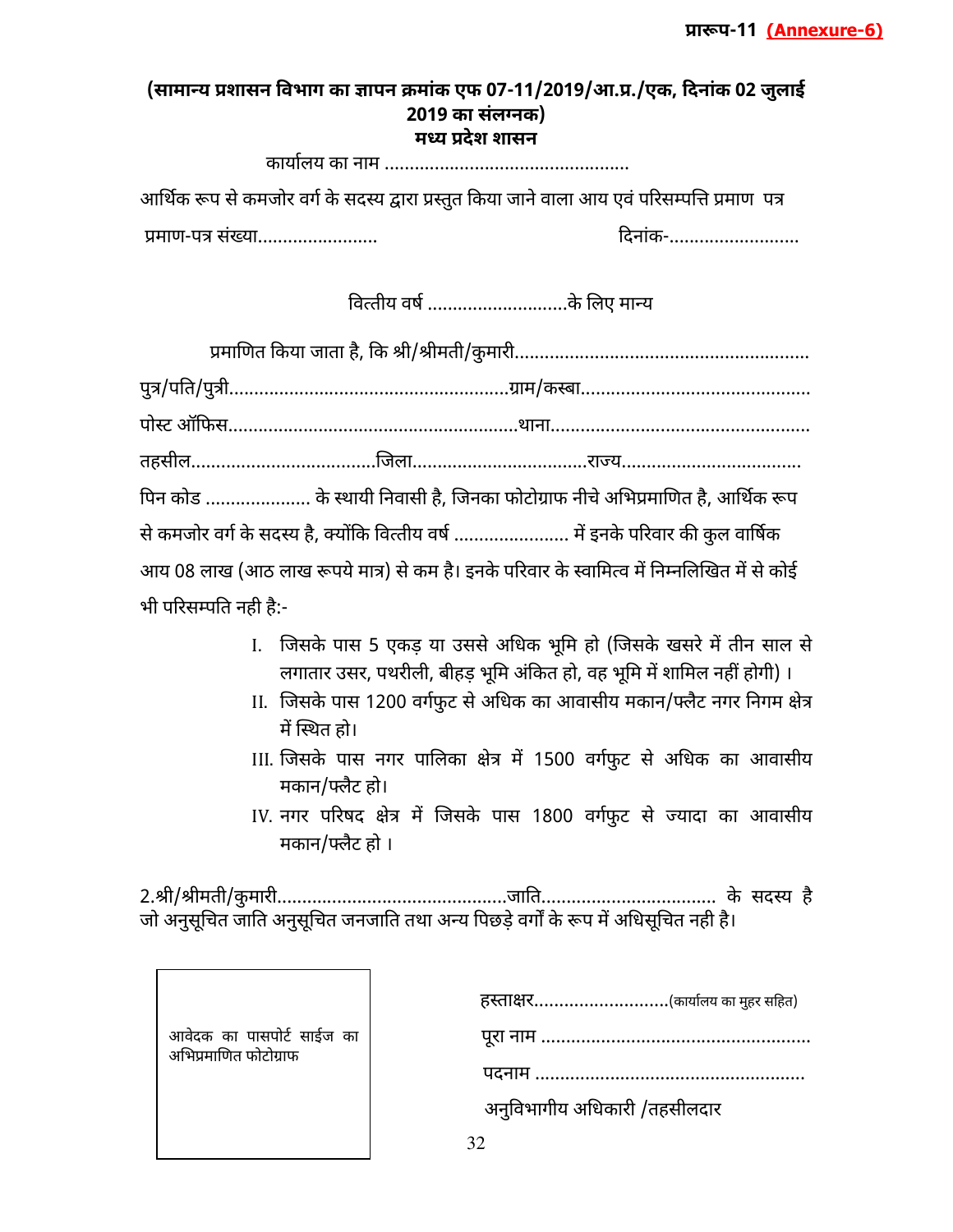**प्रारूप-11 (Annexure-6)**

**(सामान्य प्रशासन विभाग का ज्ञापन क्रमांक एफ 07-11/2019/आ.प्र./एक, दिनांक 02 जुलाई 2019 का संलग्नक)**

**मध्य प्रदेश शासन**

कार्यालय का नाम ..................................................

आर्थिक रूप से कमजोर वर्ग के सदस्य द्वारा प्रस्तुत किया जाने वाला आय एवं परिसम्पत्ति प्रमाण पत्र

प्रमाण-पत्र संख्या........................ दिनांक-..........................

वित्तीय वर्ष ............................के लिए मान्य

प्रमाणित किया जाता है, कि श्री/श्रीमती/कुमारी..........................................................

पुत्र/पति/पुत्री......................................................ग्राम/कस्बा.............................................

पोस्ट ऑफिस........................................................थाना..................................................

तहसील....................................जिला..................................राज्य...................................

पिन कोड .................... के स्थायी निवासी है, जिनका फोटोग्राफ नीचे अभिप्रमाणित है, आर्थिक रूप से कमजोर वर्ग के सदस्य है, क्योंकि वित्तीय वर्ष ...................... में इनके परिवार की कुल वार्षिक आय 08 लाख (आठ लाख रूपये मात्र) से कम है। इनके परिवार के स्वामित्व में निम्नलिखित में से कोई भी परिसम्पति नही है:-

I. जिसके पास 5 एकड़ या उससे अधिक भूमि हो (जिसके खसरे में तीन साल से लगातार उसर, पथरीली, बीहड़ भूमि अंकित हो, वह भूमि में शामिल नहीं होगी) ।
II. जिसके पास 1200 वर्गफुट से अधिक का आवासीय मकान/फ्लैट नगर निगम क्षेत्र में स्थित हो।
III. जिसके पास नगर पालिका क्षेत्र में 1500 वर्गफुट से अधिक का आवासीय मकान/फ्लैट हो।
IV. नगर परिषद क्षेत्र में जिसके पास 1800 वर्गफुट से ज्यादा का आवासीय मकान/फ्लैट हो ।

2.श्री/श्रीमती/कुमारी............................................जाति.................................. के सदस्य है जो अनुसूचित जाति अनुसूचित जनजाति तथा अन्य पिछड़े वर्गों के रूप में अधिसूचित नही है।

आवेदक का पासपोर्ट साईज का अभिप्रमाणित फोटोग्राफ

हस्ताक्षर...........................(कार्यालय का मुहर सहित)

पूरा नाम .....................................................

पदनाम .....................................................

अनुविभागीय अधिकारी /तहसीलदार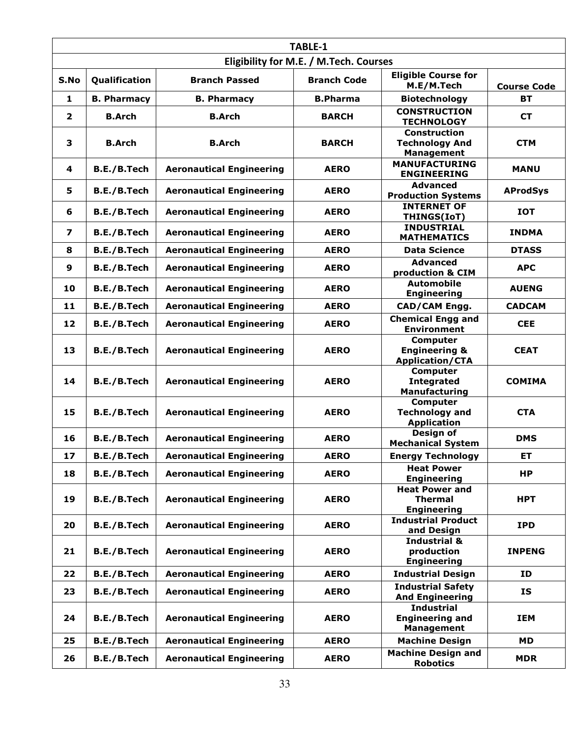**TABLE-1**

**Eligibility for M.E. / M.Tech. Courses**

| S.No | Qualification | Branch Passed | Branch Code | Eligible Course for M.E/M.Tech | Course Code |
|---|---|---|---|---|---|
| 1 | B. Pharmacy | B. Pharmacy | B.Pharma | Biotechnology | BT |
| 2 | B.Arch | B.Arch | BARCH | CONSTRUCTION TECHNOLOGY | CT |
| 3 | B.Arch | B.Arch | BARCH | Construction Technology And Management | CTM |
| 4 | B.E./B.Tech | Aeronautical Engineering | AERO | MANUFACTURING ENGINEERING | MANU |
| 5 | B.E./B.Tech | Aeronautical Engineering | AERO | Advanced Production Systems | AProdSys |
| 6 | B.E./B.Tech | Aeronautical Engineering | AERO | INTERNET OF THINGS(IoT) | IOT |
| 7 | B.E./B.Tech | Aeronautical Engineering | AERO | INDUSTRIAL MATHEMATICS | INDMA |
| 8 | B.E./B.Tech | Aeronautical Engineering | AERO | Data Science | DTASS |
| 9 | B.E./B.Tech | Aeronautical Engineering | AERO | Advanced production & CIM | APC |
| 10 | B.E./B.Tech | Aeronautical Engineering | AERO | Automobile Engineering | AUENG |
| 11 | B.E./B.Tech | Aeronautical Engineering | AERO | CAD/CAM Engg. | CADCAM |
| 12 | B.E./B.Tech | Aeronautical Engineering | AERO | Chemical Engg and Environment | CEE |
| 13 | B.E./B.Tech | Aeronautical Engineering | AERO | Computer Engineering & Application/CTA | CEAT |
| 14 | B.E./B.Tech | Aeronautical Engineering | AERO | Computer Integrated Manufacturing | COMIMA |
| 15 | B.E./B.Tech | Aeronautical Engineering | AERO | Computer Technology and Application | CTA |
| 16 | B.E./B.Tech | Aeronautical Engineering | AERO | Design of Mechanical System | DMS |
| 17 | B.E./B.Tech | Aeronautical Engineering | AERO | Energy Technology | ET |
| 18 | B.E./B.Tech | Aeronautical Engineering | AERO | Heat Power Engineering | HP |
| 19 | B.E./B.Tech | Aeronautical Engineering | AERO | Heat Power and Thermal Engineering | HPT |
| 20 | B.E./B.Tech | Aeronautical Engineering | AERO | Industrial Product and Design | IPD |
| 21 | B.E./B.Tech | Aeronautical Engineering | AERO | Industrial & production Engineering | INPENG |
| 22 | B.E./B.Tech | Aeronautical Engineering | AERO | Industrial Design | ID |
| 23 | B.E./B.Tech | Aeronautical Engineering | AERO | Industrial Safety And Engineering | IS |
| 24 | B.E./B.Tech | Aeronautical Engineering | AERO | Industrial Engineering and Management | IEM |
| 25 | B.E./B.Tech | Aeronautical Engineering | AERO | Machine Design | MD |
| 26 | B.E./B.Tech | Aeronautical Engineering | AERO | Machine Design and Robotics | MDR |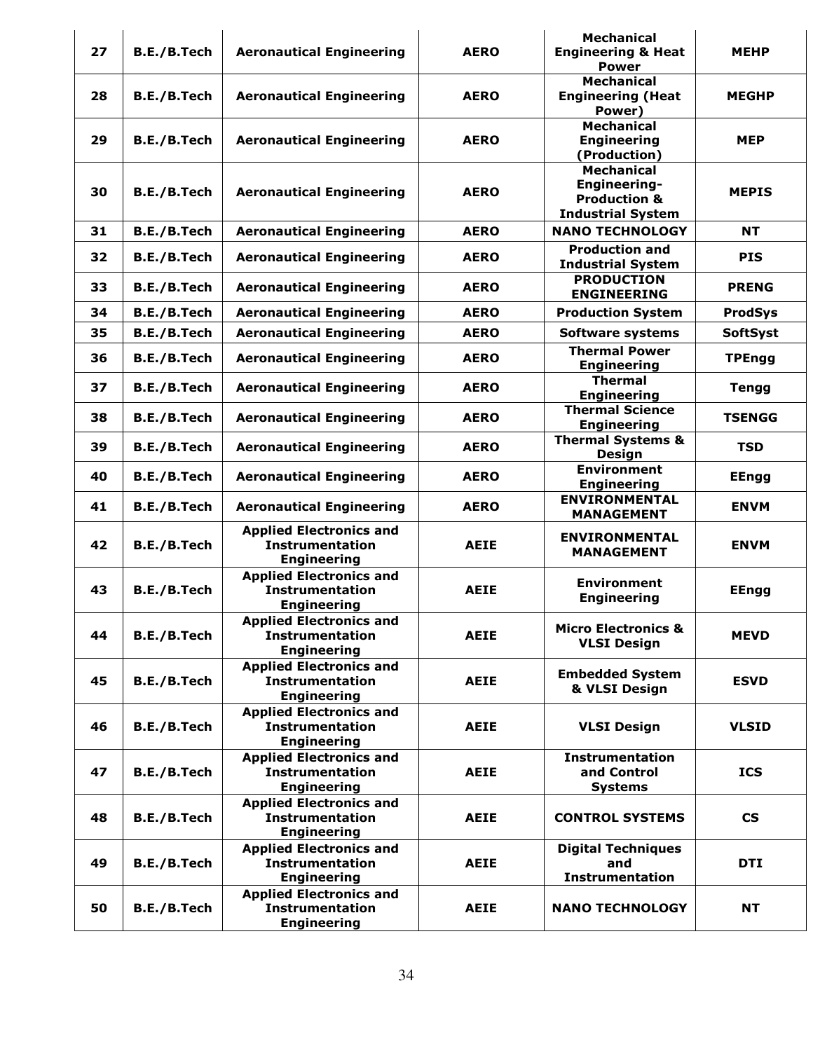| 27 | B.E./B.Tech | Aeronautical Engineering | AERO | Mechanical Engineering & Heat Power | MEHP |
|---|---|---|---|---|---|
| 28 | B.E./B.Tech | Aeronautical Engineering | AERO | Mechanical Engineering (Heat Power) | MEGHP |
| 29 | B.E./B.Tech | Aeronautical Engineering | AERO | Mechanical Engineering (Production) | MEP |
| 30 | B.E./B.Tech | Aeronautical Engineering | AERO | Mechanical Engineering-Production & Industrial System | MEPIS |
| 31 | B.E./B.Tech | Aeronautical Engineering | AERO | NANO TECHNOLOGY | NT |
| 32 | B.E./B.Tech | Aeronautical Engineering | AERO | Production and Industrial System | PIS |
| 33 | B.E./B.Tech | Aeronautical Engineering | AERO | PRODUCTION ENGINEERING | PRENG |
| 34 | B.E./B.Tech | Aeronautical Engineering | AERO | Production System | ProdSys |
| 35 | B.E./B.Tech | Aeronautical Engineering | AERO | Software systems | SoftSyst |
| 36 | B.E./B.Tech | Aeronautical Engineering | AERO | Thermal Power Engineering | TPEngg |
| 37 | B.E./B.Tech | Aeronautical Engineering | AERO | Thermal Engineering | Tengg |
| 38 | B.E./B.Tech | Aeronautical Engineering | AERO | Thermal Science Engineering | TSENGG |
| 39 | B.E./B.Tech | Aeronautical Engineering | AERO | Thermal Systems & Design | TSD |
| 40 | B.E./B.Tech | Aeronautical Engineering | AERO | Environment Engineering | EEngg |
| 41 | B.E./B.Tech | Aeronautical Engineering | AERO | ENVIRONMENTAL MANAGEMENT | ENVM |
| 42 | B.E./B.Tech | Applied Electronics and Instrumentation Engineering | AEIE | ENVIRONMENTAL MANAGEMENT | ENVM |
| 43 | B.E./B.Tech | Applied Electronics and Instrumentation Engineering | AEIE | Environment Engineering | EEngg |
| 44 | B.E./B.Tech | Applied Electronics and Instrumentation Engineering | AEIE | Micro Electronics & VLSI Design | MEVD |
| 45 | B.E./B.Tech | Applied Electronics and Instrumentation Engineering | AEIE | Embedded System & VLSI Design | ESVD |
| 46 | B.E./B.Tech | Applied Electronics and Instrumentation Engineering | AEIE | VLSI Design | VLSID |
| 47 | B.E./B.Tech | Applied Electronics and Instrumentation Engineering | AEIE | Instrumentation and Control Systems | ICS |
| 48 | B.E./B.Tech | Applied Electronics and Instrumentation Engineering | AEIE | CONTROL SYSTEMS | CS |
| 49 | B.E./B.Tech | Applied Electronics and Instrumentation Engineering | AEIE | Digital Techniques and Instrumentation | DTI |
| 50 | B.E./B.Tech | Applied Electronics and Instrumentation Engineering | AEIE | NANO TECHNOLOGY | NT |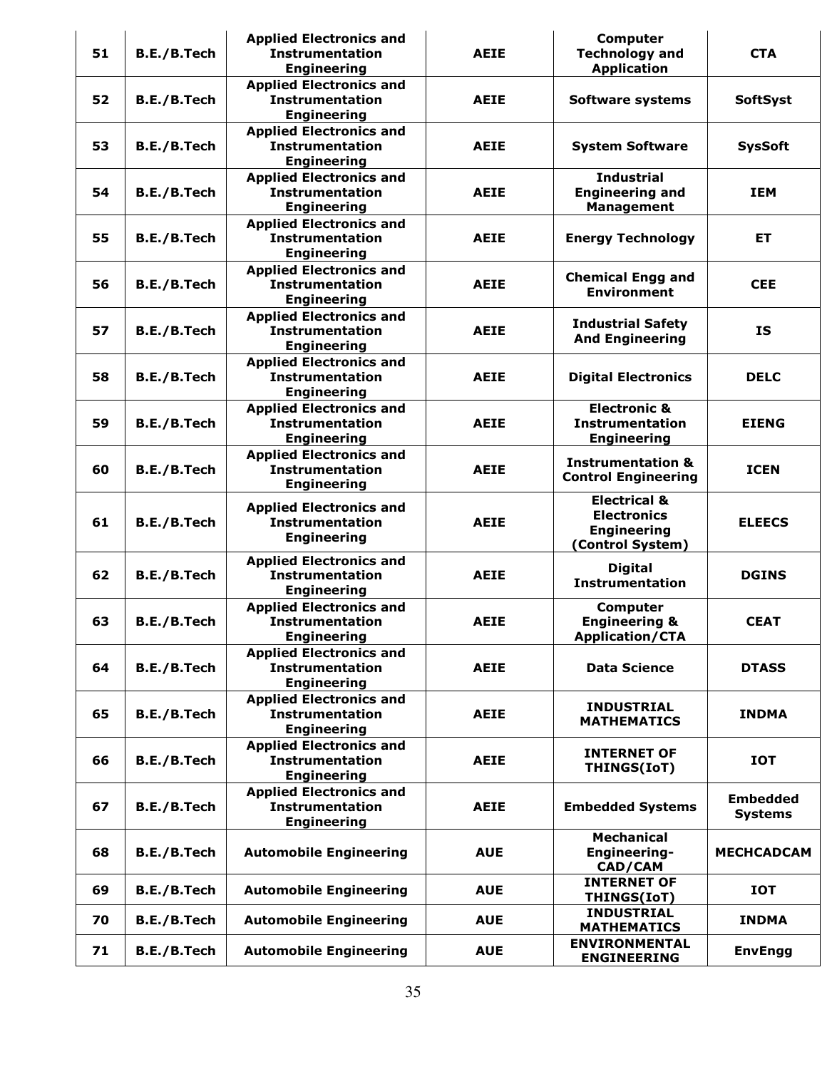| 51 | B.E./B.Tech | Applied Electronics and Instrumentation Engineering | AEIE | Computer Technology and Application | CTA |
|---|---|---|---|---|---|
| 52 | B.E./B.Tech | Applied Electronics and Instrumentation Engineering | AEIE | Software systems | SoftSyst |
| 53 | B.E./B.Tech | Applied Electronics and Instrumentation Engineering | AEIE | System Software | SysSoft |
| 54 | B.E./B.Tech | Applied Electronics and Instrumentation Engineering | AEIE | Industrial Engineering and Management | IEM |
| 55 | B.E./B.Tech | Applied Electronics and Instrumentation Engineering | AEIE | Energy Technology | ET |
| 56 | B.E./B.Tech | Applied Electronics and Instrumentation Engineering | AEIE | Chemical Engg and Environment | CEE |
| 57 | B.E./B.Tech | Applied Electronics and Instrumentation Engineering | AEIE | Industrial Safety And Engineering | IS |
| 58 | B.E./B.Tech | Applied Electronics and Instrumentation Engineering | AEIE | Digital Electronics | DELC |
| 59 | B.E./B.Tech | Applied Electronics and Instrumentation Engineering | AEIE | Electronic & Instrumentation Engineering | EIENG |
| 60 | B.E./B.Tech | Applied Electronics and Instrumentation Engineering | AEIE | Instrumentation & Control Engineering | ICEN |
| 61 | B.E./B.Tech | Applied Electronics and Instrumentation Engineering | AEIE | Electrical & Electronics Engineering (Control System) | ELEECS |
| 62 | B.E./B.Tech | Applied Electronics and Instrumentation Engineering | AEIE | Digital Instrumentation | DGINS |
| 63 | B.E./B.Tech | Applied Electronics and Instrumentation Engineering | AEIE | Computer Engineering & Application/CTA | CEAT |
| 64 | B.E./B.Tech | Applied Electronics and Instrumentation Engineering | AEIE | Data Science | DTASS |
| 65 | B.E./B.Tech | Applied Electronics and Instrumentation Engineering | AEIE | INDUSTRIAL MATHEMATICS | INDMA |
| 66 | B.E./B.Tech | Applied Electronics and Instrumentation Engineering | AEIE | INTERNET OF THINGS(IoT) | IOT |
| 67 | B.E./B.Tech | Applied Electronics and Instrumentation Engineering | AEIE | Embedded Systems | Embedded Systems |
| 68 | B.E./B.Tech | Automobile Engineering | AUE | Mechanical Engineering-CAD/CAM | MECHCADCAM |
| 69 | B.E./B.Tech | Automobile Engineering | AUE | INTERNET OF THINGS(IoT) | IOT |
| 70 | B.E./B.Tech | Automobile Engineering | AUE | INDUSTRIAL MATHEMATICS | INDMA |
| 71 | B.E./B.Tech | Automobile Engineering | AUE | ENVIRONMENTAL ENGINEERING | EnvEngg |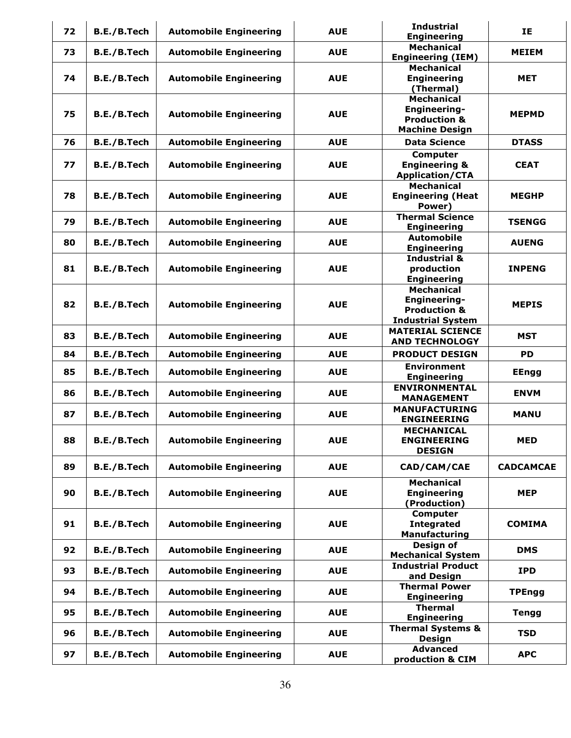| 72 | B.E./B.Tech | Automobile Engineering | AUE | Industrial Engineering | IE |
|---|---|---|---|---|---|
| 73 | B.E./B.Tech | Automobile Engineering | AUE | Mechanical Engineering (IEM) | MEIEM |
| 74 | B.E./B.Tech | Automobile Engineering | AUE | Mechanical Engineering (Thermal) | MET |
| 75 | B.E./B.Tech | Automobile Engineering | AUE | Mechanical Engineering-Production & Machine Design | MEPMD |
| 76 | B.E./B.Tech | Automobile Engineering | AUE | Data Science | DTASS |
| 77 | B.E./B.Tech | Automobile Engineering | AUE | Computer Engineering & Application/CTA | CEAT |
| 78 | B.E./B.Tech | Automobile Engineering | AUE | Mechanical Engineering (Heat Power) | MEGHP |
| 79 | B.E./B.Tech | Automobile Engineering | AUE | Thermal Science Engineering | TSENGG |
| 80 | B.E./B.Tech | Automobile Engineering | AUE | Automobile Engineering | AUENG |
| 81 | B.E./B.Tech | Automobile Engineering | AUE | Industrial & production Engineering | INPENG |
| 82 | B.E./B.Tech | Automobile Engineering | AUE | Mechanical Engineering-Production & Industrial System | MEPIS |
| 83 | B.E./B.Tech | Automobile Engineering | AUE | MATERIAL SCIENCE AND TECHNOLOGY | MST |
| 84 | B.E./B.Tech | Automobile Engineering | AUE | PRODUCT DESIGN | PD |
| 85 | B.E./B.Tech | Automobile Engineering | AUE | Environment Engineering | EEngg |
| 86 | B.E./B.Tech | Automobile Engineering | AUE | ENVIRONMENTAL MANAGEMENT | ENVM |
| 87 | B.E./B.Tech | Automobile Engineering | AUE | MANUFACTURING ENGINEERING | MANU |
| 88 | B.E./B.Tech | Automobile Engineering | AUE | MECHANICAL ENGINEERING DESIGN | MED |
| 89 | B.E./B.Tech | Automobile Engineering | AUE | CAD/CAM/CAE | CADCAMCAE |
| 90 | B.E./B.Tech | Automobile Engineering | AUE | Mechanical Engineering (Production) | MEP |
| 91 | B.E./B.Tech | Automobile Engineering | AUE | Computer Integrated Manufacturing | COMIMA |
| 92 | B.E./B.Tech | Automobile Engineering | AUE | Design of Mechanical System | DMS |
| 93 | B.E./B.Tech | Automobile Engineering | AUE | Industrial Product and Design | IPD |
| 94 | B.E./B.Tech | Automobile Engineering | AUE | Thermal Power Engineering | TPEngg |
| 95 | B.E./B.Tech | Automobile Engineering | AUE | Thermal Engineering | Tengg |
| 96 | B.E./B.Tech | Automobile Engineering | AUE | Thermal Systems & Design | TSD |
| 97 | B.E./B.Tech | Automobile Engineering | AUE | Advanced production & CIM | APC |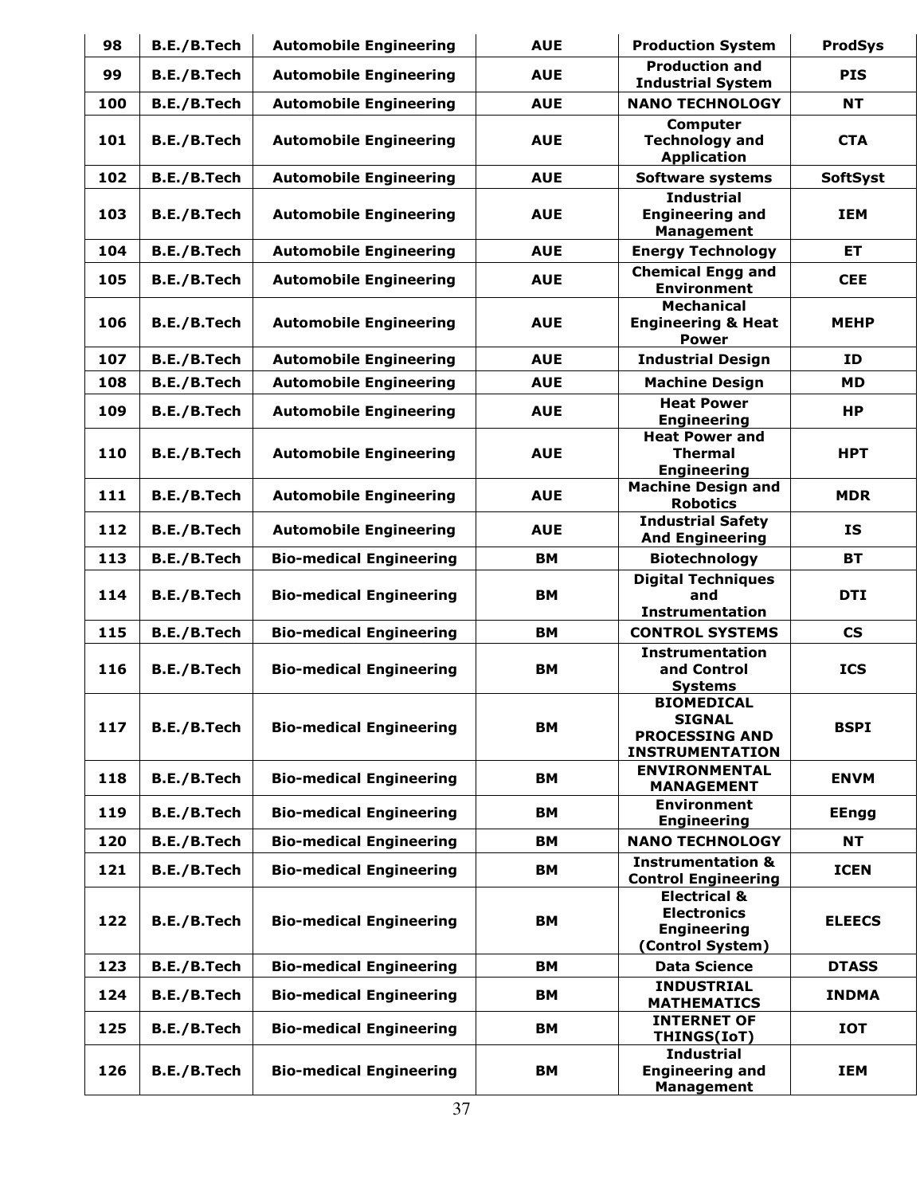| 98 | B.E./B.Tech | Automobile Engineering | AUE | Production System | ProdSys |
|---|---|---|---|---|---|
| 99 | B.E./B.Tech | Automobile Engineering | AUE | Production and Industrial System | PIS |
| 100 | B.E./B.Tech | Automobile Engineering | AUE | NANO TECHNOLOGY | NT |
| 101 | B.E./B.Tech | Automobile Engineering | AUE | Computer Technology and Application | CTA |
| 102 | B.E./B.Tech | Automobile Engineering | AUE | Software systems | SoftSyst |
| 103 | B.E./B.Tech | Automobile Engineering | AUE | Industrial Engineering and Management | IEM |
| 104 | B.E./B.Tech | Automobile Engineering | AUE | Energy Technology | ET |
| 105 | B.E./B.Tech | Automobile Engineering | AUE | Chemical Engg and Environment | CEE |
| 106 | B.E./B.Tech | Automobile Engineering | AUE | Mechanical Engineering & Heat Power | MEHP |
| 107 | B.E./B.Tech | Automobile Engineering | AUE | Industrial Design | ID |
| 108 | B.E./B.Tech | Automobile Engineering | AUE | Machine Design | MD |
| 109 | B.E./B.Tech | Automobile Engineering | AUE | Heat Power Engineering | HP |
| 110 | B.E./B.Tech | Automobile Engineering | AUE | Heat Power and Thermal Engineering | HPT |
| 111 | B.E./B.Tech | Automobile Engineering | AUE | Machine Design and Robotics | MDR |
| 112 | B.E./B.Tech | Automobile Engineering | AUE | Industrial Safety And Engineering | IS |
| 113 | B.E./B.Tech | Bio-medical Engineering | BM | Biotechnology | BT |
| 114 | B.E./B.Tech | Bio-medical Engineering | BM | Digital Techniques and Instrumentation | DTI |
| 115 | B.E./B.Tech | Bio-medical Engineering | BM | CONTROL SYSTEMS | CS |
| 116 | B.E./B.Tech | Bio-medical Engineering | BM | Instrumentation and Control Systems | ICS |
| 117 | B.E./B.Tech | Bio-medical Engineering | BM | BIOMEDICAL SIGNAL PROCESSING AND INSTRUMENTATION | BSPI |
| 118 | B.E./B.Tech | Bio-medical Engineering | BM | ENVIRONMENTAL MANAGEMENT | ENVM |
| 119 | B.E./B.Tech | Bio-medical Engineering | BM | Environment Engineering | EEngg |
| 120 | B.E./B.Tech | Bio-medical Engineering | BM | NANO TECHNOLOGY | NT |
| 121 | B.E./B.Tech | Bio-medical Engineering | BM | Instrumentation & Control Engineering | ICEN |
| 122 | B.E./B.Tech | Bio-medical Engineering | BM | Electrical & Electronics Engineering (Control System) | ELEECS |
| 123 | B.E./B.Tech | Bio-medical Engineering | BM | Data Science | DTASS |
| 124 | B.E./B.Tech | Bio-medical Engineering | BM | INDUSTRIAL MATHEMATICS | INDMA |
| 125 | B.E./B.Tech | Bio-medical Engineering | BM | INTERNET OF THINGS(IoT) | IOT |
| 126 | B.E./B.Tech | Bio-medical Engineering | BM | Industrial Engineering and Management | IEM |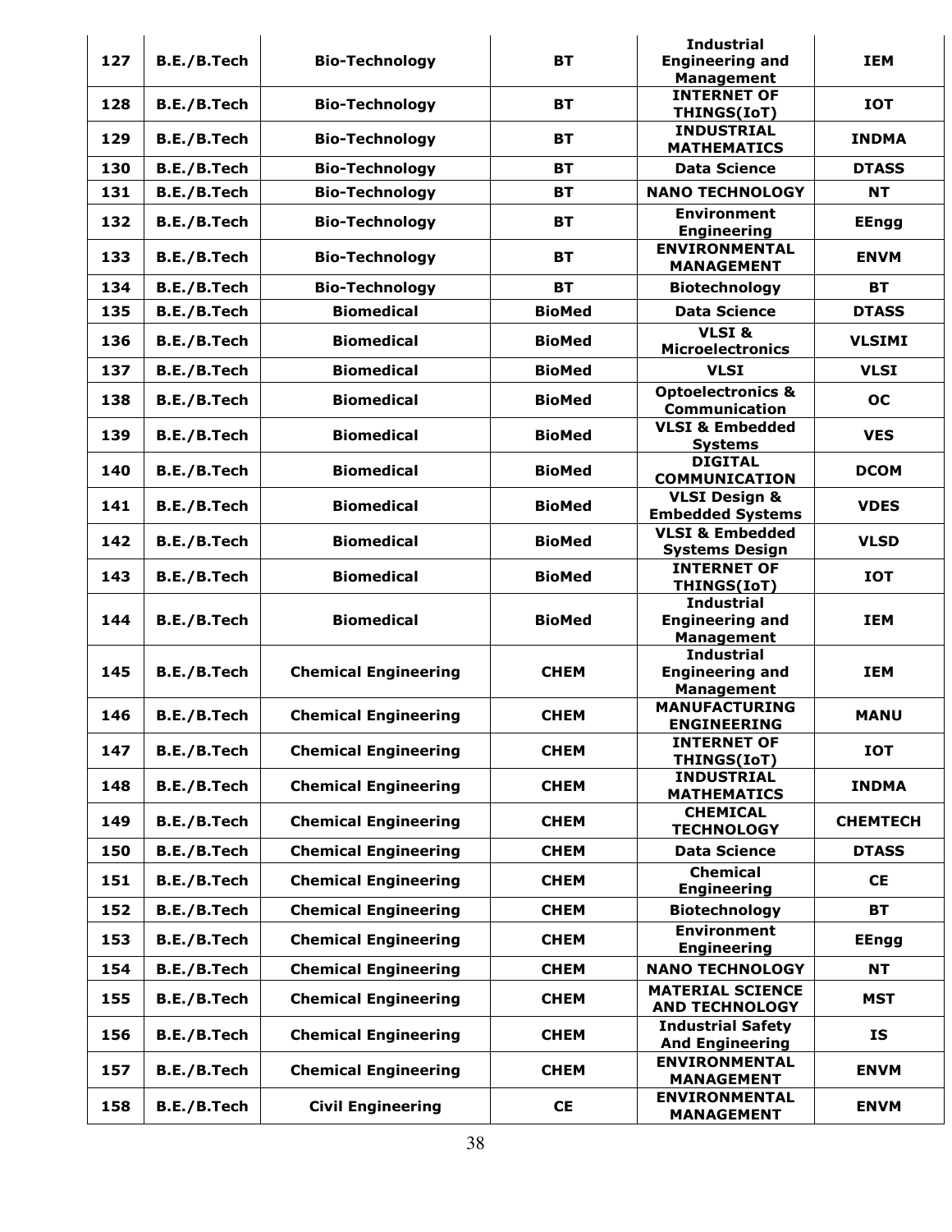| 127 | B.E./B.Tech | Bio-Technology | BT | Industrial Engineering and Management | IEM |
|---|---|---|---|---|---|
| 128 | B.E./B.Tech | Bio-Technology | BT | INTERNET OF THINGS(IoT) | IOT |
| 129 | B.E./B.Tech | Bio-Technology | BT | INDUSTRIAL MATHEMATICS | INDMA |
| 130 | B.E./B.Tech | Bio-Technology | BT | Data Science | DTASS |
| 131 | B.E./B.Tech | Bio-Technology | BT | NANO TECHNOLOGY | NT |
| 132 | B.E./B.Tech | Bio-Technology | BT | Environment Engineering | EEngg |
| 133 | B.E./B.Tech | Bio-Technology | BT | ENVIRONMENTAL MANAGEMENT | ENVM |
| 134 | B.E./B.Tech | Bio-Technology | BT | Biotechnology | BT |
| 135 | B.E./B.Tech | Biomedical | BioMed | Data Science | DTASS |
| 136 | B.E./B.Tech | Biomedical | BioMed | VLSI & Microelectronics | VLSIMI |
| 137 | B.E./B.Tech | Biomedical | BioMed | VLSI | VLSI |
| 138 | B.E./B.Tech | Biomedical | BioMed | Optoelectronics & Communication | OC |
| 139 | B.E./B.Tech | Biomedical | BioMed | VLSI & Embedded Systems | VES |
| 140 | B.E./B.Tech | Biomedical | BioMed | DIGITAL COMMUNICATION | DCOM |
| 141 | B.E./B.Tech | Biomedical | BioMed | VLSI Design & Embedded Systems | VDES |
| 142 | B.E./B.Tech | Biomedical | BioMed | VLSI & Embedded Systems Design | VLSD |
| 143 | B.E./B.Tech | Biomedical | BioMed | INTERNET OF THINGS(IoT) | IOT |
| 144 | B.E./B.Tech | Biomedical | BioMed | Industrial Engineering and Management | IEM |
| 145 | B.E./B.Tech | Chemical Engineering | CHEM | Industrial Engineering and Management | IEM |
| 146 | B.E./B.Tech | Chemical Engineering | CHEM | MANUFACTURING ENGINEERING | MANU |
| 147 | B.E./B.Tech | Chemical Engineering | CHEM | INTERNET OF THINGS(IoT) | IOT |
| 148 | B.E./B.Tech | Chemical Engineering | CHEM | INDUSTRIAL MATHEMATICS | INDMA |
| 149 | B.E./B.Tech | Chemical Engineering | CHEM | CHEMICAL TECHNOLOGY | CHEMTECH |
| 150 | B.E./B.Tech | Chemical Engineering | CHEM | Data Science | DTASS |
| 151 | B.E./B.Tech | Chemical Engineering | CHEM | Chemical Engineering | CE |
| 152 | B.E./B.Tech | Chemical Engineering | CHEM | Biotechnology | BT |
| 153 | B.E./B.Tech | Chemical Engineering | CHEM | Environment Engineering | EEngg |
| 154 | B.E./B.Tech | Chemical Engineering | CHEM | NANO TECHNOLOGY | NT |
| 155 | B.E./B.Tech | Chemical Engineering | CHEM | MATERIAL SCIENCE AND TECHNOLOGY | MST |
| 156 | B.E./B.Tech | Chemical Engineering | CHEM | Industrial Safety And Engineering | IS |
| 157 | B.E./B.Tech | Chemical Engineering | CHEM | ENVIRONMENTAL MANAGEMENT | ENVM |
| 158 | B.E./B.Tech | Civil Engineering | CE | ENVIRONMENTAL MANAGEMENT | ENVM |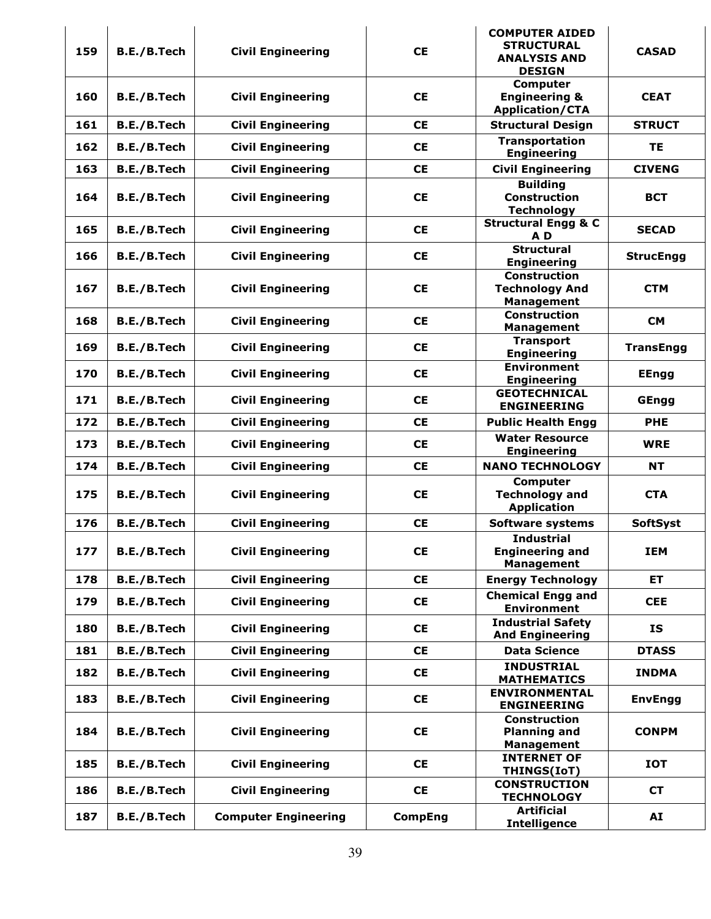| 159 | B.E./B.Tech | Civil Engineering | CE | COMPUTER AIDED STRUCTURAL ANALYSIS AND DESIGN | CASAD |
|---|---|---|---|---|---|
| 160 | B.E./B.Tech | Civil Engineering | CE | Computer Engineering & Application/CTA | CEAT |
| 161 | B.E./B.Tech | Civil Engineering | CE | Structural Design | STRUCT |
| 162 | B.E./B.Tech | Civil Engineering | CE | Transportation Engineering | TE |
| 163 | B.E./B.Tech | Civil Engineering | CE | Civil Engineering | CIVENG |
| 164 | B.E./B.Tech | Civil Engineering | CE | Building Construction Technology | BCT |
| 165 | B.E./B.Tech | Civil Engineering | CE | Structural Engg & C A D | SECAD |
| 166 | B.E./B.Tech | Civil Engineering | CE | Structural Engineering | StrucEngg |
| 167 | B.E./B.Tech | Civil Engineering | CE | Construction Technology And Management | CTM |
| 168 | B.E./B.Tech | Civil Engineering | CE | Construction Management | CM |
| 169 | B.E./B.Tech | Civil Engineering | CE | Transport Engineering | TransEngg |
| 170 | B.E./B.Tech | Civil Engineering | CE | Environment Engineering | EEngg |
| 171 | B.E./B.Tech | Civil Engineering | CE | GEOTECHNICAL ENGINEERING | GEngg |
| 172 | B.E./B.Tech | Civil Engineering | CE | Public Health Engg | PHE |
| 173 | B.E./B.Tech | Civil Engineering | CE | Water Resource Engineering | WRE |
| 174 | B.E./B.Tech | Civil Engineering | CE | NANO TECHNOLOGY | NT |
| 175 | B.E./B.Tech | Civil Engineering | CE | Computer Technology and Application | CTA |
| 176 | B.E./B.Tech | Civil Engineering | CE | Software systems | SoftSyst |
| 177 | B.E./B.Tech | Civil Engineering | CE | Industrial Engineering and Management | IEM |
| 178 | B.E./B.Tech | Civil Engineering | CE | Energy Technology | ET |
| 179 | B.E./B.Tech | Civil Engineering | CE | Chemical Engg and Environment | CEE |
| 180 | B.E./B.Tech | Civil Engineering | CE | Industrial Safety And Engineering | IS |
| 181 | B.E./B.Tech | Civil Engineering | CE | Data Science | DTASS |
| 182 | B.E./B.Tech | Civil Engineering | CE | INDUSTRIAL MATHEMATICS | INDMA |
| 183 | B.E./B.Tech | Civil Engineering | CE | ENVIRONMENTAL ENGINEERING | EnvEngg |
| 184 | B.E./B.Tech | Civil Engineering | CE | Construction Planning and Management | CONPM |
| 185 | B.E./B.Tech | Civil Engineering | CE | INTERNET OF THINGS(IoT) | IOT |
| 186 | B.E./B.Tech | Civil Engineering | CE | CONSTRUCTION TECHNOLOGY | CT |
| 187 | B.E./B.Tech | Computer Engineering | CompEng | Artificial Intelligence | AI |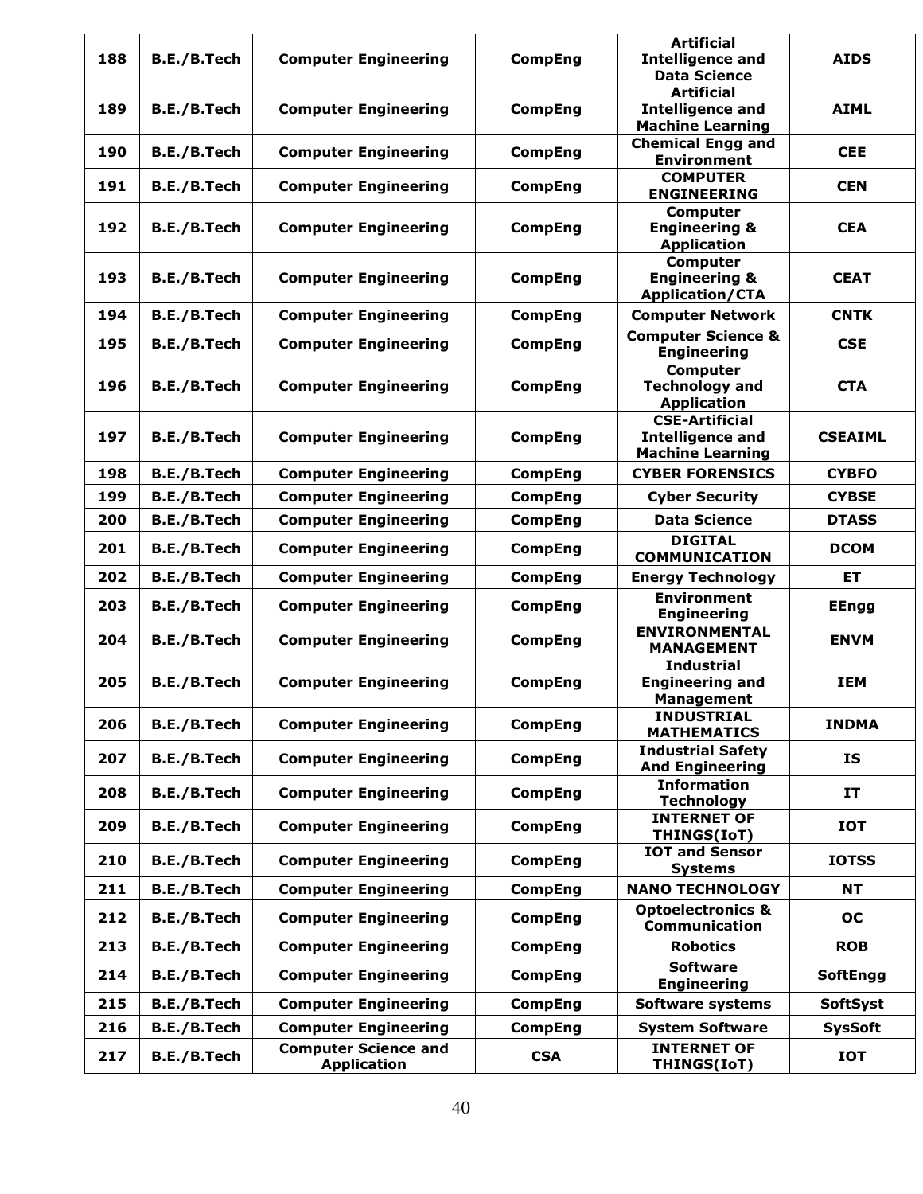| 188 | B.E./B.Tech | Computer Engineering | CompEng | Artificial Intelligence and Data Science | AIDS |
|---|---|---|---|---|---|
| 189 | B.E./B.Tech | Computer Engineering | CompEng | Artificial Intelligence and Machine Learning | AIML |
| 190 | B.E./B.Tech | Computer Engineering | CompEng | Chemical Engg and Environment | CEE |
| 191 | B.E./B.Tech | Computer Engineering | CompEng | COMPUTER ENGINEERING | CEN |
| 192 | B.E./B.Tech | Computer Engineering | CompEng | Computer Engineering & Application | CEA |
| 193 | B.E./B.Tech | Computer Engineering | CompEng | Computer Engineering & Application/CTA | CEAT |
| 194 | B.E./B.Tech | Computer Engineering | CompEng | Computer Network | CNTK |
| 195 | B.E./B.Tech | Computer Engineering | CompEng | Computer Science & Engineering | CSE |
| 196 | B.E./B.Tech | Computer Engineering | CompEng | Computer Technology and Application | CTA |
| 197 | B.E./B.Tech | Computer Engineering | CompEng | CSE-Artificial Intelligence and Machine Learning | CSEAIML |
| 198 | B.E./B.Tech | Computer Engineering | CompEng | CYBER FORENSICS | CYBFO |
| 199 | B.E./B.Tech | Computer Engineering | CompEng | Cyber Security | CYBSE |
| 200 | B.E./B.Tech | Computer Engineering | CompEng | Data Science | DTASS |
| 201 | B.E./B.Tech | Computer Engineering | CompEng | DIGITAL COMMUNICATION | DCOM |
| 202 | B.E./B.Tech | Computer Engineering | CompEng | Energy Technology | ET |
| 203 | B.E./B.Tech | Computer Engineering | CompEng | Environment Engineering | EEngg |
| 204 | B.E./B.Tech | Computer Engineering | CompEng | ENVIRONMENTAL MANAGEMENT | ENVM |
| 205 | B.E./B.Tech | Computer Engineering | CompEng | Industrial Engineering and Management | IEM |
| 206 | B.E./B.Tech | Computer Engineering | CompEng | INDUSTRIAL MATHEMATICS | INDMA |
| 207 | B.E./B.Tech | Computer Engineering | CompEng | Industrial Safety And Engineering | IS |
| 208 | B.E./B.Tech | Computer Engineering | CompEng | Information Technology | IT |
| 209 | B.E./B.Tech | Computer Engineering | CompEng | INTERNET OF THINGS(IoT) | IOT |
| 210 | B.E./B.Tech | Computer Engineering | CompEng | IOT and Sensor Systems | IOTSS |
| 211 | B.E./B.Tech | Computer Engineering | CompEng | NANO TECHNOLOGY | NT |
| 212 | B.E./B.Tech | Computer Engineering | CompEng | Optoelectronics & Communication | OC |
| 213 | B.E./B.Tech | Computer Engineering | CompEng | Robotics | ROB |
| 214 | B.E./B.Tech | Computer Engineering | CompEng | Software Engineering | SoftEngg |
| 215 | B.E./B.Tech | Computer Engineering | CompEng | Software systems | SoftSyst |
| 216 | B.E./B.Tech | Computer Engineering | CompEng | System Software | SysSoft |
| 217 | B.E./B.Tech | Computer Science and Application | CSA | INTERNET OF THINGS(IoT) | IOT |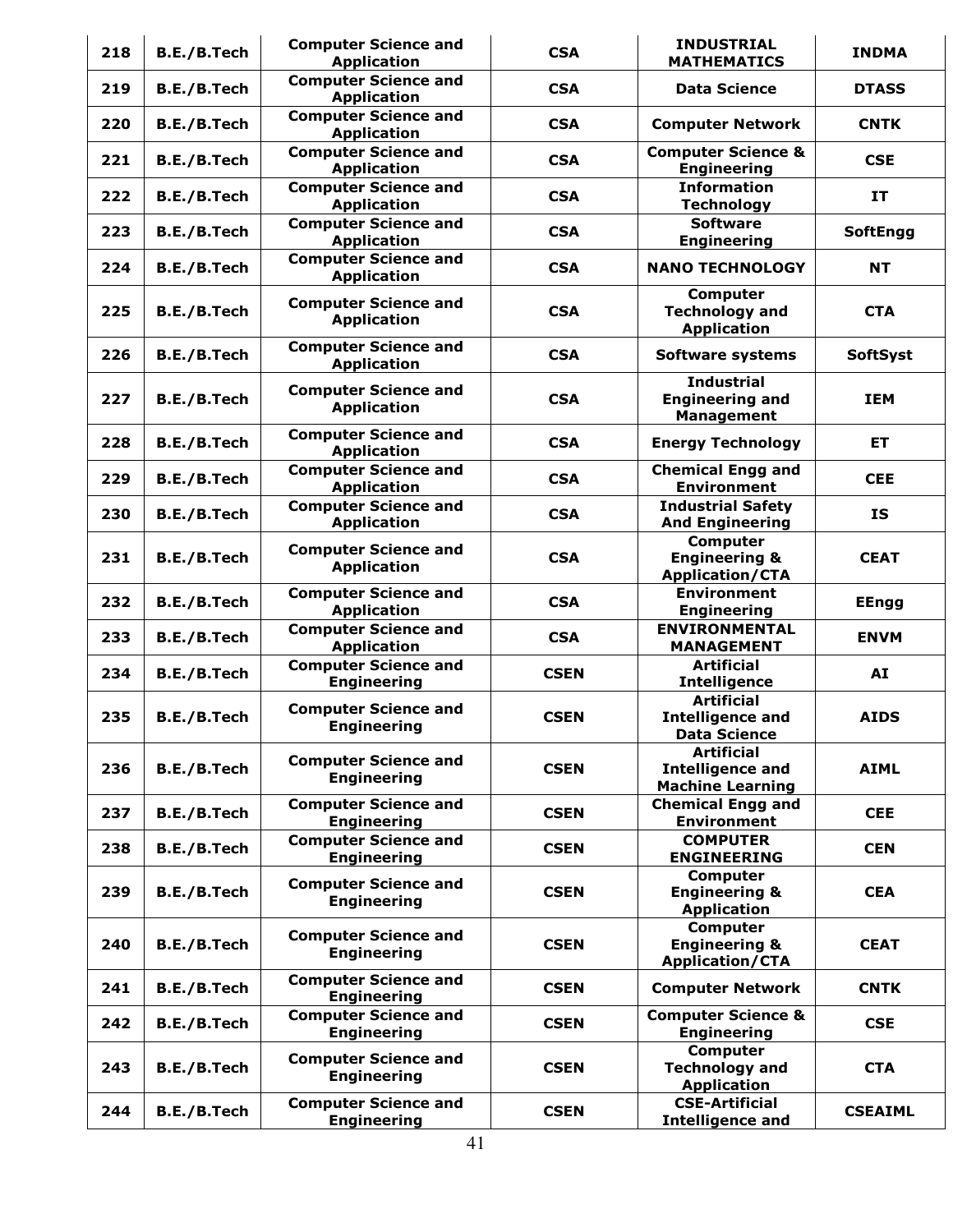| 218 | B.E./B.Tech | Computer Science and Application | CSA | INDUSTRIAL MATHEMATICS | INDMA |
|---|---|---|---|---|---|
| 219 | B.E./B.Tech | Computer Science and Application | CSA | Data Science | DTASS |
| 220 | B.E./B.Tech | Computer Science and Application | CSA | Computer Network | CNTK |
| 221 | B.E./B.Tech | Computer Science and Application | CSA | Computer Science & Engineering | CSE |
| 222 | B.E./B.Tech | Computer Science and Application | CSA | Information Technology | IT |
| 223 | B.E./B.Tech | Computer Science and Application | CSA | Software Engineering | SoftEngg |
| 224 | B.E./B.Tech | Computer Science and Application | CSA | NANO TECHNOLOGY | NT |
| 225 | B.E./B.Tech | Computer Science and Application | CSA | Computer Technology and Application | CTA |
| 226 | B.E./B.Tech | Computer Science and Application | CSA | Software systems | SoftSyst |
| 227 | B.E./B.Tech | Computer Science and Application | CSA | Industrial Engineering and Management | IEM |
| 228 | B.E./B.Tech | Computer Science and Application | CSA | Energy Technology | ET |
| 229 | B.E./B.Tech | Computer Science and Application | CSA | Chemical Engg and Environment | CEE |
| 230 | B.E./B.Tech | Computer Science and Application | CSA | Industrial Safety And Engineering | IS |
| 231 | B.E./B.Tech | Computer Science and Application | CSA | Computer Engineering & Application/CTA | CEAT |
| 232 | B.E./B.Tech | Computer Science and Application | CSA | Environment Engineering | EEngg |
| 233 | B.E./B.Tech | Computer Science and Application | CSA | ENVIRONMENTAL MANAGEMENT | ENVM |
| 234 | B.E./B.Tech | Computer Science and Engineering | CSEN | Artificial Intelligence | AI |
| 235 | B.E./B.Tech | Computer Science and Engineering | CSEN | Artificial Intelligence and Data Science | AIDS |
| 236 | B.E./B.Tech | Computer Science and Engineering | CSEN | Artificial Intelligence and Machine Learning | AIML |
| 237 | B.E./B.Tech | Computer Science and Engineering | CSEN | Chemical Engg and Environment | CEE |
| 238 | B.E./B.Tech | Computer Science and Engineering | CSEN | COMPUTER ENGINEERING | CEN |
| 239 | B.E./B.Tech | Computer Science and Engineering | CSEN | Computer Engineering & Application | CEA |
| 240 | B.E./B.Tech | Computer Science and Engineering | CSEN | Computer Engineering & Application/CTA | CEAT |
| 241 | B.E./B.Tech | Computer Science and Engineering | CSEN | Computer Network | CNTK |
| 242 | B.E./B.Tech | Computer Science and Engineering | CSEN | Computer Science & Engineering | CSE |
| 243 | B.E./B.Tech | Computer Science and Engineering | CSEN | Computer Technology and Application | CTA |
| 244 | B.E./B.Tech | Computer Science and Engineering | CSEN | CSE-Artificial Intelligence and | CSEAIML |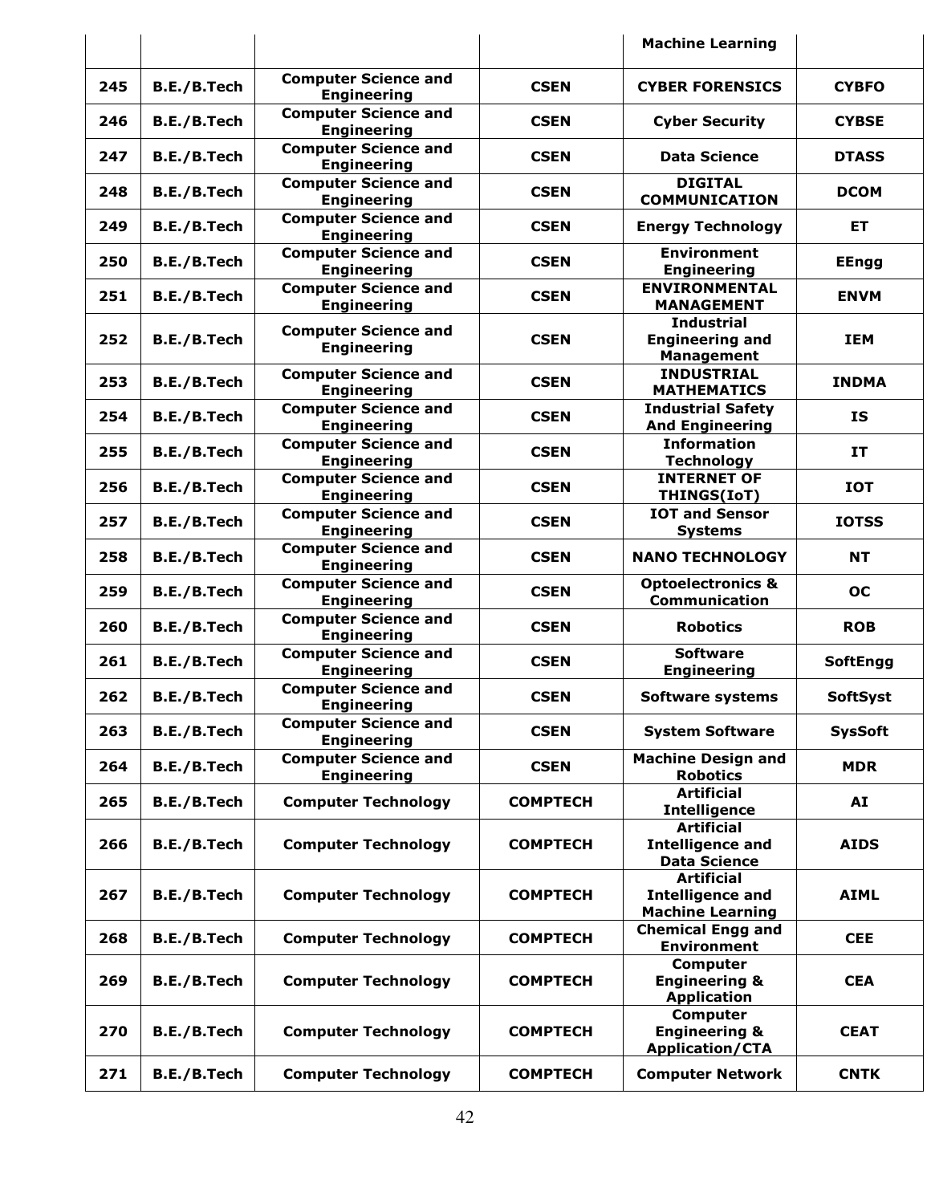| | | | | Machine Learning | |
|---|---|---|---|---|---|
| 245 | B.E./B.Tech | Computer Science and Engineering | CSEN | CYBER FORENSICS | CYBFO |
| 246 | B.E./B.Tech | Computer Science and Engineering | CSEN | Cyber Security | CYBSE |
| 247 | B.E./B.Tech | Computer Science and Engineering | CSEN | Data Science | DTASS |
| 248 | B.E./B.Tech | Computer Science and Engineering | CSEN | DIGITAL COMMUNICATION | DCOM |
| 249 | B.E./B.Tech | Computer Science and Engineering | CSEN | Energy Technology | ET |
| 250 | B.E./B.Tech | Computer Science and Engineering | CSEN | Environment Engineering | EEngg |
| 251 | B.E./B.Tech | Computer Science and Engineering | CSEN | ENVIRONMENTAL MANAGEMENT | ENVM |
| 252 | B.E./B.Tech | Computer Science and Engineering | CSEN | Industrial Engineering and Management | IEM |
| 253 | B.E./B.Tech | Computer Science and Engineering | CSEN | INDUSTRIAL MATHEMATICS | INDMA |
| 254 | B.E./B.Tech | Computer Science and Engineering | CSEN | Industrial Safety And Engineering | IS |
| 255 | B.E./B.Tech | Computer Science and Engineering | CSEN | Information Technology | IT |
| 256 | B.E./B.Tech | Computer Science and Engineering | CSEN | INTERNET OF THINGS(IoT) | IOT |
| 257 | B.E./B.Tech | Computer Science and Engineering | CSEN | IOT and Sensor Systems | IOTSS |
| 258 | B.E./B.Tech | Computer Science and Engineering | CSEN | NANO TECHNOLOGY | NT |
| 259 | B.E./B.Tech | Computer Science and Engineering | CSEN | Optoelectronics & Communication | OC |
| 260 | B.E./B.Tech | Computer Science and Engineering | CSEN | Robotics | ROB |
| 261 | B.E./B.Tech | Computer Science and Engineering | CSEN | Software Engineering | SoftEngg |
| 262 | B.E./B.Tech | Computer Science and Engineering | CSEN | Software systems | SoftSyst |
| 263 | B.E./B.Tech | Computer Science and Engineering | CSEN | System Software | SysSoft |
| 264 | B.E./B.Tech | Computer Science and Engineering | CSEN | Machine Design and Robotics | MDR |
| 265 | B.E./B.Tech | Computer Technology | COMPTECH | Artificial Intelligence | AI |
| 266 | B.E./B.Tech | Computer Technology | COMPTECH | Artificial Intelligence and Data Science | AIDS |
| 267 | B.E./B.Tech | Computer Technology | COMPTECH | Artificial Intelligence and Machine Learning | AIML |
| 268 | B.E./B.Tech | Computer Technology | COMPTECH | Chemical Engg and Environment | CEE |
| 269 | B.E./B.Tech | Computer Technology | COMPTECH | Computer Engineering & Application | CEA |
| 270 | B.E./B.Tech | Computer Technology | COMPTECH | Computer Engineering & Application/CTA | CEAT |
| 271 | B.E./B.Tech | Computer Technology | COMPTECH | Computer Network | CNTK |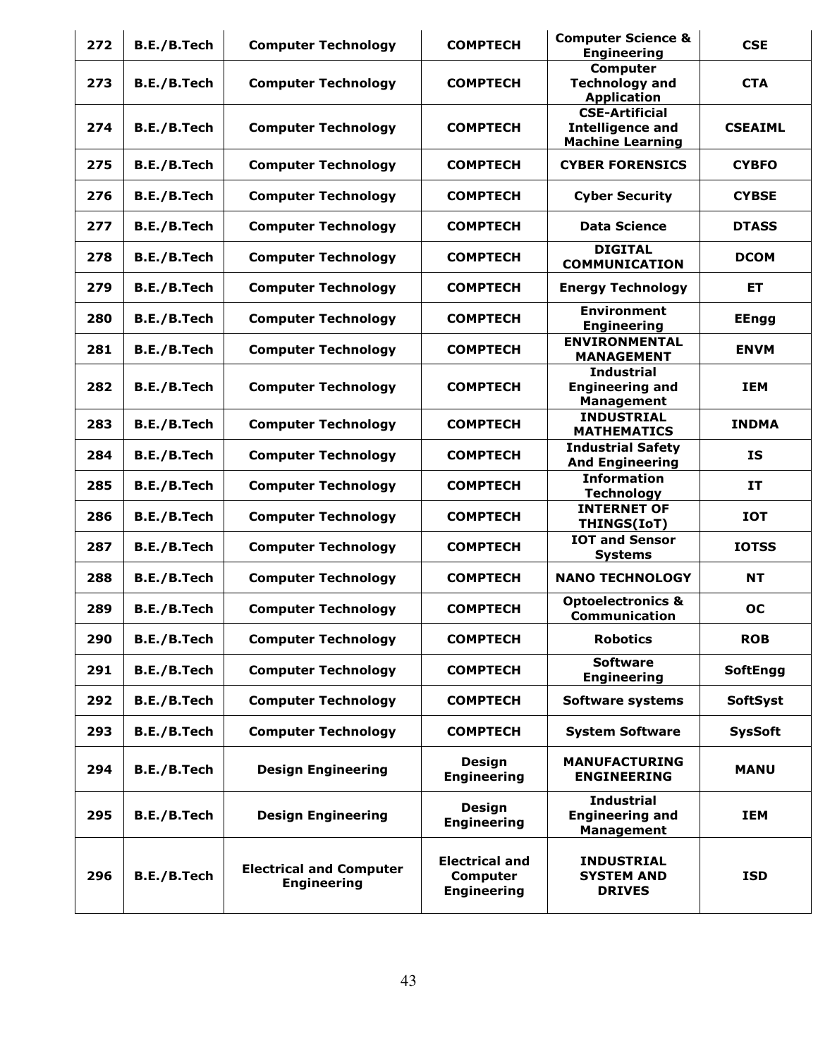| 272 | B.E./B.Tech | Computer Technology | COMPTECH | Computer Science & Engineering | CSE |
|---|---|---|---|---|---|
| 273 | B.E./B.Tech | Computer Technology | COMPTECH | Computer Technology and Application | CTA |
| 274 | B.E./B.Tech | Computer Technology | COMPTECH | CSE-Artificial Intelligence and Machine Learning | CSEAIML |
| 275 | B.E./B.Tech | Computer Technology | COMPTECH | CYBER FORENSICS | CYBFO |
| 276 | B.E./B.Tech | Computer Technology | COMPTECH | Cyber Security | CYBSE |
| 277 | B.E./B.Tech | Computer Technology | COMPTECH | Data Science | DTASS |
| 278 | B.E./B.Tech | Computer Technology | COMPTECH | DIGITAL COMMUNICATION | DCOM |
| 279 | B.E./B.Tech | Computer Technology | COMPTECH | Energy Technology | ET |
| 280 | B.E./B.Tech | Computer Technology | COMPTECH | Environment Engineering | EEngg |
| 281 | B.E./B.Tech | Computer Technology | COMPTECH | ENVIRONMENTAL MANAGEMENT | ENVM |
| 282 | B.E./B.Tech | Computer Technology | COMPTECH | Industrial Engineering and Management | IEM |
| 283 | B.E./B.Tech | Computer Technology | COMPTECH | INDUSTRIAL MATHEMATICS | INDMA |
| 284 | B.E./B.Tech | Computer Technology | COMPTECH | Industrial Safety And Engineering | IS |
| 285 | B.E./B.Tech | Computer Technology | COMPTECH | Information Technology | IT |
| 286 | B.E./B.Tech | Computer Technology | COMPTECH | INTERNET OF THINGS(IoT) | IOT |
| 287 | B.E./B.Tech | Computer Technology | COMPTECH | IOT and Sensor Systems | IOTSS |
| 288 | B.E./B.Tech | Computer Technology | COMPTECH | NANO TECHNOLOGY | NT |
| 289 | B.E./B.Tech | Computer Technology | COMPTECH | Optoelectronics & Communication | OC |
| 290 | B.E./B.Tech | Computer Technology | COMPTECH | Robotics | ROB |
| 291 | B.E./B.Tech | Computer Technology | COMPTECH | Software Engineering | SoftEngg |
| 292 | B.E./B.Tech | Computer Technology | COMPTECH | Software systems | SoftSyst |
| 293 | B.E./B.Tech | Computer Technology | COMPTECH | System Software | SysSoft |
| 294 | B.E./B.Tech | Design Engineering | Design Engineering | MANUFACTURING ENGINEERING | MANU |
| 295 | B.E./B.Tech | Design Engineering | Design Engineering | Industrial Engineering and Management | IEM |
| 296 | B.E./B.Tech | Electrical and Computer Engineering | Electrical and Computer Engineering | INDUSTRIAL SYSTEM AND DRIVES | ISD |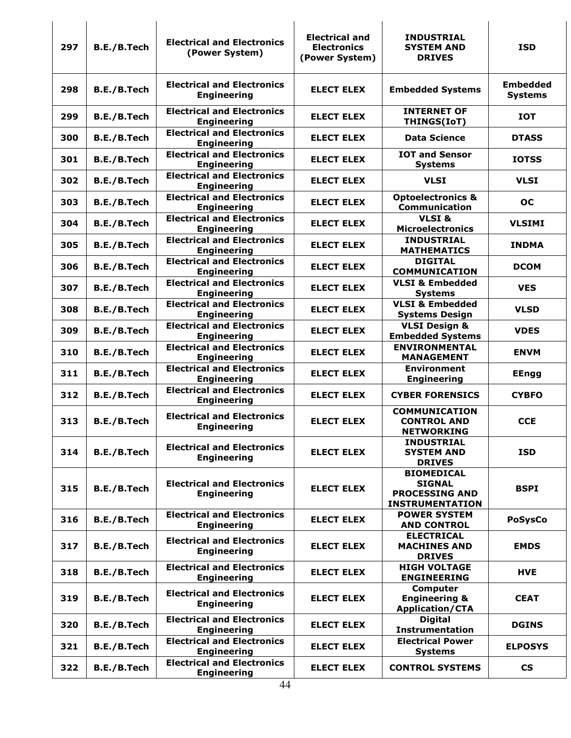| 297 | B.E./B.Tech | Electrical and Electronics (Power System) | Electrical and Electronics (Power System) | INDUSTRIAL SYSTEM AND DRIVES | ISD |
|---|---|---|---|---|---|
| 298 | B.E./B.Tech | Electrical and Electronics Engineering | ELECT ELEX | Embedded Systems | Embedded Systems |
| 299 | B.E./B.Tech | Electrical and Electronics Engineering | ELECT ELEX | INTERNET OF THINGS(IoT) | IOT |
| 300 | B.E./B.Tech | Electrical and Electronics Engineering | ELECT ELEX | Data Science | DTASS |
| 301 | B.E./B.Tech | Electrical and Electronics Engineering | ELECT ELEX | IOT and Sensor Systems | IOTSS |
| 302 | B.E./B.Tech | Electrical and Electronics Engineering | ELECT ELEX | VLSI | VLSI |
| 303 | B.E./B.Tech | Electrical and Electronics Engineering | ELECT ELEX | Optoelectronics & Communication | OC |
| 304 | B.E./B.Tech | Electrical and Electronics Engineering | ELECT ELEX | VLSI & Microelectronics | VLSIMI |
| 305 | B.E./B.Tech | Electrical and Electronics Engineering | ELECT ELEX | INDUSTRIAL MATHEMATICS | INDMA |
| 306 | B.E./B.Tech | Electrical and Electronics Engineering | ELECT ELEX | DIGITAL COMMUNICATION | DCOM |
| 307 | B.E./B.Tech | Electrical and Electronics Engineering | ELECT ELEX | VLSI & Embedded Systems | VES |
| 308 | B.E./B.Tech | Electrical and Electronics Engineering | ELECT ELEX | VLSI & Embedded Systems Design | VLSD |
| 309 | B.E./B.Tech | Electrical and Electronics Engineering | ELECT ELEX | VLSI Design & Embedded Systems | VDES |
| 310 | B.E./B.Tech | Electrical and Electronics Engineering | ELECT ELEX | ENVIRONMENTAL MANAGEMENT | ENVM |
| 311 | B.E./B.Tech | Electrical and Electronics Engineering | ELECT ELEX | Environment Engineering | EEngg |
| 312 | B.E./B.Tech | Electrical and Electronics Engineering | ELECT ELEX | CYBER FORENSICS | CYBFO |
| 313 | B.E./B.Tech | Electrical and Electronics Engineering | ELECT ELEX | COMMUNICATION CONTROL AND NETWORKING | CCE |
| 314 | B.E./B.Tech | Electrical and Electronics Engineering | ELECT ELEX | INDUSTRIAL SYSTEM AND DRIVES | ISD |
| 315 | B.E./B.Tech | Electrical and Electronics Engineering | ELECT ELEX | BIOMEDICAL SIGNAL PROCESSING AND INSTRUMENTATION | BSPI |
| 316 | B.E./B.Tech | Electrical and Electronics Engineering | ELECT ELEX | POWER SYSTEM AND CONTROL | PoSysCo |
| 317 | B.E./B.Tech | Electrical and Electronics Engineering | ELECT ELEX | ELECTRICAL MACHINES AND DRIVES | EMDS |
| 318 | B.E./B.Tech | Electrical and Electronics Engineering | ELECT ELEX | HIGH VOLTAGE ENGINEERING | HVE |
| 319 | B.E./B.Tech | Electrical and Electronics Engineering | ELECT ELEX | Computer Engineering & Application/CTA | CEAT |
| 320 | B.E./B.Tech | Electrical and Electronics Engineering | ELECT ELEX | Digital Instrumentation | DGINS |
| 321 | B.E./B.Tech | Electrical and Electronics Engineering | ELECT ELEX | Electrical Power Systems | ELPOSYS |
| 322 | B.E./B.Tech | Electrical and Electronics Engineering | ELECT ELEX | CONTROL SYSTEMS | CS |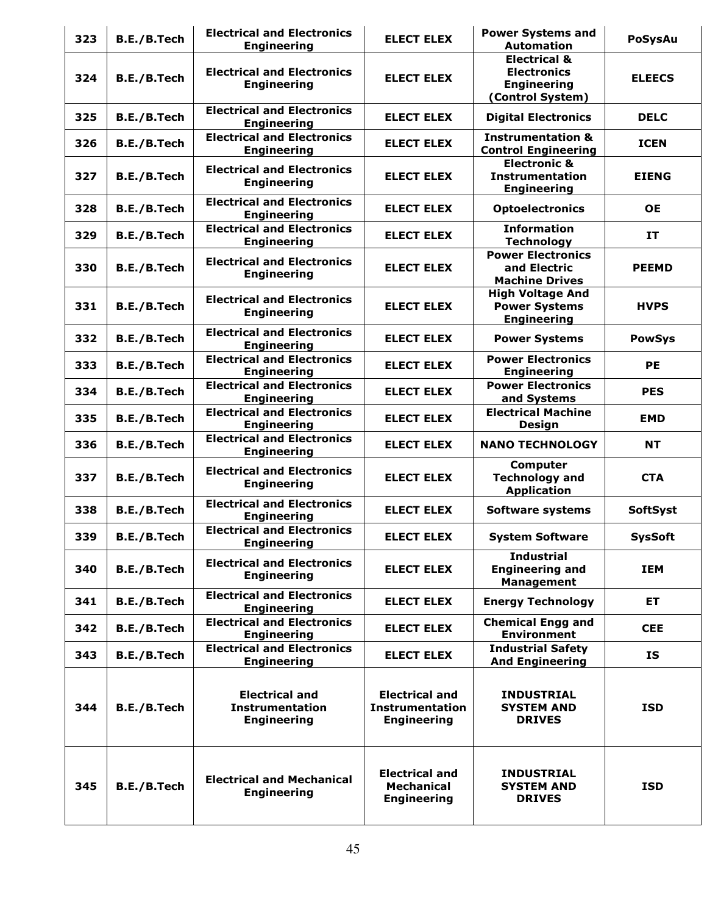| 323 | B.E./B.Tech | Electrical and Electronics Engineering | ELECT ELEX | Power Systems and Automation | PoSysAu |
|---|---|---|---|---|---|
| 324 | B.E./B.Tech | Electrical and Electronics Engineering | ELECT ELEX | Electrical & Electronics Engineering (Control System) | ELEECS |
| 325 | B.E./B.Tech | Electrical and Electronics Engineering | ELECT ELEX | Digital Electronics | DELC |
| 326 | B.E./B.Tech | Electrical and Electronics Engineering | ELECT ELEX | Instrumentation & Control Engineering | ICEN |
| 327 | B.E./B.Tech | Electrical and Electronics Engineering | ELECT ELEX | Electronic & Instrumentation Engineering | EIENG |
| 328 | B.E./B.Tech | Electrical and Electronics Engineering | ELECT ELEX | Optoelectronics | OE |
| 329 | B.E./B.Tech | Electrical and Electronics Engineering | ELECT ELEX | Information Technology | IT |
| 330 | B.E./B.Tech | Electrical and Electronics Engineering | ELECT ELEX | Power Electronics and Electric Machine Drives | PEEMD |
| 331 | B.E./B.Tech | Electrical and Electronics Engineering | ELECT ELEX | High Voltage And Power Systems Engineering | HVPS |
| 332 | B.E./B.Tech | Electrical and Electronics Engineering | ELECT ELEX | Power Systems | PowSys |
| 333 | B.E./B.Tech | Electrical and Electronics Engineering | ELECT ELEX | Power Electronics Engineering | PE |
| 334 | B.E./B.Tech | Electrical and Electronics Engineering | ELECT ELEX | Power Electronics and Systems | PES |
| 335 | B.E./B.Tech | Electrical and Electronics Engineering | ELECT ELEX | Electrical Machine Design | EMD |
| 336 | B.E./B.Tech | Electrical and Electronics Engineering | ELECT ELEX | NANO TECHNOLOGY | NT |
| 337 | B.E./B.Tech | Electrical and Electronics Engineering | ELECT ELEX | Computer Technology and Application | CTA |
| 338 | B.E./B.Tech | Electrical and Electronics Engineering | ELECT ELEX | Software systems | SoftSyst |
| 339 | B.E./B.Tech | Electrical and Electronics Engineering | ELECT ELEX | System Software | SysSoft |
| 340 | B.E./B.Tech | Electrical and Electronics Engineering | ELECT ELEX | Industrial Engineering and Management | IEM |
| 341 | B.E./B.Tech | Electrical and Electronics Engineering | ELECT ELEX | Energy Technology | ET |
| 342 | B.E./B.Tech | Electrical and Electronics Engineering | ELECT ELEX | Chemical Engg and Environment | CEE |
| 343 | B.E./B.Tech | Electrical and Electronics Engineering | ELECT ELEX | Industrial Safety And Engineering | IS |
| 344 | B.E./B.Tech | Electrical and Instrumentation Engineering | Electrical and Instrumentation Engineering | INDUSTRIAL SYSTEM AND DRIVES | ISD |
| 345 | B.E./B.Tech | Electrical and Mechanical Engineering | Electrical and Mechanical Engineering | INDUSTRIAL SYSTEM AND DRIVES | ISD |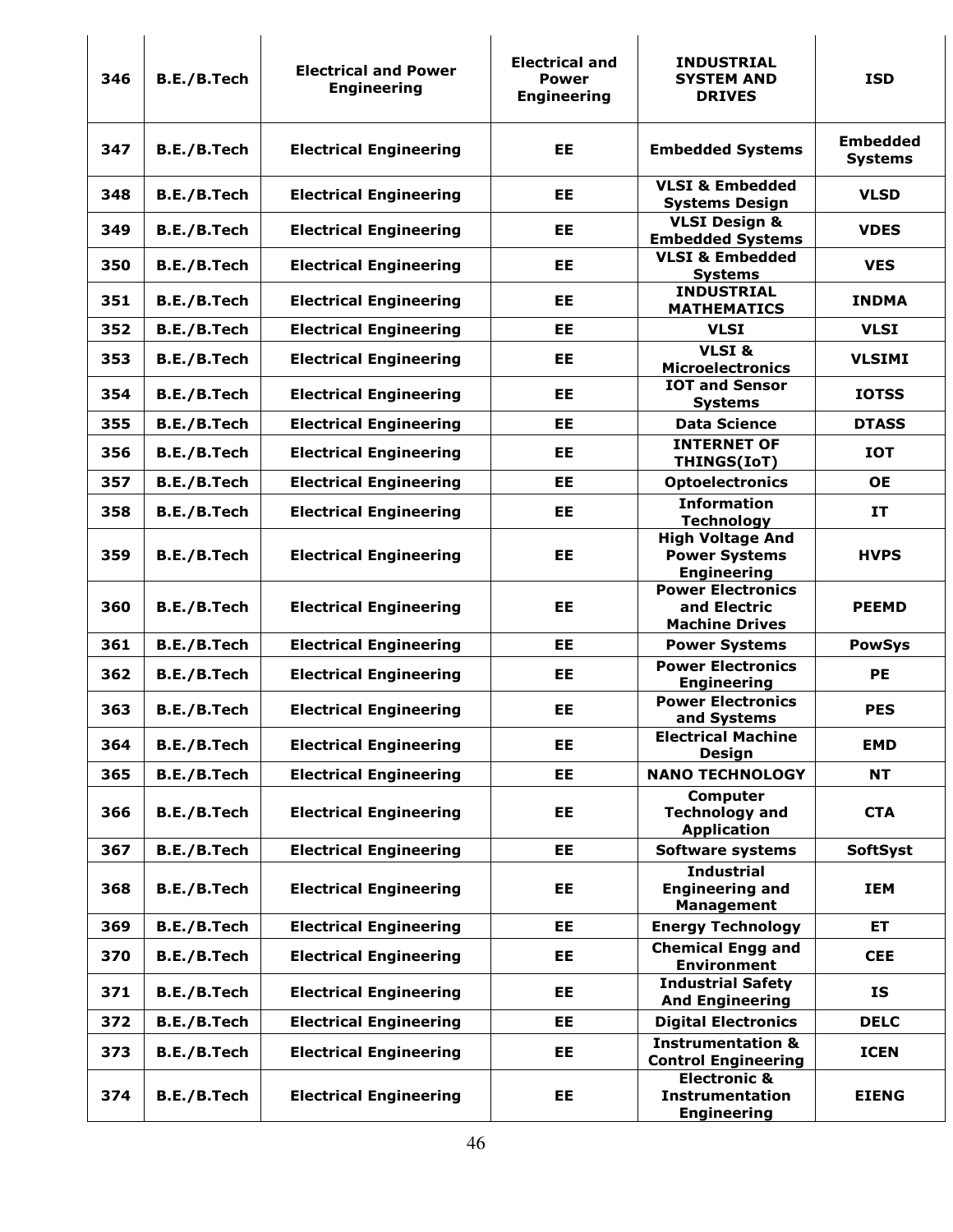| 346 | B.E./B.Tech | Electrical and Power Engineering | Electrical and Power Engineering | INDUSTRIAL SYSTEM AND DRIVES | ISD |
|---|---|---|---|---|---|
| 347 | B.E./B.Tech | Electrical Engineering | EE | Embedded Systems | Embedded Systems |
| 348 | B.E./B.Tech | Electrical Engineering | EE | VLSI & Embedded Systems Design | VLSD |
| 349 | B.E./B.Tech | Electrical Engineering | EE | VLSI Design & Embedded Systems | VDES |
| 350 | B.E./B.Tech | Electrical Engineering | EE | VLSI & Embedded Systems | VES |
| 351 | B.E./B.Tech | Electrical Engineering | EE | INDUSTRIAL MATHEMATICS | INDMA |
| 352 | B.E./B.Tech | Electrical Engineering | EE | VLSI | VLSI |
| 353 | B.E./B.Tech | Electrical Engineering | EE | VLSI & Microelectronics | VLSIMI |
| 354 | B.E./B.Tech | Electrical Engineering | EE | IOT and Sensor Systems | IOTSS |
| 355 | B.E./B.Tech | Electrical Engineering | EE | Data Science | DTASS |
| 356 | B.E./B.Tech | Electrical Engineering | EE | INTERNET OF THINGS(IoT) | IOT |
| 357 | B.E./B.Tech | Electrical Engineering | EE | Optoelectronics | OE |
| 358 | B.E./B.Tech | Electrical Engineering | EE | Information Technology | IT |
| 359 | B.E./B.Tech | Electrical Engineering | EE | High Voltage And Power Systems Engineering | HVPS |
| 360 | B.E./B.Tech | Electrical Engineering | EE | Power Electronics and Electric Machine Drives | PEEMD |
| 361 | B.E./B.Tech | Electrical Engineering | EE | Power Systems | PowSys |
| 362 | B.E./B.Tech | Electrical Engineering | EE | Power Electronics Engineering | PE |
| 363 | B.E./B.Tech | Electrical Engineering | EE | Power Electronics and Systems | PES |
| 364 | B.E./B.Tech | Electrical Engineering | EE | Electrical Machine Design | EMD |
| 365 | B.E./B.Tech | Electrical Engineering | EE | NANO TECHNOLOGY | NT |
| 366 | B.E./B.Tech | Electrical Engineering | EE | Computer Technology and Application | CTA |
| 367 | B.E./B.Tech | Electrical Engineering | EE | Software systems | SoftSyst |
| 368 | B.E./B.Tech | Electrical Engineering | EE | Industrial Engineering and Management | IEM |
| 369 | B.E./B.Tech | Electrical Engineering | EE | Energy Technology | ET |
| 370 | B.E./B.Tech | Electrical Engineering | EE | Chemical Engg and Environment | CEE |
| 371 | B.E./B.Tech | Electrical Engineering | EE | Industrial Safety And Engineering | IS |
| 372 | B.E./B.Tech | Electrical Engineering | EE | Digital Electronics | DELC |
| 373 | B.E./B.Tech | Electrical Engineering | EE | Instrumentation & Control Engineering | ICEN |
| 374 | B.E./B.Tech | Electrical Engineering | EE | Electronic & Instrumentation Engineering | EIENG |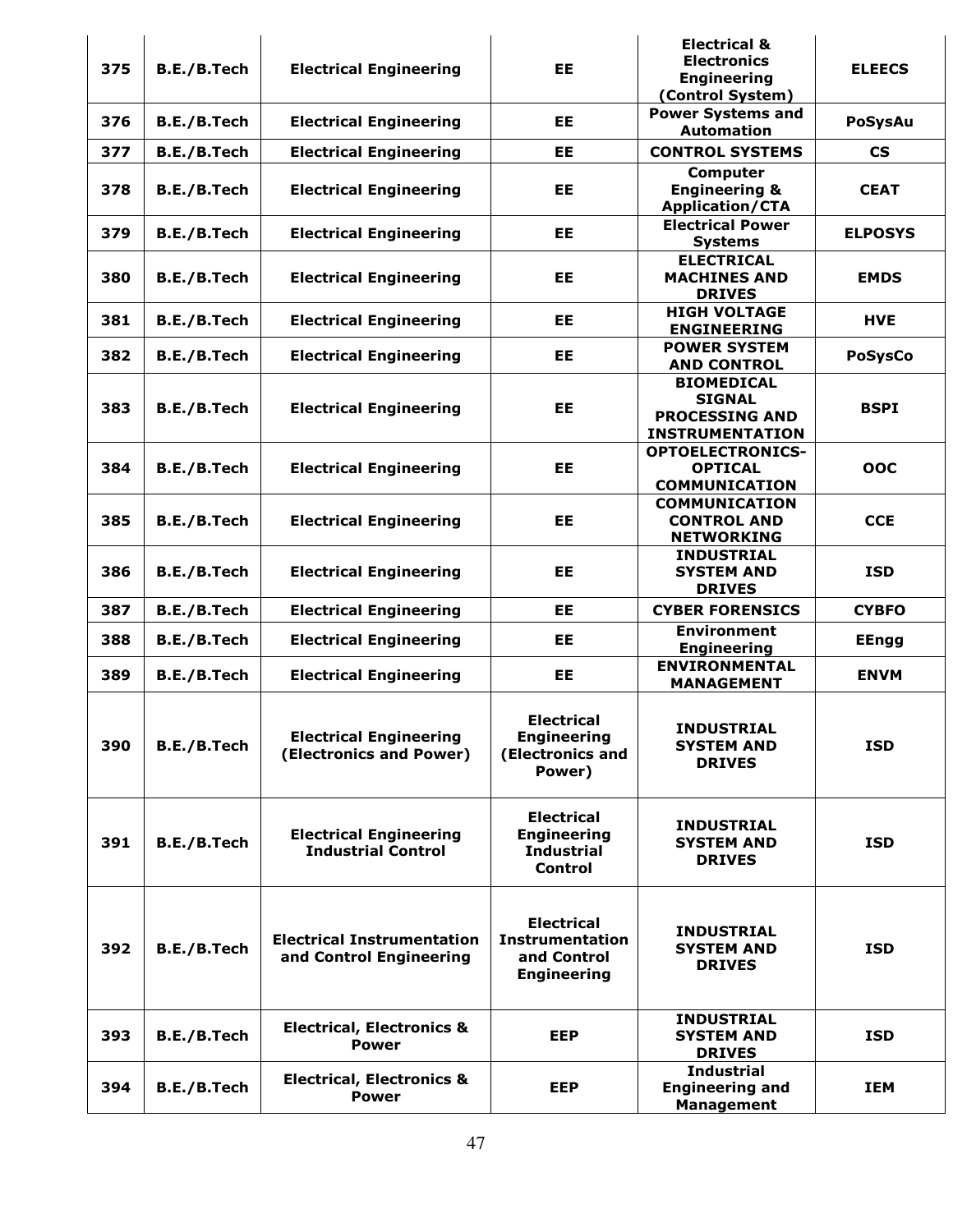| 375 | B.E./B.Tech | Electrical Engineering | EE | Electrical & Electronics Engineering (Control System) | ELEECS |
|---|---|---|---|---|---|
| 376 | B.E./B.Tech | Electrical Engineering | EE | Power Systems and Automation | PoSysAu |
| 377 | B.E./B.Tech | Electrical Engineering | EE | CONTROL SYSTEMS | CS |
| 378 | B.E./B.Tech | Electrical Engineering | EE | Computer Engineering & Application/CTA | CEAT |
| 379 | B.E./B.Tech | Electrical Engineering | EE | Electrical Power Systems | ELPOSYS |
| 380 | B.E./B.Tech | Electrical Engineering | EE | ELECTRICAL MACHINES AND DRIVES | EMDS |
| 381 | B.E./B.Tech | Electrical Engineering | EE | HIGH VOLTAGE ENGINEERING | HVE |
| 382 | B.E./B.Tech | Electrical Engineering | EE | POWER SYSTEM AND CONTROL | PoSysCo |
| 383 | B.E./B.Tech | Electrical Engineering | EE | BIOMEDICAL SIGNAL PROCESSING AND INSTRUMENTATION | BSPI |
| 384 | B.E./B.Tech | Electrical Engineering | EE | OPTOELECTRONICS-OPTICAL COMMUNICATION | OOC |
| 385 | B.E./B.Tech | Electrical Engineering | EE | COMMUNICATION CONTROL AND NETWORKING | CCE |
| 386 | B.E./B.Tech | Electrical Engineering | EE | INDUSTRIAL SYSTEM AND DRIVES | ISD |
| 387 | B.E./B.Tech | Electrical Engineering | EE | CYBER FORENSICS | CYBFO |
| 388 | B.E./B.Tech | Electrical Engineering | EE | Environment Engineering | EEngg |
| 389 | B.E./B.Tech | Electrical Engineering | EE | ENVIRONMENTAL MANAGEMENT | ENVM |
| 390 | B.E./B.Tech | Electrical Engineering (Electronics and Power) | Electrical Engineering (Electronics and Power) | INDUSTRIAL SYSTEM AND DRIVES | ISD |
| 391 | B.E./B.Tech | Electrical Engineering Industrial Control | Electrical Engineering Industrial Control | INDUSTRIAL SYSTEM AND DRIVES | ISD |
| 392 | B.E./B.Tech | Electrical Instrumentation and Control Engineering | Electrical Instrumentation and Control Engineering | INDUSTRIAL SYSTEM AND DRIVES | ISD |
| 393 | B.E./B.Tech | Electrical, Electronics & Power | EEP | INDUSTRIAL SYSTEM AND DRIVES | ISD |
| 394 | B.E./B.Tech | Electrical, Electronics & Power | EEP | Industrial Engineering and Management | IEM |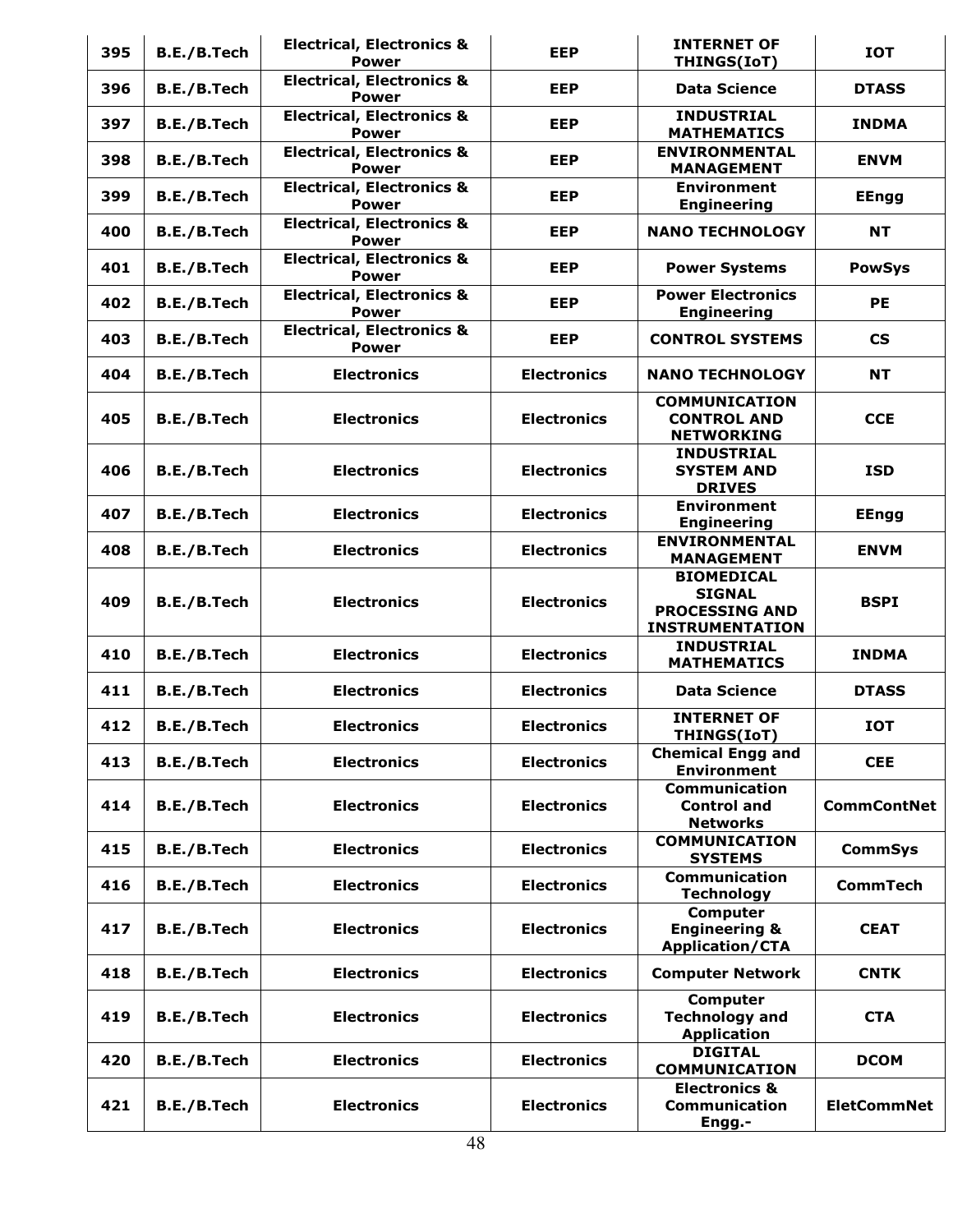| 395 | B.E./B.Tech | Electrical, Electronics & Power | EEP | INTERNET OF THINGS(IoT) | IOT |
|---|---|---|---|---|---|
| 396 | B.E./B.Tech | Electrical, Electronics & Power | EEP | Data Science | DTASS |
| 397 | B.E./B.Tech | Electrical, Electronics & Power | EEP | INDUSTRIAL MATHEMATICS | INDMA |
| 398 | B.E./B.Tech | Electrical, Electronics & Power | EEP | ENVIRONMENTAL MANAGEMENT | ENVM |
| 399 | B.E./B.Tech | Electrical, Electronics & Power | EEP | Environment Engineering | EEngg |
| 400 | B.E./B.Tech | Electrical, Electronics & Power | EEP | NANO TECHNOLOGY | NT |
| 401 | B.E./B.Tech | Electrical, Electronics & Power | EEP | Power Systems | PowSys |
| 402 | B.E./B.Tech | Electrical, Electronics & Power | EEP | Power Electronics Engineering | PE |
| 403 | B.E./B.Tech | Electrical, Electronics & Power | EEP | CONTROL SYSTEMS | CS |
| 404 | B.E./B.Tech | Electronics | Electronics | NANO TECHNOLOGY | NT |
| 405 | B.E./B.Tech | Electronics | Electronics | COMMUNICATION CONTROL AND NETWORKING | CCE |
| 406 | B.E./B.Tech | Electronics | Electronics | INDUSTRIAL SYSTEM AND DRIVES | ISD |
| 407 | B.E./B.Tech | Electronics | Electronics | Environment Engineering | EEngg |
| 408 | B.E./B.Tech | Electronics | Electronics | ENVIRONMENTAL MANAGEMENT | ENVM |
| 409 | B.E./B.Tech | Electronics | Electronics | BIOMEDICAL SIGNAL PROCESSING AND INSTRUMENTATION | BSPI |
| 410 | B.E./B.Tech | Electronics | Electronics | INDUSTRIAL MATHEMATICS | INDMA |
| 411 | B.E./B.Tech | Electronics | Electronics | Data Science | DTASS |
| 412 | B.E./B.Tech | Electronics | Electronics | INTERNET OF THINGS(IoT) | IOT |
| 413 | B.E./B.Tech | Electronics | Electronics | Chemical Engg and Environment | CEE |
| 414 | B.E./B.Tech | Electronics | Electronics | Communication Control and Networks | CommContNet |
| 415 | B.E./B.Tech | Electronics | Electronics | COMMUNICATION SYSTEMS | CommSys |
| 416 | B.E./B.Tech | Electronics | Electronics | Communication Technology | CommTech |
| 417 | B.E./B.Tech | Electronics | Electronics | Computer Engineering & Application/CTA | CEAT |
| 418 | B.E./B.Tech | Electronics | Electronics | Computer Network | CNTK |
| 419 | B.E./B.Tech | Electronics | Electronics | Computer Technology and Application | CTA |
| 420 | B.E./B.Tech | Electronics | Electronics | DIGITAL COMMUNICATION | DCOM |
| 421 | B.E./B.Tech | Electronics | Electronics | Electronics & Communication Engg.- | EletCommNet |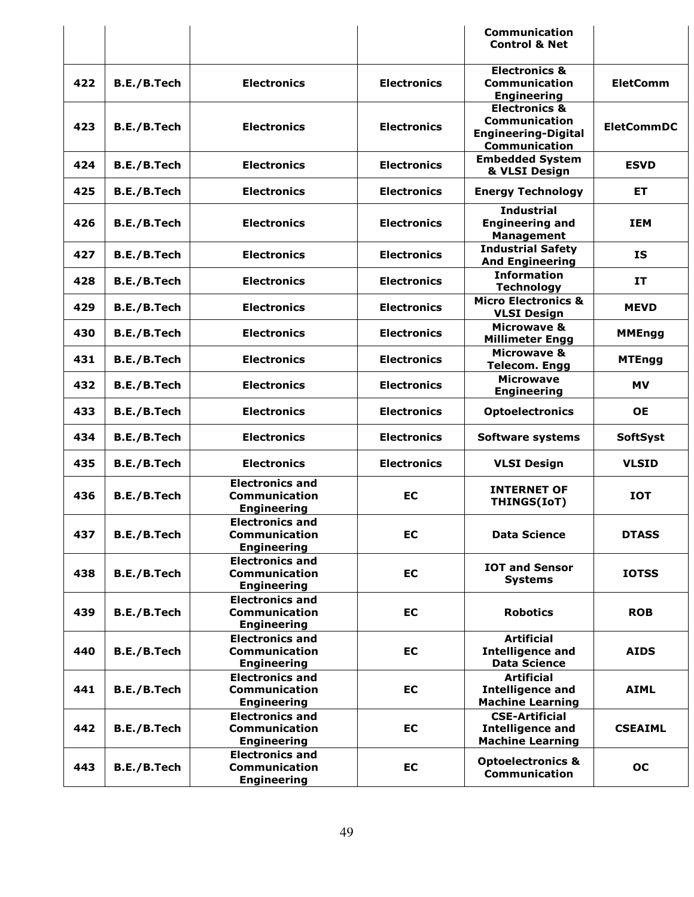|  |  |  |  | Communication Control & Net |  |
|---|---|---|---|---|---|
| 422 | B.E./B.Tech | Electronics | Electronics | Electronics & Communication Engineering | EletComm |
| 423 | B.E./B.Tech | Electronics | Electronics | Electronics & Communication Engineering-Digital Communication | EletCommDC |
| 424 | B.E./B.Tech | Electronics | Electronics | Embedded System & VLSI Design | ESVD |
| 425 | B.E./B.Tech | Electronics | Electronics | Energy Technology | ET |
| 426 | B.E./B.Tech | Electronics | Electronics | Industrial Engineering and Management | IEM |
| 427 | B.E./B.Tech | Electronics | Electronics | Industrial Safety And Engineering | IS |
| 428 | B.E./B.Tech | Electronics | Electronics | Information Technology | IT |
| 429 | B.E./B.Tech | Electronics | Electronics | Micro Electronics & VLSI Design | MEVD |
| 430 | B.E./B.Tech | Electronics | Electronics | Microwave & Millimeter Engg | MMEngg |
| 431 | B.E./B.Tech | Electronics | Electronics | Microwave & Telecom. Engg | MTEngg |
| 432 | B.E./B.Tech | Electronics | Electronics | Microwave Engineering | MV |
| 433 | B.E./B.Tech | Electronics | Electronics | Optoelectronics | OE |
| 434 | B.E./B.Tech | Electronics | Electronics | Software systems | SoftSyst |
| 435 | B.E./B.Tech | Electronics | Electronics | VLSI Design | VLSID |
| 436 | B.E./B.Tech | Electronics and Communication Engineering | EC | INTERNET OF THINGS(IoT) | IOT |
| 437 | B.E./B.Tech | Electronics and Communication Engineering | EC | Data Science | DTASS |
| 438 | B.E./B.Tech | Electronics and Communication Engineering | EC | IOT and Sensor Systems | IOTSS |
| 439 | B.E./B.Tech | Electronics and Communication Engineering | EC | Robotics | ROB |
| 440 | B.E./B.Tech | Electronics and Communication Engineering | EC | Artificial Intelligence and Data Science | AIDS |
| 441 | B.E./B.Tech | Electronics and Communication Engineering | EC | Artificial Intelligence and Machine Learning | AIML |
| 442 | B.E./B.Tech | Electronics and Communication Engineering | EC | CSE-Artificial Intelligence and Machine Learning | CSEAIML |
| 443 | B.E./B.Tech | Electronics and Communication Engineering | EC | Optoelectronics & Communication | OC |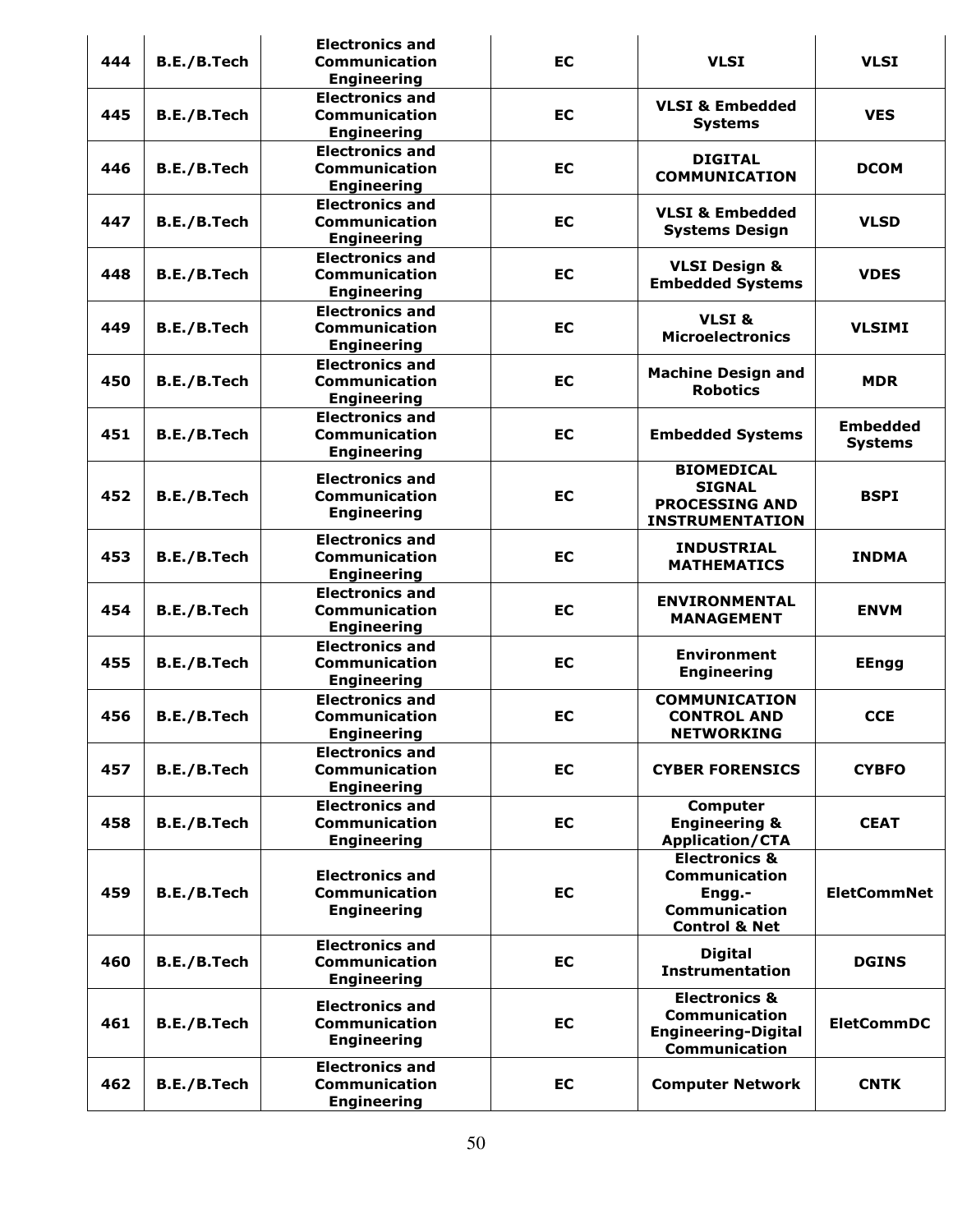| 444 | B.E./B.Tech | Electronics and Communication Engineering | EC | VLSI | VLSI |
|---|---|---|---|---|---|
| 445 | B.E./B.Tech | Electronics and Communication Engineering | EC | VLSI & Embedded Systems | VES |
| 446 | B.E./B.Tech | Electronics and Communication Engineering | EC | DIGITAL COMMUNICATION | DCOM |
| 447 | B.E./B.Tech | Electronics and Communication Engineering | EC | VLSI & Embedded Systems Design | VLSD |
| 448 | B.E./B.Tech | Electronics and Communication Engineering | EC | VLSI Design & Embedded Systems | VDES |
| 449 | B.E./B.Tech | Electronics and Communication Engineering | EC | VLSI & Microelectronics | VLSIMI |
| 450 | B.E./B.Tech | Electronics and Communication Engineering | EC | Machine Design and Robotics | MDR |
| 451 | B.E./B.Tech | Electronics and Communication Engineering | EC | Embedded Systems | Embedded Systems |
| 452 | B.E./B.Tech | Electronics and Communication Engineering | EC | BIOMEDICAL SIGNAL PROCESSING AND INSTRUMENTATION | BSPI |
| 453 | B.E./B.Tech | Electronics and Communication Engineering | EC | INDUSTRIAL MATHEMATICS | INDMA |
| 454 | B.E./B.Tech | Electronics and Communication Engineering | EC | ENVIRONMENTAL MANAGEMENT | ENVM |
| 455 | B.E./B.Tech | Electronics and Communication Engineering | EC | Environment Engineering | EEngg |
| 456 | B.E./B.Tech | Electronics and Communication Engineering | EC | COMMUNICATION CONTROL AND NETWORKING | CCE |
| 457 | B.E./B.Tech | Electronics and Communication Engineering | EC | CYBER FORENSICS | CYBFO |
| 458 | B.E./B.Tech | Electronics and Communication Engineering | EC | Computer Engineering & Application/CTA | CEAT |
| 459 | B.E./B.Tech | Electronics and Communication Engineering | EC | Electronics & Communication Engg.-Communication Control & Net | EletCommNet |
| 460 | B.E./B.Tech | Electronics and Communication Engineering | EC | Digital Instrumentation | DGINS |
| 461 | B.E./B.Tech | Electronics and Communication Engineering | EC | Electronics & Communication Engineering-Digital Communication | EletCommDC |
| 462 | B.E./B.Tech | Electronics and Communication Engineering | EC | Computer Network | CNTK |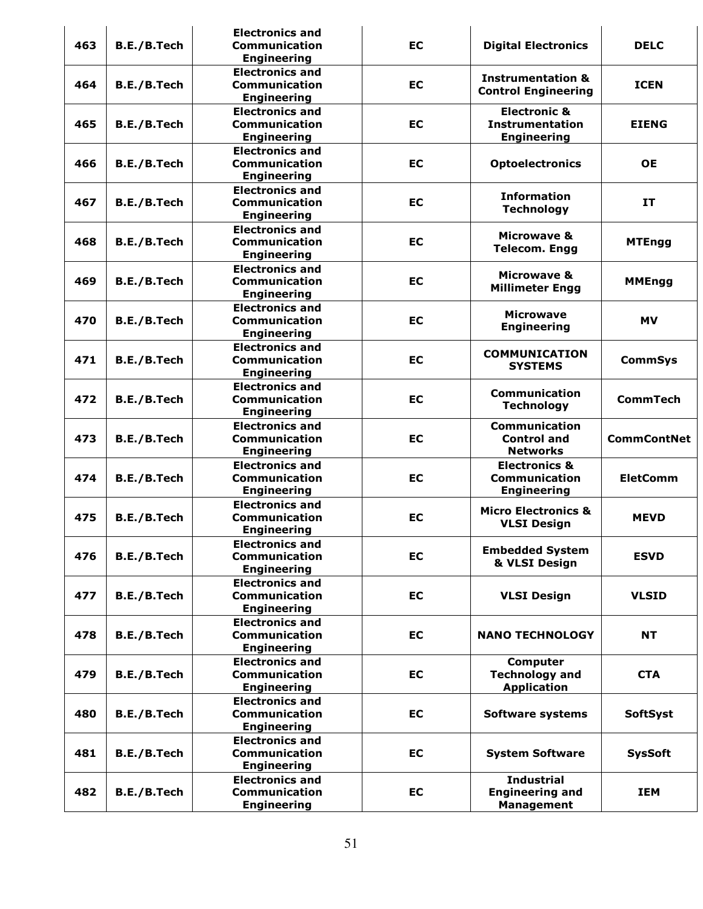| 463 | B.E./B.Tech | Electronics and Communication Engineering | EC | Digital Electronics | DELC |
|---|---|---|---|---|---|
| 464 | B.E./B.Tech | Electronics and Communication Engineering | EC | Instrumentation & Control Engineering | ICEN |
| 465 | B.E./B.Tech | Electronics and Communication Engineering | EC | Electronic & Instrumentation Engineering | EIENG |
| 466 | B.E./B.Tech | Electronics and Communication Engineering | EC | Optoelectronics | OE |
| 467 | B.E./B.Tech | Electronics and Communication Engineering | EC | Information Technology | IT |
| 468 | B.E./B.Tech | Electronics and Communication Engineering | EC | Microwave & Telecom. Engg | MTEngg |
| 469 | B.E./B.Tech | Electronics and Communication Engineering | EC | Microwave & Millimeter Engg | MMEngg |
| 470 | B.E./B.Tech | Electronics and Communication Engineering | EC | Microwave Engineering | MV |
| 471 | B.E./B.Tech | Electronics and Communication Engineering | EC | COMMUNICATION SYSTEMS | CommSys |
| 472 | B.E./B.Tech | Electronics and Communication Engineering | EC | Communication Technology | CommTech |
| 473 | B.E./B.Tech | Electronics and Communication Engineering | EC | Communication Control and Networks | CommContNet |
| 474 | B.E./B.Tech | Electronics and Communication Engineering | EC | Electronics & Communication Engineering | EletComm |
| 475 | B.E./B.Tech | Electronics and Communication Engineering | EC | Micro Electronics & VLSI Design | MEVD |
| 476 | B.E./B.Tech | Electronics and Communication Engineering | EC | Embedded System & VLSI Design | ESVD |
| 477 | B.E./B.Tech | Electronics and Communication Engineering | EC | VLSI Design | VLSID |
| 478 | B.E./B.Tech | Electronics and Communication Engineering | EC | NANO TECHNOLOGY | NT |
| 479 | B.E./B.Tech | Electronics and Communication Engineering | EC | Computer Technology and Application | CTA |
| 480 | B.E./B.Tech | Electronics and Communication Engineering | EC | Software systems | SoftSyst |
| 481 | B.E./B.Tech | Electronics and Communication Engineering | EC | System Software | SysSoft |
| 482 | B.E./B.Tech | Electronics and Communication Engineering | EC | Industrial Engineering and Management | IEM |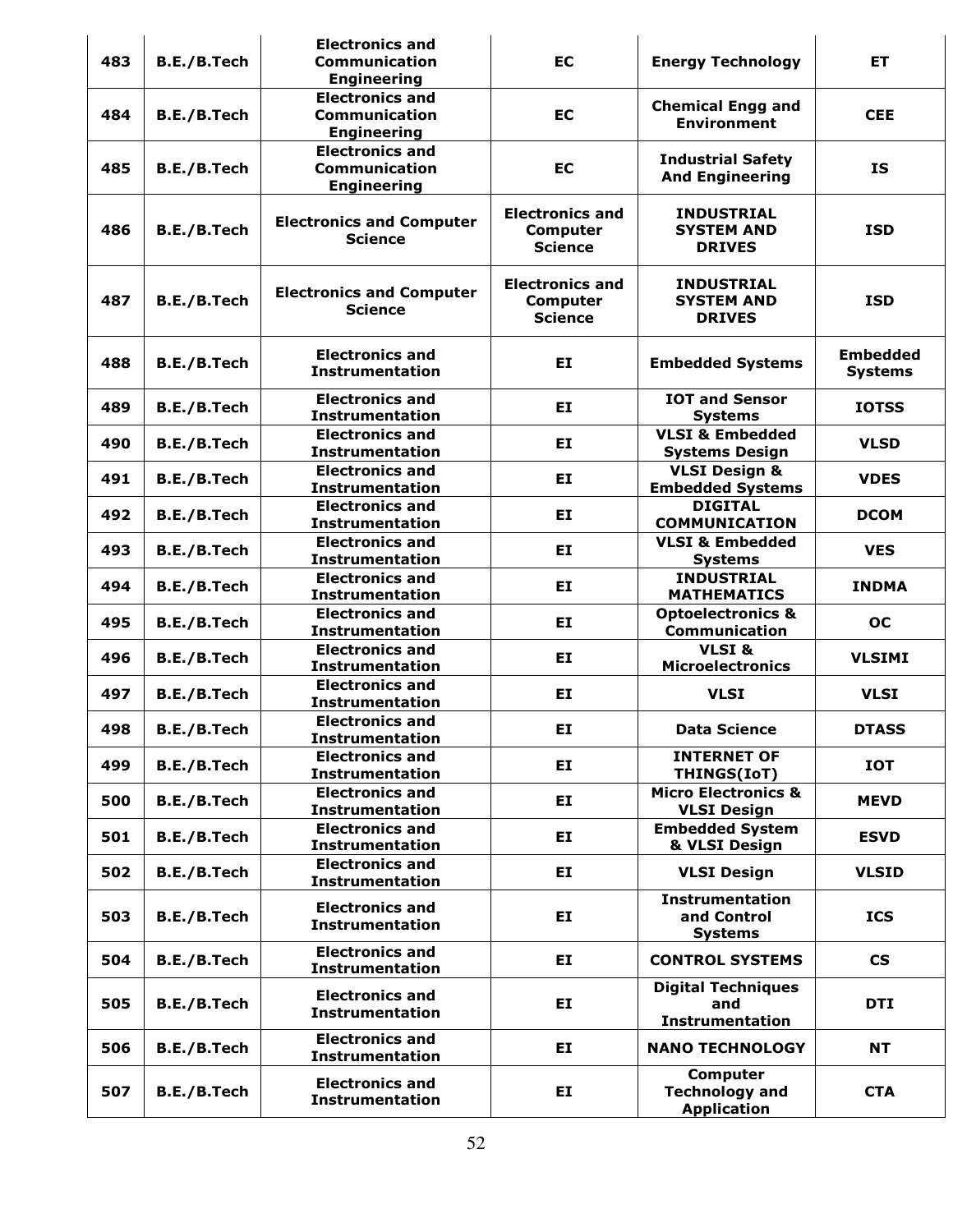| 483 | B.E./B.Tech | Electronics and Communication Engineering | EC | Energy Technology | ET |
|---|---|---|---|---|---|
| 484 | B.E./B.Tech | Electronics and Communication Engineering | EC | Chemical Engg and Environment | CEE |
| 485 | B.E./B.Tech | Electronics and Communication Engineering | EC | Industrial Safety And Engineering | IS |
| 486 | B.E./B.Tech | Electronics and Computer Science | Electronics and Computer Science | INDUSTRIAL SYSTEM AND DRIVES | ISD |
| 487 | B.E./B.Tech | Electronics and Computer Science | Electronics and Computer Science | INDUSTRIAL SYSTEM AND DRIVES | ISD |
| 488 | B.E./B.Tech | Electronics and Instrumentation | EI | Embedded Systems | Embedded Systems |
| 489 | B.E./B.Tech | Electronics and Instrumentation | EI | IOT and Sensor Systems | IOTSS |
| 490 | B.E./B.Tech | Electronics and Instrumentation | EI | VLSI & Embedded Systems Design | VLSD |
| 491 | B.E./B.Tech | Electronics and Instrumentation | EI | VLSI Design & Embedded Systems | VDES |
| 492 | B.E./B.Tech | Electronics and Instrumentation | EI | DIGITAL COMMUNICATION | DCOM |
| 493 | B.E./B.Tech | Electronics and Instrumentation | EI | VLSI & Embedded Systems | VES |
| 494 | B.E./B.Tech | Electronics and Instrumentation | EI | INDUSTRIAL MATHEMATICS | INDMA |
| 495 | B.E./B.Tech | Electronics and Instrumentation | EI | Optoelectronics & Communication | OC |
| 496 | B.E./B.Tech | Electronics and Instrumentation | EI | VLSI & Microelectronics | VLSIMI |
| 497 | B.E./B.Tech | Electronics and Instrumentation | EI | VLSI | VLSI |
| 498 | B.E./B.Tech | Electronics and Instrumentation | EI | Data Science | DTASS |
| 499 | B.E./B.Tech | Electronics and Instrumentation | EI | INTERNET OF THINGS(IoT) | IOT |
| 500 | B.E./B.Tech | Electronics and Instrumentation | EI | Micro Electronics & VLSI Design | MEVD |
| 501 | B.E./B.Tech | Electronics and Instrumentation | EI | Embedded System & VLSI Design | ESVD |
| 502 | B.E./B.Tech | Electronics and Instrumentation | EI | VLSI Design | VLSID |
| 503 | B.E./B.Tech | Electronics and Instrumentation | EI | Instrumentation and Control Systems | ICS |
| 504 | B.E./B.Tech | Electronics and Instrumentation | EI | CONTROL SYSTEMS | CS |
| 505 | B.E./B.Tech | Electronics and Instrumentation | EI | Digital Techniques and Instrumentation | DTI |
| 506 | B.E./B.Tech | Electronics and Instrumentation | EI | NANO TECHNOLOGY | NT |
| 507 | B.E./B.Tech | Electronics and Instrumentation | EI | Computer Technology and Application | CTA |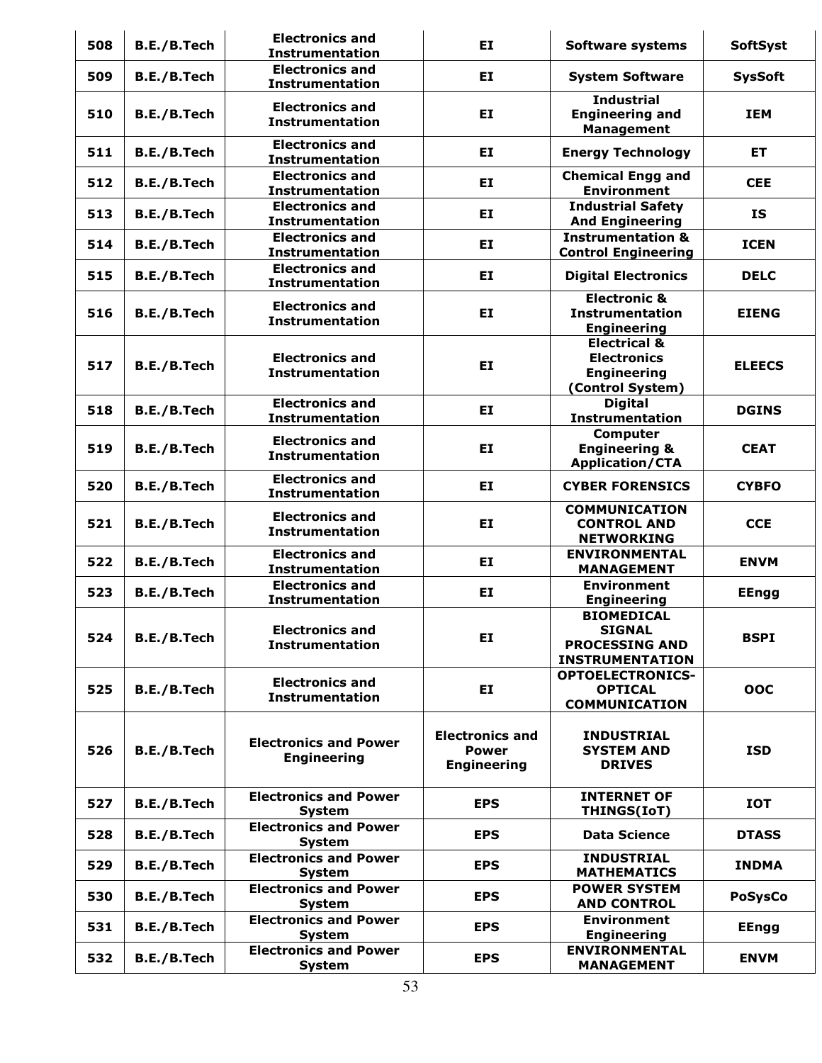| 508 | B.E./B.Tech | Electronics and Instrumentation | EI | Software systems | SoftSyst |
|---|---|---|---|---|---|
| 509 | B.E./B.Tech | Electronics and Instrumentation | EI | System Software | SysSoft |
| 510 | B.E./B.Tech | Electronics and Instrumentation | EI | Industrial Engineering and Management | IEM |
| 511 | B.E./B.Tech | Electronics and Instrumentation | EI | Energy Technology | ET |
| 512 | B.E./B.Tech | Electronics and Instrumentation | EI | Chemical Engg and Environment | CEE |
| 513 | B.E./B.Tech | Electronics and Instrumentation | EI | Industrial Safety And Engineering | IS |
| 514 | B.E./B.Tech | Electronics and Instrumentation | EI | Instrumentation & Control Engineering | ICEN |
| 515 | B.E./B.Tech | Electronics and Instrumentation | EI | Digital Electronics | DELC |
| 516 | B.E./B.Tech | Electronics and Instrumentation | EI | Electronic & Instrumentation Engineering | EIENG |
| 517 | B.E./B.Tech | Electronics and Instrumentation | EI | Electrical & Electronics Engineering (Control System) | ELEECS |
| 518 | B.E./B.Tech | Electronics and Instrumentation | EI | Digital Instrumentation | DGINS |
| 519 | B.E./B.Tech | Electronics and Instrumentation | EI | Computer Engineering & Application/CTA | CEAT |
| 520 | B.E./B.Tech | Electronics and Instrumentation | EI | CYBER FORENSICS | CYBFO |
| 521 | B.E./B.Tech | Electronics and Instrumentation | EI | COMMUNICATION CONTROL AND NETWORKING | CCE |
| 522 | B.E./B.Tech | Electronics and Instrumentation | EI | ENVIRONMENTAL MANAGEMENT | ENVM |
| 523 | B.E./B.Tech | Electronics and Instrumentation | EI | Environment Engineering | EEngg |
| 524 | B.E./B.Tech | Electronics and Instrumentation | EI | BIOMEDICAL SIGNAL PROCESSING AND INSTRUMENTATION | BSPI |
| 525 | B.E./B.Tech | Electronics and Instrumentation | EI | OPTOELECTRONICS-OPTICAL COMMUNICATION | OOC |
| 526 | B.E./B.Tech | Electronics and Power Engineering | Electronics and Power Engineering | INDUSTRIAL SYSTEM AND DRIVES | ISD |
| 527 | B.E./B.Tech | Electronics and Power System | EPS | INTERNET OF THINGS(IoT) | IOT |
| 528 | B.E./B.Tech | Electronics and Power System | EPS | Data Science | DTASS |
| 529 | B.E./B.Tech | Electronics and Power System | EPS | INDUSTRIAL MATHEMATICS | INDMA |
| 530 | B.E./B.Tech | Electronics and Power System | EPS | POWER SYSTEM AND CONTROL | PoSysCo |
| 531 | B.E./B.Tech | Electronics and Power System | EPS | Environment Engineering | EEngg |
| 532 | B.E./B.Tech | Electronics and Power System | EPS | ENVIRONMENTAL MANAGEMENT | ENVM |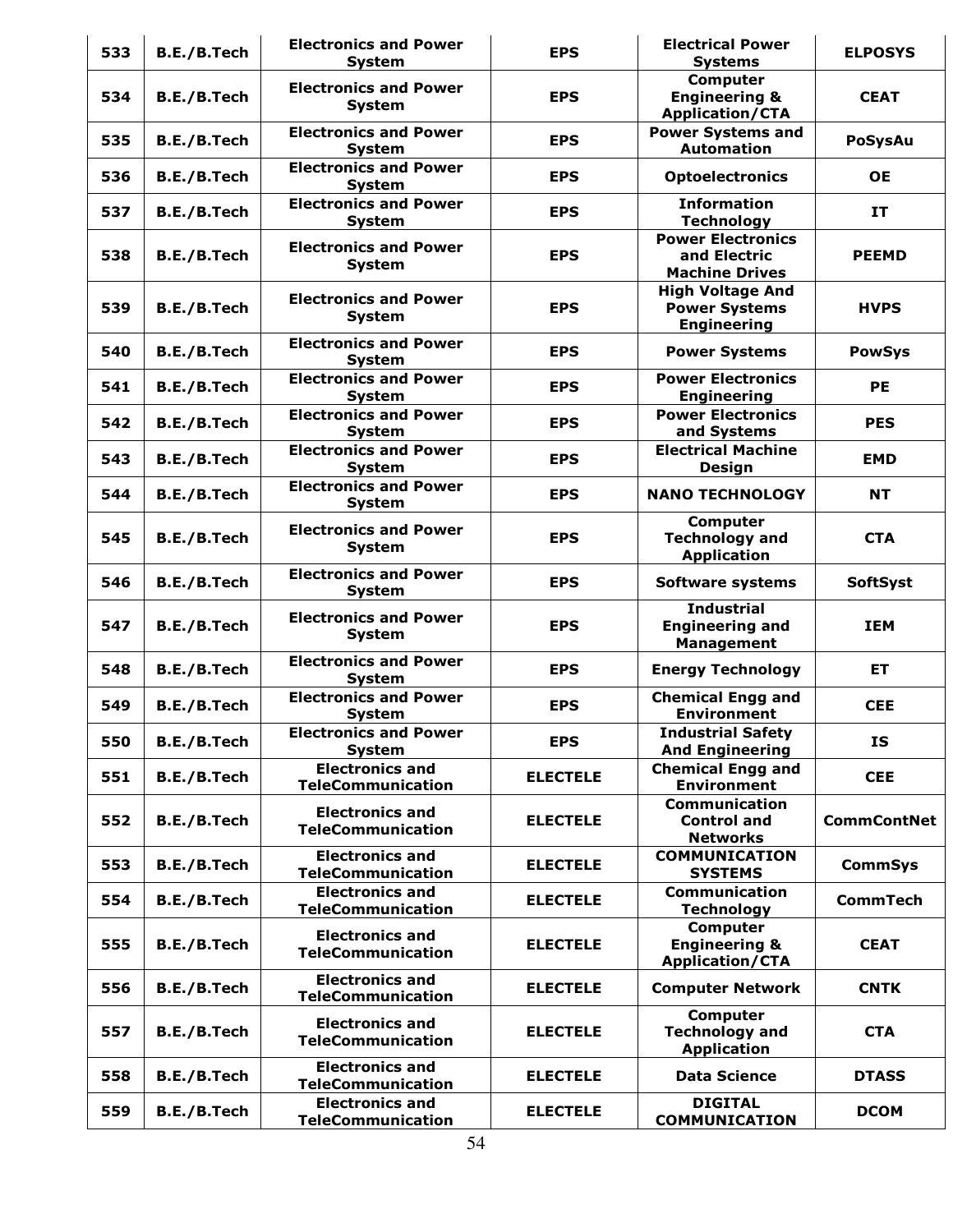| 533 | B.E./B.Tech | Electronics and Power System | EPS | Electrical Power Systems | ELPOSYS |
|---|---|---|---|---|---|
| 534 | B.E./B.Tech | Electronics and Power System | EPS | Computer Engineering & Application/CTA | CEAT |
| 535 | B.E./B.Tech | Electronics and Power System | EPS | Power Systems and Automation | PoSysAu |
| 536 | B.E./B.Tech | Electronics and Power System | EPS | Optoelectronics | OE |
| 537 | B.E./B.Tech | Electronics and Power System | EPS | Information Technology | IT |
| 538 | B.E./B.Tech | Electronics and Power System | EPS | Power Electronics and Electric Machine Drives | PEEMD |
| 539 | B.E./B.Tech | Electronics and Power System | EPS | High Voltage And Power Systems Engineering | HVPS |
| 540 | B.E./B.Tech | Electronics and Power System | EPS | Power Systems | PowSys |
| 541 | B.E./B.Tech | Electronics and Power System | EPS | Power Electronics Engineering | PE |
| 542 | B.E./B.Tech | Electronics and Power System | EPS | Power Electronics and Systems | PES |
| 543 | B.E./B.Tech | Electronics and Power System | EPS | Electrical Machine Design | EMD |
| 544 | B.E./B.Tech | Electronics and Power System | EPS | NANO TECHNOLOGY | NT |
| 545 | B.E./B.Tech | Electronics and Power System | EPS | Computer Technology and Application | CTA |
| 546 | B.E./B.Tech | Electronics and Power System | EPS | Software systems | SoftSyst |
| 547 | B.E./B.Tech | Electronics and Power System | EPS | Industrial Engineering and Management | IEM |
| 548 | B.E./B.Tech | Electronics and Power System | EPS | Energy Technology | ET |
| 549 | B.E./B.Tech | Electronics and Power System | EPS | Chemical Engg and Environment | CEE |
| 550 | B.E./B.Tech | Electronics and Power System | EPS | Industrial Safety And Engineering | IS |
| 551 | B.E./B.Tech | Electronics and TeleCommunication | ELECTELE | Chemical Engg and Environment | CEE |
| 552 | B.E./B.Tech | Electronics and TeleCommunication | ELECTELE | Communication Control and Networks | CommContNet |
| 553 | B.E./B.Tech | Electronics and TeleCommunication | ELECTELE | COMMUNICATION SYSTEMS | CommSys |
| 554 | B.E./B.Tech | Electronics and TeleCommunication | ELECTELE | Communication Technology | CommTech |
| 555 | B.E./B.Tech | Electronics and TeleCommunication | ELECTELE | Computer Engineering & Application/CTA | CEAT |
| 556 | B.E./B.Tech | Electronics and TeleCommunication | ELECTELE | Computer Network | CNTK |
| 557 | B.E./B.Tech | Electronics and TeleCommunication | ELECTELE | Computer Technology and Application | CTA |
| 558 | B.E./B.Tech | Electronics and TeleCommunication | ELECTELE | Data Science | DTASS |
| 559 | B.E./B.Tech | Electronics and TeleCommunication | ELECTELE | DIGITAL COMMUNICATION | DCOM |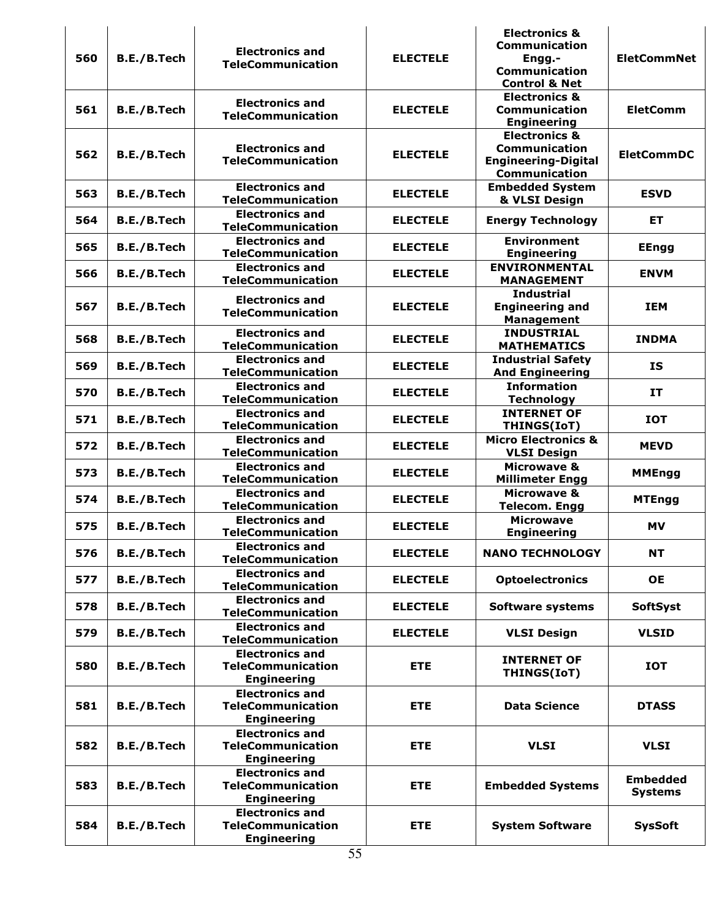| 560 | B.E./B.Tech | Electronics and TeleCommunication | ELECTELE | Electronics & Communication Engg.- Communication Control & Net | EletCommNet |
|---|---|---|---|---|---|
| 561 | B.E./B.Tech | Electronics and TeleCommunication | ELECTELE | Electronics & Communication Engineering | EletComm |
| 562 | B.E./B.Tech | Electronics and TeleCommunication | ELECTELE | Electronics & Communication Engineering-Digital Communication | EletCommDC |
| 563 | B.E./B.Tech | Electronics and TeleCommunication | ELECTELE | Embedded System & VLSI Design | ESVD |
| 564 | B.E./B.Tech | Electronics and TeleCommunication | ELECTELE | Energy Technology | ET |
| 565 | B.E./B.Tech | Electronics and TeleCommunication | ELECTELE | Environment Engineering | EEngg |
| 566 | B.E./B.Tech | Electronics and TeleCommunication | ELECTELE | ENVIRONMENTAL MANAGEMENT | ENVM |
| 567 | B.E./B.Tech | Electronics and TeleCommunication | ELECTELE | Industrial Engineering and Management | IEM |
| 568 | B.E./B.Tech | Electronics and TeleCommunication | ELECTELE | INDUSTRIAL MATHEMATICS | INDMA |
| 569 | B.E./B.Tech | Electronics and TeleCommunication | ELECTELE | Industrial Safety And Engineering | IS |
| 570 | B.E./B.Tech | Electronics and TeleCommunication | ELECTELE | Information Technology | IT |
| 571 | B.E./B.Tech | Electronics and TeleCommunication | ELECTELE | INTERNET OF THINGS(IoT) | IOT |
| 572 | B.E./B.Tech | Electronics and TeleCommunication | ELECTELE | Micro Electronics & VLSI Design | MEVD |
| 573 | B.E./B.Tech | Electronics and TeleCommunication | ELECTELE | Microwave & Millimeter Engg | MMEngg |
| 574 | B.E./B.Tech | Electronics and TeleCommunication | ELECTELE | Microwave & Telecom. Engg | MTEngg |
| 575 | B.E./B.Tech | Electronics and TeleCommunication | ELECTELE | Microwave Engineering | MV |
| 576 | B.E./B.Tech | Electronics and TeleCommunication | ELECTELE | NANO TECHNOLOGY | NT |
| 577 | B.E./B.Tech | Electronics and TeleCommunication | ELECTELE | Optoelectronics | OE |
| 578 | B.E./B.Tech | Electronics and TeleCommunication | ELECTELE | Software systems | SoftSyst |
| 579 | B.E./B.Tech | Electronics and TeleCommunication | ELECTELE | VLSI Design | VLSID |
| 580 | B.E./B.Tech | Electronics and TeleCommunication Engineering | ETE | INTERNET OF THINGS(IoT) | IOT |
| 581 | B.E./B.Tech | Electronics and TeleCommunication Engineering | ETE | Data Science | DTASS |
| 582 | B.E./B.Tech | Electronics and TeleCommunication Engineering | ETE | VLSI | VLSI |
| 583 | B.E./B.Tech | Electronics and TeleCommunication Engineering | ETE | Embedded Systems | Embedded Systems |
| 584 | B.E./B.Tech | Electronics and TeleCommunication Engineering | ETE | System Software | SysSoft |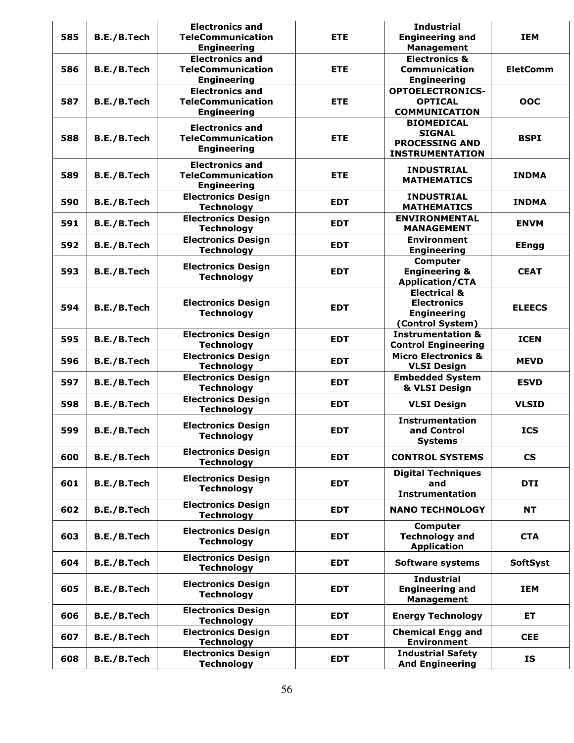| 585 | B.E./B.Tech | Electronics and TeleCommunication Engineering | ETE | Industrial Engineering and Management | IEM |
|---|---|---|---|---|---|
| 586 | B.E./B.Tech | Electronics and TeleCommunication Engineering | ETE | Electronics & Communication Engineering | EletComm |
| 587 | B.E./B.Tech | Electronics and TeleCommunication Engineering | ETE | OPTOELECTRONICS-OPTICAL COMMUNICATION | OOC |
| 588 | B.E./B.Tech | Electronics and TeleCommunication Engineering | ETE | BIOMEDICAL SIGNAL PROCESSING AND INSTRUMENTATION | BSPI |
| 589 | B.E./B.Tech | Electronics and TeleCommunication Engineering | ETE | INDUSTRIAL MATHEMATICS | INDMA |
| 590 | B.E./B.Tech | Electronics Design Technology | EDT | INDUSTRIAL MATHEMATICS | INDMA |
| 591 | B.E./B.Tech | Electronics Design Technology | EDT | ENVIRONMENTAL MANAGEMENT | ENVM |
| 592 | B.E./B.Tech | Electronics Design Technology | EDT | Environment Engineering | EEngg |
| 593 | B.E./B.Tech | Electronics Design Technology | EDT | Computer Engineering & Application/CTA | CEAT |
| 594 | B.E./B.Tech | Electronics Design Technology | EDT | Electrical & Electronics Engineering (Control System) | ELEECS |
| 595 | B.E./B.Tech | Electronics Design Technology | EDT | Instrumentation & Control Engineering | ICEN |
| 596 | B.E./B.Tech | Electronics Design Technology | EDT | Micro Electronics & VLSI Design | MEVD |
| 597 | B.E./B.Tech | Electronics Design Technology | EDT | Embedded System & VLSI Design | ESVD |
| 598 | B.E./B.Tech | Electronics Design Technology | EDT | VLSI Design | VLSID |
| 599 | B.E./B.Tech | Electronics Design Technology | EDT | Instrumentation and Control Systems | ICS |
| 600 | B.E./B.Tech | Electronics Design Technology | EDT | CONTROL SYSTEMS | CS |
| 601 | B.E./B.Tech | Electronics Design Technology | EDT | Digital Techniques and Instrumentation | DTI |
| 602 | B.E./B.Tech | Electronics Design Technology | EDT | NANO TECHNOLOGY | NT |
| 603 | B.E./B.Tech | Electronics Design Technology | EDT | Computer Technology and Application | CTA |
| 604 | B.E./B.Tech | Electronics Design Technology | EDT | Software systems | SoftSyst |
| 605 | B.E./B.Tech | Electronics Design Technology | EDT | Industrial Engineering and Management | IEM |
| 606 | B.E./B.Tech | Electronics Design Technology | EDT | Energy Technology | ET |
| 607 | B.E./B.Tech | Electronics Design Technology | EDT | Chemical Engg and Environment | CEE |
| 608 | B.E./B.Tech | Electronics Design Technology | EDT | Industrial Safety And Engineering | IS |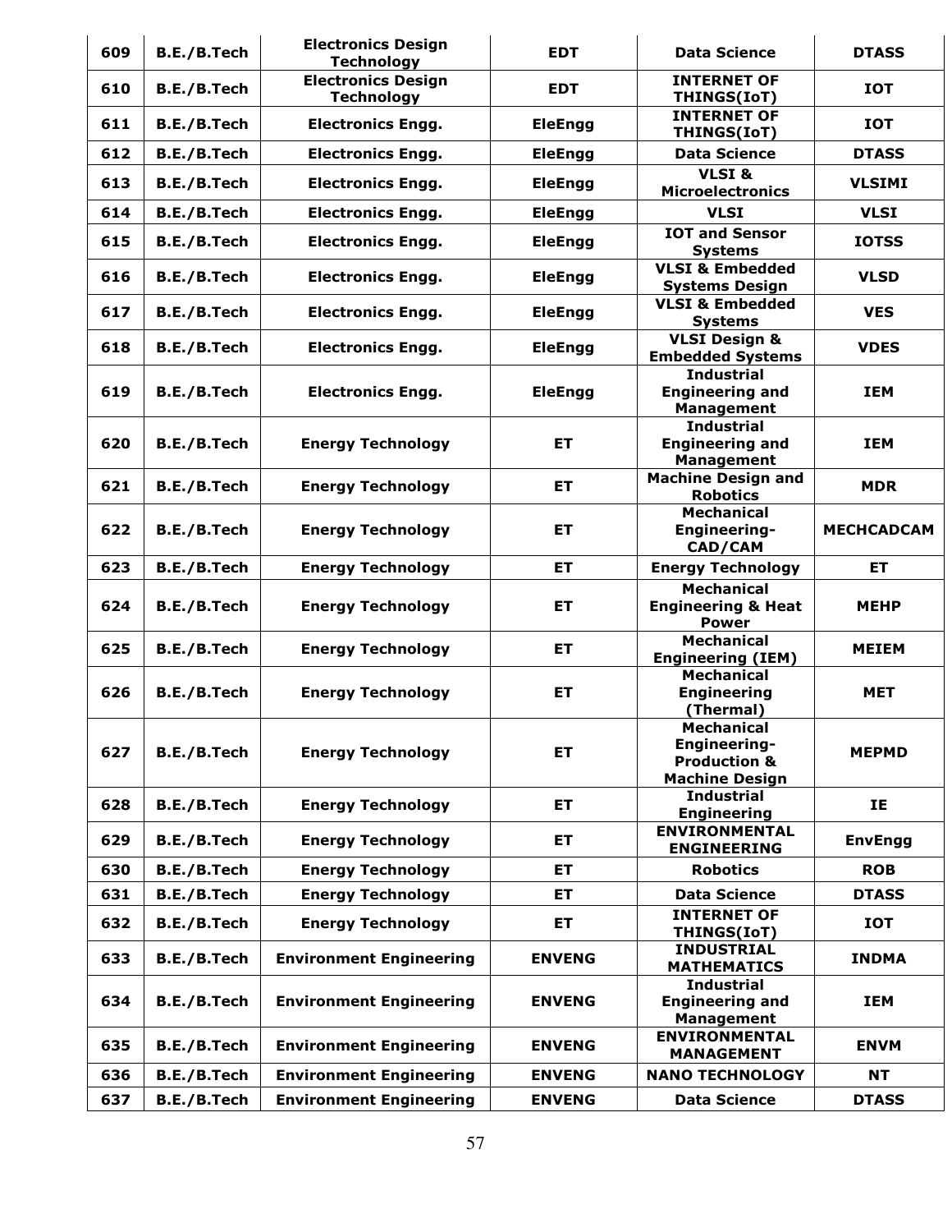| 609 | B.E./B.Tech | Electronics Design Technology | EDT | Data Science | DTASS |
|---|---|---|---|---|---|
| 610 | B.E./B.Tech | Electronics Design Technology | EDT | INTERNET OF THINGS(IoT) | IOT |
| 611 | B.E./B.Tech | Electronics Engg. | EleEngg | INTERNET OF THINGS(IoT) | IOT |
| 612 | B.E./B.Tech | Electronics Engg. | EleEngg | Data Science | DTASS |
| 613 | B.E./B.Tech | Electronics Engg. | EleEngg | VLSI & Microelectronics | VLSIMI |
| 614 | B.E./B.Tech | Electronics Engg. | EleEngg | VLSI | VLSI |
| 615 | B.E./B.Tech | Electronics Engg. | EleEngg | IOT and Sensor Systems | IOTSS |
| 616 | B.E./B.Tech | Electronics Engg. | EleEngg | VLSI & Embedded Systems Design | VLSD |
| 617 | B.E./B.Tech | Electronics Engg. | EleEngg | VLSI & Embedded Systems | VES |
| 618 | B.E./B.Tech | Electronics Engg. | EleEngg | VLSI Design & Embedded Systems | VDES |
| 619 | B.E./B.Tech | Electronics Engg. | EleEngg | Industrial Engineering and Management | IEM |
| 620 | B.E./B.Tech | Energy Technology | ET | Industrial Engineering and Management | IEM |
| 621 | B.E./B.Tech | Energy Technology | ET | Machine Design and Robotics | MDR |
| 622 | B.E./B.Tech | Energy Technology | ET | Mechanical Engineering-CAD/CAM | MECHCADCAM |
| 623 | B.E./B.Tech | Energy Technology | ET | Energy Technology | ET |
| 624 | B.E./B.Tech | Energy Technology | ET | Mechanical Engineering & Heat Power | MEHP |
| 625 | B.E./B.Tech | Energy Technology | ET | Mechanical Engineering (IEM) | MEIEM |
| 626 | B.E./B.Tech | Energy Technology | ET | Mechanical Engineering (Thermal) | MET |
| 627 | B.E./B.Tech | Energy Technology | ET | Mechanical Engineering-Production & Machine Design | MEPMD |
| 628 | B.E./B.Tech | Energy Technology | ET | Industrial Engineering | IE |
| 629 | B.E./B.Tech | Energy Technology | ET | ENVIRONMENTAL ENGINEERING | EnvEngg |
| 630 | B.E./B.Tech | Energy Technology | ET | Robotics | ROB |
| 631 | B.E./B.Tech | Energy Technology | ET | Data Science | DTASS |
| 632 | B.E./B.Tech | Energy Technology | ET | INTERNET OF THINGS(IoT) | IOT |
| 633 | B.E./B.Tech | Environment Engineering | ENVENG | INDUSTRIAL MATHEMATICS | INDMA |
| 634 | B.E./B.Tech | Environment Engineering | ENVENG | Industrial Engineering and Management | IEM |
| 635 | B.E./B.Tech | Environment Engineering | ENVENG | ENVIRONMENTAL MANAGEMENT | ENVM |
| 636 | B.E./B.Tech | Environment Engineering | ENVENG | NANO TECHNOLOGY | NT |
| 637 | B.E./B.Tech | Environment Engineering | ENVENG | Data Science | DTASS |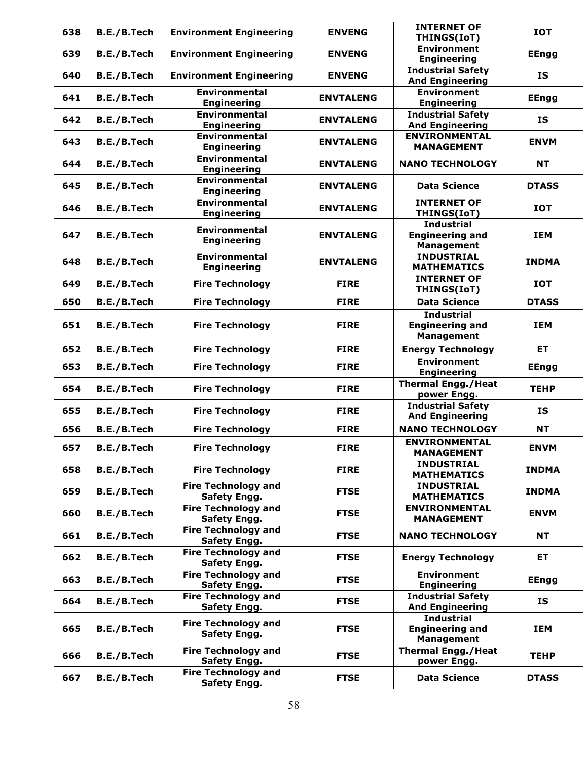| 638 | B.E./B.Tech | Environment Engineering | ENVENG | INTERNET OF THINGS(IoT) | IOT |
|---|---|---|---|---|---|
| 639 | B.E./B.Tech | Environment Engineering | ENVENG | Environment Engineering | EEngg |
| 640 | B.E./B.Tech | Environment Engineering | ENVENG | Industrial Safety And Engineering | IS |
| 641 | B.E./B.Tech | Environmental Engineering | ENVTALENG | Environment Engineering | EEngg |
| 642 | B.E./B.Tech | Environmental Engineering | ENVTALENG | Industrial Safety And Engineering | IS |
| 643 | B.E./B.Tech | Environmental Engineering | ENVTALENG | ENVIRONMENTAL MANAGEMENT | ENVM |
| 644 | B.E./B.Tech | Environmental Engineering | ENVTALENG | NANO TECHNOLOGY | NT |
| 645 | B.E./B.Tech | Environmental Engineering | ENVTALENG | Data Science | DTASS |
| 646 | B.E./B.Tech | Environmental Engineering | ENVTALENG | INTERNET OF THINGS(IoT) | IOT |
| 647 | B.E./B.Tech | Environmental Engineering | ENVTALENG | Industrial Engineering and Management | IEM |
| 648 | B.E./B.Tech | Environmental Engineering | ENVTALENG | INDUSTRIAL MATHEMATICS | INDMA |
| 649 | B.E./B.Tech | Fire Technology | FIRE | INTERNET OF THINGS(IoT) | IOT |
| 650 | B.E./B.Tech | Fire Technology | FIRE | Data Science | DTASS |
| 651 | B.E./B.Tech | Fire Technology | FIRE | Industrial Engineering and Management | IEM |
| 652 | B.E./B.Tech | Fire Technology | FIRE | Energy Technology | ET |
| 653 | B.E./B.Tech | Fire Technology | FIRE | Environment Engineering | EEngg |
| 654 | B.E./B.Tech | Fire Technology | FIRE | Thermal Engg./Heat power Engg. | TEHP |
| 655 | B.E./B.Tech | Fire Technology | FIRE | Industrial Safety And Engineering | IS |
| 656 | B.E./B.Tech | Fire Technology | FIRE | NANO TECHNOLOGY | NT |
| 657 | B.E./B.Tech | Fire Technology | FIRE | ENVIRONMENTAL MANAGEMENT | ENVM |
| 658 | B.E./B.Tech | Fire Technology | FIRE | INDUSTRIAL MATHEMATICS | INDMA |
| 659 | B.E./B.Tech | Fire Technology and Safety Engg. | FTSE | INDUSTRIAL MATHEMATICS | INDMA |
| 660 | B.E./B.Tech | Fire Technology and Safety Engg. | FTSE | ENVIRONMENTAL MANAGEMENT | ENVM |
| 661 | B.E./B.Tech | Fire Technology and Safety Engg. | FTSE | NANO TECHNOLOGY | NT |
| 662 | B.E./B.Tech | Fire Technology and Safety Engg. | FTSE | Energy Technology | ET |
| 663 | B.E./B.Tech | Fire Technology and Safety Engg. | FTSE | Environment Engineering | EEngg |
| 664 | B.E./B.Tech | Fire Technology and Safety Engg. | FTSE | Industrial Safety And Engineering | IS |
| 665 | B.E./B.Tech | Fire Technology and Safety Engg. | FTSE | Industrial Engineering and Management | IEM |
| 666 | B.E./B.Tech | Fire Technology and Safety Engg. | FTSE | Thermal Engg./Heat power Engg. | TEHP |
| 667 | B.E./B.Tech | Fire Technology and Safety Engg. | FTSE | Data Science | DTASS |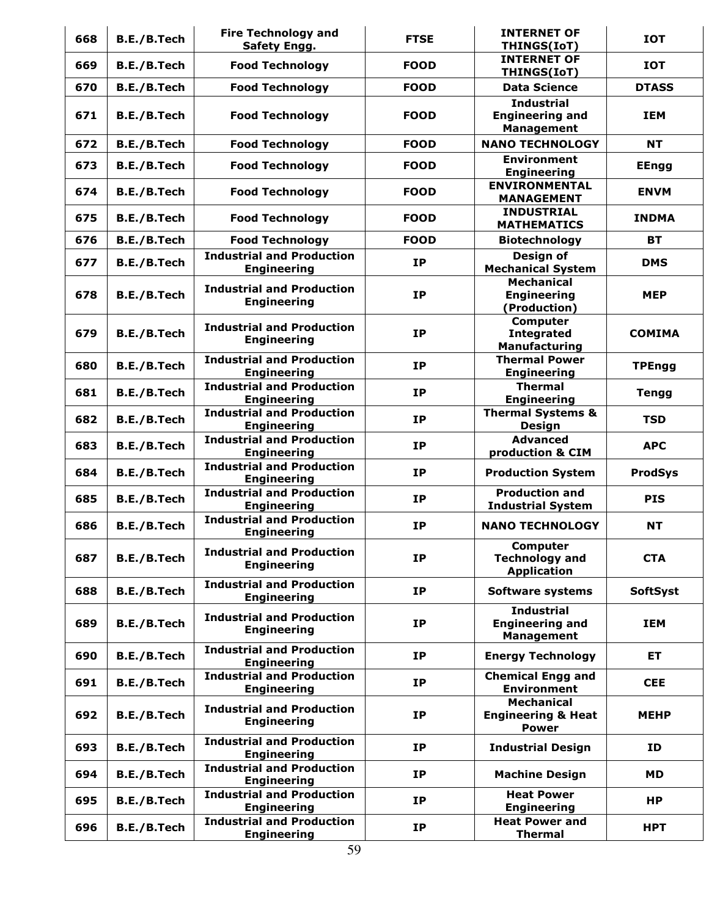| 668 | B.E./B.Tech | Fire Technology and Safety Engg. | FTSE | INTERNET OF THINGS(IoT) | IOT |
|---|---|---|---|---|---|
| 669 | B.E./B.Tech | Food Technology | FOOD | INTERNET OF THINGS(IoT) | IOT |
| 670 | B.E./B.Tech | Food Technology | FOOD | Data Science | DTASS |
| 671 | B.E./B.Tech | Food Technology | FOOD | Industrial Engineering and Management | IEM |
| 672 | B.E./B.Tech | Food Technology | FOOD | NANO TECHNOLOGY | NT |
| 673 | B.E./B.Tech | Food Technology | FOOD | Environment Engineering | EEngg |
| 674 | B.E./B.Tech | Food Technology | FOOD | ENVIRONMENTAL MANAGEMENT | ENVM |
| 675 | B.E./B.Tech | Food Technology | FOOD | INDUSTRIAL MATHEMATICS | INDMA |
| 676 | B.E./B.Tech | Food Technology | FOOD | Biotechnology | BT |
| 677 | B.E./B.Tech | Industrial and Production Engineering | IP | Design of Mechanical System | DMS |
| 678 | B.E./B.Tech | Industrial and Production Engineering | IP | Mechanical Engineering (Production) | MEP |
| 679 | B.E./B.Tech | Industrial and Production Engineering | IP | Computer Integrated Manufacturing | COMIMA |
| 680 | B.E./B.Tech | Industrial and Production Engineering | IP | Thermal Power Engineering | TPEngg |
| 681 | B.E./B.Tech | Industrial and Production Engineering | IP | Thermal Engineering | Tengg |
| 682 | B.E./B.Tech | Industrial and Production Engineering | IP | Thermal Systems & Design | TSD |
| 683 | B.E./B.Tech | Industrial and Production Engineering | IP | Advanced production & CIM | APC |
| 684 | B.E./B.Tech | Industrial and Production Engineering | IP | Production System | ProdSys |
| 685 | B.E./B.Tech | Industrial and Production Engineering | IP | Production and Industrial System | PIS |
| 686 | B.E./B.Tech | Industrial and Production Engineering | IP | NANO TECHNOLOGY | NT |
| 687 | B.E./B.Tech | Industrial and Production Engineering | IP | Computer Technology and Application | CTA |
| 688 | B.E./B.Tech | Industrial and Production Engineering | IP | Software systems | SoftSyst |
| 689 | B.E./B.Tech | Industrial and Production Engineering | IP | Industrial Engineering and Management | IEM |
| 690 | B.E./B.Tech | Industrial and Production Engineering | IP | Energy Technology | ET |
| 691 | B.E./B.Tech | Industrial and Production Engineering | IP | Chemical Engg and Environment | CEE |
| 692 | B.E./B.Tech | Industrial and Production Engineering | IP | Mechanical Engineering & Heat Power | MEHP |
| 693 | B.E./B.Tech | Industrial and Production Engineering | IP | Industrial Design | ID |
| 694 | B.E./B.Tech | Industrial and Production Engineering | IP | Machine Design | MD |
| 695 | B.E./B.Tech | Industrial and Production Engineering | IP | Heat Power Engineering | HP |
| 696 | B.E./B.Tech | Industrial and Production Engineering | IP | Heat Power and Thermal | HPT |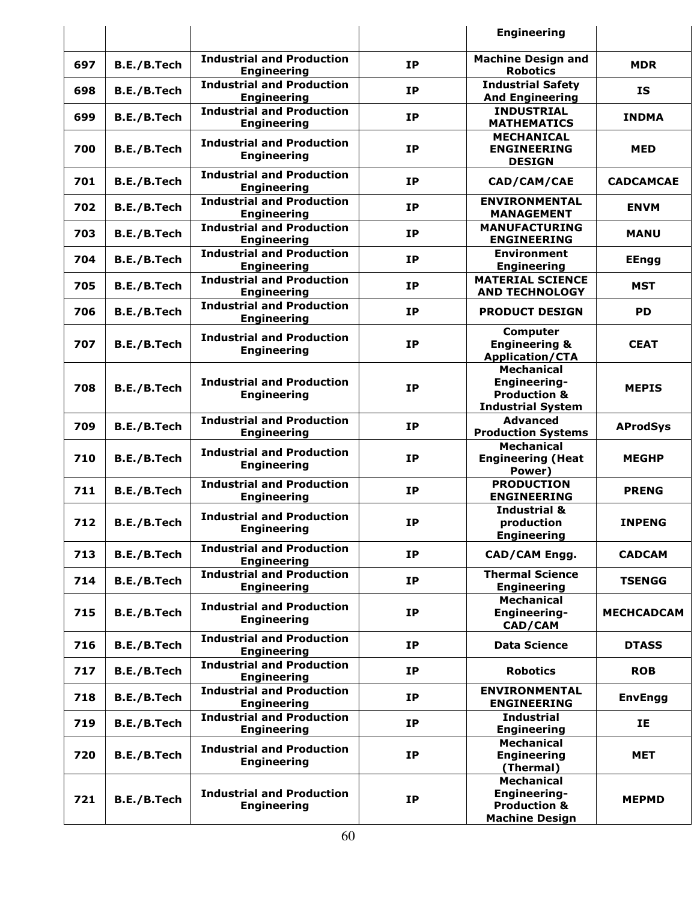| | | | | Engineering | |
|---|---|---|---|---|---|
| 697 | B.E./B.Tech | Industrial and Production Engineering | IP | Machine Design and Robotics | MDR |
| 698 | B.E./B.Tech | Industrial and Production Engineering | IP | Industrial Safety And Engineering | IS |
| 699 | B.E./B.Tech | Industrial and Production Engineering | IP | INDUSTRIAL MATHEMATICS | INDMA |
| 700 | B.E./B.Tech | Industrial and Production Engineering | IP | MECHANICAL ENGINEERING DESIGN | MED |
| 701 | B.E./B.Tech | Industrial and Production Engineering | IP | CAD/CAM/CAE | CADCAMCAE |
| 702 | B.E./B.Tech | Industrial and Production Engineering | IP | ENVIRONMENTAL MANAGEMENT | ENVM |
| 703 | B.E./B.Tech | Industrial and Production Engineering | IP | MANUFACTURING ENGINEERING | MANU |
| 704 | B.E./B.Tech | Industrial and Production Engineering | IP | Environment Engineering | EEngg |
| 705 | B.E./B.Tech | Industrial and Production Engineering | IP | MATERIAL SCIENCE AND TECHNOLOGY | MST |
| 706 | B.E./B.Tech | Industrial and Production Engineering | IP | PRODUCT DESIGN | PD |
| 707 | B.E./B.Tech | Industrial and Production Engineering | IP | Computer Engineering & Application/CTA | CEAT |
| 708 | B.E./B.Tech | Industrial and Production Engineering | IP | Mechanical Engineering-Production & Industrial System | MEPIS |
| 709 | B.E./B.Tech | Industrial and Production Engineering | IP | Advanced Production Systems | AProdSys |
| 710 | B.E./B.Tech | Industrial and Production Engineering | IP | Mechanical Engineering (Heat Power) | MEGHP |
| 711 | B.E./B.Tech | Industrial and Production Engineering | IP | PRODUCTION ENGINEERING | PRENG |
| 712 | B.E./B.Tech | Industrial and Production Engineering | IP | Industrial & production Engineering | INPENG |
| 713 | B.E./B.Tech | Industrial and Production Engineering | IP | CAD/CAM Engg. | CADCAM |
| 714 | B.E./B.Tech | Industrial and Production Engineering | IP | Thermal Science Engineering | TSENGG |
| 715 | B.E./B.Tech | Industrial and Production Engineering | IP | Mechanical Engineering-CAD/CAM | MECHCADCAM |
| 716 | B.E./B.Tech | Industrial and Production Engineering | IP | Data Science | DTASS |
| 717 | B.E./B.Tech | Industrial and Production Engineering | IP | Robotics | ROB |
| 718 | B.E./B.Tech | Industrial and Production Engineering | IP | ENVIRONMENTAL ENGINEERING | EnvEngg |
| 719 | B.E./B.Tech | Industrial and Production Engineering | IP | Industrial Engineering | IE |
| 720 | B.E./B.Tech | Industrial and Production Engineering | IP | Mechanical Engineering (Thermal) | MET |
| 721 | B.E./B.Tech | Industrial and Production Engineering | IP | Mechanical Engineering-Production & Machine Design | MEPMD |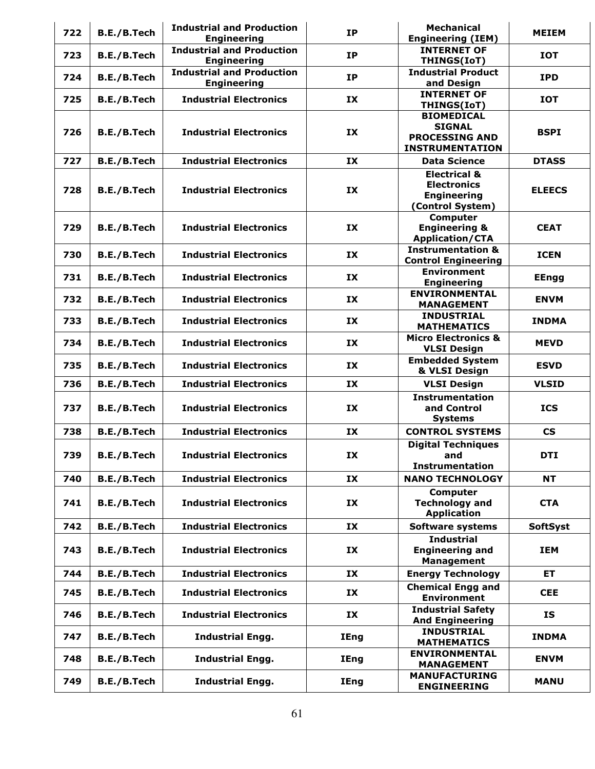| 722 | B.E./B.Tech | Industrial and Production Engineering | IP | Mechanical Engineering (IEM) | MEIEM |
|---|---|---|---|---|---|
| 723 | B.E./B.Tech | Industrial and Production Engineering | IP | INTERNET OF THINGS(IoT) | IOT |
| 724 | B.E./B.Tech | Industrial and Production Engineering | IP | Industrial Product and Design | IPD |
| 725 | B.E./B.Tech | Industrial Electronics | IX | INTERNET OF THINGS(IoT) | IOT |
| 726 | B.E./B.Tech | Industrial Electronics | IX | BIOMEDICAL SIGNAL PROCESSING AND INSTRUMENTATION | BSPI |
| 727 | B.E./B.Tech | Industrial Electronics | IX | Data Science | DTASS |
| 728 | B.E./B.Tech | Industrial Electronics | IX | Electrical & Electronics Engineering (Control System) | ELEECS |
| 729 | B.E./B.Tech | Industrial Electronics | IX | Computer Engineering & Application/CTA | CEAT |
| 730 | B.E./B.Tech | Industrial Electronics | IX | Instrumentation & Control Engineering | ICEN |
| 731 | B.E./B.Tech | Industrial Electronics | IX | Environment Engineering | EEngg |
| 732 | B.E./B.Tech | Industrial Electronics | IX | ENVIRONMENTAL MANAGEMENT | ENVM |
| 733 | B.E./B.Tech | Industrial Electronics | IX | INDUSTRIAL MATHEMATICS | INDMA |
| 734 | B.E./B.Tech | Industrial Electronics | IX | Micro Electronics & VLSI Design | MEVD |
| 735 | B.E./B.Tech | Industrial Electronics | IX | Embedded System & VLSI Design | ESVD |
| 736 | B.E./B.Tech | Industrial Electronics | IX | VLSI Design | VLSID |
| 737 | B.E./B.Tech | Industrial Electronics | IX | Instrumentation and Control Systems | ICS |
| 738 | B.E./B.Tech | Industrial Electronics | IX | CONTROL SYSTEMS | CS |
| 739 | B.E./B.Tech | Industrial Electronics | IX | Digital Techniques and Instrumentation | DTI |
| 740 | B.E./B.Tech | Industrial Electronics | IX | NANO TECHNOLOGY | NT |
| 741 | B.E./B.Tech | Industrial Electronics | IX | Computer Technology and Application | CTA |
| 742 | B.E./B.Tech | Industrial Electronics | IX | Software systems | SoftSyst |
| 743 | B.E./B.Tech | Industrial Electronics | IX | Industrial Engineering and Management | IEM |
| 744 | B.E./B.Tech | Industrial Electronics | IX | Energy Technology | ET |
| 745 | B.E./B.Tech | Industrial Electronics | IX | Chemical Engg and Environment | CEE |
| 746 | B.E./B.Tech | Industrial Electronics | IX | Industrial Safety And Engineering | IS |
| 747 | B.E./B.Tech | Industrial Engg. | IEng | INDUSTRIAL MATHEMATICS | INDMA |
| 748 | B.E./B.Tech | Industrial Engg. | IEng | ENVIRONMENTAL MANAGEMENT | ENVM |
| 749 | B.E./B.Tech | Industrial Engg. | IEng | MANUFACTURING ENGINEERING | MANU |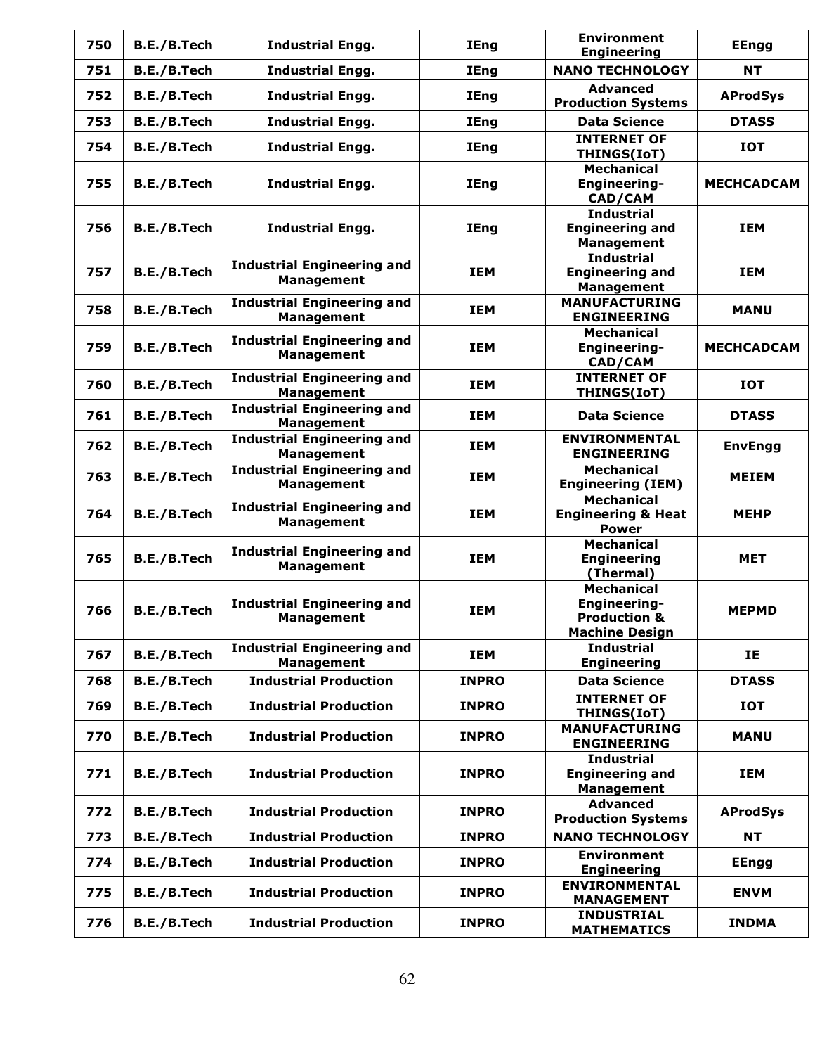| 750 | B.E./B.Tech | Industrial Engg. | IEng | Environment Engineering | EEngg |
|---|---|---|---|---|---|
| 751 | B.E./B.Tech | Industrial Engg. | IEng | NANO TECHNOLOGY | NT |
| 752 | B.E./B.Tech | Industrial Engg. | IEng | Advanced Production Systems | AProdSys |
| 753 | B.E./B.Tech | Industrial Engg. | IEng | Data Science | DTASS |
| 754 | B.E./B.Tech | Industrial Engg. | IEng | INTERNET OF THINGS(IoT) | IOT |
| 755 | B.E./B.Tech | Industrial Engg. | IEng | Mechanical Engineering-CAD/CAM | MECHCADCAM |
| 756 | B.E./B.Tech | Industrial Engg. | IEng | Industrial Engineering and Management | IEM |
| 757 | B.E./B.Tech | Industrial Engineering and Management | IEM | Industrial Engineering and Management | IEM |
| 758 | B.E./B.Tech | Industrial Engineering and Management | IEM | MANUFACTURING ENGINEERING | MANU |
| 759 | B.E./B.Tech | Industrial Engineering and Management | IEM | Mechanical Engineering-CAD/CAM | MECHCADCAM |
| 760 | B.E./B.Tech | Industrial Engineering and Management | IEM | INTERNET OF THINGS(IoT) | IOT |
| 761 | B.E./B.Tech | Industrial Engineering and Management | IEM | Data Science | DTASS |
| 762 | B.E./B.Tech | Industrial Engineering and Management | IEM | ENVIRONMENTAL ENGINEERING | EnvEngg |
| 763 | B.E./B.Tech | Industrial Engineering and Management | IEM | Mechanical Engineering (IEM) | MEIEM |
| 764 | B.E./B.Tech | Industrial Engineering and Management | IEM | Mechanical Engineering & Heat Power | MEHP |
| 765 | B.E./B.Tech | Industrial Engineering and Management | IEM | Mechanical Engineering (Thermal) | MET |
| 766 | B.E./B.Tech | Industrial Engineering and Management | IEM | Mechanical Engineering-Production & Machine Design | MEPMD |
| 767 | B.E./B.Tech | Industrial Engineering and Management | IEM | Industrial Engineering | IE |
| 768 | B.E./B.Tech | Industrial Production | INPRO | Data Science | DTASS |
| 769 | B.E./B.Tech | Industrial Production | INPRO | INTERNET OF THINGS(IoT) | IOT |
| 770 | B.E./B.Tech | Industrial Production | INPRO | MANUFACTURING ENGINEERING | MANU |
| 771 | B.E./B.Tech | Industrial Production | INPRO | Industrial Engineering and Management | IEM |
| 772 | B.E./B.Tech | Industrial Production | INPRO | Advanced Production Systems | AProdSys |
| 773 | B.E./B.Tech | Industrial Production | INPRO | NANO TECHNOLOGY | NT |
| 774 | B.E./B.Tech | Industrial Production | INPRO | Environment Engineering | EEngg |
| 775 | B.E./B.Tech | Industrial Production | INPRO | ENVIRONMENTAL MANAGEMENT | ENVM |
| 776 | B.E./B.Tech | Industrial Production | INPRO | INDUSTRIAL MATHEMATICS | INDMA |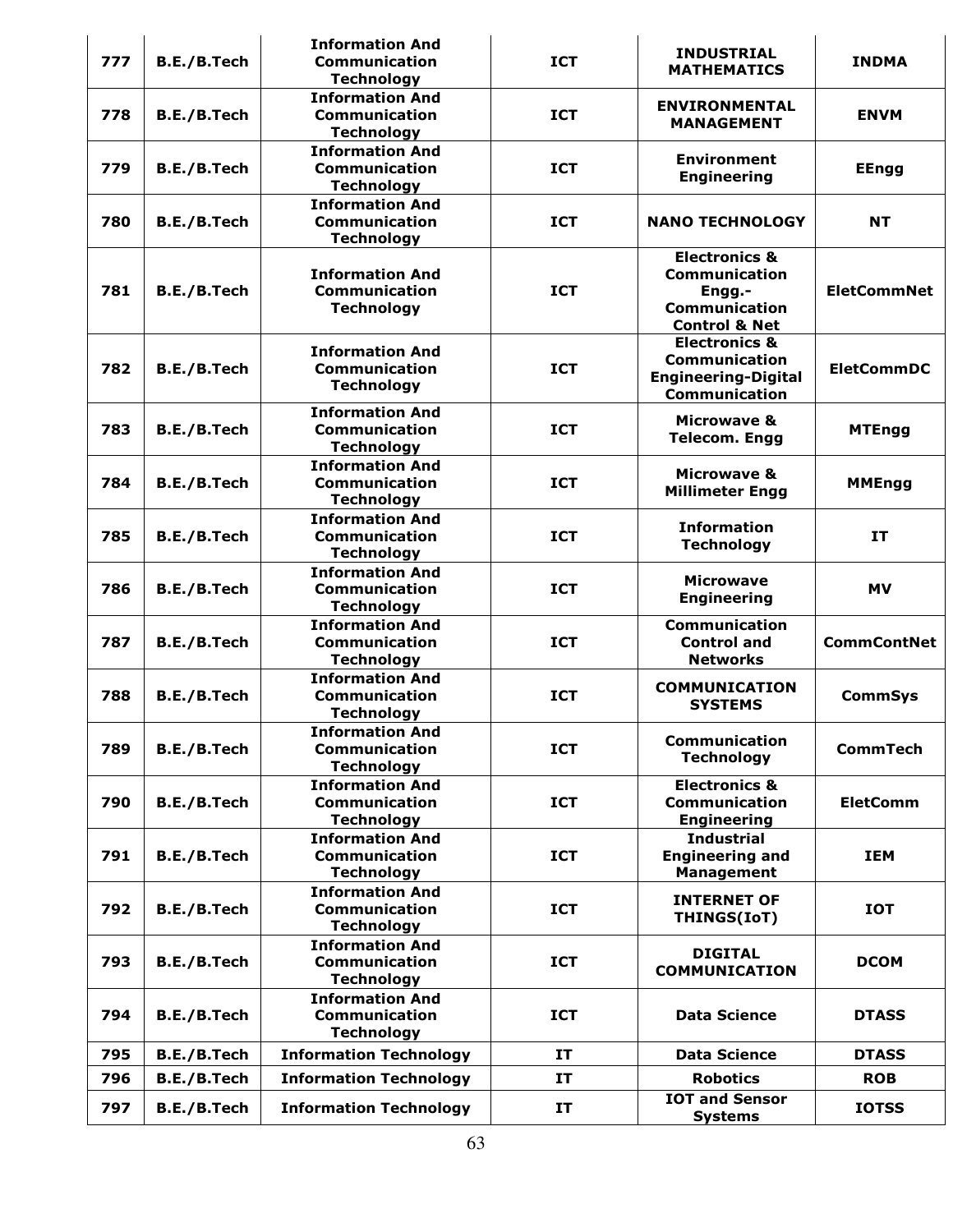| 777 | B.E./B.Tech | Information And Communication Technology | ICT | INDUSTRIAL MATHEMATICS | INDMA |
|---|---|---|---|---|---|
| 778 | B.E./B.Tech | Information And Communication Technology | ICT | ENVIRONMENTAL MANAGEMENT | ENVM |
| 779 | B.E./B.Tech | Information And Communication Technology | ICT | Environment Engineering | EEngg |
| 780 | B.E./B.Tech | Information And Communication Technology | ICT | NANO TECHNOLOGY | NT |
| 781 | B.E./B.Tech | Information And Communication Technology | ICT | Electronics & Communication Engg.- Communication Control & Net | EletCommNet |
| 782 | B.E./B.Tech | Information And Communication Technology | ICT | Electronics & Communication Engineering-Digital Communication | EletCommDC |
| 783 | B.E./B.Tech | Information And Communication Technology | ICT | Microwave & Telecom. Engg | MTEngg |
| 784 | B.E./B.Tech | Information And Communication Technology | ICT | Microwave & Millimeter Engg | MMEngg |
| 785 | B.E./B.Tech | Information And Communication Technology | ICT | Information Technology | IT |
| 786 | B.E./B.Tech | Information And Communication Technology | ICT | Microwave Engineering | MV |
| 787 | B.E./B.Tech | Information And Communication Technology | ICT | Communication Control and Networks | CommContNet |
| 788 | B.E./B.Tech | Information And Communication Technology | ICT | COMMUNICATION SYSTEMS | CommSys |
| 789 | B.E./B.Tech | Information And Communication Technology | ICT | Communication Technology | CommTech |
| 790 | B.E./B.Tech | Information And Communication Technology | ICT | Electronics & Communication Engineering | EletComm |
| 791 | B.E./B.Tech | Information And Communication Technology | ICT | Industrial Engineering and Management | IEM |
| 792 | B.E./B.Tech | Information And Communication Technology | ICT | INTERNET OF THINGS(IoT) | IOT |
| 793 | B.E./B.Tech | Information And Communication Technology | ICT | DIGITAL COMMUNICATION | DCOM |
| 794 | B.E./B.Tech | Information And Communication Technology | ICT | Data Science | DTASS |
| 795 | B.E./B.Tech | Information Technology | IT | Data Science | DTASS |
| 796 | B.E./B.Tech | Information Technology | IT | Robotics | ROB |
| 797 | B.E./B.Tech | Information Technology | IT | IOT and Sensor Systems | IOTSS |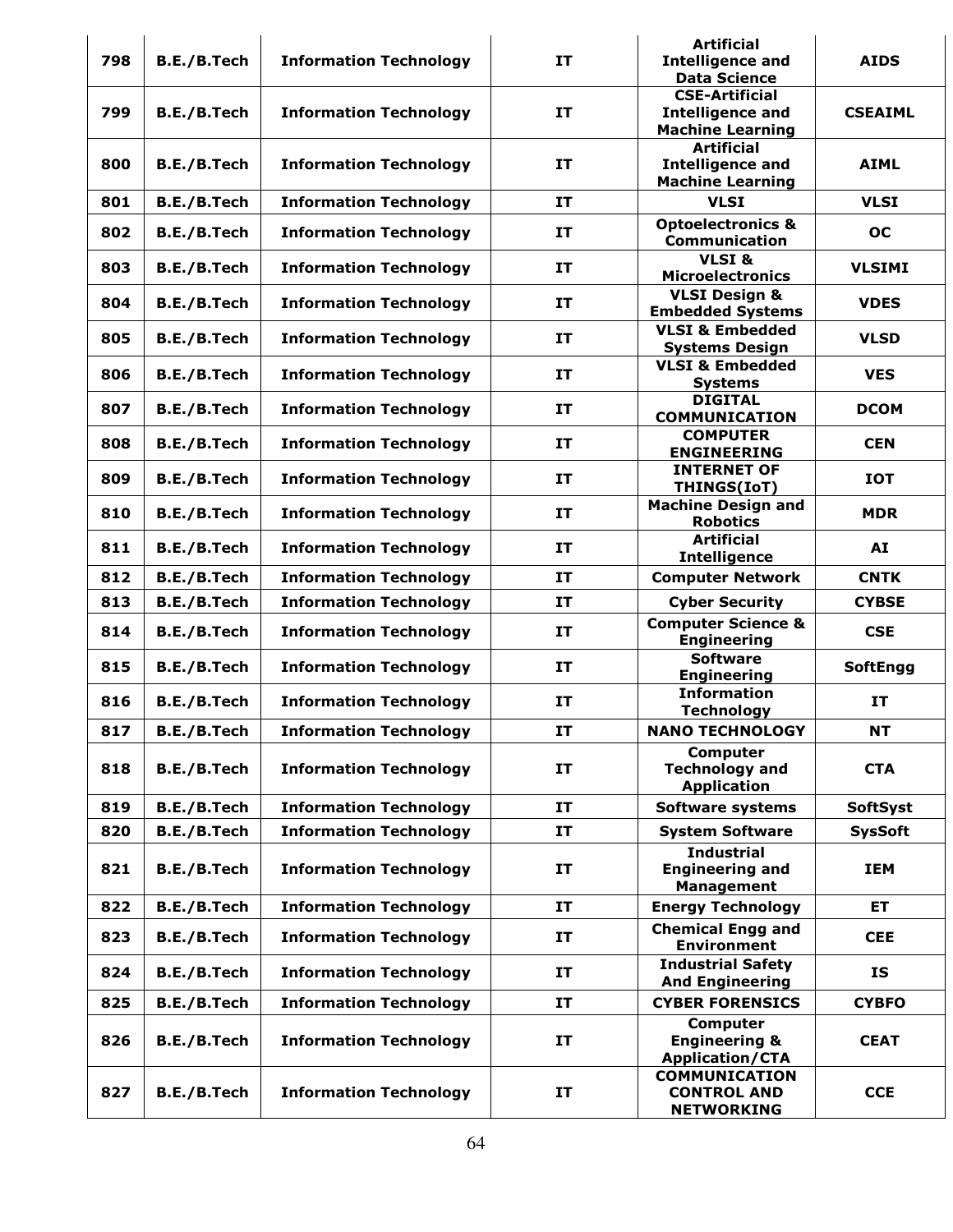| 798 | B.E./B.Tech | Information Technology | IT | Artificial Intelligence and Data Science | AIDS |
|---|---|---|---|---|---|
| 799 | B.E./B.Tech | Information Technology | IT | CSE-Artificial Intelligence and Machine Learning | CSEAIML |
| 800 | B.E./B.Tech | Information Technology | IT | Artificial Intelligence and Machine Learning | AIML |
| 801 | B.E./B.Tech | Information Technology | IT | VLSI | VLSI |
| 802 | B.E./B.Tech | Information Technology | IT | Optoelectronics & Communication | OC |
| 803 | B.E./B.Tech | Information Technology | IT | VLSI & Microelectronics | VLSIMI |
| 804 | B.E./B.Tech | Information Technology | IT | VLSI Design & Embedded Systems | VDES |
| 805 | B.E./B.Tech | Information Technology | IT | VLSI & Embedded Systems Design | VLSD |
| 806 | B.E./B.Tech | Information Technology | IT | VLSI & Embedded Systems | VES |
| 807 | B.E./B.Tech | Information Technology | IT | DIGITAL COMMUNICATION | DCOM |
| 808 | B.E./B.Tech | Information Technology | IT | COMPUTER ENGINEERING | CEN |
| 809 | B.E./B.Tech | Information Technology | IT | INTERNET OF THINGS(IoT) | IOT |
| 810 | B.E./B.Tech | Information Technology | IT | Machine Design and Robotics | MDR |
| 811 | B.E./B.Tech | Information Technology | IT | Artificial Intelligence | AI |
| 812 | B.E./B.Tech | Information Technology | IT | Computer Network | CNTK |
| 813 | B.E./B.Tech | Information Technology | IT | Cyber Security | CYBSE |
| 814 | B.E./B.Tech | Information Technology | IT | Computer Science & Engineering | CSE |
| 815 | B.E./B.Tech | Information Technology | IT | Software Engineering | SoftEngg |
| 816 | B.E./B.Tech | Information Technology | IT | Information Technology | IT |
| 817 | B.E./B.Tech | Information Technology | IT | NANO TECHNOLOGY | NT |
| 818 | B.E./B.Tech | Information Technology | IT | Computer Technology and Application | CTA |
| 819 | B.E./B.Tech | Information Technology | IT | Software systems | SoftSyst |
| 820 | B.E./B.Tech | Information Technology | IT | System Software | SysSoft |
| 821 | B.E./B.Tech | Information Technology | IT | Industrial Engineering and Management | IEM |
| 822 | B.E./B.Tech | Information Technology | IT | Energy Technology | ET |
| 823 | B.E./B.Tech | Information Technology | IT | Chemical Engg and Environment | CEE |
| 824 | B.E./B.Tech | Information Technology | IT | Industrial Safety And Engineering | IS |
| 825 | B.E./B.Tech | Information Technology | IT | CYBER FORENSICS | CYBFO |
| 826 | B.E./B.Tech | Information Technology | IT | Computer Engineering & Application/CTA | CEAT |
| 827 | B.E./B.Tech | Information Technology | IT | COMMUNICATION CONTROL AND NETWORKING | CCE |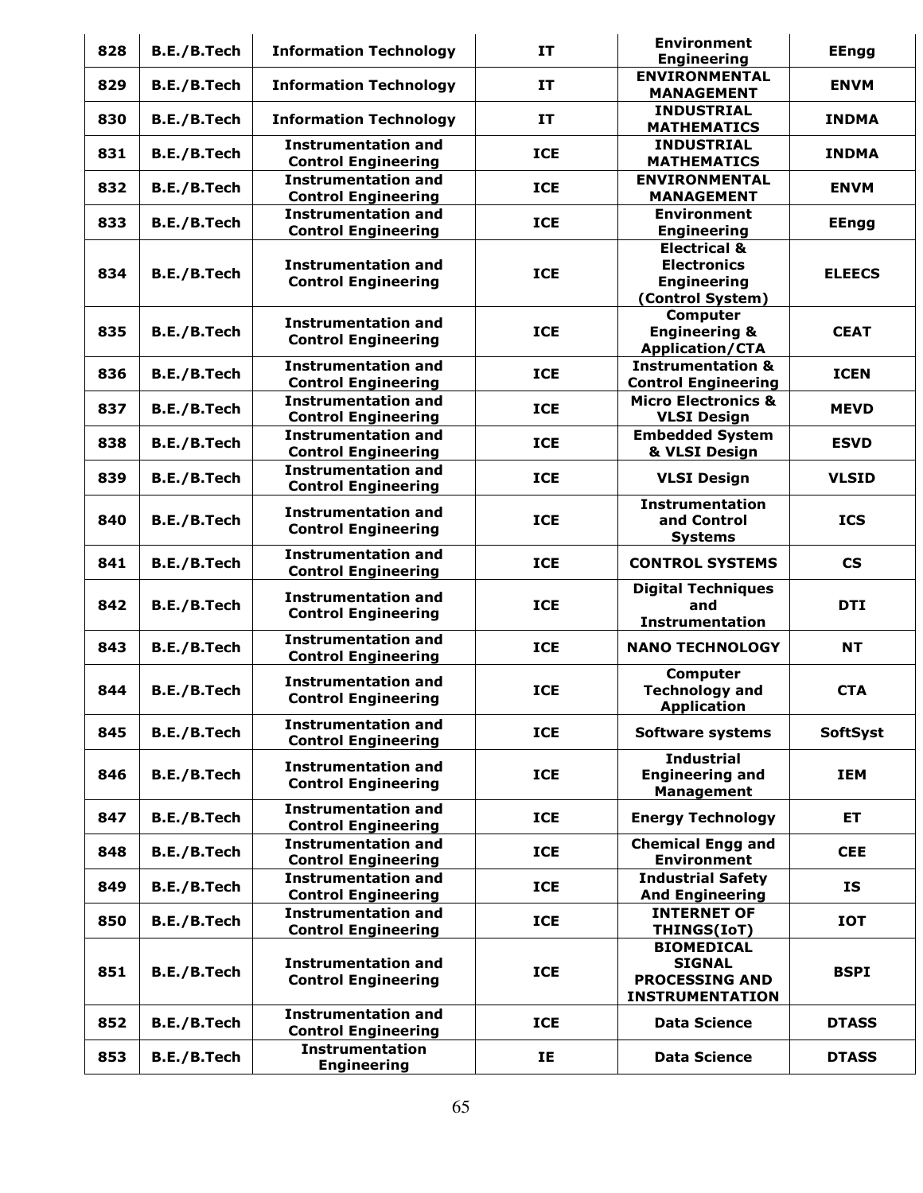| 828 | B.E./B.Tech | Information Technology | IT | Environment Engineering | EEngg |
|---|---|---|---|---|---|
| 829 | B.E./B.Tech | Information Technology | IT | ENVIRONMENTAL MANAGEMENT | ENVM |
| 830 | B.E./B.Tech | Information Technology | IT | INDUSTRIAL MATHEMATICS | INDMA |
| 831 | B.E./B.Tech | Instrumentation and Control Engineering | ICE | INDUSTRIAL MATHEMATICS | INDMA |
| 832 | B.E./B.Tech | Instrumentation and Control Engineering | ICE | ENVIRONMENTAL MANAGEMENT | ENVM |
| 833 | B.E./B.Tech | Instrumentation and Control Engineering | ICE | Environment Engineering | EEngg |
| 834 | B.E./B.Tech | Instrumentation and Control Engineering | ICE | Electrical & Electronics Engineering (Control System) | ELEECS |
| 835 | B.E./B.Tech | Instrumentation and Control Engineering | ICE | Computer Engineering & Application/CTA | CEAT |
| 836 | B.E./B.Tech | Instrumentation and Control Engineering | ICE | Instrumentation & Control Engineering | ICEN |
| 837 | B.E./B.Tech | Instrumentation and Control Engineering | ICE | Micro Electronics & VLSI Design | MEVD |
| 838 | B.E./B.Tech | Instrumentation and Control Engineering | ICE | Embedded System & VLSI Design | ESVD |
| 839 | B.E./B.Tech | Instrumentation and Control Engineering | ICE | VLSI Design | VLSID |
| 840 | B.E./B.Tech | Instrumentation and Control Engineering | ICE | Instrumentation and Control Systems | ICS |
| 841 | B.E./B.Tech | Instrumentation and Control Engineering | ICE | CONTROL SYSTEMS | CS |
| 842 | B.E./B.Tech | Instrumentation and Control Engineering | ICE | Digital Techniques and Instrumentation | DTI |
| 843 | B.E./B.Tech | Instrumentation and Control Engineering | ICE | NANO TECHNOLOGY | NT |
| 844 | B.E./B.Tech | Instrumentation and Control Engineering | ICE | Computer Technology and Application | CTA |
| 845 | B.E./B.Tech | Instrumentation and Control Engineering | ICE | Software systems | SoftSyst |
| 846 | B.E./B.Tech | Instrumentation and Control Engineering | ICE | Industrial Engineering and Management | IEM |
| 847 | B.E./B.Tech | Instrumentation and Control Engineering | ICE | Energy Technology | ET |
| 848 | B.E./B.Tech | Instrumentation and Control Engineering | ICE | Chemical Engg and Environment | CEE |
| 849 | B.E./B.Tech | Instrumentation and Control Engineering | ICE | Industrial Safety And Engineering | IS |
| 850 | B.E./B.Tech | Instrumentation and Control Engineering | ICE | INTERNET OF THINGS(IoT) | IOT |
| 851 | B.E./B.Tech | Instrumentation and Control Engineering | ICE | BIOMEDICAL SIGNAL PROCESSING AND INSTRUMENTATION | BSPI |
| 852 | B.E./B.Tech | Instrumentation and Control Engineering | ICE | Data Science | DTASS |
| 853 | B.E./B.Tech | Instrumentation Engineering | IE | Data Science | DTASS |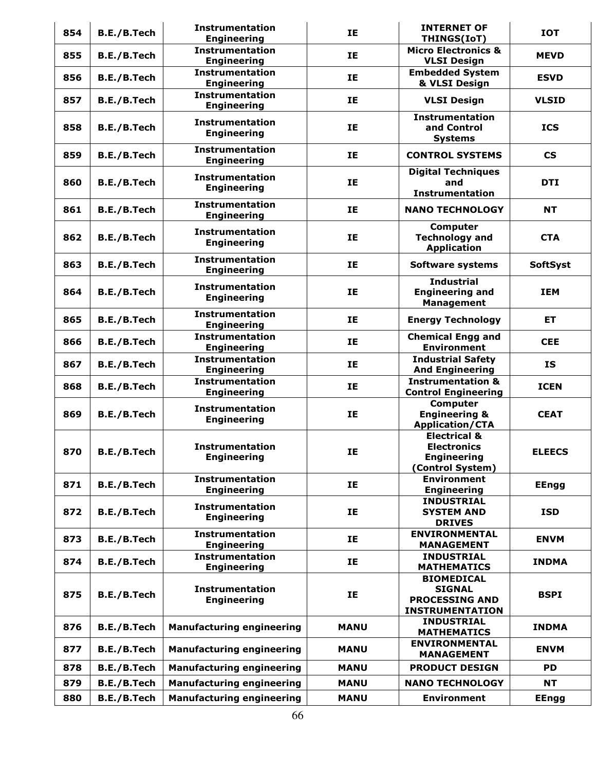| 854 | B.E./B.Tech | Instrumentation Engineering | IE | INTERNET OF THINGS(IoT) | IOT |
|---|---|---|---|---|---|
| 855 | B.E./B.Tech | Instrumentation Engineering | IE | Micro Electronics & VLSI Design | MEVD |
| 856 | B.E./B.Tech | Instrumentation Engineering | IE | Embedded System & VLSI Design | ESVD |
| 857 | B.E./B.Tech | Instrumentation Engineering | IE | VLSI Design | VLSID |
| 858 | B.E./B.Tech | Instrumentation Engineering | IE | Instrumentation and Control Systems | ICS |
| 859 | B.E./B.Tech | Instrumentation Engineering | IE | CONTROL SYSTEMS | CS |
| 860 | B.E./B.Tech | Instrumentation Engineering | IE | Digital Techniques and Instrumentation | DTI |
| 861 | B.E./B.Tech | Instrumentation Engineering | IE | NANO TECHNOLOGY | NT |
| 862 | B.E./B.Tech | Instrumentation Engineering | IE | Computer Technology and Application | CTA |
| 863 | B.E./B.Tech | Instrumentation Engineering | IE | Software systems | SoftSyst |
| 864 | B.E./B.Tech | Instrumentation Engineering | IE | Industrial Engineering and Management | IEM |
| 865 | B.E./B.Tech | Instrumentation Engineering | IE | Energy Technology | ET |
| 866 | B.E./B.Tech | Instrumentation Engineering | IE | Chemical Engg and Environment | CEE |
| 867 | B.E./B.Tech | Instrumentation Engineering | IE | Industrial Safety And Engineering | IS |
| 868 | B.E./B.Tech | Instrumentation Engineering | IE | Instrumentation & Control Engineering | ICEN |
| 869 | B.E./B.Tech | Instrumentation Engineering | IE | Computer Engineering & Application/CTA | CEAT |
| 870 | B.E./B.Tech | Instrumentation Engineering | IE | Electrical & Electronics Engineering (Control System) | ELEECS |
| 871 | B.E./B.Tech | Instrumentation Engineering | IE | Environment Engineering | EEngg |
| 872 | B.E./B.Tech | Instrumentation Engineering | IE | INDUSTRIAL SYSTEM AND DRIVES | ISD |
| 873 | B.E./B.Tech | Instrumentation Engineering | IE | ENVIRONMENTAL MANAGEMENT | ENVM |
| 874 | B.E./B.Tech | Instrumentation Engineering | IE | INDUSTRIAL MATHEMATICS | INDMA |
| 875 | B.E./B.Tech | Instrumentation Engineering | IE | BIOMEDICAL SIGNAL PROCESSING AND INSTRUMENTATION | BSPI |
| 876 | B.E./B.Tech | Manufacturing engineering | MANU | INDUSTRIAL MATHEMATICS | INDMA |
| 877 | B.E./B.Tech | Manufacturing engineering | MANU | ENVIRONMENTAL MANAGEMENT | ENVM |
| 878 | B.E./B.Tech | Manufacturing engineering | MANU | PRODUCT DESIGN | PD |
| 879 | B.E./B.Tech | Manufacturing engineering | MANU | NANO TECHNOLOGY | NT |
| 880 | B.E./B.Tech | Manufacturing engineering | MANU | Environment | EEngg |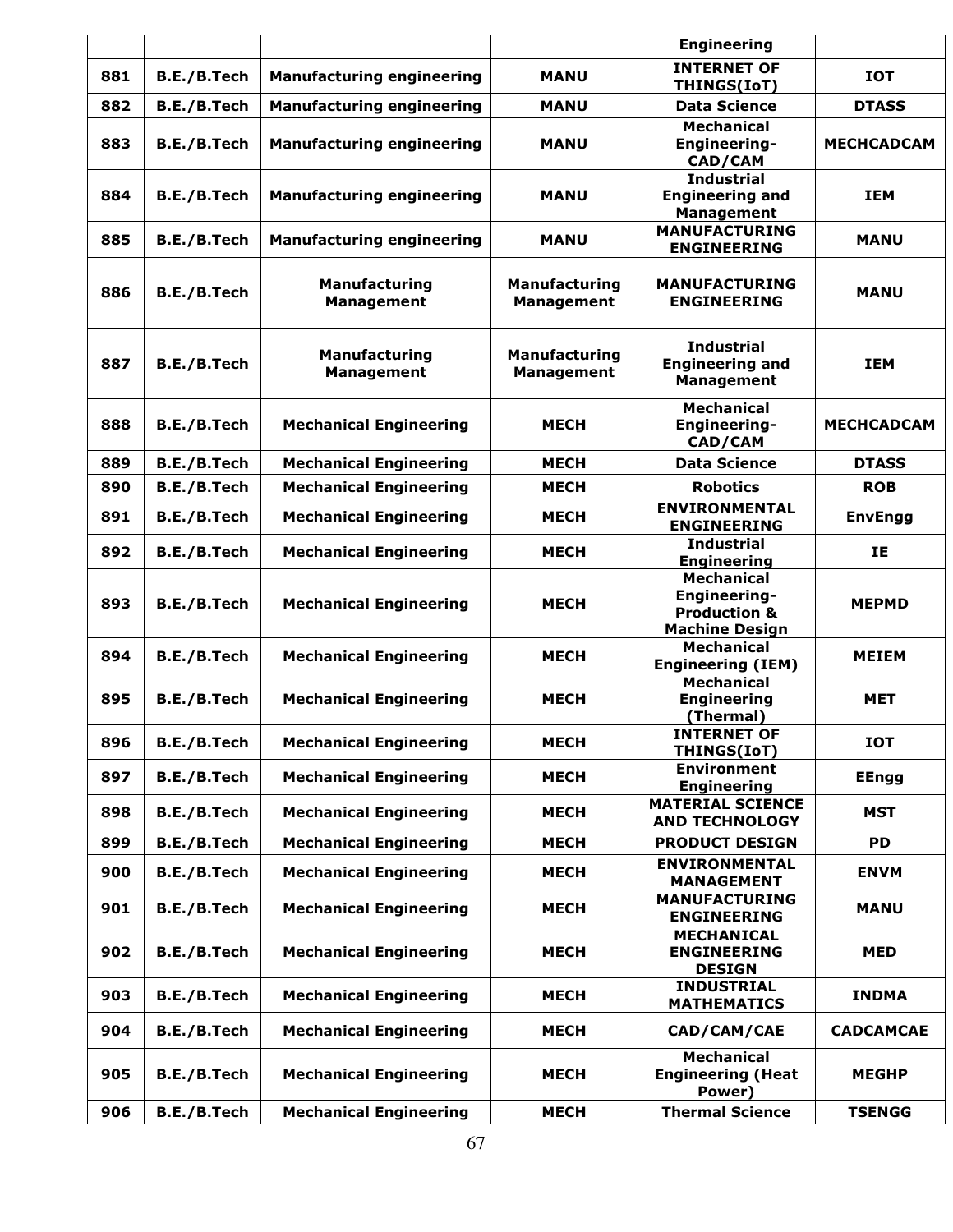| | | | | Engineering | |
|---|---|---|---|---|---|
| 881 | B.E./B.Tech | Manufacturing engineering | MANU | INTERNET OF THINGS(IoT) | IOT |
| 882 | B.E./B.Tech | Manufacturing engineering | MANU | Data Science | DTASS |
| 883 | B.E./B.Tech | Manufacturing engineering | MANU | Mechanical Engineering-CAD/CAM | MECHCADCAM |
| 884 | B.E./B.Tech | Manufacturing engineering | MANU | Industrial Engineering and Management | IEM |
| 885 | B.E./B.Tech | Manufacturing engineering | MANU | MANUFACTURING ENGINEERING | MANU |
| 886 | B.E./B.Tech | Manufacturing Management | Manufacturing Management | MANUFACTURING ENGINEERING | MANU |
| 887 | B.E./B.Tech | Manufacturing Management | Manufacturing Management | Industrial Engineering and Management | IEM |
| 888 | B.E./B.Tech | Mechanical Engineering | MECH | Mechanical Engineering-CAD/CAM | MECHCADCAM |
| 889 | B.E./B.Tech | Mechanical Engineering | MECH | Data Science | DTASS |
| 890 | B.E./B.Tech | Mechanical Engineering | MECH | Robotics | ROB |
| 891 | B.E./B.Tech | Mechanical Engineering | MECH | ENVIRONMENTAL ENGINEERING | EnvEngg |
| 892 | B.E./B.Tech | Mechanical Engineering | MECH | Industrial Engineering | IE |
| 893 | B.E./B.Tech | Mechanical Engineering | MECH | Mechanical Engineering-Production & Machine Design | MEPMD |
| 894 | B.E./B.Tech | Mechanical Engineering | MECH | Mechanical Engineering (IEM) | MEIEM |
| 895 | B.E./B.Tech | Mechanical Engineering | MECH | Mechanical Engineering (Thermal) | MET |
| 896 | B.E./B.Tech | Mechanical Engineering | MECH | INTERNET OF THINGS(IoT) | IOT |
| 897 | B.E./B.Tech | Mechanical Engineering | MECH | Environment Engineering | EEngg |
| 898 | B.E./B.Tech | Mechanical Engineering | MECH | MATERIAL SCIENCE AND TECHNOLOGY | MST |
| 899 | B.E./B.Tech | Mechanical Engineering | MECH | PRODUCT DESIGN | PD |
| 900 | B.E./B.Tech | Mechanical Engineering | MECH | ENVIRONMENTAL MANAGEMENT | ENVM |
| 901 | B.E./B.Tech | Mechanical Engineering | MECH | MANUFACTURING ENGINEERING | MANU |
| 902 | B.E./B.Tech | Mechanical Engineering | MECH | MECHANICAL ENGINEERING DESIGN | MED |
| 903 | B.E./B.Tech | Mechanical Engineering | MECH | INDUSTRIAL MATHEMATICS | INDMA |
| 904 | B.E./B.Tech | Mechanical Engineering | MECH | CAD/CAM/CAE | CADCAMCAE |
| 905 | B.E./B.Tech | Mechanical Engineering | MECH | Mechanical Engineering (Heat Power) | MEGHP |
| 906 | B.E./B.Tech | Mechanical Engineering | MECH | Thermal Science | TSENGG |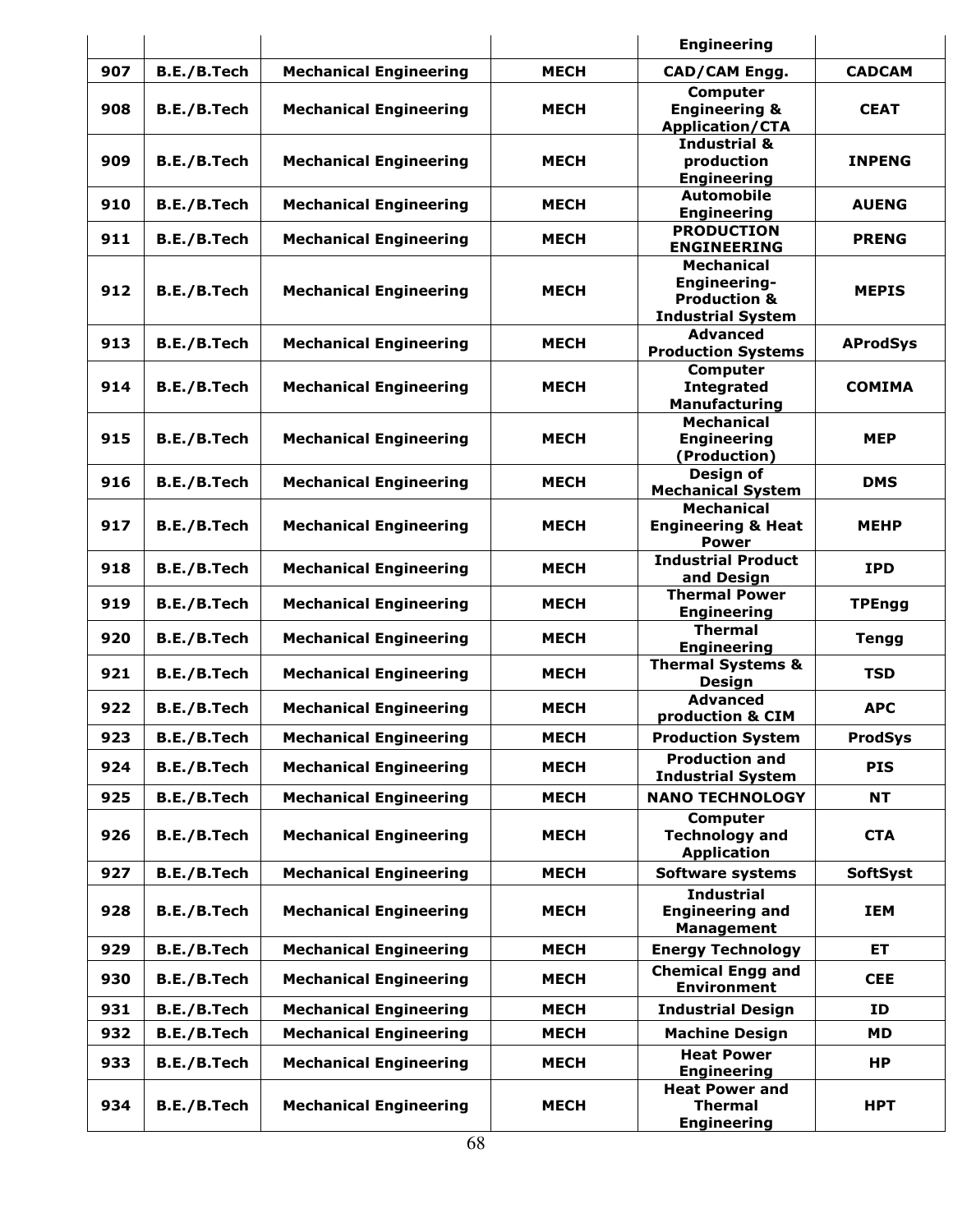|  |  |  |  | Engineering |  |
|---|---|---|---|---|---|
| 907 | B.E./B.Tech | Mechanical Engineering | MECH | CAD/CAM Engg. | CADCAM |
| 908 | B.E./B.Tech | Mechanical Engineering | MECH | Computer Engineering & Application/CTA | CEAT |
| 909 | B.E./B.Tech | Mechanical Engineering | MECH | Industrial & production Engineering | INPENG |
| 910 | B.E./B.Tech | Mechanical Engineering | MECH | Automobile Engineering | AUENG |
| 911 | B.E./B.Tech | Mechanical Engineering | MECH | PRODUCTION ENGINEERING | PRENG |
| 912 | B.E./B.Tech | Mechanical Engineering | MECH | Mechanical Engineering-Production & Industrial System | MEPIS |
| 913 | B.E./B.Tech | Mechanical Engineering | MECH | Advanced Production Systems | AProdSys |
| 914 | B.E./B.Tech | Mechanical Engineering | MECH | Computer Integrated Manufacturing | COMIMA |
| 915 | B.E./B.Tech | Mechanical Engineering | MECH | Mechanical Engineering (Production) | MEP |
| 916 | B.E./B.Tech | Mechanical Engineering | MECH | Design of Mechanical System | DMS |
| 917 | B.E./B.Tech | Mechanical Engineering | MECH | Mechanical Engineering & Heat Power | MEHP |
| 918 | B.E./B.Tech | Mechanical Engineering | MECH | Industrial Product and Design | IPD |
| 919 | B.E./B.Tech | Mechanical Engineering | MECH | Thermal Power Engineering | TPEngg |
| 920 | B.E./B.Tech | Mechanical Engineering | MECH | Thermal Engineering | Tengg |
| 921 | B.E./B.Tech | Mechanical Engineering | MECH | Thermal Systems & Design | TSD |
| 922 | B.E./B.Tech | Mechanical Engineering | MECH | Advanced production & CIM | APC |
| 923 | B.E./B.Tech | Mechanical Engineering | MECH | Production System | ProdSys |
| 924 | B.E./B.Tech | Mechanical Engineering | MECH | Production and Industrial System | PIS |
| 925 | B.E./B.Tech | Mechanical Engineering | MECH | NANO TECHNOLOGY | NT |
| 926 | B.E./B.Tech | Mechanical Engineering | MECH | Computer Technology and Application | CTA |
| 927 | B.E./B.Tech | Mechanical Engineering | MECH | Software systems | SoftSyst |
| 928 | B.E./B.Tech | Mechanical Engineering | MECH | Industrial Engineering and Management | IEM |
| 929 | B.E./B.Tech | Mechanical Engineering | MECH | Energy Technology | ET |
| 930 | B.E./B.Tech | Mechanical Engineering | MECH | Chemical Engg and Environment | CEE |
| 931 | B.E./B.Tech | Mechanical Engineering | MECH | Industrial Design | ID |
| 932 | B.E./B.Tech | Mechanical Engineering | MECH | Machine Design | MD |
| 933 | B.E./B.Tech | Mechanical Engineering | MECH | Heat Power Engineering | HP |
| 934 | B.E./B.Tech | Mechanical Engineering | MECH | Heat Power and Thermal Engineering | HPT |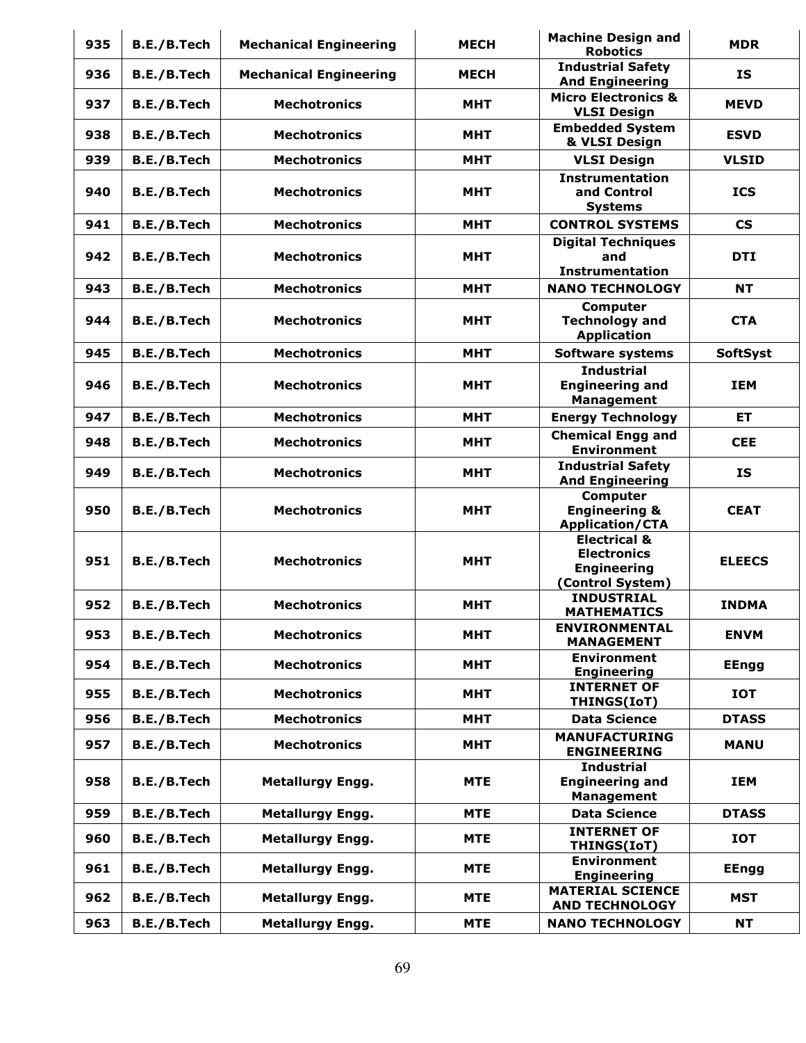| 935 | B.E./B.Tech | Mechanical Engineering | MECH | Machine Design and Robotics | MDR |
|---|---|---|---|---|---|
| 936 | B.E./B.Tech | Mechanical Engineering | MECH | Industrial Safety And Engineering | IS |
| 937 | B.E./B.Tech | Mechotronics | MHT | Micro Electronics & VLSI Design | MEVD |
| 938 | B.E./B.Tech | Mechotronics | MHT | Embedded System & VLSI Design | ESVD |
| 939 | B.E./B.Tech | Mechotronics | MHT | VLSI Design | VLSID |
| 940 | B.E./B.Tech | Mechotronics | MHT | Instrumentation and Control Systems | ICS |
| 941 | B.E./B.Tech | Mechotronics | MHT | CONTROL SYSTEMS | CS |
| 942 | B.E./B.Tech | Mechotronics | MHT | Digital Techniques and Instrumentation | DTI |
| 943 | B.E./B.Tech | Mechotronics | MHT | NANO TECHNOLOGY | NT |
| 944 | B.E./B.Tech | Mechotronics | MHT | Computer Technology and Application | CTA |
| 945 | B.E./B.Tech | Mechotronics | MHT | Software systems | SoftSyst |
| 946 | B.E./B.Tech | Mechotronics | MHT | Industrial Engineering and Management | IEM |
| 947 | B.E./B.Tech | Mechotronics | MHT | Energy Technology | ET |
| 948 | B.E./B.Tech | Mechotronics | MHT | Chemical Engg and Environment | CEE |
| 949 | B.E./B.Tech | Mechotronics | MHT | Industrial Safety And Engineering | IS |
| 950 | B.E./B.Tech | Mechotronics | MHT | Computer Engineering & Application/CTA | CEAT |
| 951 | B.E./B.Tech | Mechotronics | MHT | Electrical & Electronics Engineering (Control System) | ELEECS |
| 952 | B.E./B.Tech | Mechotronics | MHT | INDUSTRIAL MATHEMATICS | INDMA |
| 953 | B.E./B.Tech | Mechotronics | MHT | ENVIRONMENTAL MANAGEMENT | ENVM |
| 954 | B.E./B.Tech | Mechotronics | MHT | Environment Engineering | EEngg |
| 955 | B.E./B.Tech | Mechotronics | MHT | INTERNET OF THINGS(IoT) | IOT |
| 956 | B.E./B.Tech | Mechotronics | MHT | Data Science | DTASS |
| 957 | B.E./B.Tech | Mechotronics | MHT | MANUFACTURING ENGINEERING | MANU |
| 958 | B.E./B.Tech | Metallurgy Engg. | MTE | Industrial Engineering and Management | IEM |
| 959 | B.E./B.Tech | Metallurgy Engg. | MTE | Data Science | DTASS |
| 960 | B.E./B.Tech | Metallurgy Engg. | MTE | INTERNET OF THINGS(IoT) | IOT |
| 961 | B.E./B.Tech | Metallurgy Engg. | MTE | Environment Engineering | EEngg |
| 962 | B.E./B.Tech | Metallurgy Engg. | MTE | MATERIAL SCIENCE AND TECHNOLOGY | MST |
| 963 | B.E./B.Tech | Metallurgy Engg. | MTE | NANO TECHNOLOGY | NT |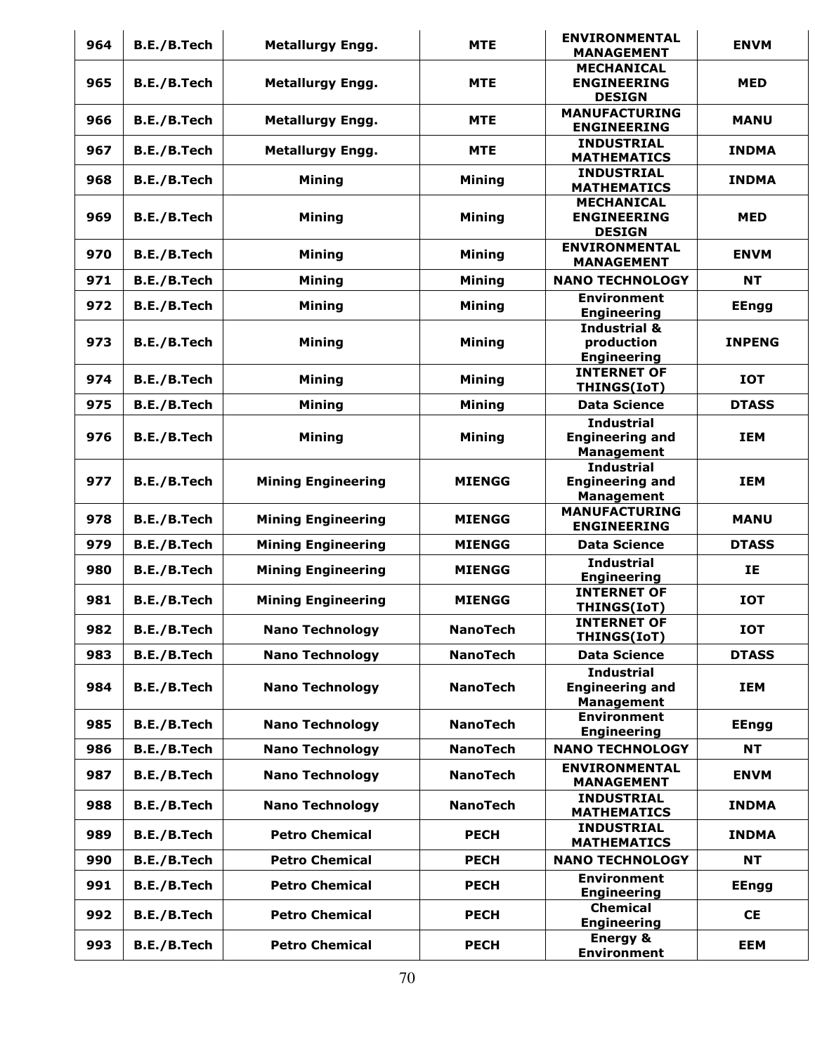| 964 | B.E./B.Tech | Metallurgy Engg. | MTE | ENVIRONMENTAL MANAGEMENT | ENVM |
|---|---|---|---|---|---|
| 965 | B.E./B.Tech | Metallurgy Engg. | MTE | MECHANICAL ENGINEERING DESIGN | MED |
| 966 | B.E./B.Tech | Metallurgy Engg. | MTE | MANUFACTURING ENGINEERING | MANU |
| 967 | B.E./B.Tech | Metallurgy Engg. | MTE | INDUSTRIAL MATHEMATICS | INDMA |
| 968 | B.E./B.Tech | Mining | Mining | INDUSTRIAL MATHEMATICS | INDMA |
| 969 | B.E./B.Tech | Mining | Mining | MECHANICAL ENGINEERING DESIGN | MED |
| 970 | B.E./B.Tech | Mining | Mining | ENVIRONMENTAL MANAGEMENT | ENVM |
| 971 | B.E./B.Tech | Mining | Mining | NANO TECHNOLOGY | NT |
| 972 | B.E./B.Tech | Mining | Mining | Environment Engineering | EEngg |
| 973 | B.E./B.Tech | Mining | Mining | Industrial & production Engineering | INPENG |
| 974 | B.E./B.Tech | Mining | Mining | INTERNET OF THINGS(IoT) | IOT |
| 975 | B.E./B.Tech | Mining | Mining | Data Science | DTASS |
| 976 | B.E./B.Tech | Mining | Mining | Industrial Engineering and Management | IEM |
| 977 | B.E./B.Tech | Mining Engineering | MIENGG | Industrial Engineering and Management | IEM |
| 978 | B.E./B.Tech | Mining Engineering | MIENGG | MANUFACTURING ENGINEERING | MANU |
| 979 | B.E./B.Tech | Mining Engineering | MIENGG | Data Science | DTASS |
| 980 | B.E./B.Tech | Mining Engineering | MIENGG | Industrial Engineering | IE |
| 981 | B.E./B.Tech | Mining Engineering | MIENGG | INTERNET OF THINGS(IoT) | IOT |
| 982 | B.E./B.Tech | Nano Technology | NanoTech | INTERNET OF THINGS(IoT) | IOT |
| 983 | B.E./B.Tech | Nano Technology | NanoTech | Data Science | DTASS |
| 984 | B.E./B.Tech | Nano Technology | NanoTech | Industrial Engineering and Management | IEM |
| 985 | B.E./B.Tech | Nano Technology | NanoTech | Environment Engineering | EEngg |
| 986 | B.E./B.Tech | Nano Technology | NanoTech | NANO TECHNOLOGY | NT |
| 987 | B.E./B.Tech | Nano Technology | NanoTech | ENVIRONMENTAL MANAGEMENT | ENVM |
| 988 | B.E./B.Tech | Nano Technology | NanoTech | INDUSTRIAL MATHEMATICS | INDMA |
| 989 | B.E./B.Tech | Petro Chemical | PECH | INDUSTRIAL MATHEMATICS | INDMA |
| 990 | B.E./B.Tech | Petro Chemical | PECH | NANO TECHNOLOGY | NT |
| 991 | B.E./B.Tech | Petro Chemical | PECH | Environment Engineering | EEngg |
| 992 | B.E./B.Tech | Petro Chemical | PECH | Chemical Engineering | CE |
| 993 | B.E./B.Tech | Petro Chemical | PECH | Energy & Environment | EEM |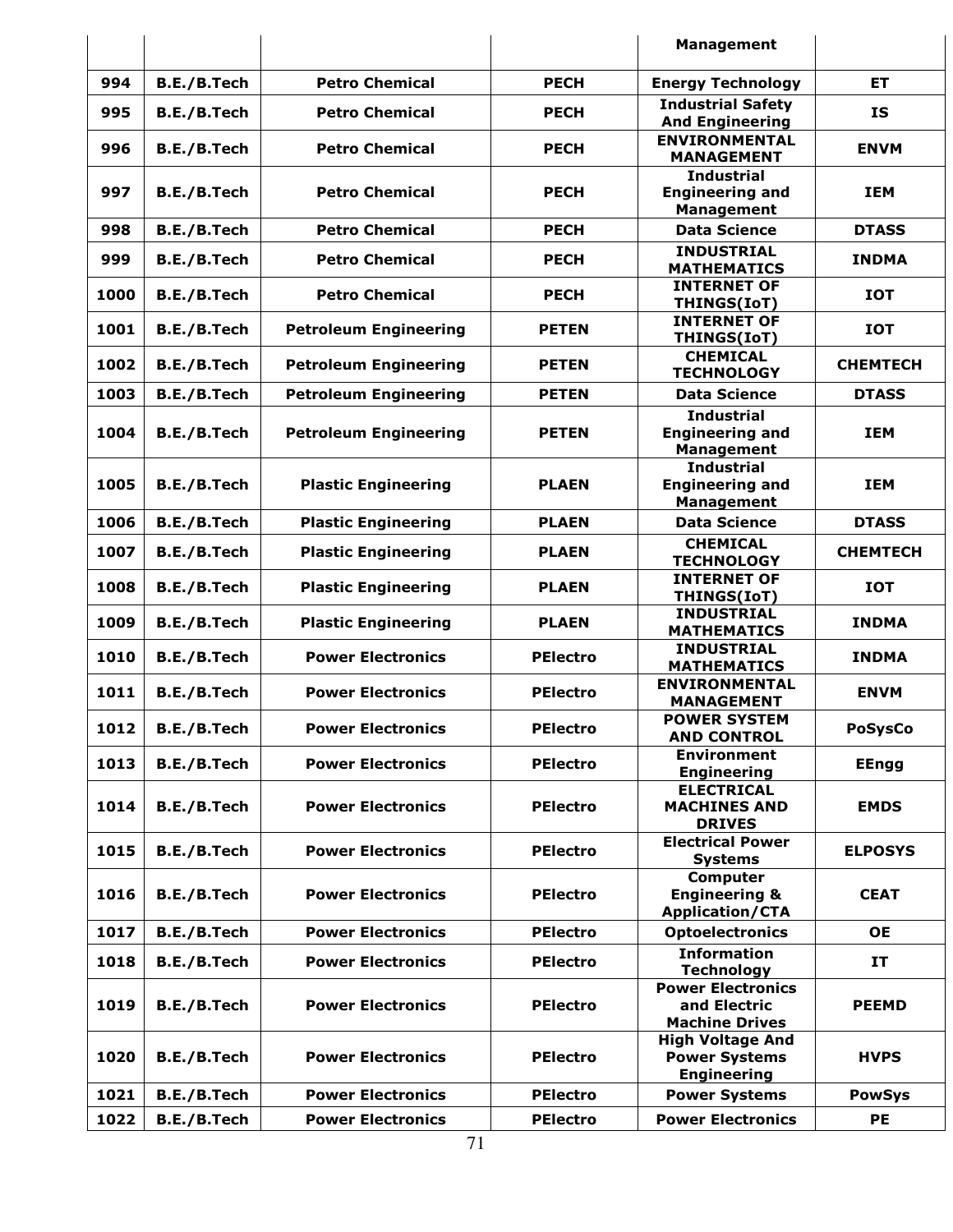| | | | | Management | |
|---|---|---|---|---|---|
| 994 | B.E./B.Tech | Petro Chemical | PECH | Energy Technology | ET |
| 995 | B.E./B.Tech | Petro Chemical | PECH | Industrial Safety And Engineering | IS |
| 996 | B.E./B.Tech | Petro Chemical | PECH | ENVIRONMENTAL MANAGEMENT | ENVM |
| 997 | B.E./B.Tech | Petro Chemical | PECH | Industrial Engineering and Management | IEM |
| 998 | B.E./B.Tech | Petro Chemical | PECH | Data Science | DTASS |
| 999 | B.E./B.Tech | Petro Chemical | PECH | INDUSTRIAL MATHEMATICS | INDMA |
| 1000 | B.E./B.Tech | Petro Chemical | PECH | INTERNET OF THINGS(IoT) | IOT |
| 1001 | B.E./B.Tech | Petroleum Engineering | PETEN | INTERNET OF THINGS(IoT) | IOT |
| 1002 | B.E./B.Tech | Petroleum Engineering | PETEN | CHEMICAL TECHNOLOGY | CHEMTECH |
| 1003 | B.E./B.Tech | Petroleum Engineering | PETEN | Data Science | DTASS |
| 1004 | B.E./B.Tech | Petroleum Engineering | PETEN | Industrial Engineering and Management | IEM |
| 1005 | B.E./B.Tech | Plastic Engineering | PLAEN | Industrial Engineering and Management | IEM |
| 1006 | B.E./B.Tech | Plastic Engineering | PLAEN | Data Science | DTASS |
| 1007 | B.E./B.Tech | Plastic Engineering | PLAEN | CHEMICAL TECHNOLOGY | CHEMTECH |
| 1008 | B.E./B.Tech | Plastic Engineering | PLAEN | INTERNET OF THINGS(IoT) | IOT |
| 1009 | B.E./B.Tech | Plastic Engineering | PLAEN | INDUSTRIAL MATHEMATICS | INDMA |
| 1010 | B.E./B.Tech | Power Electronics | PElectro | INDUSTRIAL MATHEMATICS | INDMA |
| 1011 | B.E./B.Tech | Power Electronics | PElectro | ENVIRONMENTAL MANAGEMENT | ENVM |
| 1012 | B.E./B.Tech | Power Electronics | PElectro | POWER SYSTEM AND CONTROL | PoSysCo |
| 1013 | B.E./B.Tech | Power Electronics | PElectro | Environment Engineering | EEngg |
| 1014 | B.E./B.Tech | Power Electronics | PElectro | ELECTRICAL MACHINES AND DRIVES | EMDS |
| 1015 | B.E./B.Tech | Power Electronics | PElectro | Electrical Power Systems | ELPOSYS |
| 1016 | B.E./B.Tech | Power Electronics | PElectro | Computer Engineering & Application/CTA | CEAT |
| 1017 | B.E./B.Tech | Power Electronics | PElectro | Optoelectronics | OE |
| 1018 | B.E./B.Tech | Power Electronics | PElectro | Information Technology | IT |
| 1019 | B.E./B.Tech | Power Electronics | PElectro | Power Electronics and Electric Machine Drives | PEEMD |
| 1020 | B.E./B.Tech | Power Electronics | PElectro | High Voltage And Power Systems Engineering | HVPS |
| 1021 | B.E./B.Tech | Power Electronics | PElectro | Power Systems | PowSys |
| 1022 | B.E./B.Tech | Power Electronics | PElectro | Power Electronics | PE |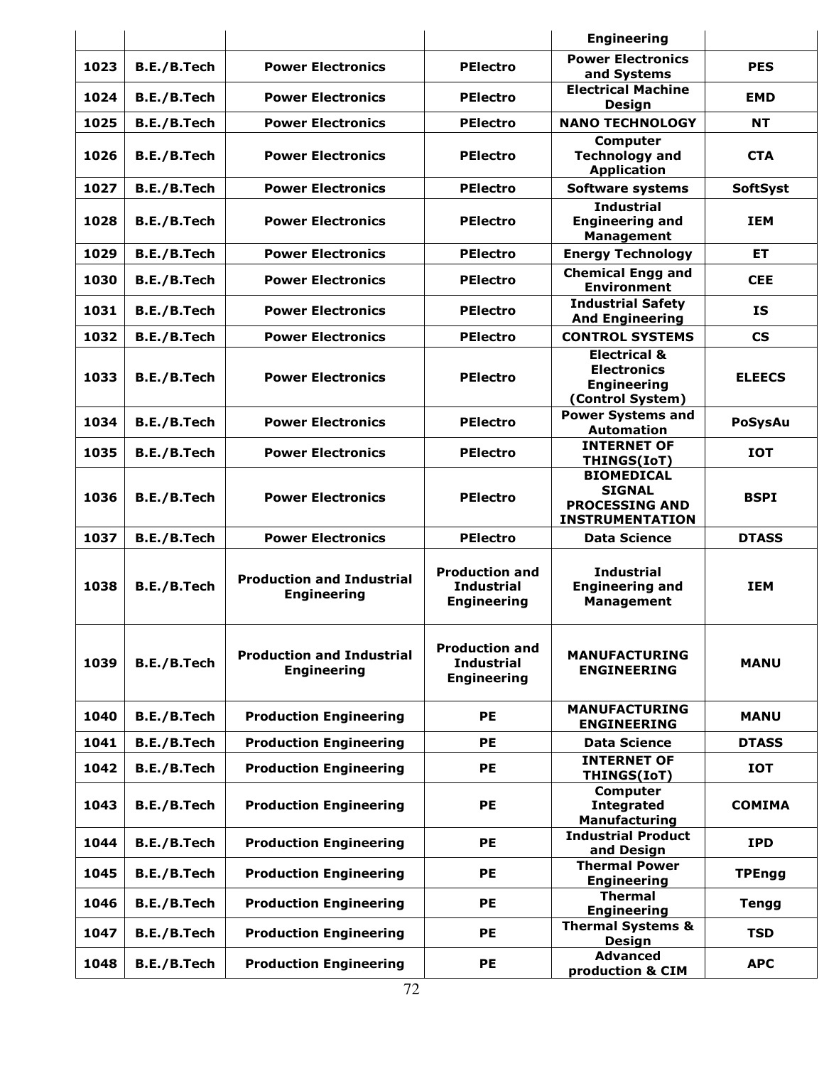| | | | | Engineering | |
|---|---|---|---|---|---|
| 1023 | B.E./B.Tech | Power Electronics | PElectro | Power Electronics and Systems | PES |
| 1024 | B.E./B.Tech | Power Electronics | PElectro | Electrical Machine Design | EMD |
| 1025 | B.E./B.Tech | Power Electronics | PElectro | NANO TECHNOLOGY | NT |
| 1026 | B.E./B.Tech | Power Electronics | PElectro | Computer Technology and Application | CTA |
| 1027 | B.E./B.Tech | Power Electronics | PElectro | Software systems | SoftSyst |
| 1028 | B.E./B.Tech | Power Electronics | PElectro | Industrial Engineering and Management | IEM |
| 1029 | B.E./B.Tech | Power Electronics | PElectro | Energy Technology | ET |
| 1030 | B.E./B.Tech | Power Electronics | PElectro | Chemical Engg and Environment | CEE |
| 1031 | B.E./B.Tech | Power Electronics | PElectro | Industrial Safety And Engineering | IS |
| 1032 | B.E./B.Tech | Power Electronics | PElectro | CONTROL SYSTEMS | CS |
| 1033 | B.E./B.Tech | Power Electronics | PElectro | Electrical & Electronics Engineering (Control System) | ELEECS |
| 1034 | B.E./B.Tech | Power Electronics | PElectro | Power Systems and Automation | PoSysAu |
| 1035 | B.E./B.Tech | Power Electronics | PElectro | INTERNET OF THINGS(IoT) | IOT |
| 1036 | B.E./B.Tech | Power Electronics | PElectro | BIOMEDICAL SIGNAL PROCESSING AND INSTRUMENTATION | BSPI |
| 1037 | B.E./B.Tech | Power Electronics | PElectro | Data Science | DTASS |
| 1038 | B.E./B.Tech | Production and Industrial Engineering | Production and Industrial Engineering | Industrial Engineering and Management | IEM |
| 1039 | B.E./B.Tech | Production and Industrial Engineering | Production and Industrial Engineering | MANUFACTURING ENGINEERING | MANU |
| 1040 | B.E./B.Tech | Production Engineering | PE | MANUFACTURING ENGINEERING | MANU |
| 1041 | B.E./B.Tech | Production Engineering | PE | Data Science | DTASS |
| 1042 | B.E./B.Tech | Production Engineering | PE | INTERNET OF THINGS(IoT) | IOT |
| 1043 | B.E./B.Tech | Production Engineering | PE | Computer Integrated Manufacturing | COMIMA |
| 1044 | B.E./B.Tech | Production Engineering | PE | Industrial Product and Design | IPD |
| 1045 | B.E./B.Tech | Production Engineering | PE | Thermal Power Engineering | TPEngg |
| 1046 | B.E./B.Tech | Production Engineering | PE | Thermal Engineering | Tengg |
| 1047 | B.E./B.Tech | Production Engineering | PE | Thermal Systems & Design | TSD |
| 1048 | B.E./B.Tech | Production Engineering | PE | Advanced production & CIM | APC |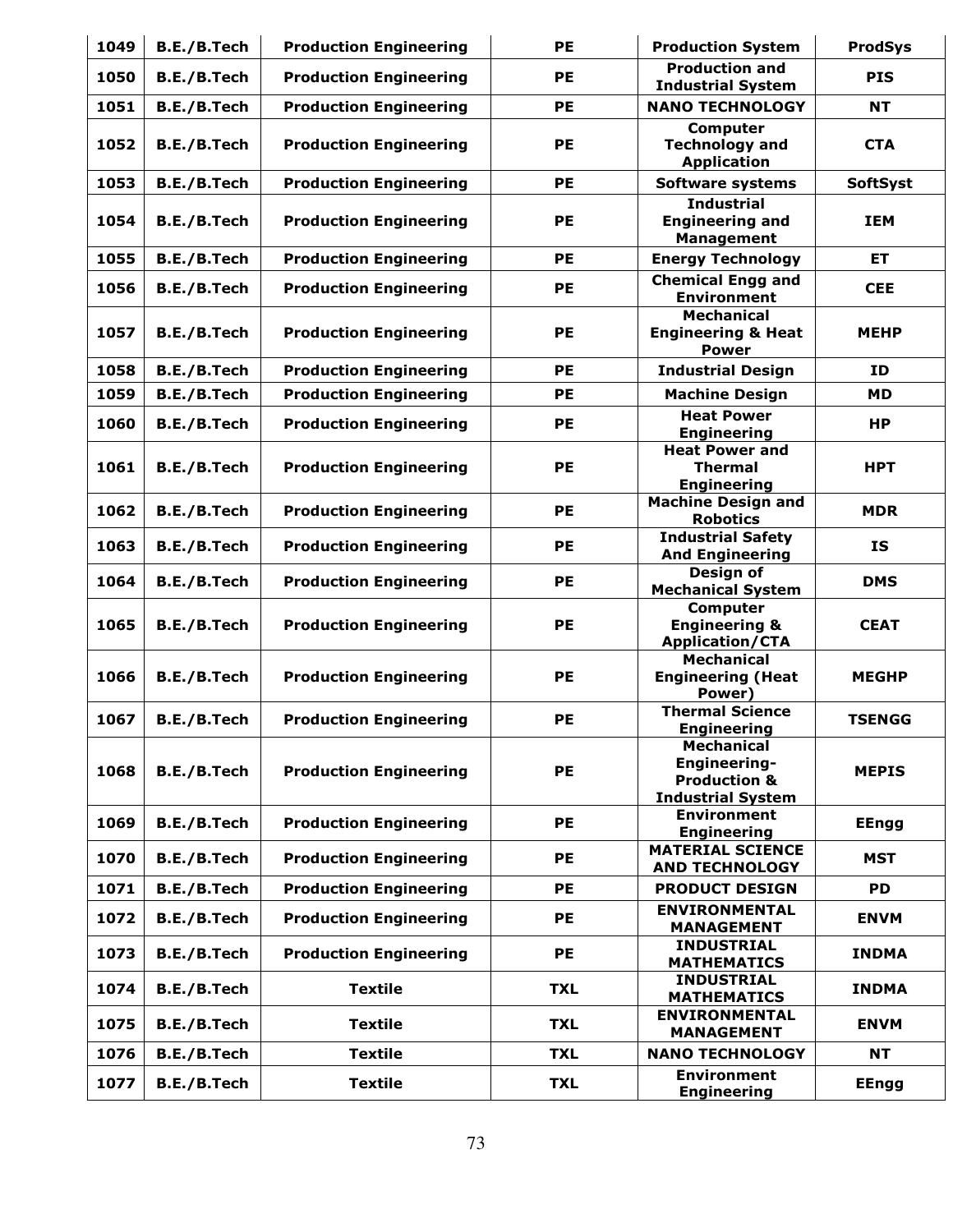| 1049 | B.E./B.Tech | Production Engineering | PE | Production System | ProdSys |
|---|---|---|---|---|---|
| 1050 | B.E./B.Tech | Production Engineering | PE | Production and Industrial System | PIS |
| 1051 | B.E./B.Tech | Production Engineering | PE | NANO TECHNOLOGY | NT |
| 1052 | B.E./B.Tech | Production Engineering | PE | Computer Technology and Application | CTA |
| 1053 | B.E./B.Tech | Production Engineering | PE | Software systems | SoftSyst |
| 1054 | B.E./B.Tech | Production Engineering | PE | Industrial Engineering and Management | IEM |
| 1055 | B.E./B.Tech | Production Engineering | PE | Energy Technology | ET |
| 1056 | B.E./B.Tech | Production Engineering | PE | Chemical Engg and Environment | CEE |
| 1057 | B.E./B.Tech | Production Engineering | PE | Mechanical Engineering & Heat Power | MEHP |
| 1058 | B.E./B.Tech | Production Engineering | PE | Industrial Design | ID |
| 1059 | B.E./B.Tech | Production Engineering | PE | Machine Design | MD |
| 1060 | B.E./B.Tech | Production Engineering | PE | Heat Power Engineering | HP |
| 1061 | B.E./B.Tech | Production Engineering | PE | Heat Power and Thermal Engineering | HPT |
| 1062 | B.E./B.Tech | Production Engineering | PE | Machine Design and Robotics | MDR |
| 1063 | B.E./B.Tech | Production Engineering | PE | Industrial Safety And Engineering | IS |
| 1064 | B.E./B.Tech | Production Engineering | PE | Design of Mechanical System | DMS |
| 1065 | B.E./B.Tech | Production Engineering | PE | Computer Engineering & Application/CTA | CEAT |
| 1066 | B.E./B.Tech | Production Engineering | PE | Mechanical Engineering (Heat Power) | MEGHP |
| 1067 | B.E./B.Tech | Production Engineering | PE | Thermal Science Engineering | TSENGG |
| 1068 | B.E./B.Tech | Production Engineering | PE | Mechanical Engineering-Production & Industrial System | MEPIS |
| 1069 | B.E./B.Tech | Production Engineering | PE | Environment Engineering | EEngg |
| 1070 | B.E./B.Tech | Production Engineering | PE | MATERIAL SCIENCE AND TECHNOLOGY | MST |
| 1071 | B.E./B.Tech | Production Engineering | PE | PRODUCT DESIGN | PD |
| 1072 | B.E./B.Tech | Production Engineering | PE | ENVIRONMENTAL MANAGEMENT | ENVM |
| 1073 | B.E./B.Tech | Production Engineering | PE | INDUSTRIAL MATHEMATICS | INDMA |
| 1074 | B.E./B.Tech | Textile | TXL | INDUSTRIAL MATHEMATICS | INDMA |
| 1075 | B.E./B.Tech | Textile | TXL | ENVIRONMENTAL MANAGEMENT | ENVM |
| 1076 | B.E./B.Tech | Textile | TXL | NANO TECHNOLOGY | NT |
| 1077 | B.E./B.Tech | Textile | TXL | Environment Engineering | EEngg |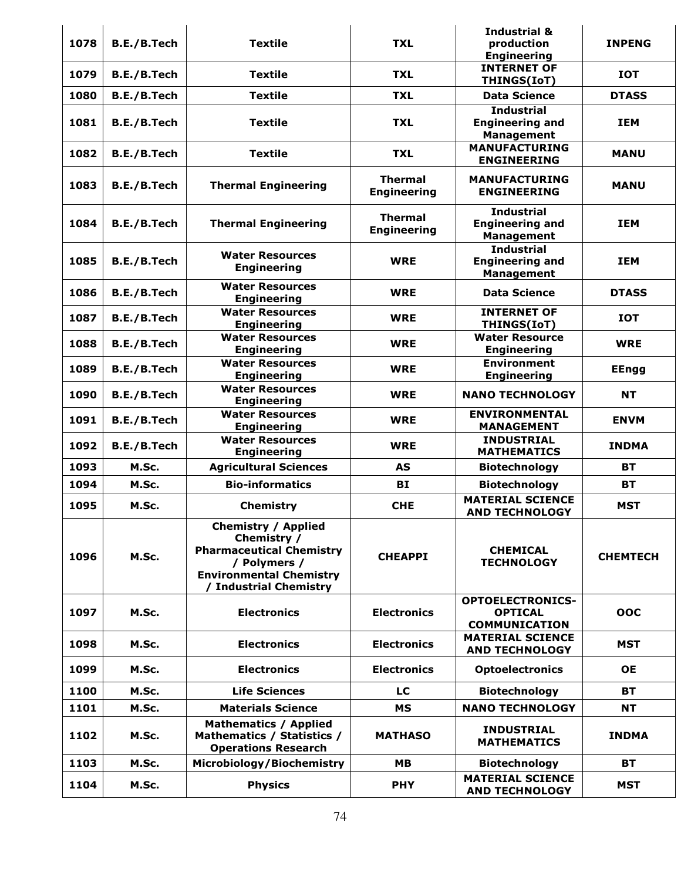| 1078 | B.E./B.Tech | Textile | TXL | Industrial & production Engineering | INPENG |
|---|---|---|---|---|---|
| 1079 | B.E./B.Tech | Textile | TXL | INTERNET OF THINGS(IoT) | IOT |
| 1080 | B.E./B.Tech | Textile | TXL | Data Science | DTASS |
| 1081 | B.E./B.Tech | Textile | TXL | Industrial Engineering and Management | IEM |
| 1082 | B.E./B.Tech | Textile | TXL | MANUFACTURING ENGINEERING | MANU |
| 1083 | B.E./B.Tech | Thermal Engineering | Thermal Engineering | MANUFACTURING ENGINEERING | MANU |
| 1084 | B.E./B.Tech | Thermal Engineering | Thermal Engineering | Industrial Engineering and Management | IEM |
| 1085 | B.E./B.Tech | Water Resources Engineering | WRE | Industrial Engineering and Management | IEM |
| 1086 | B.E./B.Tech | Water Resources Engineering | WRE | Data Science | DTASS |
| 1087 | B.E./B.Tech | Water Resources Engineering | WRE | INTERNET OF THINGS(IoT) | IOT |
| 1088 | B.E./B.Tech | Water Resources Engineering | WRE | Water Resource Engineering | WRE |
| 1089 | B.E./B.Tech | Water Resources Engineering | WRE | Environment Engineering | EEngg |
| 1090 | B.E./B.Tech | Water Resources Engineering | WRE | NANO TECHNOLOGY | NT |
| 1091 | B.E./B.Tech | Water Resources Engineering | WRE | ENVIRONMENTAL MANAGEMENT | ENVM |
| 1092 | B.E./B.Tech | Water Resources Engineering | WRE | INDUSTRIAL MATHEMATICS | INDMA |
| 1093 | M.Sc. | Agricultural Sciences | AS | Biotechnology | BT |
| 1094 | M.Sc. | Bio-informatics | BI | Biotechnology | BT |
| 1095 | M.Sc. | Chemistry | CHE | MATERIAL SCIENCE AND TECHNOLOGY | MST |
| 1096 | M.Sc. | Chemistry / Applied Chemistry / Pharmaceutical Chemistry / Polymers / Environmental Chemistry / Industrial Chemistry | CHEAPPI | CHEMICAL TECHNOLOGY | CHEMTECH |
| 1097 | M.Sc. | Electronics | Electronics | OPTOELECTRONICS-OPTICAL COMMUNICATION | OOC |
| 1098 | M.Sc. | Electronics | Electronics | MATERIAL SCIENCE AND TECHNOLOGY | MST |
| 1099 | M.Sc. | Electronics | Electronics | Optoelectronics | OE |
| 1100 | M.Sc. | Life Sciences | LC | Biotechnology | BT |
| 1101 | M.Sc. | Materials Science | MS | NANO TECHNOLOGY | NT |
| 1102 | M.Sc. | Mathematics / Applied Mathematics / Statistics / Operations Research | MATHASO | INDUSTRIAL MATHEMATICS | INDMA |
| 1103 | M.Sc. | Microbiology/Biochemistry | MB | Biotechnology | BT |
| 1104 | M.Sc. | Physics | PHY | MATERIAL SCIENCE AND TECHNOLOGY | MST |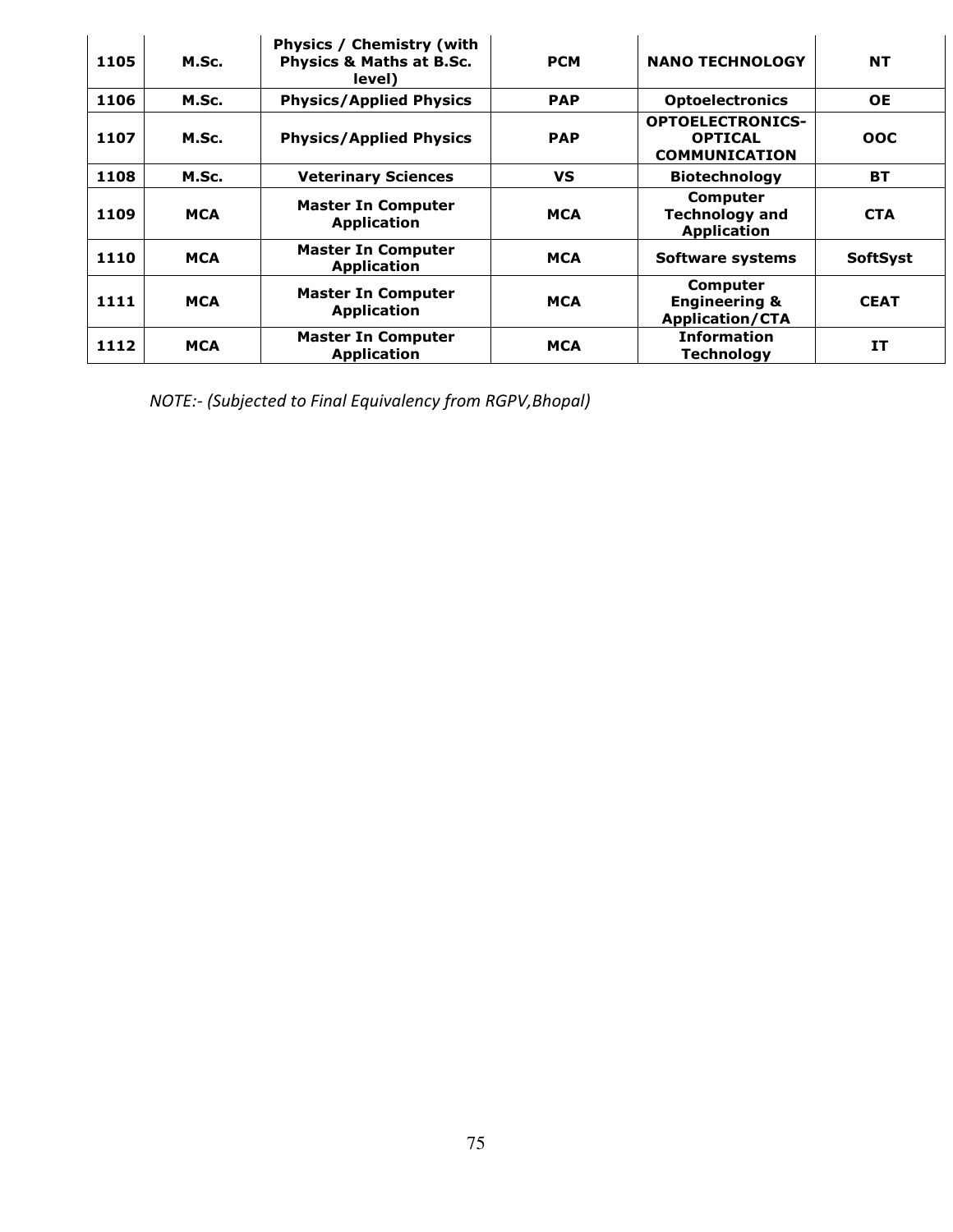| 1105 | M.Sc. | Physics / Chemistry (with Physics & Maths at B.Sc. level) | PCM | NANO TECHNOLOGY | NT |
|---|---|---|---|---|---|
| 1106 | M.Sc. | Physics/Applied Physics | PAP | Optoelectronics | OE |
| 1107 | M.Sc. | Physics/Applied Physics | PAP | OPTOELECTRONICS-OPTICAL COMMUNICATION | OOC |
| 1108 | M.Sc. | Veterinary Sciences | VS | Biotechnology | BT |
| 1109 | MCA | Master In Computer Application | MCA | Computer Technology and Application | CTA |
| 1110 | MCA | Master In Computer Application | MCA | Software systems | SoftSyst |
| 1111 | MCA | Master In Computer Application | MCA | Computer Engineering & Application/CTA | CEAT |
| 1112 | MCA | Master In Computer Application | MCA | Information Technology | IT |

*NOTE:- (Subjected to Final Equivalency from RGPV,Bhopal)*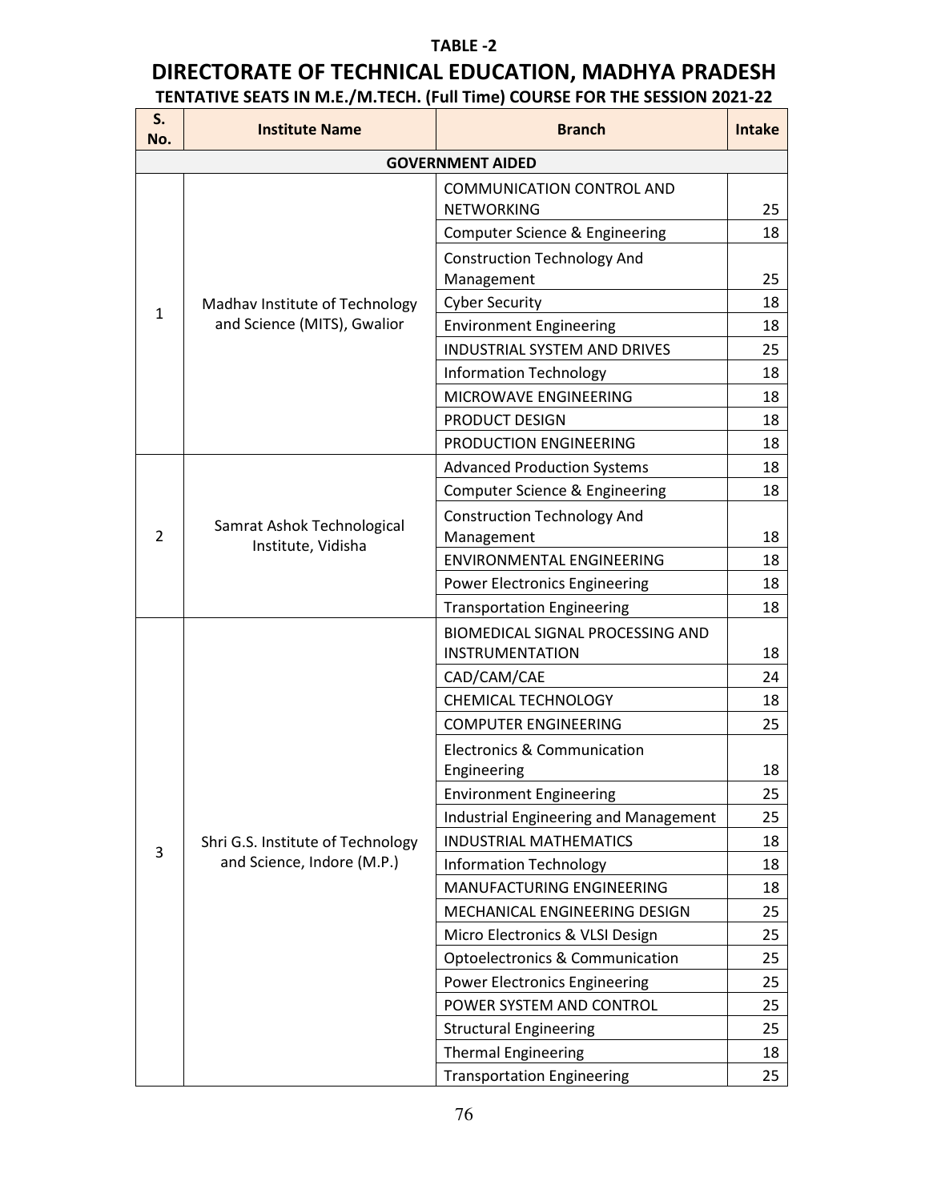**TABLE -2**

# DIRECTORATE OF TECHNICAL EDUCATION, MADHYA PRADESH

## TENTATIVE SEATS IN M.E./M.TECH. (Full Time) COURSE FOR THE SESSION 2021-22

| S. No. | Institute Name | Branch | Intake |
|---|---|---|---|
| **GOVERNMENT AIDED** | | | |
| 1 | Madhav Institute of Technology and Science (MITS), Gwalior | COMMUNICATION CONTROL AND NETWORKING | 25 |
| | | Computer Science & Engineering | 18 |
| | | Construction Technology And Management | 25 |
| | | Cyber Security | 18 |
| | | Environment Engineering | 18 |
| | | INDUSTRIAL SYSTEM AND DRIVES | 25 |
| | | Information Technology | 18 |
| | | MICROWAVE ENGINEERING | 18 |
| | | PRODUCT DESIGN | 18 |
| | | PRODUCTION ENGINEERING | 18 |
| 2 | Samrat Ashok Technological Institute, Vidisha | Advanced Production Systems | 18 |
| | | Computer Science & Engineering | 18 |
| | | Construction Technology And Management | 18 |
| | | ENVIRONMENTAL ENGINEERING | 18 |
| | | Power Electronics Engineering | 18 |
| | | Transportation Engineering | 18 |
| 3 | Shri G.S. Institute of Technology and Science, Indore (M.P.) | BIOMEDICAL SIGNAL PROCESSING AND INSTRUMENTATION | 18 |
| | | CAD/CAM/CAE | 24 |
| | | CHEMICAL TECHNOLOGY | 18 |
| | | COMPUTER ENGINEERING | 25 |
| | | Electronics & Communication Engineering | 18 |
| | | Environment Engineering | 25 |
| | | Industrial Engineering and Management | 25 |
| | | INDUSTRIAL MATHEMATICS | 18 |
| | | Information Technology | 18 |
| | | MANUFACTURING ENGINEERING | 18 |
| | | MECHANICAL ENGINEERING DESIGN | 25 |
| | | Micro Electronics & VLSI Design | 25 |
| | | Optoelectronics & Communication | 25 |
| | | Power Electronics Engineering | 25 |
| | | POWER SYSTEM AND CONTROL | 25 |
| | | Structural Engineering | 25 |
| | | Thermal Engineering | 18 |
| | | Transportation Engineering | 25 |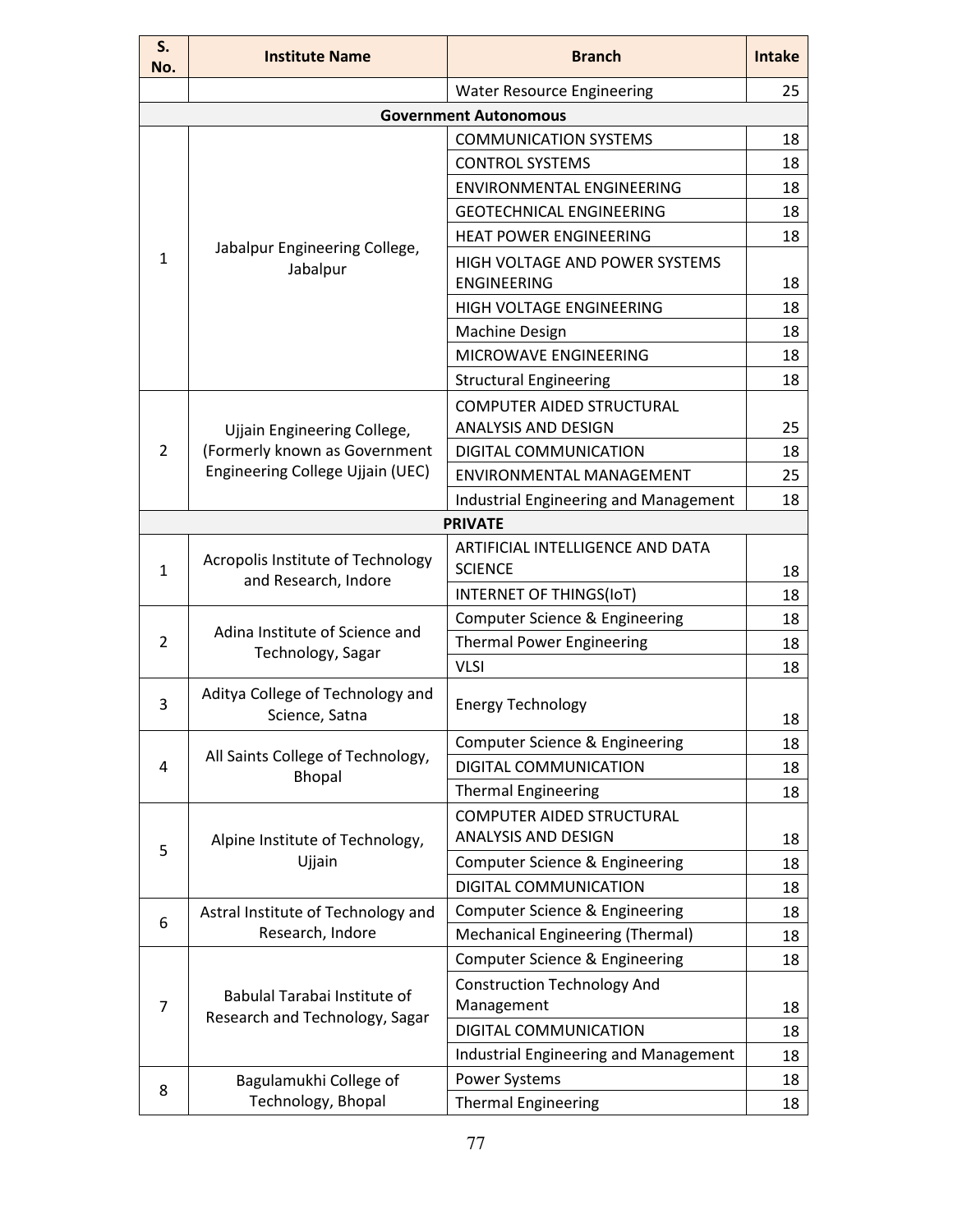| S. No. | Institute Name | Branch | Intake |
|---|---|---|---|
| | | Water Resource Engineering | 25 |
| **Government Autonomous** | | | |
| 1 | Jabalpur Engineering College, Jabalpur | COMMUNICATION SYSTEMS | 18 |
| | | CONTROL SYSTEMS | 18 |
| | | ENVIRONMENTAL ENGINEERING | 18 |
| | | GEOTECHNICAL ENGINEERING | 18 |
| | | HEAT POWER ENGINEERING | 18 |
| | | HIGH VOLTAGE AND POWER SYSTEMS ENGINEERING | 18 |
| | | HIGH VOLTAGE ENGINEERING | 18 |
| | | Machine Design | 18 |
| | | MICROWAVE ENGINEERING | 18 |
| | | Structural Engineering | 18 |
| 2 | Ujjain Engineering College, (Formerly known as Government Engineering College Ujjain (UEC) | COMPUTER AIDED STRUCTURAL ANALYSIS AND DESIGN | 25 |
| | | DIGITAL COMMUNICATION | 18 |
| | | ENVIRONMENTAL MANAGEMENT | 25 |
| | | Industrial Engineering and Management | 18 |
| **PRIVATE** | | | |
| 1 | Acropolis Institute of Technology and Research, Indore | ARTIFICIAL INTELLIGENCE AND DATA SCIENCE | 18 |
| | | INTERNET OF THINGS(IoT) | 18 |
| 2 | Adina Institute of Science and Technology, Sagar | Computer Science & Engineering | 18 |
| | | Thermal Power Engineering | 18 |
| | | VLSI | 18 |
| 3 | Aditya College of Technology and Science, Satna | Energy Technology | 18 |
| 4 | All Saints College of Technology, Bhopal | Computer Science & Engineering | 18 |
| | | DIGITAL COMMUNICATION | 18 |
| | | Thermal Engineering | 18 |
| 5 | Alpine Institute of Technology, Ujjain | COMPUTER AIDED STRUCTURAL ANALYSIS AND DESIGN | 18 |
| | | Computer Science & Engineering | 18 |
| | | DIGITAL COMMUNICATION | 18 |
| 6 | Astral Institute of Technology and Research, Indore | Computer Science & Engineering | 18 |
| | | Mechanical Engineering (Thermal) | 18 |
| 7 | Babulal Tarabai Institute of Research and Technology, Sagar | Computer Science & Engineering | 18 |
| | | Construction Technology And Management | 18 |
| | | DIGITAL COMMUNICATION | 18 |
| | | Industrial Engineering and Management | 18 |
| 8 | Bagulamukhi College of Technology, Bhopal | Power Systems | 18 |
| | | Thermal Engineering | 18 |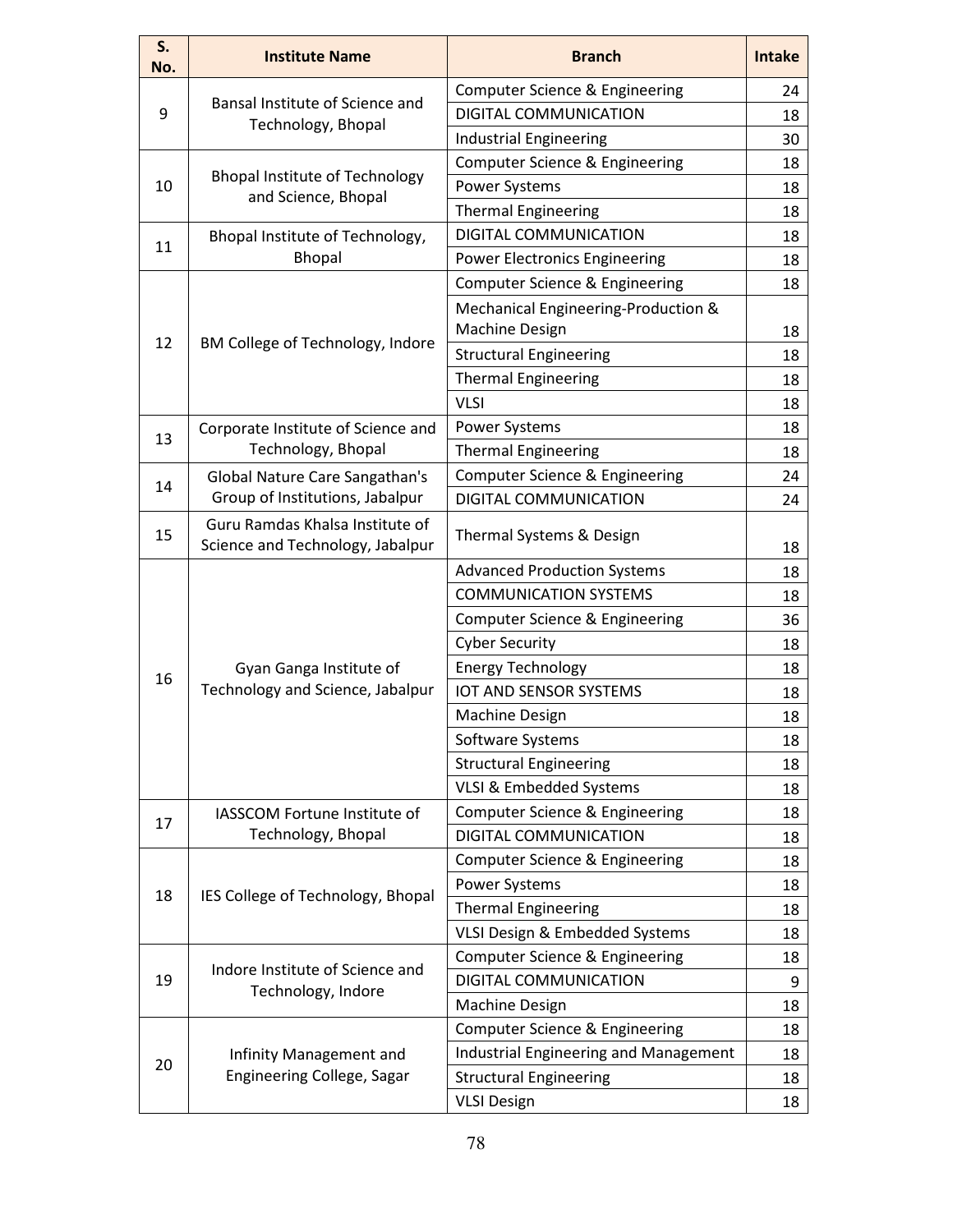| S. No. | Institute Name | Branch | Intake |
|---|---|---|---|
| 9 | Bansal Institute of Science and Technology, Bhopal | Computer Science & Engineering | 24 |
| | | DIGITAL COMMUNICATION | 18 |
| | | Industrial Engineering | 30 |
| 10 | Bhopal Institute of Technology and Science, Bhopal | Computer Science & Engineering | 18 |
| | | Power Systems | 18 |
| | | Thermal Engineering | 18 |
| 11 | Bhopal Institute of Technology, Bhopal | DIGITAL COMMUNICATION | 18 |
| | | Power Electronics Engineering | 18 |
| 12 | BM College of Technology, Indore | Computer Science & Engineering | 18 |
| | | Mechanical Engineering-Production & Machine Design | 18 |
| | | Structural Engineering | 18 |
| | | Thermal Engineering | 18 |
| | | VLSI | 18 |
| 13 | Corporate Institute of Science and Technology, Bhopal | Power Systems | 18 |
| | | Thermal Engineering | 18 |
| 14 | Global Nature Care Sangathan's Group of Institutions, Jabalpur | Computer Science & Engineering | 24 |
| | | DIGITAL COMMUNICATION | 24 |
| 15 | Guru Ramdas Khalsa Institute of Science and Technology, Jabalpur | Thermal Systems & Design | 18 |
| 16 | Gyan Ganga Institute of Technology and Science, Jabalpur | Advanced Production Systems | 18 |
| | | COMMUNICATION SYSTEMS | 18 |
| | | Computer Science & Engineering | 36 |
| | | Cyber Security | 18 |
| | | Energy Technology | 18 |
| | | IOT AND SENSOR SYSTEMS | 18 |
| | | Machine Design | 18 |
| | | Software Systems | 18 |
| | | Structural Engineering | 18 |
| | | VLSI & Embedded Systems | 18 |
| 17 | IASSCOM Fortune Institute of Technology, Bhopal | Computer Science & Engineering | 18 |
| | | DIGITAL COMMUNICATION | 18 |
| 18 | IES College of Technology, Bhopal | Computer Science & Engineering | 18 |
| | | Power Systems | 18 |
| | | Thermal Engineering | 18 |
| | | VLSI Design & Embedded Systems | 18 |
| 19 | Indore Institute of Science and Technology, Indore | Computer Science & Engineering | 18 |
| | | DIGITAL COMMUNICATION | 9 |
| | | Machine Design | 18 |
| 20 | Infinity Management and Engineering College, Sagar | Computer Science & Engineering | 18 |
| | | Industrial Engineering and Management | 18 |
| | | Structural Engineering | 18 |
| | | VLSI Design | 18 |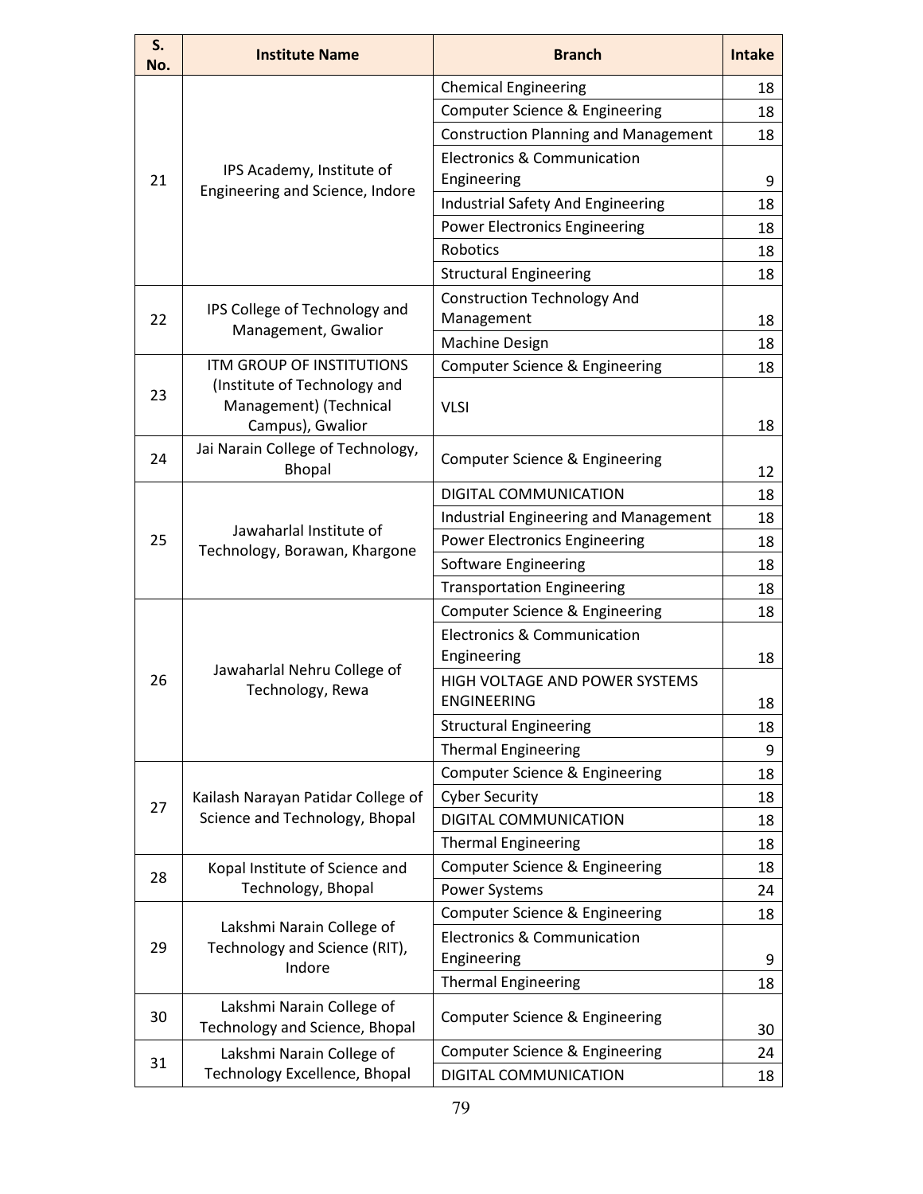| S. No. | Institute Name | Branch | Intake |
|---|---|---|---|
| 21 | IPS Academy, Institute of Engineering and Science, Indore | Chemical Engineering | 18 |
| | | Computer Science & Engineering | 18 |
| | | Construction Planning and Management | 18 |
| | | Electronics & Communication Engineering | 9 |
| | | Industrial Safety And Engineering | 18 |
| | | Power Electronics Engineering | 18 |
| | | Robotics | 18 |
| | | Structural Engineering | 18 |
| 22 | IPS College of Technology and Management, Gwalior | Construction Technology And Management | 18 |
| | | Machine Design | 18 |
| 23 | ITM GROUP OF INSTITUTIONS (Institute of Technology and Management) (Technical Campus), Gwalior | Computer Science & Engineering | 18 |
| | | VLSI | 18 |
| 24 | Jai Narain College of Technology, Bhopal | Computer Science & Engineering | 12 |
| 25 | Jawaharlal Institute of Technology, Borawan, Khargone | DIGITAL COMMUNICATION | 18 |
| | | Industrial Engineering and Management | 18 |
| | | Power Electronics Engineering | 18 |
| | | Software Engineering | 18 |
| | | Transportation Engineering | 18 |
| 26 | Jawaharlal Nehru College of Technology, Rewa | Computer Science & Engineering | 18 |
| | | Electronics & Communication Engineering | 18 |
| | | HIGH VOLTAGE AND POWER SYSTEMS ENGINEERING | 18 |
| | | Structural Engineering | 18 |
| | | Thermal Engineering | 9 |
| 27 | Kailash Narayan Patidar College of Science and Technology, Bhopal | Computer Science & Engineering | 18 |
| | | Cyber Security | 18 |
| | | DIGITAL COMMUNICATION | 18 |
| | | Thermal Engineering | 18 |
| 28 | Kopal Institute of Science and Technology, Bhopal | Computer Science & Engineering | 18 |
| | | Power Systems | 24 |
| 29 | Lakshmi Narain College of Technology and Science (RIT), Indore | Computer Science & Engineering | 18 |
| | | Electronics & Communication Engineering | 9 |
| | | Thermal Engineering | 18 |
| 30 | Lakshmi Narain College of Technology and Science, Bhopal | Computer Science & Engineering | 30 |
| 31 | Lakshmi Narain College of Technology Excellence, Bhopal | Computer Science & Engineering | 24 |
| | | DIGITAL COMMUNICATION | 18 |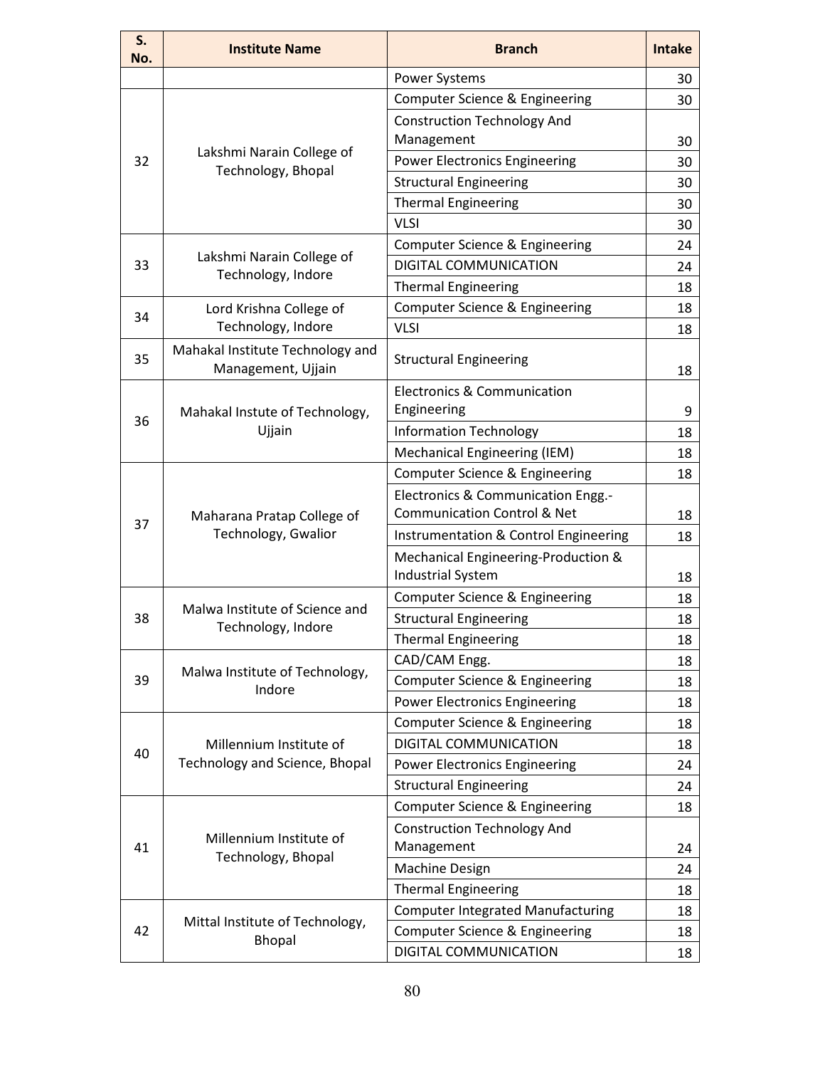| S. No. | Institute Name | Branch | Intake |
|---|---|---|---|
| | | Power Systems | 30 |
| 32 | Lakshmi Narain College of Technology, Bhopal | Computer Science & Engineering | 30 |
| | | Construction Technology And Management | 30 |
| | | Power Electronics Engineering | 30 |
| | | Structural Engineering | 30 |
| | | Thermal Engineering | 30 |
| | | VLSI | 30 |
| 33 | Lakshmi Narain College of Technology, Indore | Computer Science & Engineering | 24 |
| | | DIGITAL COMMUNICATION | 24 |
| | | Thermal Engineering | 18 |
| 34 | Lord Krishna College of Technology, Indore | Computer Science & Engineering | 18 |
| | | VLSI | 18 |
| 35 | Mahakal Institute Technology and Management, Ujjain | Structural Engineering | 18 |
| 36 | Mahakal Instute of Technology, Ujjain | Electronics & Communication Engineering | 9 |
| | | Information Technology | 18 |
| | | Mechanical Engineering (IEM) | 18 |
| 37 | Maharana Pratap College of Technology, Gwalior | Computer Science & Engineering | 18 |
| | | Electronics & Communication Engg.-Communication Control & Net | 18 |
| | | Instrumentation & Control Engineering | 18 |
| | | Mechanical Engineering-Production & Industrial System | 18 |
| 38 | Malwa Institute of Science and Technology, Indore | Computer Science & Engineering | 18 |
| | | Structural Engineering | 18 |
| | | Thermal Engineering | 18 |
| 39 | Malwa Institute of Technology, Indore | CAD/CAM Engg. | 18 |
| | | Computer Science & Engineering | 18 |
| | | Power Electronics Engineering | 18 |
| 40 | Millennium Institute of Technology and Science, Bhopal | Computer Science & Engineering | 18 |
| | | DIGITAL COMMUNICATION | 18 |
| | | Power Electronics Engineering | 24 |
| | | Structural Engineering | 24 |
| 41 | Millennium Institute of Technology, Bhopal | Computer Science & Engineering | 18 |
| | | Construction Technology And Management | 24 |
| | | Machine Design | 24 |
| | | Thermal Engineering | 18 |
| 42 | Mittal Institute of Technology, Bhopal | Computer Integrated Manufacturing | 18 |
| | | Computer Science & Engineering | 18 |
| | | DIGITAL COMMUNICATION | 18 |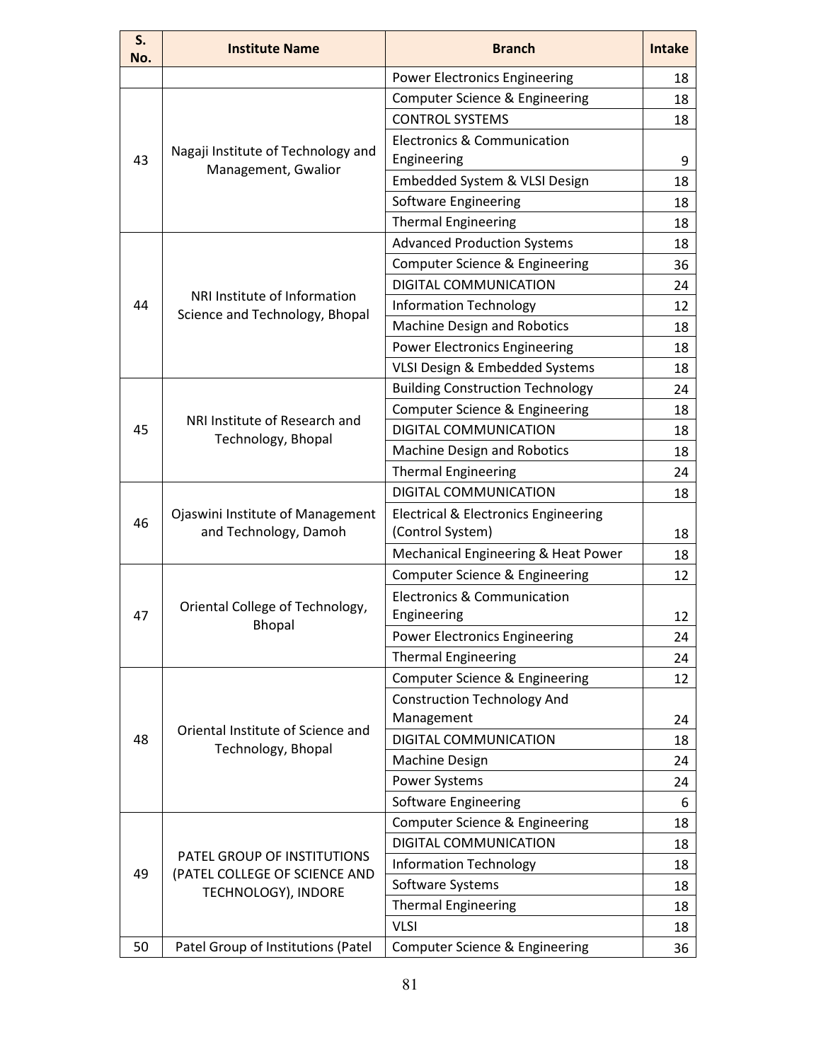| S. No. | Institute Name | Branch | Intake |
|---|---|---|---|
| | | Power Electronics Engineering | 18 |
| 43 | Nagaji Institute of Technology and Management, Gwalior | Computer Science & Engineering | 18 |
| | | CONTROL SYSTEMS | 18 |
| | | Electronics & Communication Engineering | 9 |
| | | Embedded System & VLSI Design | 18 |
| | | Software Engineering | 18 |
| | | Thermal Engineering | 18 |
| 44 | NRI Institute of Information Science and Technology, Bhopal | Advanced Production Systems | 18 |
| | | Computer Science & Engineering | 36 |
| | | DIGITAL COMMUNICATION | 24 |
| | | Information Technology | 12 |
| | | Machine Design and Robotics | 18 |
| | | Power Electronics Engineering | 18 |
| | | VLSI Design & Embedded Systems | 18 |
| 45 | NRI Institute of Research and Technology, Bhopal | Building Construction Technology | 24 |
| | | Computer Science & Engineering | 18 |
| | | DIGITAL COMMUNICATION | 18 |
| | | Machine Design and Robotics | 18 |
| | | Thermal Engineering | 24 |
| 46 | Ojaswini Institute of Management and Technology, Damoh | DIGITAL COMMUNICATION | 18 |
| | | Electrical & Electronics Engineering (Control System) | 18 |
| | | Mechanical Engineering & Heat Power | 18 |
| 47 | Oriental College of Technology, Bhopal | Computer Science & Engineering | 12 |
| | | Electronics & Communication Engineering | 12 |
| | | Power Electronics Engineering | 24 |
| | | Thermal Engineering | 24 |
| 48 | Oriental Institute of Science and Technology, Bhopal | Computer Science & Engineering | 12 |
| | | Construction Technology And Management | 24 |
| | | DIGITAL COMMUNICATION | 18 |
| | | Machine Design | 24 |
| | | Power Systems | 24 |
| | | Software Engineering | 6 |
| 49 | PATEL GROUP OF INSTITUTIONS (PATEL COLLEGE OF SCIENCE AND TECHNOLOGY), INDORE | Computer Science & Engineering | 18 |
| | | DIGITAL COMMUNICATION | 18 |
| | | Information Technology | 18 |
| | | Software Systems | 18 |
| | | Thermal Engineering | 18 |
| | | VLSI | 18 |
| 50 | Patel Group of Institutions (Patel | Computer Science & Engineering | 36 |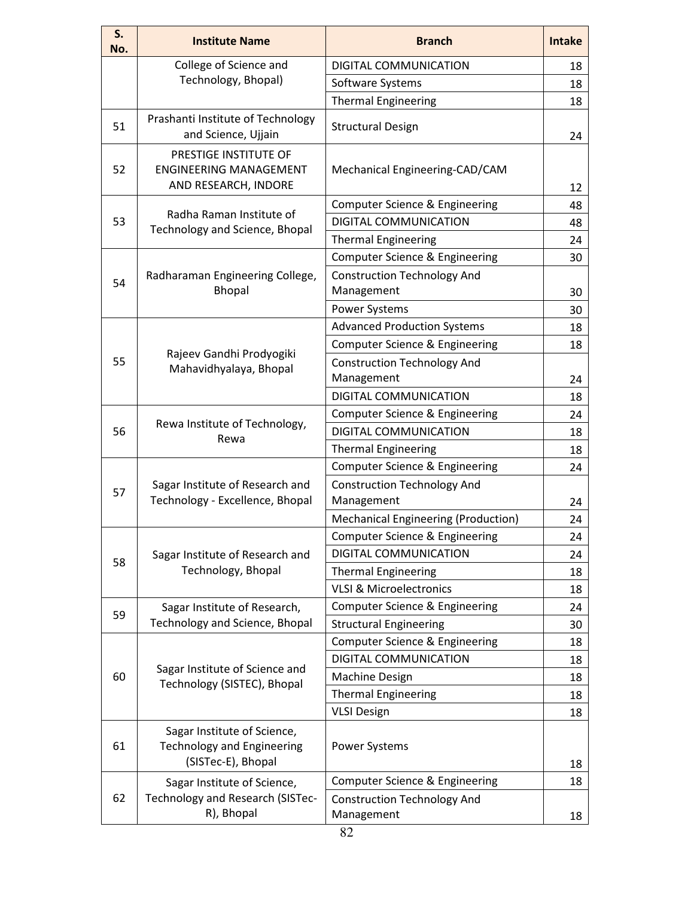| S. No. | Institute Name | Branch | Intake |
|---|---|---|---|
| | College of Science and Technology, Bhopal) | DIGITAL COMMUNICATION | 18 |
| | | Software Systems | 18 |
| | | Thermal Engineering | 18 |
| 51 | Prashanti Institute of Technology and Science, Ujjain | Structural Design | 24 |
| 52 | PRESTIGE INSTITUTE OF ENGINEERING MANAGEMENT AND RESEARCH, INDORE | Mechanical Engineering-CAD/CAM | 12 |
| 53 | Radha Raman Institute of Technology and Science, Bhopal | Computer Science & Engineering | 48 |
| | | DIGITAL COMMUNICATION | 48 |
| | | Thermal Engineering | 24 |
| 54 | Radharaman Engineering College, Bhopal | Computer Science & Engineering | 30 |
| | | Construction Technology And Management | 30 |
| | | Power Systems | 30 |
| 55 | Rajeev Gandhi Prodyogiki Mahavidhyalaya, Bhopal | Advanced Production Systems | 18 |
| | | Computer Science & Engineering | 18 |
| | | Construction Technology And Management | 24 |
| | | DIGITAL COMMUNICATION | 18 |
| 56 | Rewa Institute of Technology, Rewa | Computer Science & Engineering | 24 |
| | | DIGITAL COMMUNICATION | 18 |
| | | Thermal Engineering | 18 |
| 57 | Sagar Institute of Research and Technology - Excellence, Bhopal | Computer Science & Engineering | 24 |
| | | Construction Technology And Management | 24 |
| | | Mechanical Engineering (Production) | 24 |
| 58 | Sagar Institute of Research and Technology, Bhopal | Computer Science & Engineering | 24 |
| | | DIGITAL COMMUNICATION | 24 |
| | | Thermal Engineering | 18 |
| | | VLSI & Microelectronics | 18 |
| 59 | Sagar Institute of Research, Technology and Science, Bhopal | Computer Science & Engineering | 24 |
| | | Structural Engineering | 30 |
| 60 | Sagar Institute of Science and Technology (SISTEC), Bhopal | Computer Science & Engineering | 18 |
| | | DIGITAL COMMUNICATION | 18 |
| | | Machine Design | 18 |
| | | Thermal Engineering | 18 |
| | | VLSI Design | 18 |
| 61 | Sagar Institute of Science, Technology and Engineering (SISTec-E), Bhopal | Power Systems | 18 |
| 62 | Sagar Institute of Science, Technology and Research (SISTec-R), Bhopal | Computer Science & Engineering | 18 |
| | | Construction Technology And Management | 18 |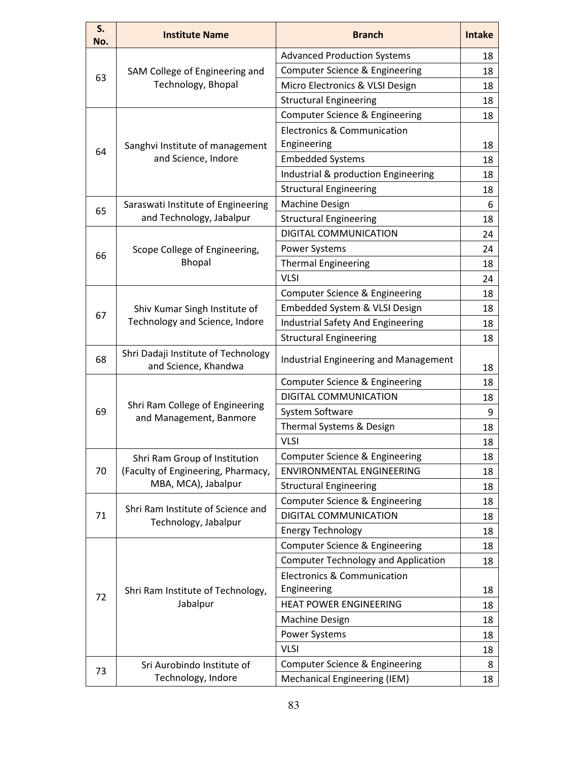| S. No. | Institute Name | Branch | Intake |
|---|---|---|---|
| 63 | SAM College of Engineering and Technology, Bhopal | Advanced Production Systems | 18 |
| | | Computer Science & Engineering | 18 |
| | | Micro Electronics & VLSI Design | 18 |
| | | Structural Engineering | 18 |
| 64 | Sanghvi Institute of management and Science, Indore | Computer Science & Engineering | 18 |
| | | Electronics & Communication Engineering | 18 |
| | | Embedded Systems | 18 |
| | | Industrial & production Engineering | 18 |
| | | Structural Engineering | 18 |
| 65 | Saraswati Institute of Engineering and Technology, Jabalpur | Machine Design | 6 |
| | | Structural Engineering | 18 |
| 66 | Scope College of Engineering, Bhopal | DIGITAL COMMUNICATION | 24 |
| | | Power Systems | 24 |
| | | Thermal Engineering | 18 |
| | | VLSI | 24 |
| 67 | Shiv Kumar Singh Institute of Technology and Science, Indore | Computer Science & Engineering | 18 |
| | | Embedded System & VLSI Design | 18 |
| | | Industrial Safety And Engineering | 18 |
| | | Structural Engineering | 18 |
| 68 | Shri Dadaji Institute of Technology and Science, Khandwa | Industrial Engineering and Management | 18 |
| 69 | Shri Ram College of Engineering and Management, Banmore | Computer Science & Engineering | 18 |
| | | DIGITAL COMMUNICATION | 18 |
| | | System Software | 9 |
| | | Thermal Systems & Design | 18 |
| | | VLSI | 18 |
| 70 | Shri Ram Group of Institution (Faculty of Engineering, Pharmacy, MBA, MCA), Jabalpur | Computer Science & Engineering | 18 |
| | | ENVIRONMENTAL ENGINEERING | 18 |
| | | Structural Engineering | 18 |
| 71 | Shri Ram Institute of Science and Technology, Jabalpur | Computer Science & Engineering | 18 |
| | | DIGITAL COMMUNICATION | 18 |
| | | Energy Technology | 18 |
| 72 | Shri Ram Institute of Technology, Jabalpur | Computer Science & Engineering | 18 |
| | | Computer Technology and Application | 18 |
| | | Electronics & Communication Engineering | 18 |
| | | HEAT POWER ENGINEERING | 18 |
| | | Machine Design | 18 |
| | | Power Systems | 18 |
| | | VLSI | 18 |
| 73 | Sri Aurobindo Institute of Technology, Indore | Computer Science & Engineering | 8 |
| | | Mechanical Engineering (IEM) | 18 |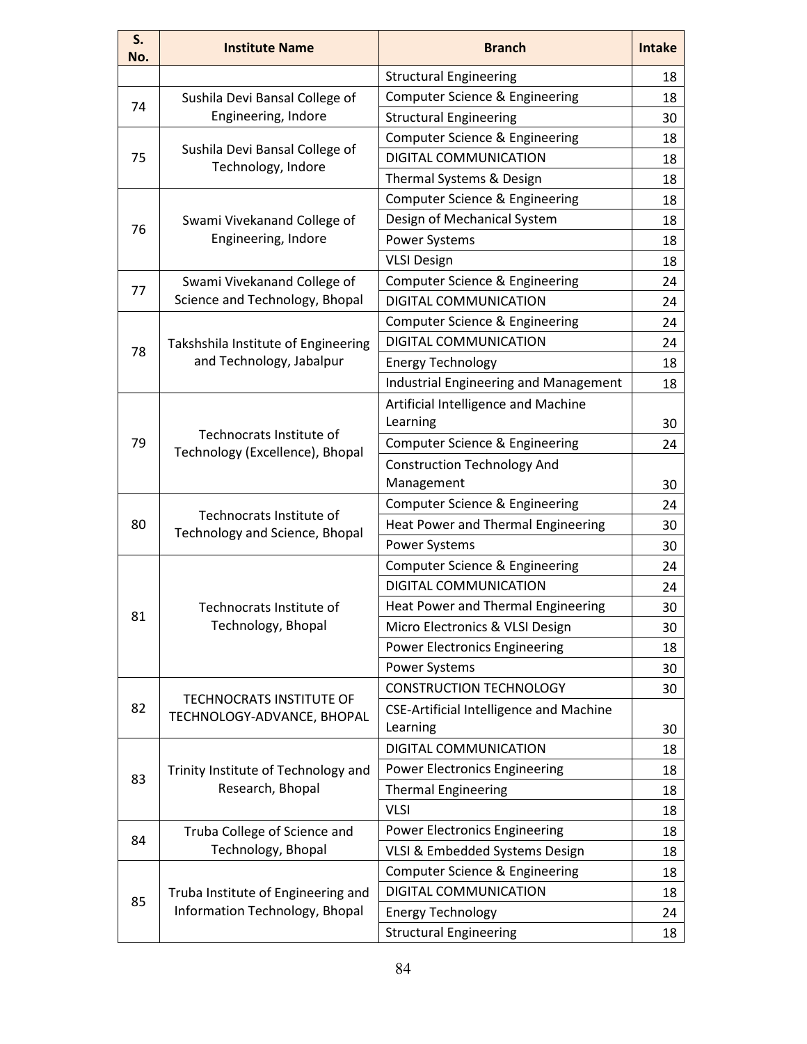| S. No. | Institute Name | Branch | Intake |
|---|---|---|---|
| | | Structural Engineering | 18 |
| 74 | Sushila Devi Bansal College of Engineering, Indore | Computer Science & Engineering | 18 |
| | | Structural Engineering | 30 |
| 75 | Sushila Devi Bansal College of Technology, Indore | Computer Science & Engineering | 18 |
| | | DIGITAL COMMUNICATION | 18 |
| | | Thermal Systems & Design | 18 |
| 76 | Swami Vivekanand College of Engineering, Indore | Computer Science & Engineering | 18 |
| | | Design of Mechanical System | 18 |
| | | Power Systems | 18 |
| | | VLSI Design | 18 |
| 77 | Swami Vivekanand College of Science and Technology, Bhopal | Computer Science & Engineering | 24 |
| | | DIGITAL COMMUNICATION | 24 |
| 78 | Takshshila Institute of Engineering and Technology, Jabalpur | Computer Science & Engineering | 24 |
| | | DIGITAL COMMUNICATION | 24 |
| | | Energy Technology | 18 |
| | | Industrial Engineering and Management | 18 |
| 79 | Technocrats Institute of Technology (Excellence), Bhopal | Artificial Intelligence and Machine Learning | 30 |
| | | Computer Science & Engineering | 24 |
| | | Construction Technology And Management | 30 |
| 80 | Technocrats Institute of Technology and Science, Bhopal | Computer Science & Engineering | 24 |
| | | Heat Power and Thermal Engineering | 30 |
| | | Power Systems | 30 |
| 81 | Technocrats Institute of Technology, Bhopal | Computer Science & Engineering | 24 |
| | | DIGITAL COMMUNICATION | 24 |
| | | Heat Power and Thermal Engineering | 30 |
| | | Micro Electronics & VLSI Design | 30 |
| | | Power Electronics Engineering | 18 |
| | | Power Systems | 30 |
| 82 | TECHNOCRATS INSTITUTE OF TECHNOLOGY-ADVANCE, BHOPAL | CONSTRUCTION TECHNOLOGY | 30 |
| | | CSE-Artificial Intelligence and Machine Learning | 30 |
| 83 | Trinity Institute of Technology and Research, Bhopal | DIGITAL COMMUNICATION | 18 |
| | | Power Electronics Engineering | 18 |
| | | Thermal Engineering | 18 |
| | | VLSI | 18 |
| 84 | Truba College of Science and Technology, Bhopal | Power Electronics Engineering | 18 |
| | | VLSI & Embedded Systems Design | 18 |
| 85 | Truba Institute of Engineering and Information Technology, Bhopal | Computer Science & Engineering | 18 |
| | | DIGITAL COMMUNICATION | 18 |
| | | Energy Technology | 24 |
| | | Structural Engineering | 18 |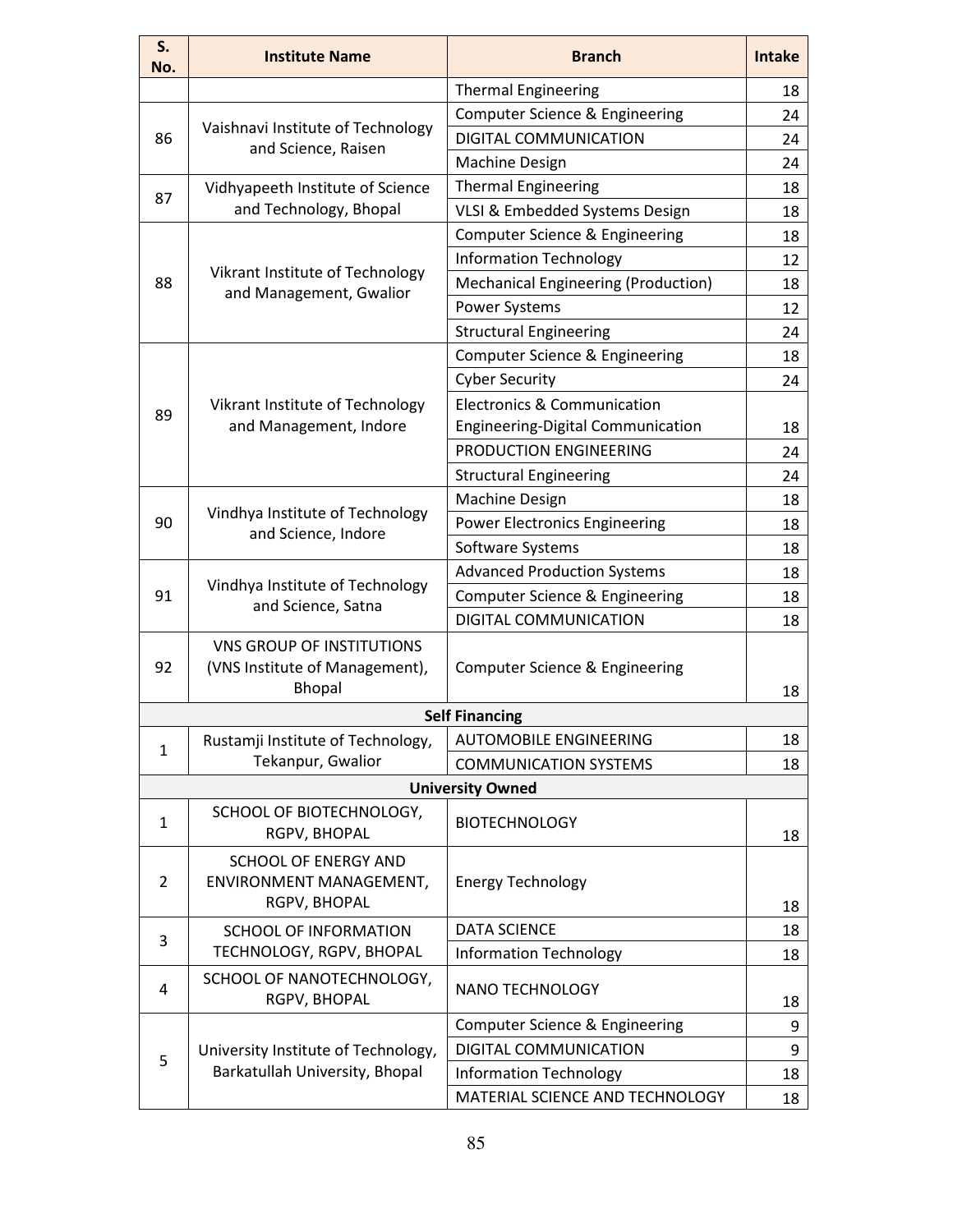| S. No. | Institute Name | Branch | Intake |
|---|---|---|---|
| | | Thermal Engineering | 18 |
| 86 | Vaishnavi Institute of Technology and Science, Raisen | Computer Science & Engineering | 24 |
| | | DIGITAL COMMUNICATION | 24 |
| | | Machine Design | 24 |
| 87 | Vidhyapeeth Institute of Science and Technology, Bhopal | Thermal Engineering | 18 |
| | | VLSI & Embedded Systems Design | 18 |
| 88 | Vikrant Institute of Technology and Management, Gwalior | Computer Science & Engineering | 18 |
| | | Information Technology | 12 |
| | | Mechanical Engineering (Production) | 18 |
| | | Power Systems | 12 |
| | | Structural Engineering | 24 |
| 89 | Vikrant Institute of Technology and Management, Indore | Computer Science & Engineering | 18 |
| | | Cyber Security | 24 |
| | | Electronics & Communication Engineering-Digital Communication | 18 |
| | | PRODUCTION ENGINEERING | 24 |
| | | Structural Engineering | 24 |
| 90 | Vindhya Institute of Technology and Science, Indore | Machine Design | 18 |
| | | Power Electronics Engineering | 18 |
| | | Software Systems | 18 |
| 91 | Vindhya Institute of Technology and Science, Satna | Advanced Production Systems | 18 |
| | | Computer Science & Engineering | 18 |
| | | DIGITAL COMMUNICATION | 18 |
| 92 | VNS GROUP OF INSTITUTIONS (VNS Institute of Management), Bhopal | Computer Science & Engineering | 18 |
| **Self Financing** | | | |
| 1 | Rustamji Institute of Technology, Tekanpur, Gwalior | AUTOMOBILE ENGINEERING | 18 |
| | | COMMUNICATION SYSTEMS | 18 |
| **University Owned** | | | |
| 1 | SCHOOL OF BIOTECHNOLOGY, RGPV, BHOPAL | BIOTECHNOLOGY | 18 |
| 2 | SCHOOL OF ENERGY AND ENVIRONMENT MANAGEMENT, RGPV, BHOPAL | Energy Technology | 18 |
| 3 | SCHOOL OF INFORMATION TECHNOLOGY, RGPV, BHOPAL | DATA SCIENCE | 18 |
| | | Information Technology | 18 |
| 4 | SCHOOL OF NANOTECHNOLOGY, RGPV, BHOPAL | NANO TECHNOLOGY | 18 |
| 5 | University Institute of Technology, Barkatullah University, Bhopal | Computer Science & Engineering | 9 |
| | | DIGITAL COMMUNICATION | 9 |
| | | Information Technology | 18 |
| | | MATERIAL SCIENCE AND TECHNOLOGY | 18 |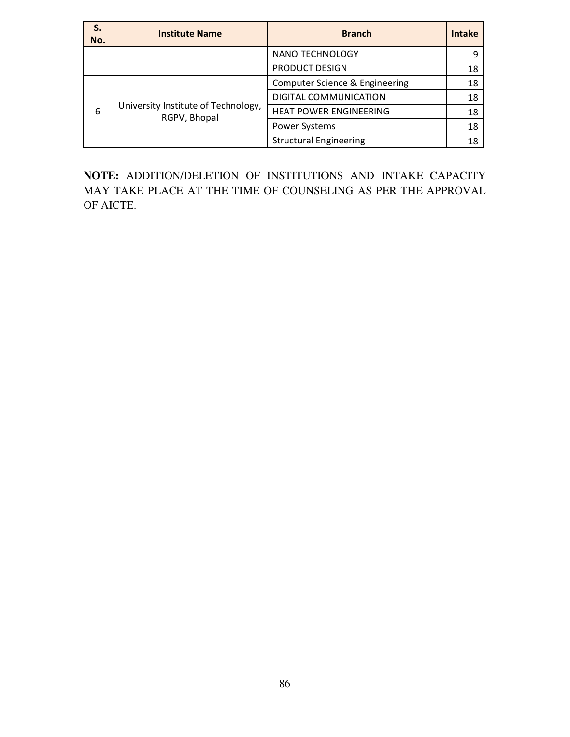| S. No. | Institute Name | Branch | Intake |
|---|---|---|---|
| | | NANO TECHNOLOGY | 9 |
| | | PRODUCT DESIGN | 18 |
| 6 | University Institute of Technology, RGPV, Bhopal | Computer Science & Engineering | 18 |
| | | DIGITAL COMMUNICATION | 18 |
| | | HEAT POWER ENGINEERING | 18 |
| | | Power Systems | 18 |
| | | Structural Engineering | 18 |

**NOTE:** ADDITION/DELETION OF INSTITUTIONS AND INTAKE CAPACITY MAY TAKE PLACE AT THE TIME OF COUNSELING AS PER THE APPROVAL OF AICTE.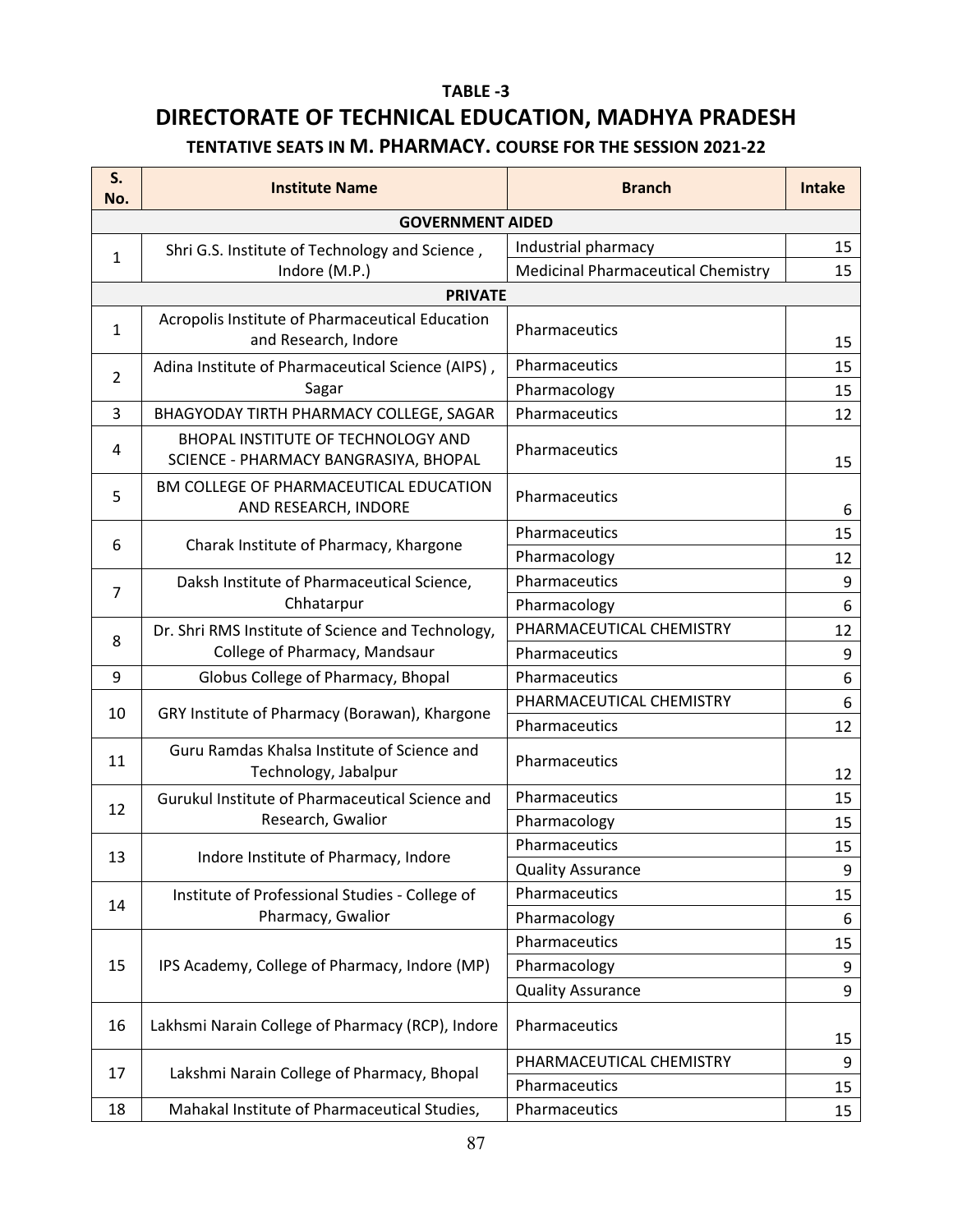**TABLE -3**

# DIRECTORATE OF TECHNICAL EDUCATION, MADHYA PRADESH

## TENTATIVE SEATS IN M. PHARMACY. COURSE FOR THE SESSION 2021-22

| S. No. | Institute Name | Branch | Intake |
|---|---|---|---|
| **GOVERNMENT AIDED** | | | |
| 1 | Shri G.S. Institute of Technology and Science , Indore (M.P.) | Industrial pharmacy | 15 |
| | | Medicinal Pharmaceutical Chemistry | 15 |
| **PRIVATE** | | | |
| 1 | Acropolis Institute of Pharmaceutical Education and Research, Indore | Pharmaceutics | 15 |
| 2 | Adina Institute of Pharmaceutical Science (AIPS) , Sagar | Pharmaceutics | 15 |
| | | Pharmacology | 15 |
| 3 | BHAGYODAY TIRTH PHARMACY COLLEGE, SAGAR | Pharmaceutics | 12 |
| 4 | BHOPAL INSTITUTE OF TECHNOLOGY AND SCIENCE - PHARMACY BANGRASIYA, BHOPAL | Pharmaceutics | 15 |
| 5 | BM COLLEGE OF PHARMACEUTICAL EDUCATION AND RESEARCH, INDORE | Pharmaceutics | 6 |
| 6 | Charak Institute of Pharmacy, Khargone | Pharmaceutics | 15 |
| | | Pharmacology | 12 |
| 7 | Daksh Institute of Pharmaceutical Science, Chhatarpur | Pharmaceutics | 9 |
| | | Pharmacology | 6 |
| 8 | Dr. Shri RMS Institute of Science and Technology, College of Pharmacy, Mandsaur | PHARMACEUTICAL CHEMISTRY | 12 |
| | | Pharmaceutics | 9 |
| 9 | Globus College of Pharmacy, Bhopal | Pharmaceutics | 6 |
| 10 | GRY Institute of Pharmacy (Borawan), Khargone | PHARMACEUTICAL CHEMISTRY | 6 |
| | | Pharmaceutics | 12 |
| 11 | Guru Ramdas Khalsa Institute of Science and Technology, Jabalpur | Pharmaceutics | 12 |
| 12 | Gurukul Institute of Pharmaceutical Science and Research, Gwalior | Pharmaceutics | 15 |
| | | Pharmacology | 15 |
| 13 | Indore Institute of Pharmacy, Indore | Pharmaceutics | 15 |
| | | Quality Assurance | 9 |
| 14 | Institute of Professional Studies - College of Pharmacy, Gwalior | Pharmaceutics | 15 |
| | | Pharmacology | 6 |
| 15 | IPS Academy, College of Pharmacy, Indore (MP) | Pharmaceutics | 15 |
| | | Pharmacology | 9 |
| | | Quality Assurance | 9 |
| 16 | Lakhsmi Narain College of Pharmacy (RCP), Indore | Pharmaceutics | 15 |
| 17 | Lakshmi Narain College of Pharmacy, Bhopal | PHARMACEUTICAL CHEMISTRY | 9 |
| | | Pharmaceutics | 15 |
| 18 | Mahakal Institute of Pharmaceutical Studies, | Pharmaceutics | 15 |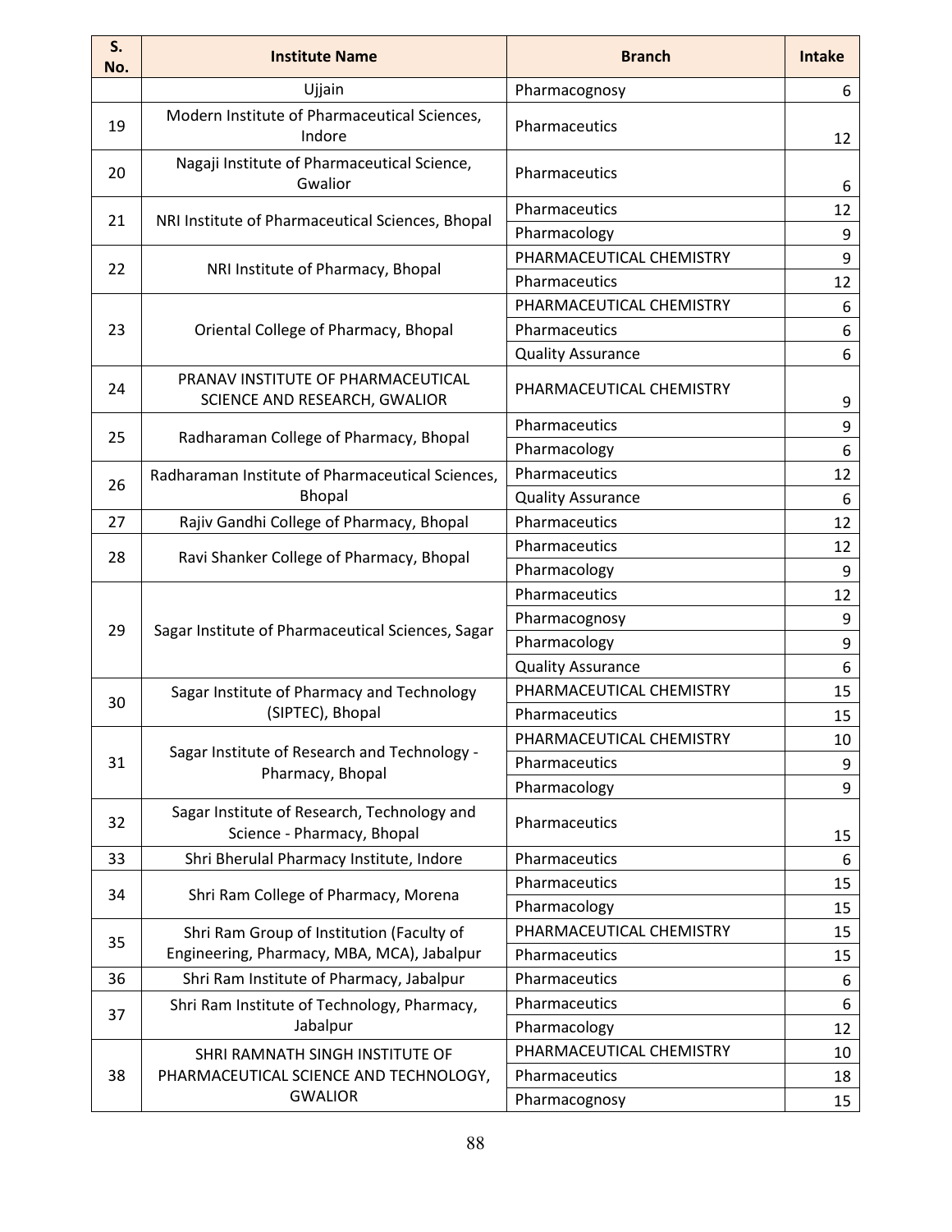| S. No. | Institute Name | Branch | Intake |
|---|---|---|---|
| | Ujjain | Pharmacognosy | 6 |
| 19 | Modern Institute of Pharmaceutical Sciences, Indore | Pharmaceutics | 12 |
| 20 | Nagaji Institute of Pharmaceutical Science, Gwalior | Pharmaceutics | 6 |
| 21 | NRI Institute of Pharmaceutical Sciences, Bhopal | Pharmaceutics | 12 |
| | | Pharmacology | 9 |
| 22 | NRI Institute of Pharmacy, Bhopal | PHARMACEUTICAL CHEMISTRY | 9 |
| | | Pharmaceutics | 12 |
| 23 | Oriental College of Pharmacy, Bhopal | PHARMACEUTICAL CHEMISTRY | 6 |
| | | Pharmaceutics | 6 |
| | | Quality Assurance | 6 |
| 24 | PRANAV INSTITUTE OF PHARMACEUTICAL SCIENCE AND RESEARCH, GWALIOR | PHARMACEUTICAL CHEMISTRY | 9 |
| 25 | Radharaman College of Pharmacy, Bhopal | Pharmaceutics | 9 |
| | | Pharmacology | 6 |
| 26 | Radharaman Institute of Pharmaceutical Sciences, Bhopal | Pharmaceutics | 12 |
| | | Quality Assurance | 6 |
| 27 | Rajiv Gandhi College of Pharmacy, Bhopal | Pharmaceutics | 12 |
| 28 | Ravi Shanker College of Pharmacy, Bhopal | Pharmaceutics | 12 |
| | | Pharmacology | 9 |
| 29 | Sagar Institute of Pharmaceutical Sciences, Sagar | Pharmaceutics | 12 |
| | | Pharmacognosy | 9 |
| | | Pharmacology | 9 |
| | | Quality Assurance | 6 |
| 30 | Sagar Institute of Pharmacy and Technology (SIPTEC), Bhopal | PHARMACEUTICAL CHEMISTRY | 15 |
| | | Pharmaceutics | 15 |
| 31 | Sagar Institute of Research and Technology - Pharmacy, Bhopal | PHARMACEUTICAL CHEMISTRY | 10 |
| | | Pharmaceutics | 9 |
| | | Pharmacology | 9 |
| 32 | Sagar Institute of Research, Technology and Science - Pharmacy, Bhopal | Pharmaceutics | 15 |
| 33 | Shri Bherulal Pharmacy Institute, Indore | Pharmaceutics | 6 |
| 34 | Shri Ram College of Pharmacy, Morena | Pharmaceutics | 15 |
| | | Pharmacology | 15 |
| 35 | Shri Ram Group of Institution (Faculty of Engineering, Pharmacy, MBA, MCA), Jabalpur | PHARMACEUTICAL CHEMISTRY | 15 |
| | | Pharmaceutics | 15 |
| 36 | Shri Ram Institute of Pharmacy, Jabalpur | Pharmaceutics | 6 |
| 37 | Shri Ram Institute of Technology, Pharmacy, Jabalpur | Pharmaceutics | 6 |
| | | Pharmacology | 12 |
| 38 | SHRI RAMNATH SINGH INSTITUTE OF PHARMACEUTICAL SCIENCE AND TECHNOLOGY, GWALIOR | PHARMACEUTICAL CHEMISTRY | 10 |
| | | Pharmaceutics | 18 |
| | | Pharmacognosy | 15 |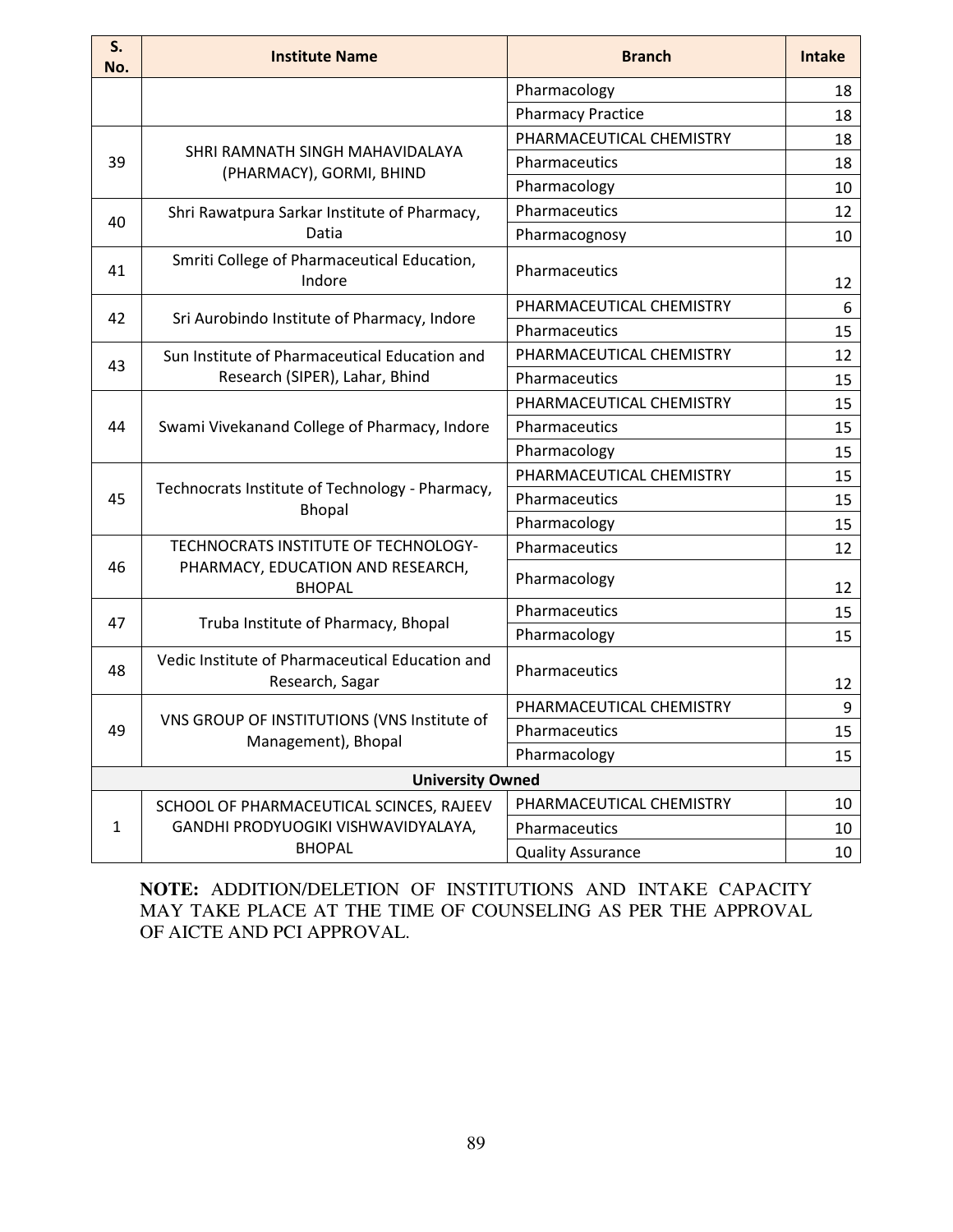| S. No. | Institute Name | Branch | Intake |
|---|---|---|---|
| | | Pharmacology | 18 |
| | | Pharmacy Practice | 18 |
| 39 | SHRI RAMNATH SINGH MAHAVIDALAYA (PHARMACY), GORMI, BHIND | PHARMACEUTICAL CHEMISTRY | 18 |
| | | Pharmaceutics | 18 |
| | | Pharmacology | 10 |
| 40 | Shri Rawatpura Sarkar Institute of Pharmacy, Datia | Pharmaceutics | 12 |
| | | Pharmacognosy | 10 |
| 41 | Smriti College of Pharmaceutical Education, Indore | Pharmaceutics | 12 |
| 42 | Sri Aurobindo Institute of Pharmacy, Indore | PHARMACEUTICAL CHEMISTRY | 6 |
| | | Pharmaceutics | 15 |
| 43 | Sun Institute of Pharmaceutical Education and Research (SIPER), Lahar, Bhind | PHARMACEUTICAL CHEMISTRY | 12 |
| | | Pharmaceutics | 15 |
| 44 | Swami Vivekanand College of Pharmacy, Indore | PHARMACEUTICAL CHEMISTRY | 15 |
| | | Pharmaceutics | 15 |
| | | Pharmacology | 15 |
| 45 | Technocrats Institute of Technology - Pharmacy, Bhopal | PHARMACEUTICAL CHEMISTRY | 15 |
| | | Pharmaceutics | 15 |
| | | Pharmacology | 15 |
| 46 | TECHNOCRATS INSTITUTE OF TECHNOLOGY-PHARMACY, EDUCATION AND RESEARCH, BHOPAL | Pharmaceutics | 12 |
| | | Pharmacology | 12 |
| 47 | Truba Institute of Pharmacy, Bhopal | Pharmaceutics | 15 |
| | | Pharmacology | 15 |
| 48 | Vedic Institute of Pharmaceutical Education and Research, Sagar | Pharmaceutics | 12 |
| 49 | VNS GROUP OF INSTITUTIONS (VNS Institute of Management), Bhopal | PHARMACEUTICAL CHEMISTRY | 9 |
| | | Pharmaceutics | 15 |
| | | Pharmacology | 15 |
| **University Owned** | | | |
| 1 | SCHOOL OF PHARMACEUTICAL SCINCES, RAJEEV GANDHI PRODYUOGIKI VISHWAVIDYALAYA, BHOPAL | PHARMACEUTICAL CHEMISTRY | 10 |
| | | Pharmaceutics | 10 |
| | | Quality Assurance | 10 |

**NOTE:** ADDITION/DELETION OF INSTITUTIONS AND INTAKE CAPACITY MAY TAKE PLACE AT THE TIME OF COUNSELING AS PER THE APPROVAL OF AICTE AND PCI APPROVAL.